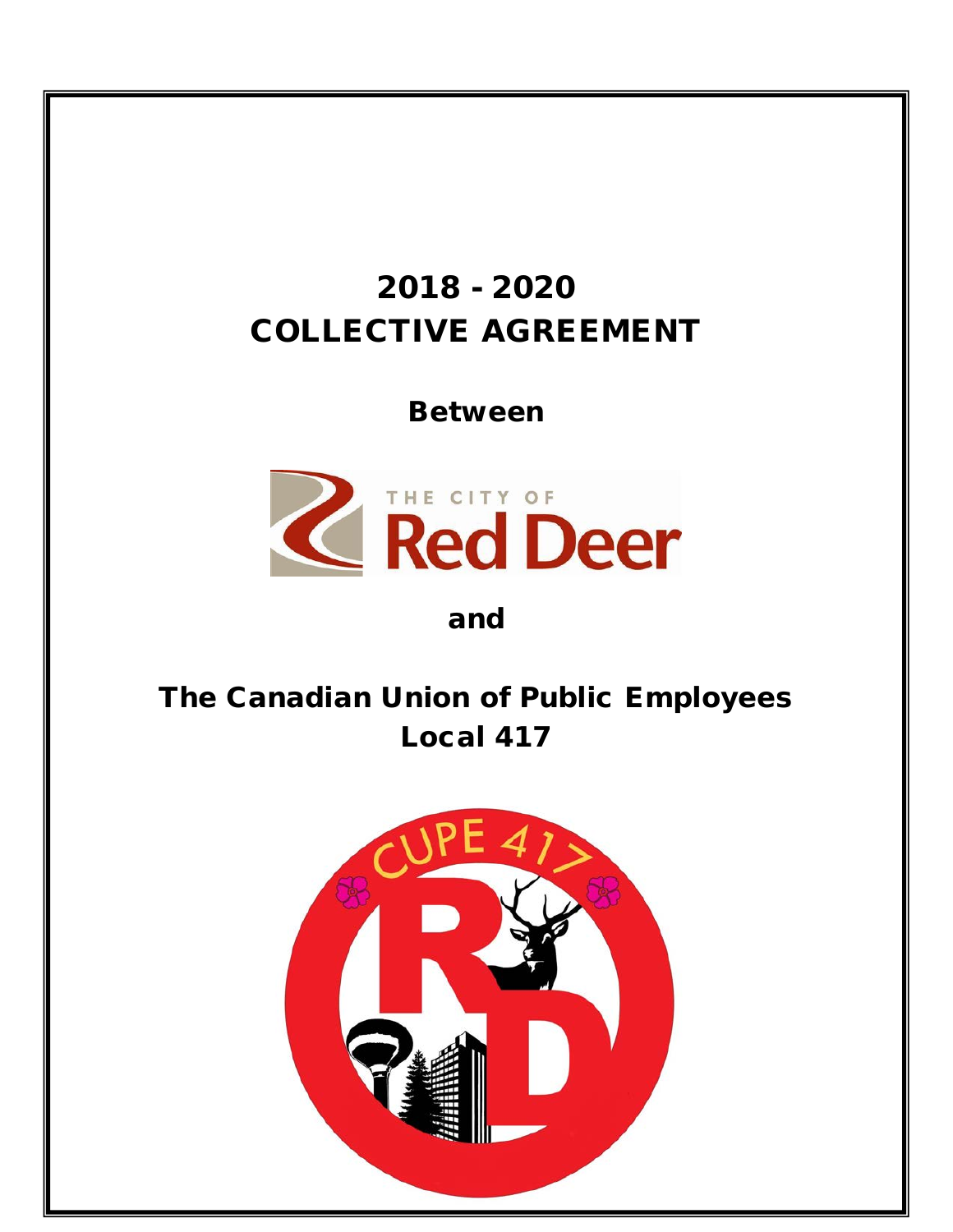# 2018 - 2020
# COLLECTIVE AGREEMENT

**Between**

THE CITY OF
**Red Deer**

**and**

## The Canadian Union of Public Employees
## Local 417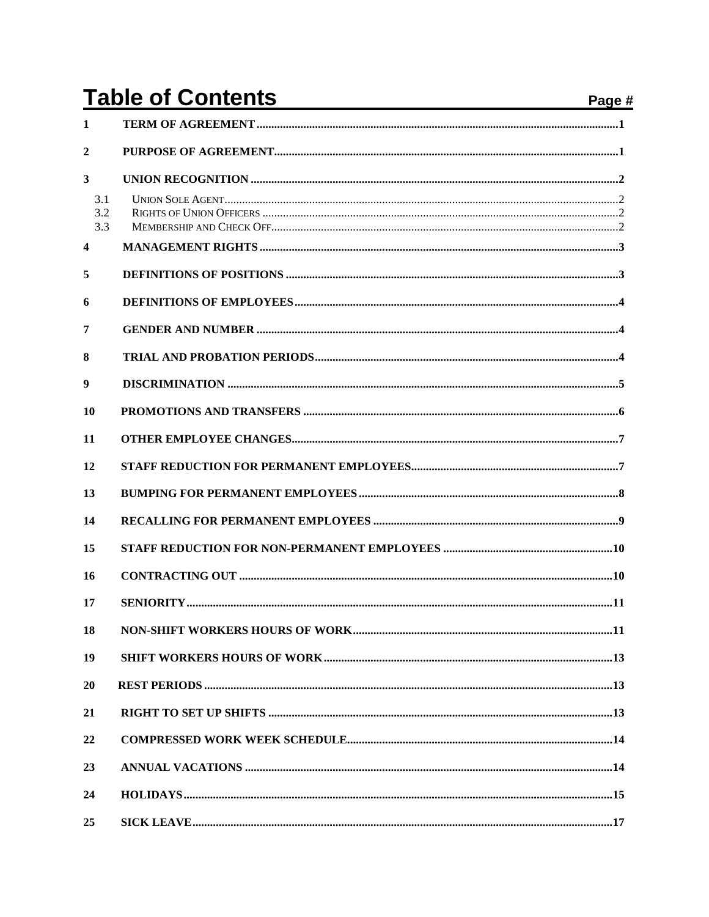# Table of Contents

| | | Page # |
|---|---|---|
| 1 | TERM OF AGREEMENT | 1 |
| 2 | PURPOSE OF AGREEMENT | 1 |
| 3 | UNION RECOGNITION | 2 |
| 3.1 | Union Sole Agent | 2 |
| 3.2 | Rights of Union Officers | 2 |
| 3.3 | Membership and Check Off | 2 |
| 4 | MANAGEMENT RIGHTS | 3 |
| 5 | DEFINITIONS OF POSITIONS | 3 |
| 6 | DEFINITIONS OF EMPLOYEES | 4 |
| 7 | GENDER AND NUMBER | 4 |
| 8 | TRIAL AND PROBATION PERIODS | 4 |
| 9 | DISCRIMINATION | 5 |
| 10 | PROMOTIONS AND TRANSFERS | 6 |
| 11 | OTHER EMPLOYEE CHANGES | 7 |
| 12 | STAFF REDUCTION FOR PERMANENT EMPLOYEES | 7 |
| 13 | BUMPING FOR PERMANENT EMPLOYEES | 8 |
| 14 | RECALLING FOR PERMANENT EMPLOYEES | 9 |
| 15 | STAFF REDUCTION FOR NON-PERMANENT EMPLOYEES | 10 |
| 16 | CONTRACTING OUT | 10 |
| 17 | SENIORITY | 11 |
| 18 | NON-SHIFT WORKERS HOURS OF WORK | 11 |
| 19 | SHIFT WORKERS HOURS OF WORK | 13 |
| 20 | REST PERIODS | 13 |
| 21 | RIGHT TO SET UP SHIFTS | 13 |
| 22 | COMPRESSED WORK WEEK SCHEDULE | 14 |
| 23 | ANNUAL VACATIONS | 14 |
| 24 | HOLIDAYS | 15 |
| 25 | SICK LEAVE | 17 |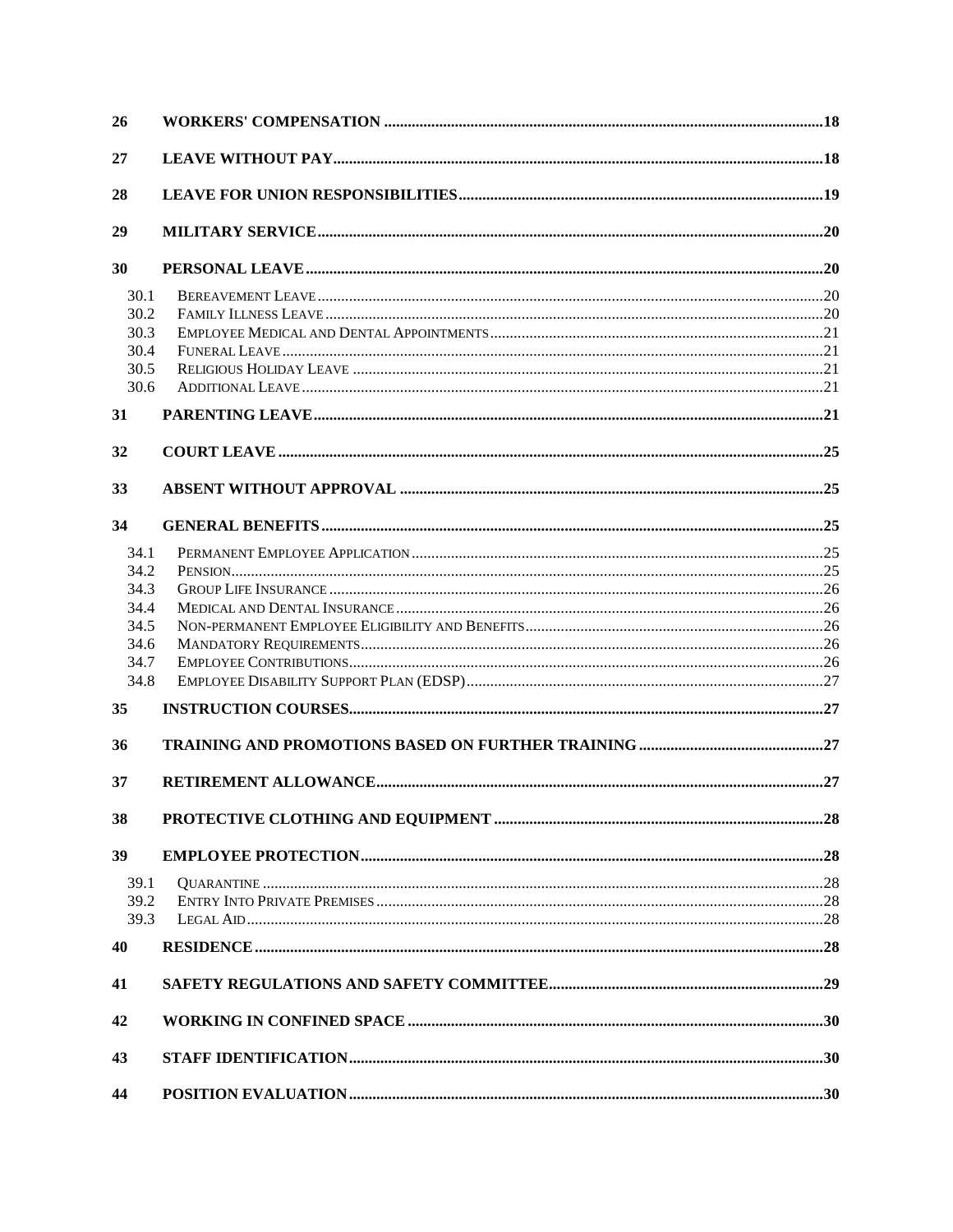| | | |
|---|---|---|
| **26** | **WORKERS' COMPENSATION** | **18** |
| **27** | **LEAVE WITHOUT PAY** | **18** |
| **28** | **LEAVE FOR UNION RESPONSIBILITIES** | **19** |
| **29** | **MILITARY SERVICE** | **20** |
| **30** | **PERSONAL LEAVE** | **20** |
| 30.1 | Bereavement Leave | 20 |
| 30.2 | Family Illness Leave | 20 |
| 30.3 | Employee Medical and Dental Appointments | 21 |
| 30.4 | Funeral Leave | 21 |
| 30.5 | Religious Holiday Leave | 21 |
| 30.6 | Additional Leave | 21 |
| **31** | **PARENTING LEAVE** | **21** |
| **32** | **COURT LEAVE** | **25** |
| **33** | **ABSENT WITHOUT APPROVAL** | **25** |
| **34** | **GENERAL BENEFITS** | **25** |
| 34.1 | Permanent Employee Application | 25 |
| 34.2 | Pension | 25 |
| 34.3 | Group Life Insurance | 26 |
| 34.4 | Medical and Dental Insurance | 26 |
| 34.5 | Non-permanent Employee Eligibility and Benefits | 26 |
| 34.6 | Mandatory Requirements | 26 |
| 34.7 | Employee Contributions | 26 |
| 34.8 | Employee Disability Support Plan (EDSP) | 27 |
| **35** | **INSTRUCTION COURSES** | **27** |
| **36** | **TRAINING AND PROMOTIONS BASED ON FURTHER TRAINING** | **27** |
| **37** | **RETIREMENT ALLOWANCE** | **27** |
| **38** | **PROTECTIVE CLOTHING AND EQUIPMENT** | **28** |
| **39** | **EMPLOYEE PROTECTION** | **28** |
| 39.1 | Quarantine | 28 |
| 39.2 | Entry Into Private Premises | 28 |
| 39.3 | Legal Aid | 28 |
| **40** | **RESIDENCE** | **28** |
| **41** | **SAFETY REGULATIONS AND SAFETY COMMITTEE** | **29** |
| **42** | **WORKING IN CONFINED SPACE** | **30** |
| **43** | **STAFF IDENTIFICATION** | **30** |
| **44** | **POSITION EVALUATION** | **30** |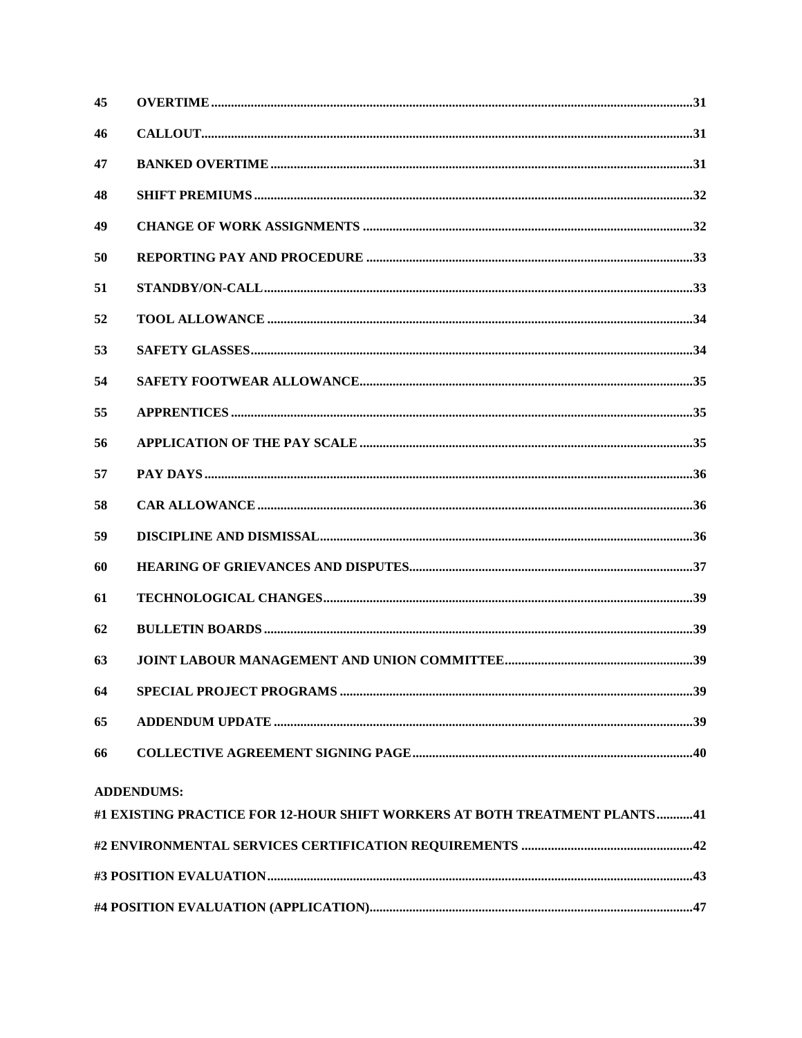| | | |
|---|---|---|
| 45 | **OVERTIME** | **31** |
| 46 | **CALLOUT** | **31** |
| 47 | **BANKED OVERTIME** | **31** |
| 48 | **SHIFT PREMIUMS** | **32** |
| 49 | **CHANGE OF WORK ASSIGNMENTS** | **32** |
| 50 | **REPORTING PAY AND PROCEDURE** | **33** |
| 51 | **STANDBY/ON-CALL** | **33** |
| 52 | **TOOL ALLOWANCE** | **34** |
| 53 | **SAFETY GLASSES** | **34** |
| 54 | **SAFETY FOOTWEAR ALLOWANCE** | **35** |
| 55 | **APPRENTICES** | **35** |
| 56 | **APPLICATION OF THE PAY SCALE** | **35** |
| 57 | **PAY DAYS** | **36** |
| 58 | **CAR ALLOWANCE** | **36** |
| 59 | **DISCIPLINE AND DISMISSAL** | **36** |
| 60 | **HEARING OF GRIEVANCES AND DISPUTES** | **37** |
| 61 | **TECHNOLOGICAL CHANGES** | **39** |
| 62 | **BULLETIN BOARDS** | **39** |
| 63 | **JOINT LABOUR MANAGEMENT AND UNION COMMITTEE** | **39** |
| 64 | **SPECIAL PROJECT PROGRAMS** | **39** |
| 65 | **ADDENDUM UPDATE** | **39** |
| 66 | **COLLECTIVE AGREEMENT SIGNING PAGE** | **40** |

**ADDENDUMS:**

| | |
|---|---|
| **#1 EXISTING PRACTICE FOR 12-HOUR SHIFT WORKERS AT BOTH TREATMENT PLANTS** | **41** |
| **#2 ENVIRONMENTAL SERVICES CERTIFICATION REQUIREMENTS** | **42** |
| **#3 POSITION EVALUATION** | **43** |
| **#4 POSITION EVALUATION (APPLICATION)** | **47** |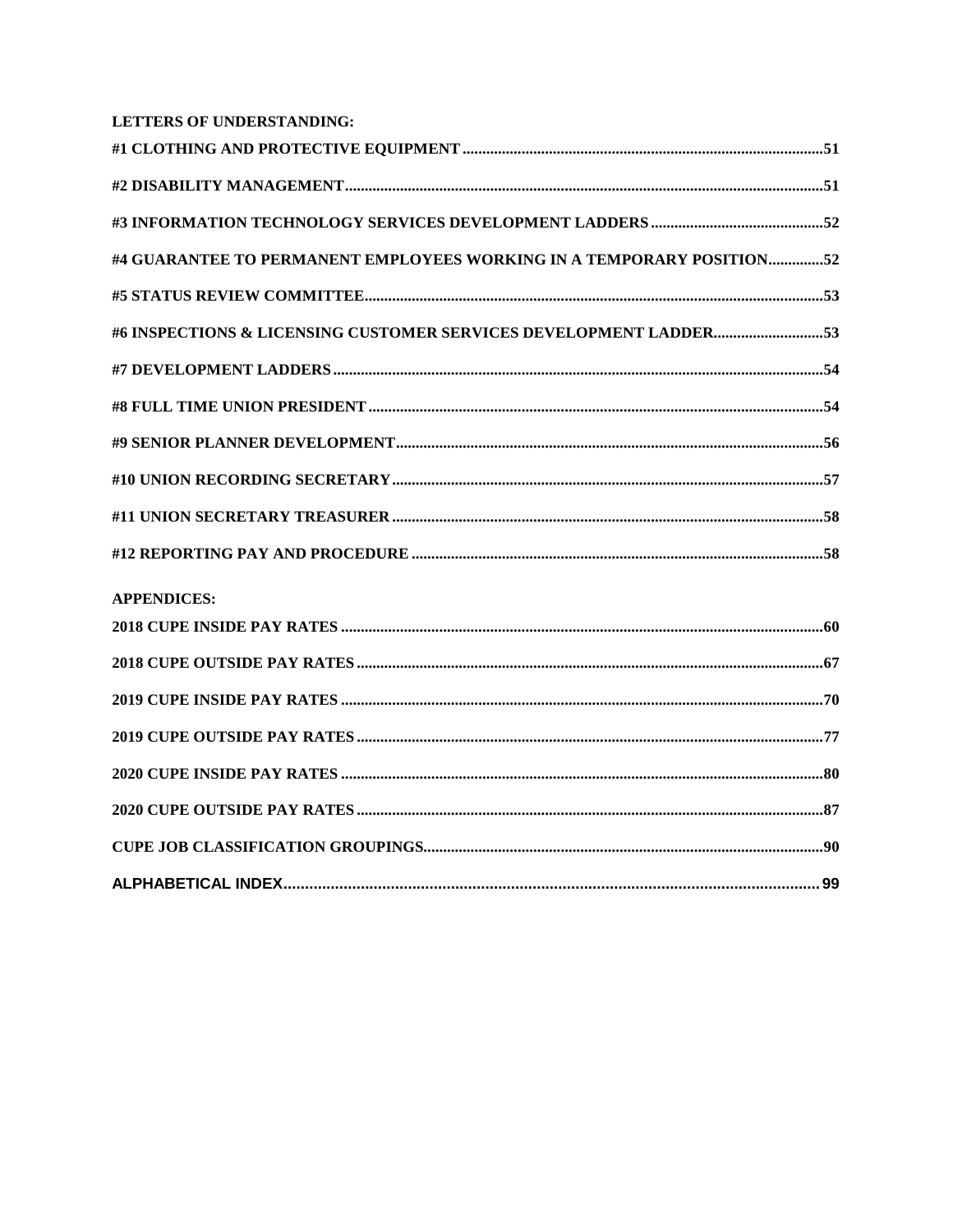**LETTERS OF UNDERSTANDING:**

**#1 CLOTHING AND PROTECTIVE EQUIPMENT**..........51

**#2 DISABILITY MANAGEMENT**..........51

**#3 INFORMATION TECHNOLOGY SERVICES DEVELOPMENT LADDERS**..........52

**#4 GUARANTEE TO PERMANENT EMPLOYEES WORKING IN A TEMPORARY POSITION**..........52

**#5 STATUS REVIEW COMMITTEE**..........53

**#6 INSPECTIONS & LICENSING CUSTOMER SERVICES DEVELOPMENT LADDER**..........53

**#7 DEVELOPMENT LADDERS**..........54

**#8 FULL TIME UNION PRESIDENT**..........54

**#9 SENIOR PLANNER DEVELOPMENT**..........56

**#10 UNION RECORDING SECRETARY**..........57

**#11 UNION SECRETARY TREASURER**..........58

**#12 REPORTING PAY AND PROCEDURE**..........58

**APPENDICES:**

**2018 CUPE INSIDE PAY RATES**..........60

**2018 CUPE OUTSIDE PAY RATES**..........67

**2019 CUPE INSIDE PAY RATES**..........70

**2019 CUPE OUTSIDE PAY RATES**..........77

**2020 CUPE INSIDE PAY RATES**..........80

**2020 CUPE OUTSIDE PAY RATES**..........87

**CUPE JOB CLASSIFICATION GROUPINGS**..........90

**ALPHABETICAL INDEX**..........99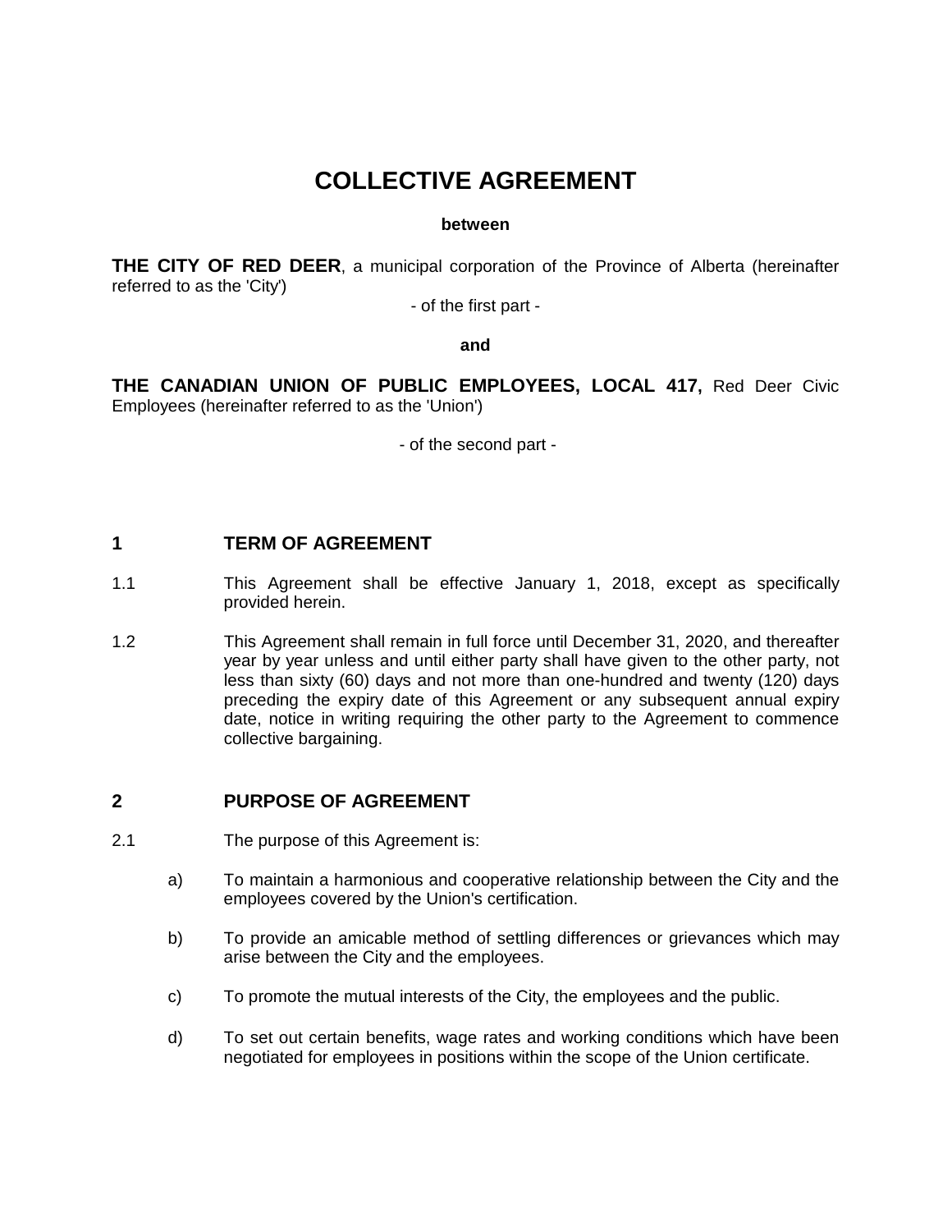# COLLECTIVE AGREEMENT

**between**

**THE CITY OF RED DEER**, a municipal corporation of the Province of Alberta (hereinafter referred to as the 'City')

- of the first part -

**and**

**THE CANADIAN UNION OF PUBLIC EMPLOYEES, LOCAL 417,** Red Deer Civic Employees (hereinafter referred to as the 'Union')

- of the second part -

## 1 TERM OF AGREEMENT

1.1 This Agreement shall be effective January 1, 2018, except as specifically provided herein.

1.2 This Agreement shall remain in full force until December 31, 2020, and thereafter year by year unless and until either party shall have given to the other party, not less than sixty (60) days and not more than one-hundred and twenty (120) days preceding the expiry date of this Agreement or any subsequent annual expiry date, notice in writing requiring the other party to the Agreement to commence collective bargaining.

## 2 PURPOSE OF AGREEMENT

2.1 The purpose of this Agreement is:

a) To maintain a harmonious and cooperative relationship between the City and the employees covered by the Union's certification.

b) To provide an amicable method of settling differences or grievances which may arise between the City and the employees.

c) To promote the mutual interests of the City, the employees and the public.

d) To set out certain benefits, wage rates and working conditions which have been negotiated for employees in positions within the scope of the Union certificate.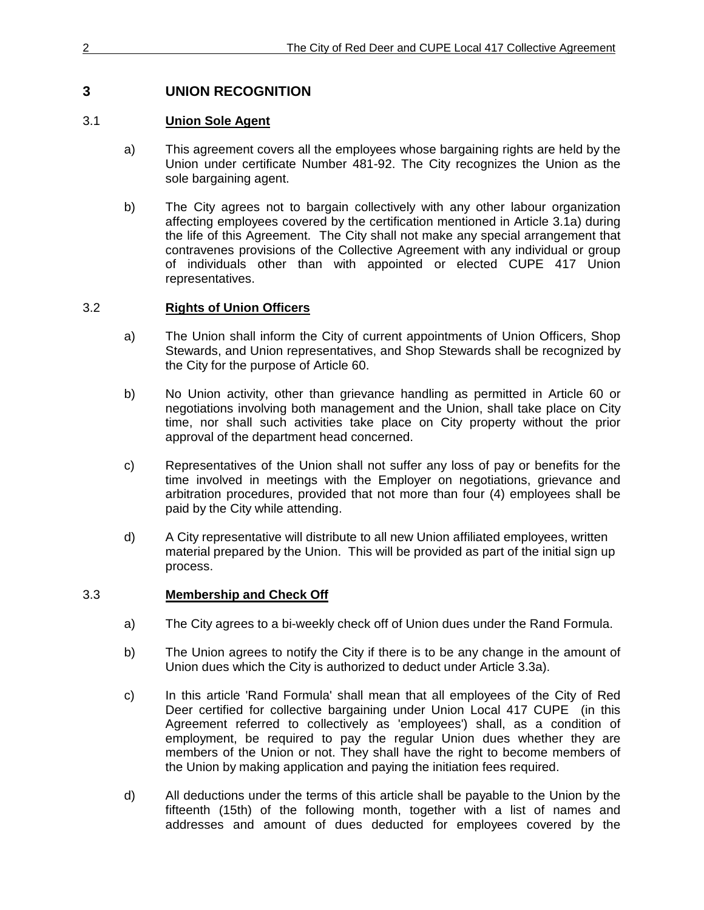# 3 UNION RECOGNITION

## 3.1 Union Sole Agent

a) This agreement covers all the employees whose bargaining rights are held by the Union under certificate Number 481-92. The City recognizes the Union as the sole bargaining agent.

b) The City agrees not to bargain collectively with any other labour organization affecting employees covered by the certification mentioned in Article 3.1a) during the life of this Agreement. The City shall not make any special arrangement that contravenes provisions of the Collective Agreement with any individual or group of individuals other than with appointed or elected CUPE 417 Union representatives.

## 3.2 Rights of Union Officers

a) The Union shall inform the City of current appointments of Union Officers, Shop Stewards, and Union representatives, and Shop Stewards shall be recognized by the City for the purpose of Article 60.

b) No Union activity, other than grievance handling as permitted in Article 60 or negotiations involving both management and the Union, shall take place on City time, nor shall such activities take place on City property without the prior approval of the department head concerned.

c) Representatives of the Union shall not suffer any loss of pay or benefits for the time involved in meetings with the Employer on negotiations, grievance and arbitration procedures, provided that not more than four (4) employees shall be paid by the City while attending.

d) A City representative will distribute to all new Union affiliated employees, written material prepared by the Union. This will be provided as part of the initial sign up process.

## 3.3 Membership and Check Off

a) The City agrees to a bi-weekly check off of Union dues under the Rand Formula.

b) The Union agrees to notify the City if there is to be any change in the amount of Union dues which the City is authorized to deduct under Article 3.3a).

c) In this article 'Rand Formula' shall mean that all employees of the City of Red Deer certified for collective bargaining under Union Local 417 CUPE (in this Agreement referred to collectively as 'employees') shall, as a condition of employment, be required to pay the regular Union dues whether they are members of the Union or not. They shall have the right to become members of the Union by making application and paying the initiation fees required.

d) All deductions under the terms of this article shall be payable to the Union by the fifteenth (15th) of the following month, together with a list of names and addresses and amount of dues deducted for employees covered by the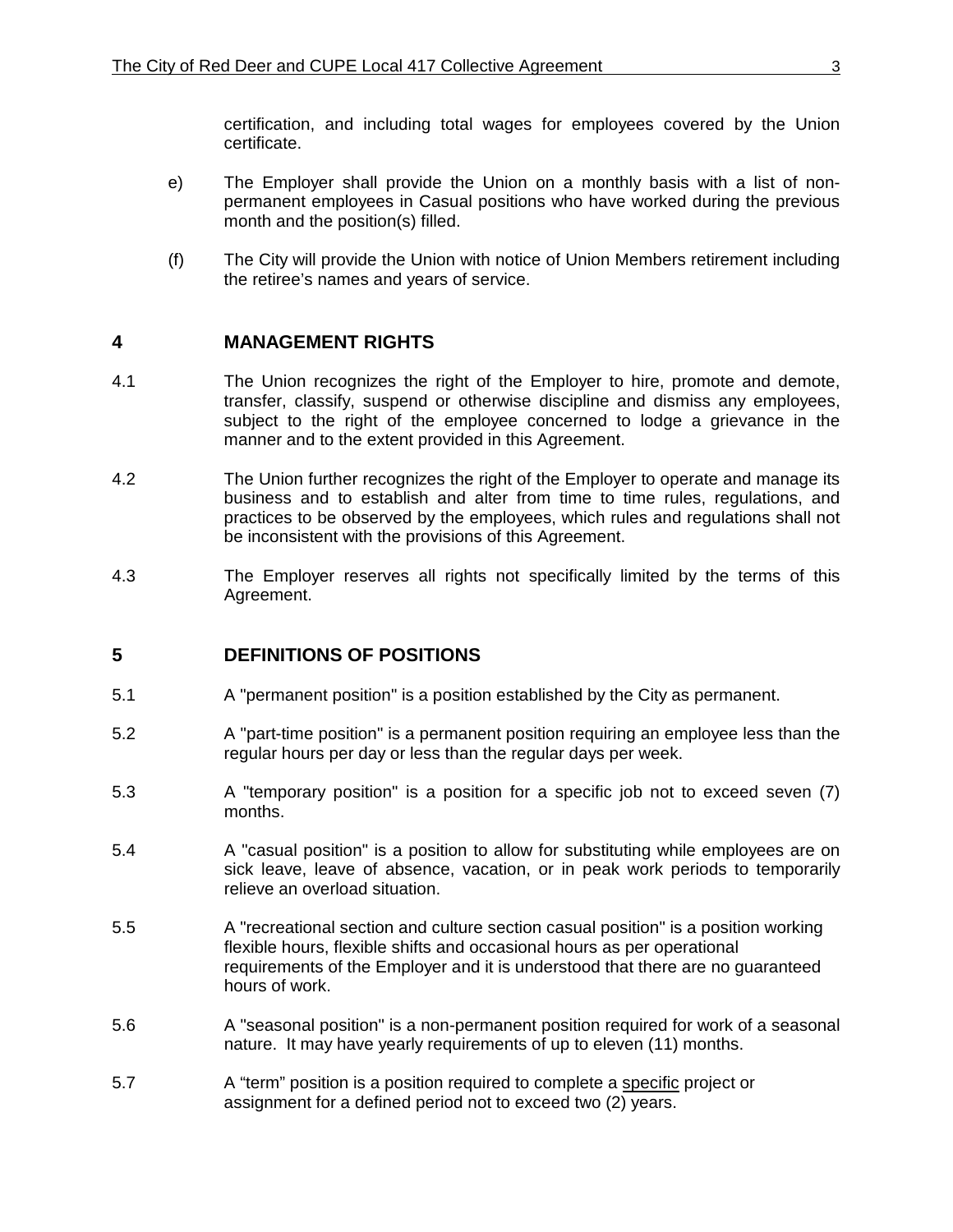certification, and including total wages for employees covered by the Union certificate.

e) The Employer shall provide the Union on a monthly basis with a list of non-permanent employees in Casual positions who have worked during the previous month and the position(s) filled.

(f) The City will provide the Union with notice of Union Members retirement including the retiree's names and years of service.

## 4 MANAGEMENT RIGHTS

4.1 The Union recognizes the right of the Employer to hire, promote and demote, transfer, classify, suspend or otherwise discipline and dismiss any employees, subject to the right of the employee concerned to lodge a grievance in the manner and to the extent provided in this Agreement.

4.2 The Union further recognizes the right of the Employer to operate and manage its business and to establish and alter from time to time rules, regulations, and practices to be observed by the employees, which rules and regulations shall not be inconsistent with the provisions of this Agreement.

4.3 The Employer reserves all rights not specifically limited by the terms of this Agreement.

## 5 DEFINITIONS OF POSITIONS

5.1 A "permanent position" is a position established by the City as permanent.

5.2 A "part-time position" is a permanent position requiring an employee less than the regular hours per day or less than the regular days per week.

5.3 A "temporary position" is a position for a specific job not to exceed seven (7) months.

5.4 A "casual position" is a position to allow for substituting while employees are on sick leave, leave of absence, vacation, or in peak work periods to temporarily relieve an overload situation.

5.5 A "recreational section and culture section casual position" is a position working flexible hours, flexible shifts and occasional hours as per operational requirements of the Employer and it is understood that there are no guaranteed hours of work.

5.6 A "seasonal position" is a non-permanent position required for work of a seasonal nature. It may have yearly requirements of up to eleven (11) months.

5.7 A "term" position is a position required to complete a specific project or assignment for a defined period not to exceed two (2) years.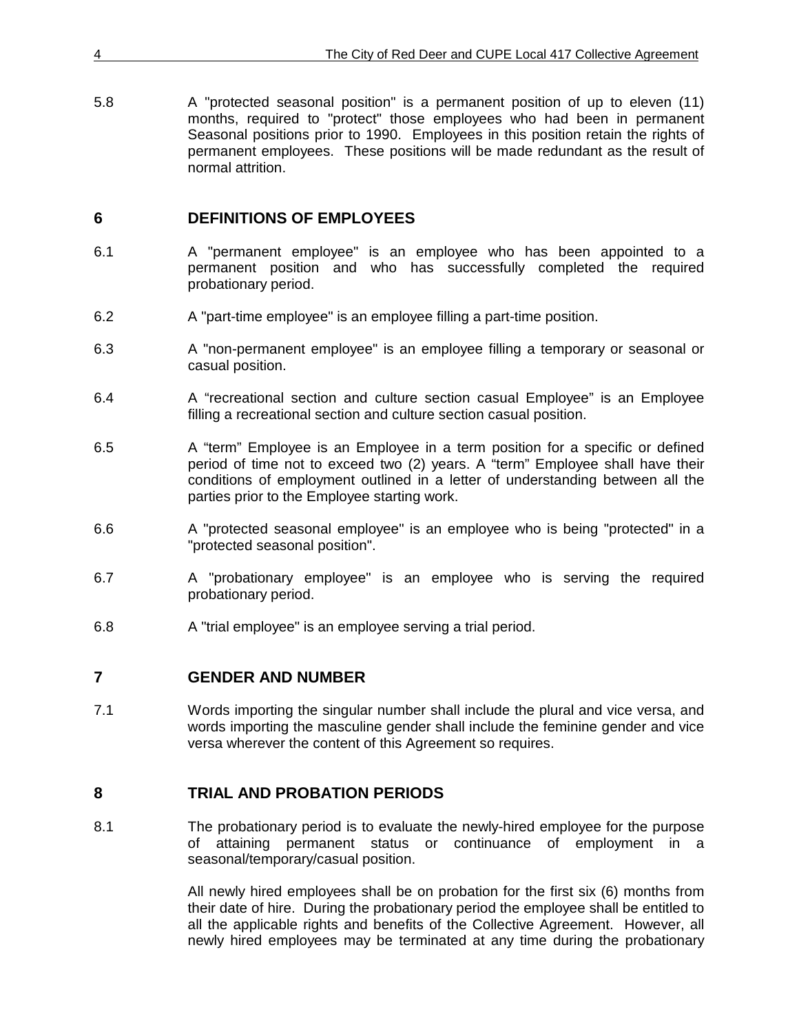5.8 A "protected seasonal position" is a permanent position of up to eleven (11) months, required to "protect" those employees who had been in permanent Seasonal positions prior to 1990. Employees in this position retain the rights of permanent employees. These positions will be made redundant as the result of normal attrition.

## 6 DEFINITIONS OF EMPLOYEES

6.1 A "permanent employee" is an employee who has been appointed to a permanent position and who has successfully completed the required probationary period.

6.2 A "part-time employee" is an employee filling a part-time position.

6.3 A "non-permanent employee" is an employee filling a temporary or seasonal or casual position.

6.4 A “recreational section and culture section casual Employee” is an Employee filling a recreational section and culture section casual position.

6.5 A “term” Employee is an Employee in a term position for a specific or defined period of time not to exceed two (2) years. A “term” Employee shall have their conditions of employment outlined in a letter of understanding between all the parties prior to the Employee starting work.

6.6 A "protected seasonal employee" is an employee who is being "protected" in a "protected seasonal position".

6.7 A "probationary employee" is an employee who is serving the required probationary period.

6.8 A "trial employee" is an employee serving a trial period.

## 7 GENDER AND NUMBER

7.1 Words importing the singular number shall include the plural and vice versa, and words importing the masculine gender shall include the feminine gender and vice versa wherever the content of this Agreement so requires.

## 8 TRIAL AND PROBATION PERIODS

8.1 The probationary period is to evaluate the newly-hired employee for the purpose of attaining permanent status or continuance of employment in a seasonal/temporary/casual position.

All newly hired employees shall be on probation for the first six (6) months from their date of hire. During the probationary period the employee shall be entitled to all the applicable rights and benefits of the Collective Agreement. However, all newly hired employees may be terminated at any time during the probationary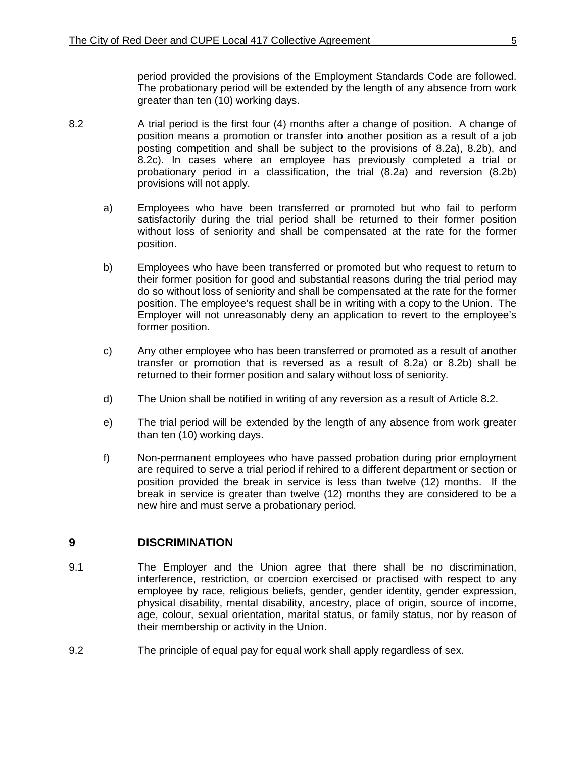period provided the provisions of the Employment Standards Code are followed. The probationary period will be extended by the length of any absence from work greater than ten (10) working days.

8.2 A trial period is the first four (4) months after a change of position. A change of position means a promotion or transfer into another position as a result of a job posting competition and shall be subject to the provisions of 8.2a), 8.2b), and 8.2c). In cases where an employee has previously completed a trial or probationary period in a classification, the trial (8.2a) and reversion (8.2b) provisions will not apply.

a) Employees who have been transferred or promoted but who fail to perform satisfactorily during the trial period shall be returned to their former position without loss of seniority and shall be compensated at the rate for the former position.

b) Employees who have been transferred or promoted but who request to return to their former position for good and substantial reasons during the trial period may do so without loss of seniority and shall be compensated at the rate for the former position. The employee's request shall be in writing with a copy to the Union. The Employer will not unreasonably deny an application to revert to the employee's former position.

c) Any other employee who has been transferred or promoted as a result of another transfer or promotion that is reversed as a result of 8.2a) or 8.2b) shall be returned to their former position and salary without loss of seniority.

d) The Union shall be notified in writing of any reversion as a result of Article 8.2.

e) The trial period will be extended by the length of any absence from work greater than ten (10) working days.

f) Non-permanent employees who have passed probation during prior employment are required to serve a trial period if rehired to a different department or section or position provided the break in service is less than twelve (12) months. If the break in service is greater than twelve (12) months they are considered to be a new hire and must serve a probationary period.

## 9 DISCRIMINATION

9.1 The Employer and the Union agree that there shall be no discrimination, interference, restriction, or coercion exercised or practised with respect to any employee by race, religious beliefs, gender, gender identity, gender expression, physical disability, mental disability, ancestry, place of origin, source of income, age, colour, sexual orientation, marital status, or family status, nor by reason of their membership or activity in the Union.

9.2 The principle of equal pay for equal work shall apply regardless of sex.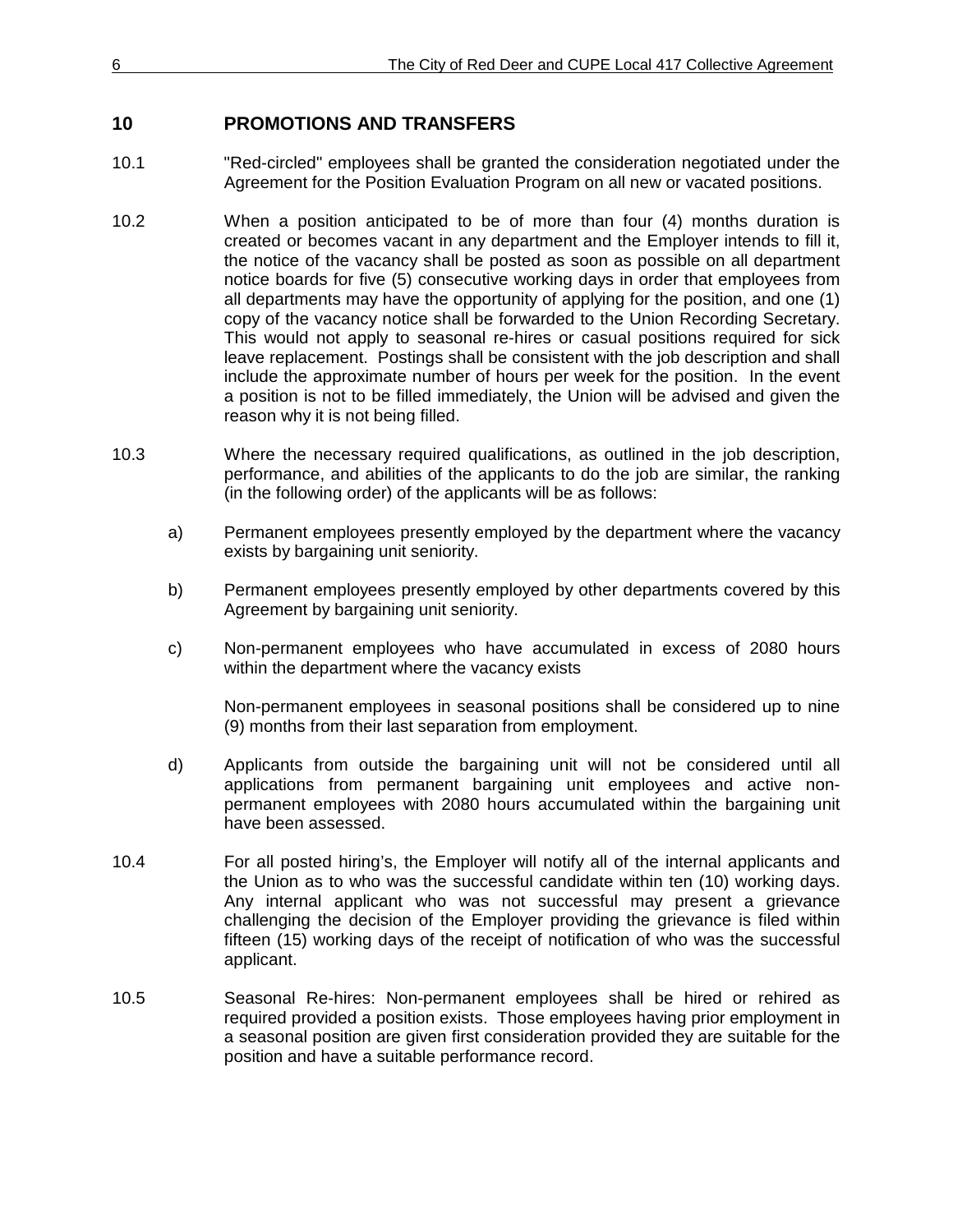## 10 PROMOTIONS AND TRANSFERS

10.1 "Red-circled" employees shall be granted the consideration negotiated under the Agreement for the Position Evaluation Program on all new or vacated positions.

10.2 When a position anticipated to be of more than four (4) months duration is created or becomes vacant in any department and the Employer intends to fill it, the notice of the vacancy shall be posted as soon as possible on all department notice boards for five (5) consecutive working days in order that employees from all departments may have the opportunity of applying for the position, and one (1) copy of the vacancy notice shall be forwarded to the Union Recording Secretary. This would not apply to seasonal re-hires or casual positions required for sick leave replacement. Postings shall be consistent with the job description and shall include the approximate number of hours per week for the position. In the event a position is not to be filled immediately, the Union will be advised and given the reason why it is not being filled.

10.3 Where the necessary required qualifications, as outlined in the job description, performance, and abilities of the applicants to do the job are similar, the ranking (in the following order) of the applicants will be as follows:

a) Permanent employees presently employed by the department where the vacancy exists by bargaining unit seniority.

b) Permanent employees presently employed by other departments covered by this Agreement by bargaining unit seniority.

c) Non-permanent employees who have accumulated in excess of 2080 hours within the department where the vacancy exists

Non-permanent employees in seasonal positions shall be considered up to nine (9) months from their last separation from employment.

d) Applicants from outside the bargaining unit will not be considered until all applications from permanent bargaining unit employees and active non-permanent employees with 2080 hours accumulated within the bargaining unit have been assessed.

10.4 For all posted hiring's, the Employer will notify all of the internal applicants and the Union as to who was the successful candidate within ten (10) working days. Any internal applicant who was not successful may present a grievance challenging the decision of the Employer providing the grievance is filed within fifteen (15) working days of the receipt of notification of who was the successful applicant.

10.5 Seasonal Re-hires: Non-permanent employees shall be hired or rehired as required provided a position exists. Those employees having prior employment in a seasonal position are given first consideration provided they are suitable for the position and have a suitable performance record.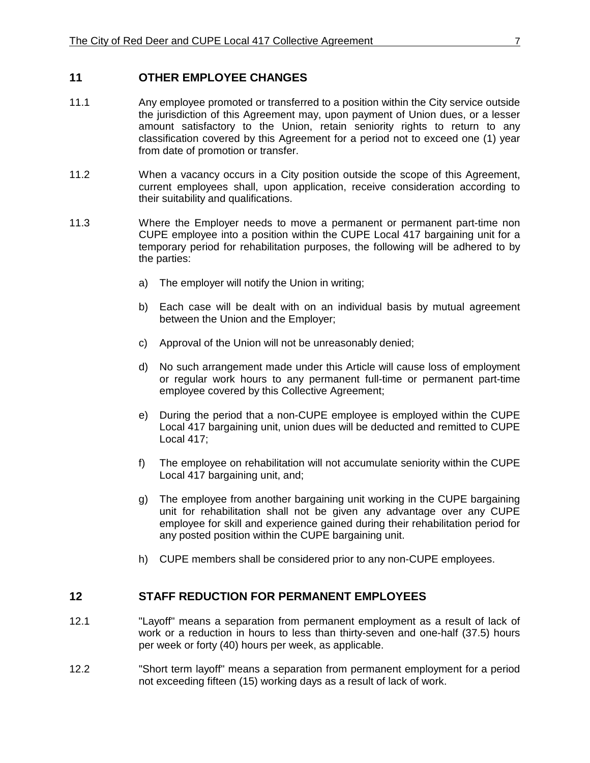## 11 OTHER EMPLOYEE CHANGES

11.1 Any employee promoted or transferred to a position within the City service outside the jurisdiction of this Agreement may, upon payment of Union dues, or a lesser amount satisfactory to the Union, retain seniority rights to return to any classification covered by this Agreement for a period not to exceed one (1) year from date of promotion or transfer.

11.2 When a vacancy occurs in a City position outside the scope of this Agreement, current employees shall, upon application, receive consideration according to their suitability and qualifications.

11.3 Where the Employer needs to move a permanent or permanent part-time non CUPE employee into a position within the CUPE Local 417 bargaining unit for a temporary period for rehabilitation purposes, the following will be adhered to by the parties:

a) The employer will notify the Union in writing;

b) Each case will be dealt with on an individual basis by mutual agreement between the Union and the Employer;

c) Approval of the Union will not be unreasonably denied;

d) No such arrangement made under this Article will cause loss of employment or regular work hours to any permanent full-time or permanent part-time employee covered by this Collective Agreement;

e) During the period that a non-CUPE employee is employed within the CUPE Local 417 bargaining unit, union dues will be deducted and remitted to CUPE Local 417;

f) The employee on rehabilitation will not accumulate seniority within the CUPE Local 417 bargaining unit, and;

g) The employee from another bargaining unit working in the CUPE bargaining unit for rehabilitation shall not be given any advantage over any CUPE employee for skill and experience gained during their rehabilitation period for any posted position within the CUPE bargaining unit.

h) CUPE members shall be considered prior to any non-CUPE employees.

## 12 STAFF REDUCTION FOR PERMANENT EMPLOYEES

12.1 "Layoff" means a separation from permanent employment as a result of lack of work or a reduction in hours to less than thirty-seven and one-half (37.5) hours per week or forty (40) hours per week, as applicable.

12.2 "Short term layoff" means a separation from permanent employment for a period not exceeding fifteen (15) working days as a result of lack of work.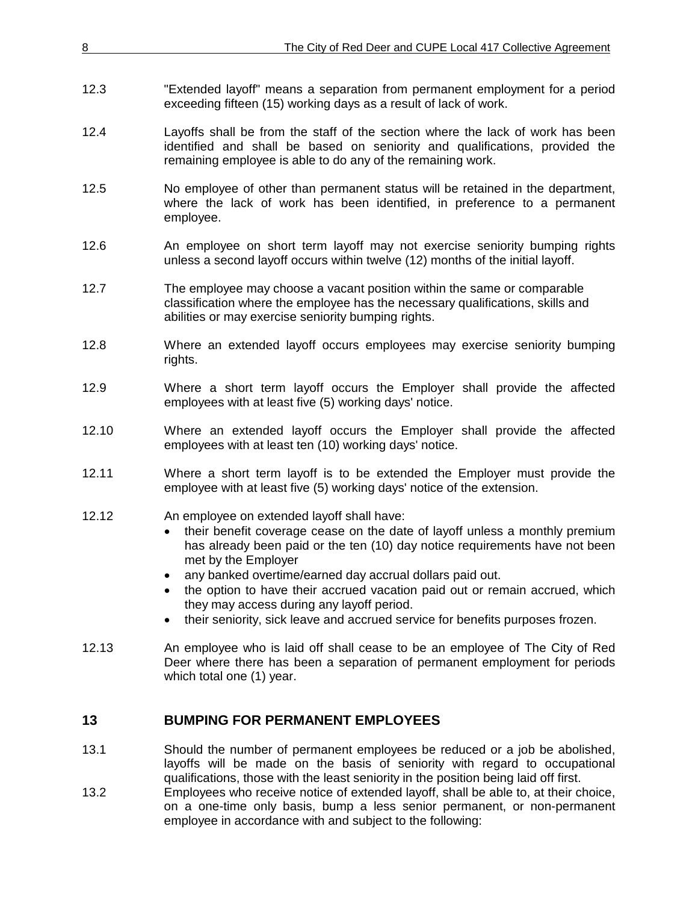12.3 "Extended layoff" means a separation from permanent employment for a period exceeding fifteen (15) working days as a result of lack of work.

12.4 Layoffs shall be from the staff of the section where the lack of work has been identified and shall be based on seniority and qualifications, provided the remaining employee is able to do any of the remaining work.

12.5 No employee of other than permanent status will be retained in the department, where the lack of work has been identified, in preference to a permanent employee.

12.6 An employee on short term layoff may not exercise seniority bumping rights unless a second layoff occurs within twelve (12) months of the initial layoff.

12.7 The employee may choose a vacant position within the same or comparable classification where the employee has the necessary qualifications, skills and abilities or may exercise seniority bumping rights.

12.8 Where an extended layoff occurs employees may exercise seniority bumping rights.

12.9 Where a short term layoff occurs the Employer shall provide the affected employees with at least five (5) working days' notice.

12.10 Where an extended layoff occurs the Employer shall provide the affected employees with at least ten (10) working days' notice.

12.11 Where a short term layoff is to be extended the Employer must provide the employee with at least five (5) working days' notice of the extension.

12.12 An employee on extended layoff shall have:

- their benefit coverage cease on the date of layoff unless a monthly premium has already been paid or the ten (10) day notice requirements have not been met by the Employer
- any banked overtime/earned day accrual dollars paid out.
- the option to have their accrued vacation paid out or remain accrued, which they may access during any layoff period.
- their seniority, sick leave and accrued service for benefits purposes frozen.

12.13 An employee who is laid off shall cease to be an employee of The City of Red Deer where there has been a separation of permanent employment for periods which total one (1) year.

## 13 BUMPING FOR PERMANENT EMPLOYEES

13.1 Should the number of permanent employees be reduced or a job be abolished, layoffs will be made on the basis of seniority with regard to occupational qualifications, those with the least seniority in the position being laid off first.

13.2 Employees who receive notice of extended layoff, shall be able to, at their choice, on a one-time only basis, bump a less senior permanent, or non-permanent employee in accordance with and subject to the following: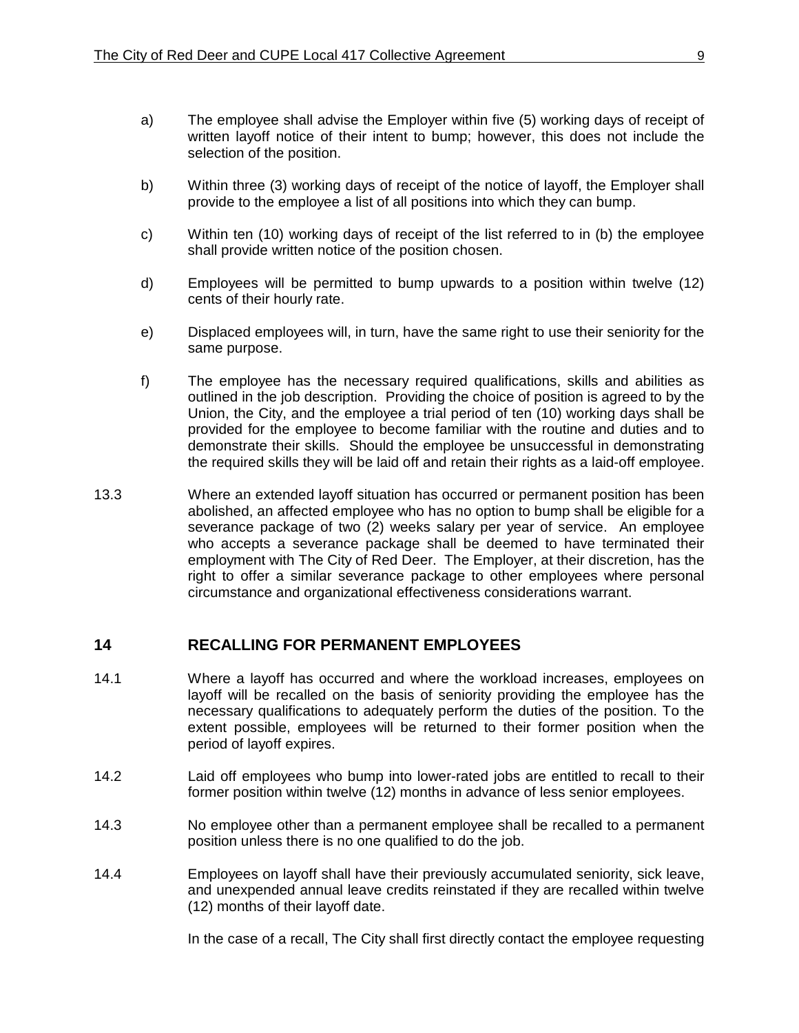a) The employee shall advise the Employer within five (5) working days of receipt of written layoff notice of their intent to bump; however, this does not include the selection of the position.

b) Within three (3) working days of receipt of the notice of layoff, the Employer shall provide to the employee a list of all positions into which they can bump.

c) Within ten (10) working days of receipt of the list referred to in (b) the employee shall provide written notice of the position chosen.

d) Employees will be permitted to bump upwards to a position within twelve (12) cents of their hourly rate.

e) Displaced employees will, in turn, have the same right to use their seniority for the same purpose.

f) The employee has the necessary required qualifications, skills and abilities as outlined in the job description. Providing the choice of position is agreed to by the Union, the City, and the employee a trial period of ten (10) working days shall be provided for the employee to become familiar with the routine and duties and to demonstrate their skills. Should the employee be unsuccessful in demonstrating the required skills they will be laid off and retain their rights as a laid-off employee.

13.3 Where an extended layoff situation has occurred or permanent position has been abolished, an affected employee who has no option to bump shall be eligible for a severance package of two (2) weeks salary per year of service. An employee who accepts a severance package shall be deemed to have terminated their employment with The City of Red Deer. The Employer, at their discretion, has the right to offer a similar severance package to other employees where personal circumstance and organizational effectiveness considerations warrant.

## 14 RECALLING FOR PERMANENT EMPLOYEES

14.1 Where a layoff has occurred and where the workload increases, employees on layoff will be recalled on the basis of seniority providing the employee has the necessary qualifications to adequately perform the duties of the position. To the extent possible, employees will be returned to their former position when the period of layoff expires.

14.2 Laid off employees who bump into lower-rated jobs are entitled to recall to their former position within twelve (12) months in advance of less senior employees.

14.3 No employee other than a permanent employee shall be recalled to a permanent position unless there is no one qualified to do the job.

14.4 Employees on layoff shall have their previously accumulated seniority, sick leave, and unexpended annual leave credits reinstated if they are recalled within twelve (12) months of their layoff date.

In the case of a recall, The City shall first directly contact the employee requesting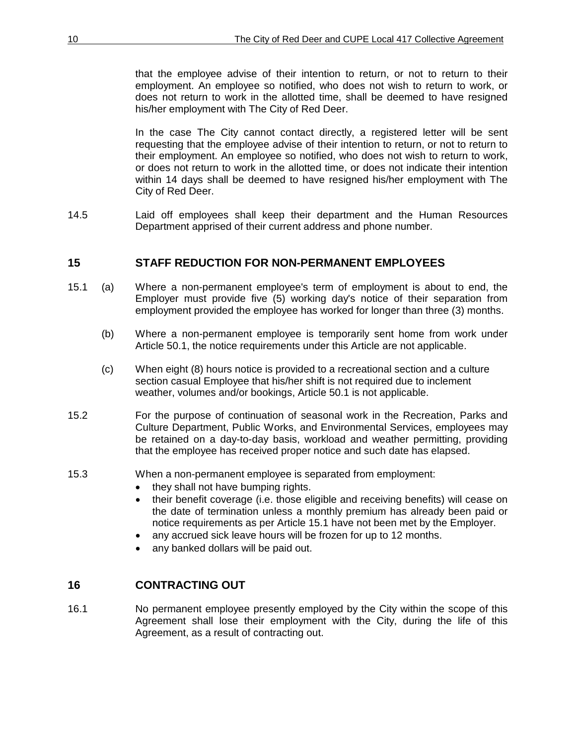that the employee advise of their intention to return, or not to return to their employment. An employee so notified, who does not wish to return to work, or does not return to work in the allotted time, shall be deemed to have resigned his/her employment with The City of Red Deer.

In the case The City cannot contact directly, a registered letter will be sent requesting that the employee advise of their intention to return, or not to return to their employment. An employee so notified, who does not wish to return to work, or does not return to work in the allotted time, or does not indicate their intention within 14 days shall be deemed to have resigned his/her employment with The City of Red Deer.

14.5 Laid off employees shall keep their department and the Human Resources Department apprised of their current address and phone number.

## 15 STAFF REDUCTION FOR NON-PERMANENT EMPLOYEES

15.1 (a) Where a non-permanent employee's term of employment is about to end, the Employer must provide five (5) working day's notice of their separation from employment provided the employee has worked for longer than three (3) months.

(b) Where a non-permanent employee is temporarily sent home from work under Article 50.1, the notice requirements under this Article are not applicable.

(c) When eight (8) hours notice is provided to a recreational section and a culture section casual Employee that his/her shift is not required due to inclement weather, volumes and/or bookings, Article 50.1 is not applicable.

15.2 For the purpose of continuation of seasonal work in the Recreation, Parks and Culture Department, Public Works, and Environmental Services, employees may be retained on a day-to-day basis, workload and weather permitting, providing that the employee has received proper notice and such date has elapsed.

15.3 When a non-permanent employee is separated from employment:

- they shall not have bumping rights.
- their benefit coverage (i.e. those eligible and receiving benefits) will cease on the date of termination unless a monthly premium has already been paid or notice requirements as per Article 15.1 have not been met by the Employer.
- any accrued sick leave hours will be frozen for up to 12 months.
- any banked dollars will be paid out.

## 16 CONTRACTING OUT

16.1 No permanent employee presently employed by the City within the scope of this Agreement shall lose their employment with the City, during the life of this Agreement, as a result of contracting out.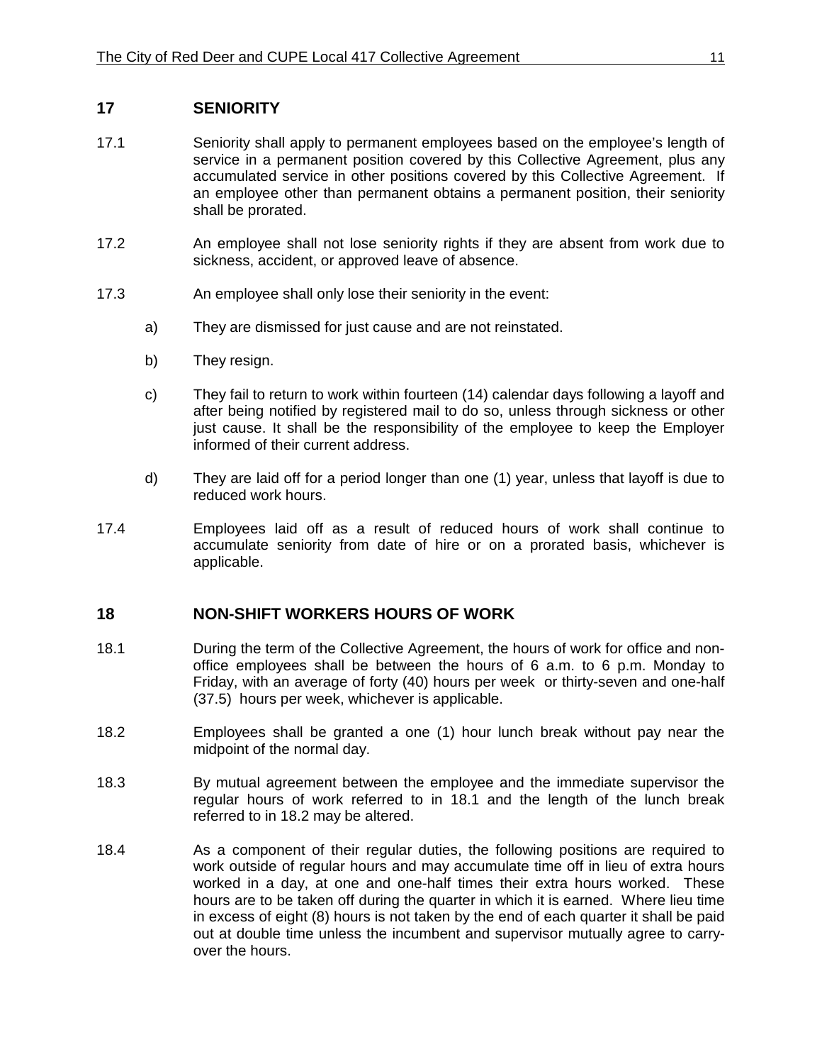## 17 SENIORITY

17.1 Seniority shall apply to permanent employees based on the employee's length of service in a permanent position covered by this Collective Agreement, plus any accumulated service in other positions covered by this Collective Agreement. If an employee other than permanent obtains a permanent position, their seniority shall be prorated.

17.2 An employee shall not lose seniority rights if they are absent from work due to sickness, accident, or approved leave of absence.

17.3 An employee shall only lose their seniority in the event:

a) They are dismissed for just cause and are not reinstated.

b) They resign.

c) They fail to return to work within fourteen (14) calendar days following a layoff and after being notified by registered mail to do so, unless through sickness or other just cause. It shall be the responsibility of the employee to keep the Employer informed of their current address.

d) They are laid off for a period longer than one (1) year, unless that layoff is due to reduced work hours.

17.4 Employees laid off as a result of reduced hours of work shall continue to accumulate seniority from date of hire or on a prorated basis, whichever is applicable.

## 18 NON-SHIFT WORKERS HOURS OF WORK

18.1 During the term of the Collective Agreement, the hours of work for office and non-office employees shall be between the hours of 6 a.m. to 6 p.m. Monday to Friday, with an average of forty (40) hours per week or thirty-seven and one-half (37.5) hours per week, whichever is applicable.

18.2 Employees shall be granted a one (1) hour lunch break without pay near the midpoint of the normal day.

18.3 By mutual agreement between the employee and the immediate supervisor the regular hours of work referred to in 18.1 and the length of the lunch break referred to in 18.2 may be altered.

18.4 As a component of their regular duties, the following positions are required to work outside of regular hours and may accumulate time off in lieu of extra hours worked in a day, at one and one-half times their extra hours worked. These hours are to be taken off during the quarter in which it is earned. Where lieu time in excess of eight (8) hours is not taken by the end of each quarter it shall be paid out at double time unless the incumbent and supervisor mutually agree to carry-over the hours.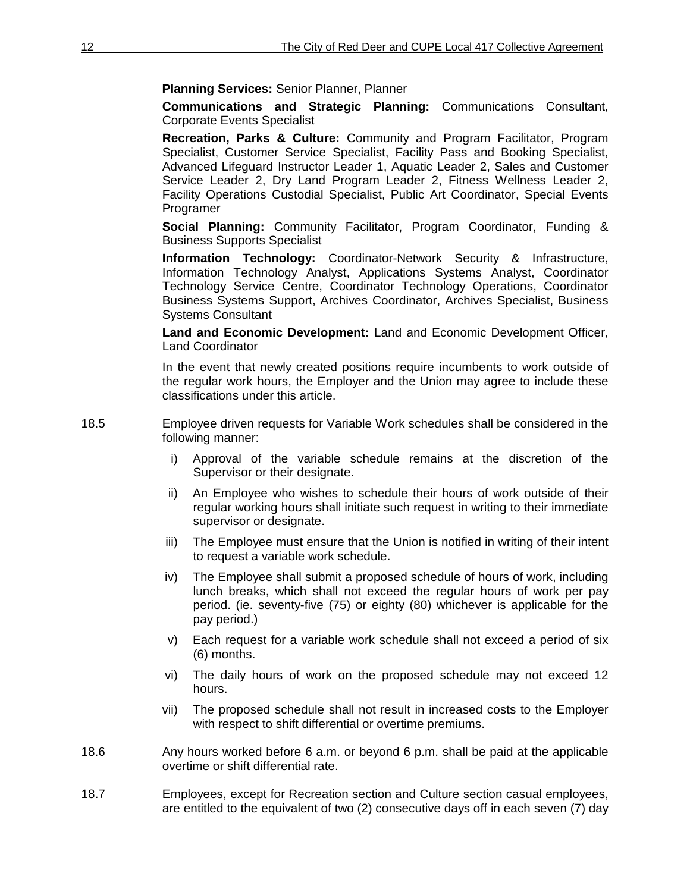**Planning Services:** Senior Planner, Planner

**Communications and Strategic Planning:** Communications Consultant, Corporate Events Specialist

**Recreation, Parks & Culture:** Community and Program Facilitator, Program Specialist, Customer Service Specialist, Facility Pass and Booking Specialist, Advanced Lifeguard Instructor Leader 1, Aquatic Leader 2, Sales and Customer Service Leader 2, Dry Land Program Leader 2, Fitness Wellness Leader 2, Facility Operations Custodial Specialist, Public Art Coordinator, Special Events Programer

**Social Planning:** Community Facilitator, Program Coordinator, Funding & Business Supports Specialist

**Information Technology:** Coordinator-Network Security & Infrastructure, Information Technology Analyst, Applications Systems Analyst, Coordinator Technology Service Centre, Coordinator Technology Operations, Coordinator Business Systems Support, Archives Coordinator, Archives Specialist, Business Systems Consultant

**Land and Economic Development:** Land and Economic Development Officer, Land Coordinator

In the event that newly created positions require incumbents to work outside of the regular work hours, the Employer and the Union may agree to include these classifications under this article.

18.5 Employee driven requests for Variable Work schedules shall be considered in the following manner:

i) Approval of the variable schedule remains at the discretion of the Supervisor or their designate.

ii) An Employee who wishes to schedule their hours of work outside of their regular working hours shall initiate such request in writing to their immediate supervisor or designate.

iii) The Employee must ensure that the Union is notified in writing of their intent to request a variable work schedule.

iv) The Employee shall submit a proposed schedule of hours of work, including lunch breaks, which shall not exceed the regular hours of work per pay period. (ie. seventy-five (75) or eighty (80) whichever is applicable for the pay period.)

v) Each request for a variable work schedule shall not exceed a period of six (6) months.

vi) The daily hours of work on the proposed schedule may not exceed 12 hours.

vii) The proposed schedule shall not result in increased costs to the Employer with respect to shift differential or overtime premiums.

18.6 Any hours worked before 6 a.m. or beyond 6 p.m. shall be paid at the applicable overtime or shift differential rate.

18.7 Employees, except for Recreation section and Culture section casual employees, are entitled to the equivalent of two (2) consecutive days off in each seven (7) day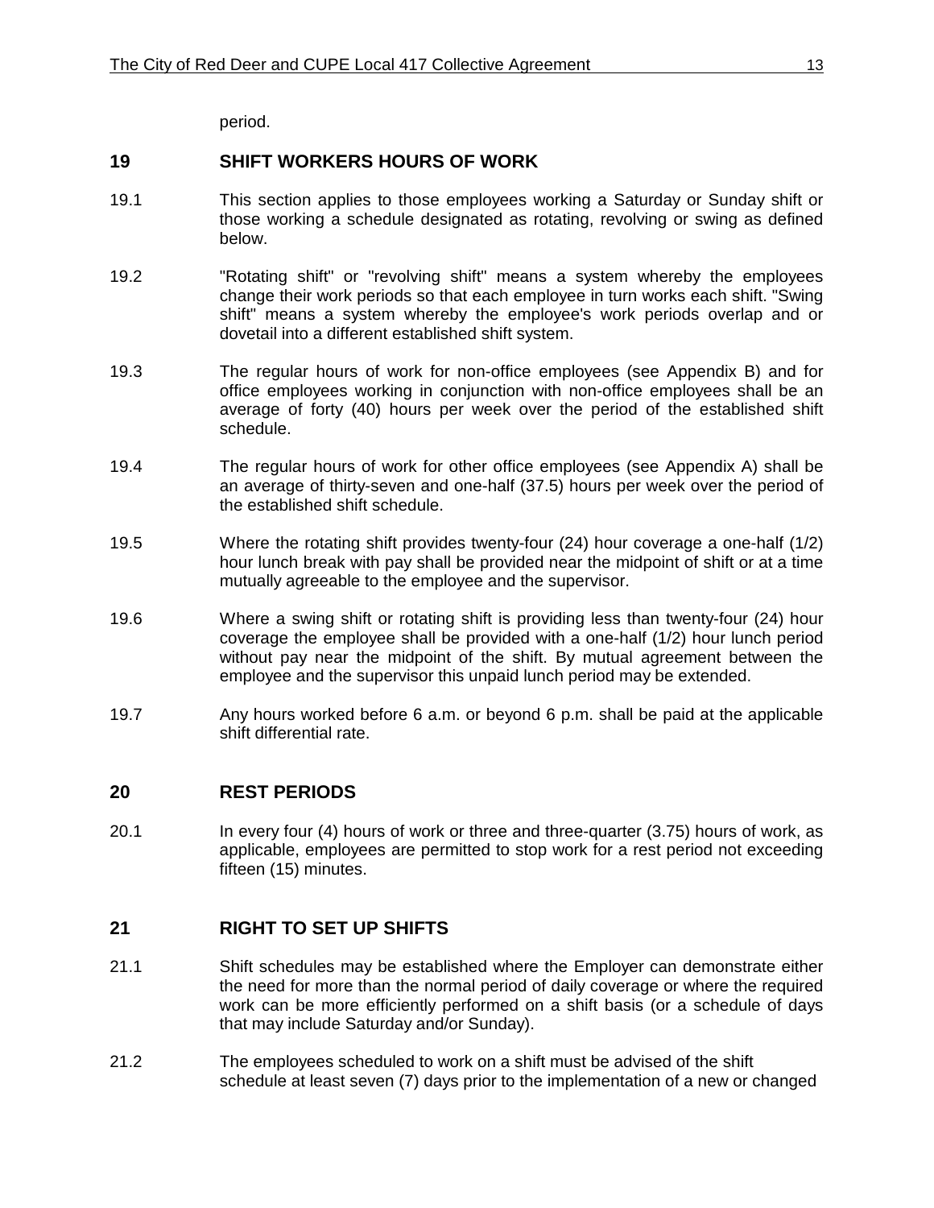period.

## 19 SHIFT WORKERS HOURS OF WORK

19.1 This section applies to those employees working a Saturday or Sunday shift or those working a schedule designated as rotating, revolving or swing as defined below.

19.2 "Rotating shift" or "revolving shift" means a system whereby the employees change their work periods so that each employee in turn works each shift. "Swing shift" means a system whereby the employee's work periods overlap and or dovetail into a different established shift system.

19.3 The regular hours of work for non-office employees (see Appendix B) and for office employees working in conjunction with non-office employees shall be an average of forty (40) hours per week over the period of the established shift schedule.

19.4 The regular hours of work for other office employees (see Appendix A) shall be an average of thirty-seven and one-half (37.5) hours per week over the period of the established shift schedule.

19.5 Where the rotating shift provides twenty-four (24) hour coverage a one-half (1/2) hour lunch break with pay shall be provided near the midpoint of shift or at a time mutually agreeable to the employee and the supervisor.

19.6 Where a swing shift or rotating shift is providing less than twenty-four (24) hour coverage the employee shall be provided with a one-half (1/2) hour lunch period without pay near the midpoint of the shift. By mutual agreement between the employee and the supervisor this unpaid lunch period may be extended.

19.7 Any hours worked before 6 a.m. or beyond 6 p.m. shall be paid at the applicable shift differential rate.

## 20 REST PERIODS

20.1 In every four (4) hours of work or three and three-quarter (3.75) hours of work, as applicable, employees are permitted to stop work for a rest period not exceeding fifteen (15) minutes.

## 21 RIGHT TO SET UP SHIFTS

21.1 Shift schedules may be established where the Employer can demonstrate either the need for more than the normal period of daily coverage or where the required work can be more efficiently performed on a shift basis (or a schedule of days that may include Saturday and/or Sunday).

21.2 The employees scheduled to work on a shift must be advised of the shift schedule at least seven (7) days prior to the implementation of a new or changed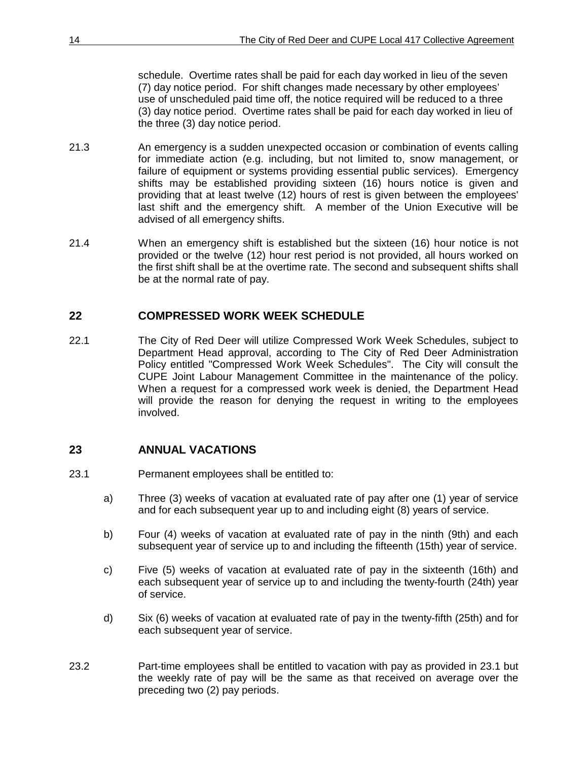schedule. Overtime rates shall be paid for each day worked in lieu of the seven (7) day notice period. For shift changes made necessary by other employees' use of unscheduled paid time off, the notice required will be reduced to a three (3) day notice period. Overtime rates shall be paid for each day worked in lieu of the three (3) day notice period.

21.3 An emergency is a sudden unexpected occasion or combination of events calling for immediate action (e.g. including, but not limited to, snow management, or failure of equipment or systems providing essential public services). Emergency shifts may be established providing sixteen (16) hours notice is given and providing that at least twelve (12) hours of rest is given between the employees' last shift and the emergency shift. A member of the Union Executive will be advised of all emergency shifts.

21.4 When an emergency shift is established but the sixteen (16) hour notice is not provided or the twelve (12) hour rest period is not provided, all hours worked on the first shift shall be at the overtime rate. The second and subsequent shifts shall be at the normal rate of pay.

## 22 COMPRESSED WORK WEEK SCHEDULE

22.1 The City of Red Deer will utilize Compressed Work Week Schedules, subject to Department Head approval, according to The City of Red Deer Administration Policy entitled "Compressed Work Week Schedules". The City will consult the CUPE Joint Labour Management Committee in the maintenance of the policy. When a request for a compressed work week is denied, the Department Head will provide the reason for denying the request in writing to the employees involved.

## 23 ANNUAL VACATIONS

23.1 Permanent employees shall be entitled to:

a) Three (3) weeks of vacation at evaluated rate of pay after one (1) year of service and for each subsequent year up to and including eight (8) years of service.

b) Four (4) weeks of vacation at evaluated rate of pay in the ninth (9th) and each subsequent year of service up to and including the fifteenth (15th) year of service.

c) Five (5) weeks of vacation at evaluated rate of pay in the sixteenth (16th) and each subsequent year of service up to and including the twenty-fourth (24th) year of service.

d) Six (6) weeks of vacation at evaluated rate of pay in the twenty-fifth (25th) and for each subsequent year of service.

23.2 Part-time employees shall be entitled to vacation with pay as provided in 23.1 but the weekly rate of pay will be the same as that received on average over the preceding two (2) pay periods.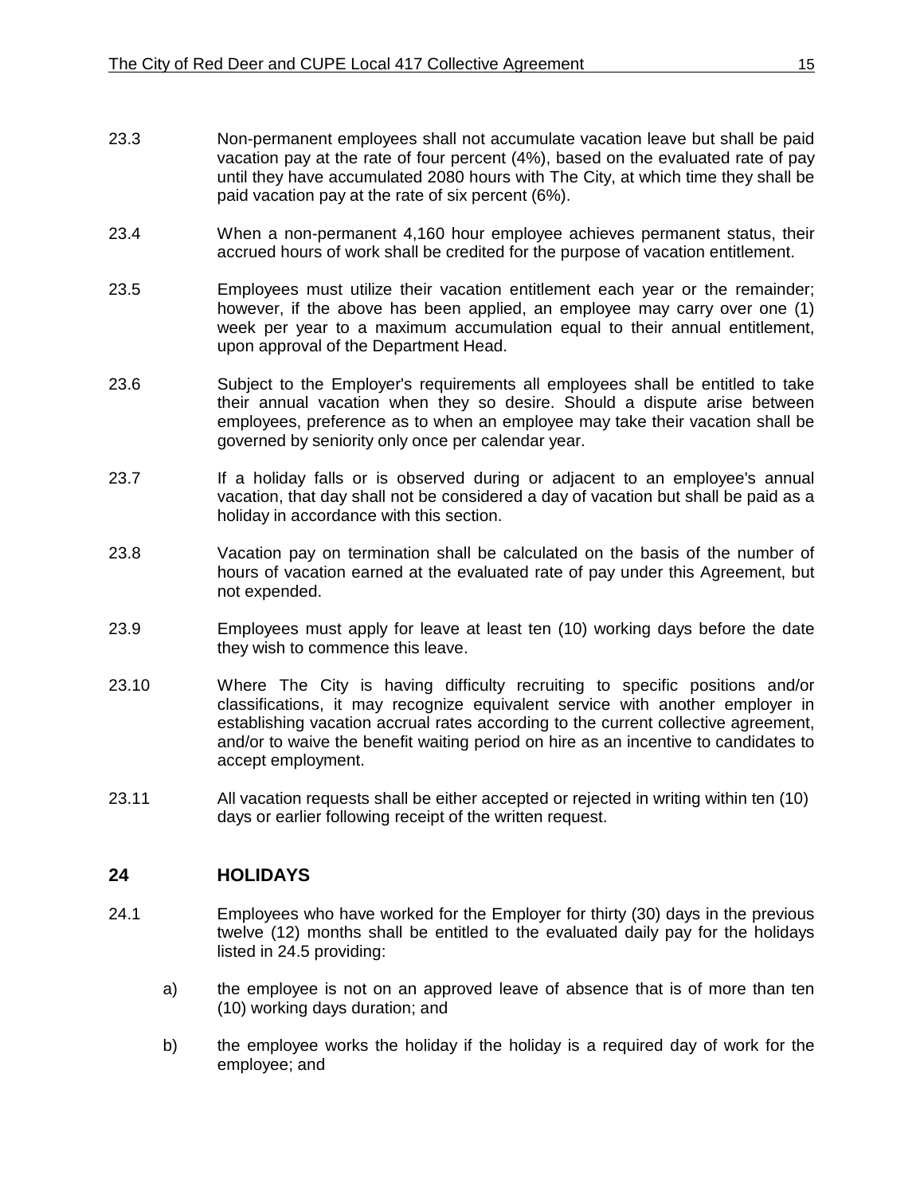23.3 Non-permanent employees shall not accumulate vacation leave but shall be paid vacation pay at the rate of four percent (4%), based on the evaluated rate of pay until they have accumulated 2080 hours with The City, at which time they shall be paid vacation pay at the rate of six percent (6%).

23.4 When a non-permanent 4,160 hour employee achieves permanent status, their accrued hours of work shall be credited for the purpose of vacation entitlement.

23.5 Employees must utilize their vacation entitlement each year or the remainder; however, if the above has been applied, an employee may carry over one (1) week per year to a maximum accumulation equal to their annual entitlement, upon approval of the Department Head.

23.6 Subject to the Employer's requirements all employees shall be entitled to take their annual vacation when they so desire. Should a dispute arise between employees, preference as to when an employee may take their vacation shall be governed by seniority only once per calendar year.

23.7 If a holiday falls or is observed during or adjacent to an employee's annual vacation, that day shall not be considered a day of vacation but shall be paid as a holiday in accordance with this section.

23.8 Vacation pay on termination shall be calculated on the basis of the number of hours of vacation earned at the evaluated rate of pay under this Agreement, but not expended.

23.9 Employees must apply for leave at least ten (10) working days before the date they wish to commence this leave.

23.10 Where The City is having difficulty recruiting to specific positions and/or classifications, it may recognize equivalent service with another employer in establishing vacation accrual rates according to the current collective agreement, and/or to waive the benefit waiting period on hire as an incentive to candidates to accept employment.

23.11 All vacation requests shall be either accepted or rejected in writing within ten (10) days or earlier following receipt of the written request.

## 24 HOLIDAYS

24.1 Employees who have worked for the Employer for thirty (30) days in the previous twelve (12) months shall be entitled to the evaluated daily pay for the holidays listed in 24.5 providing:

a) the employee is not on an approved leave of absence that is of more than ten (10) working days duration; and

b) the employee works the holiday if the holiday is a required day of work for the employee; and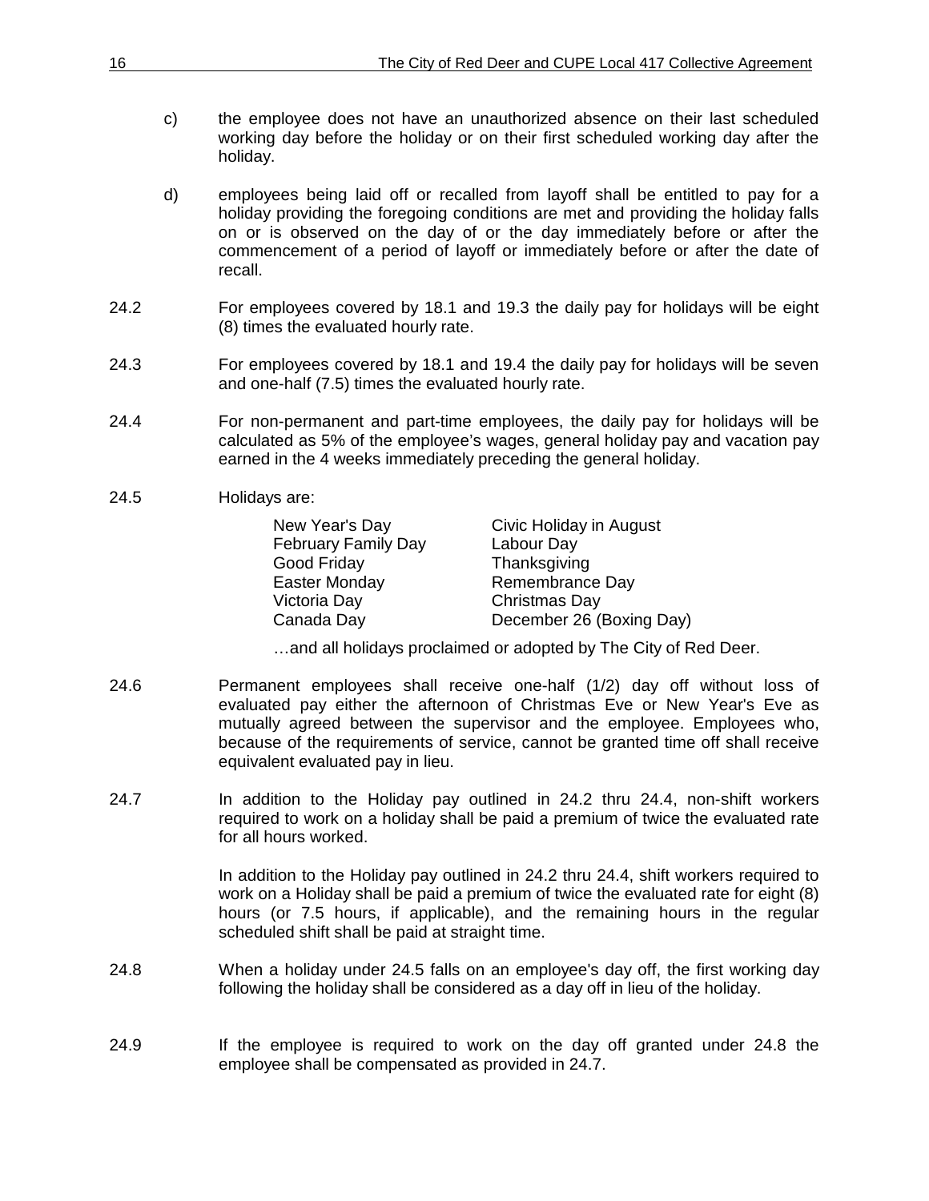c) the employee does not have an unauthorized absence on their last scheduled working day before the holiday or on their first scheduled working day after the holiday.

d) employees being laid off or recalled from layoff shall be entitled to pay for a holiday providing the foregoing conditions are met and providing the holiday falls on or is observed on the day of or the day immediately before or after the commencement of a period of layoff or immediately before or after the date of recall.

24.2 For employees covered by 18.1 and 19.3 the daily pay for holidays will be eight (8) times the evaluated hourly rate.

24.3 For employees covered by 18.1 and 19.4 the daily pay for holidays will be seven and one-half (7.5) times the evaluated hourly rate.

24.4 For non-permanent and part-time employees, the daily pay for holidays will be calculated as 5% of the employee's wages, general holiday pay and vacation pay earned in the 4 weeks immediately preceding the general holiday.

24.5 Holidays are:

| | |
|---|---|
| New Year's Day | Civic Holiday in August |
| February Family Day | Labour Day |
| Good Friday | Thanksgiving |
| Easter Monday | Remembrance Day |
| Victoria Day | Christmas Day |
| Canada Day | December 26 (Boxing Day) |

…and all holidays proclaimed or adopted by The City of Red Deer.

24.6 Permanent employees shall receive one-half (1/2) day off without loss of evaluated pay either the afternoon of Christmas Eve or New Year's Eve as mutually agreed between the supervisor and the employee. Employees who, because of the requirements of service, cannot be granted time off shall receive equivalent evaluated pay in lieu.

24.7 In addition to the Holiday pay outlined in 24.2 thru 24.4, non-shift workers required to work on a holiday shall be paid a premium of twice the evaluated rate for all hours worked.

In addition to the Holiday pay outlined in 24.2 thru 24.4, shift workers required to work on a Holiday shall be paid a premium of twice the evaluated rate for eight (8) hours (or 7.5 hours, if applicable), and the remaining hours in the regular scheduled shift shall be paid at straight time.

24.8 When a holiday under 24.5 falls on an employee's day off, the first working day following the holiday shall be considered as a day off in lieu of the holiday.

24.9 If the employee is required to work on the day off granted under 24.8 the employee shall be compensated as provided in 24.7.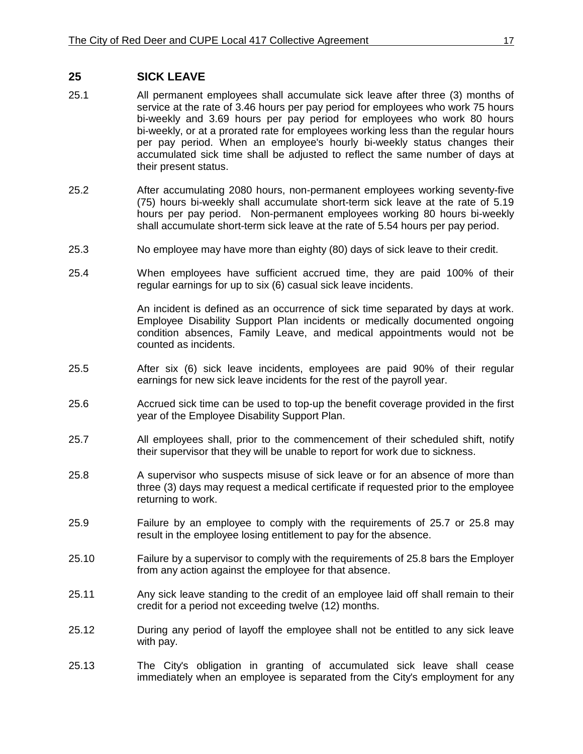## 25 SICK LEAVE

25.1 All permanent employees shall accumulate sick leave after three (3) months of service at the rate of 3.46 hours per pay period for employees who work 75 hours bi-weekly and 3.69 hours per pay period for employees who work 80 hours bi-weekly, or at a prorated rate for employees working less than the regular hours per pay period. When an employee's hourly bi-weekly status changes their accumulated sick time shall be adjusted to reflect the same number of days at their present status.

25.2 After accumulating 2080 hours, non-permanent employees working seventy-five (75) hours bi-weekly shall accumulate short-term sick leave at the rate of 5.19 hours per pay period. Non-permanent employees working 80 hours bi-weekly shall accumulate short-term sick leave at the rate of 5.54 hours per pay period.

25.3 No employee may have more than eighty (80) days of sick leave to their credit.

25.4 When employees have sufficient accrued time, they are paid 100% of their regular earnings for up to six (6) casual sick leave incidents.

An incident is defined as an occurrence of sick time separated by days at work. Employee Disability Support Plan incidents or medically documented ongoing condition absences, Family Leave, and medical appointments would not be counted as incidents.

25.5 After six (6) sick leave incidents, employees are paid 90% of their regular earnings for new sick leave incidents for the rest of the payroll year.

25.6 Accrued sick time can be used to top-up the benefit coverage provided in the first year of the Employee Disability Support Plan.

25.7 All employees shall, prior to the commencement of their scheduled shift, notify their supervisor that they will be unable to report for work due to sickness.

25.8 A supervisor who suspects misuse of sick leave or for an absence of more than three (3) days may request a medical certificate if requested prior to the employee returning to work.

25.9 Failure by an employee to comply with the requirements of 25.7 or 25.8 may result in the employee losing entitlement to pay for the absence.

25.10 Failure by a supervisor to comply with the requirements of 25.8 bars the Employer from any action against the employee for that absence.

25.11 Any sick leave standing to the credit of an employee laid off shall remain to their credit for a period not exceeding twelve (12) months.

25.12 During any period of layoff the employee shall not be entitled to any sick leave with pay.

25.13 The City's obligation in granting of accumulated sick leave shall cease immediately when an employee is separated from the City's employment for any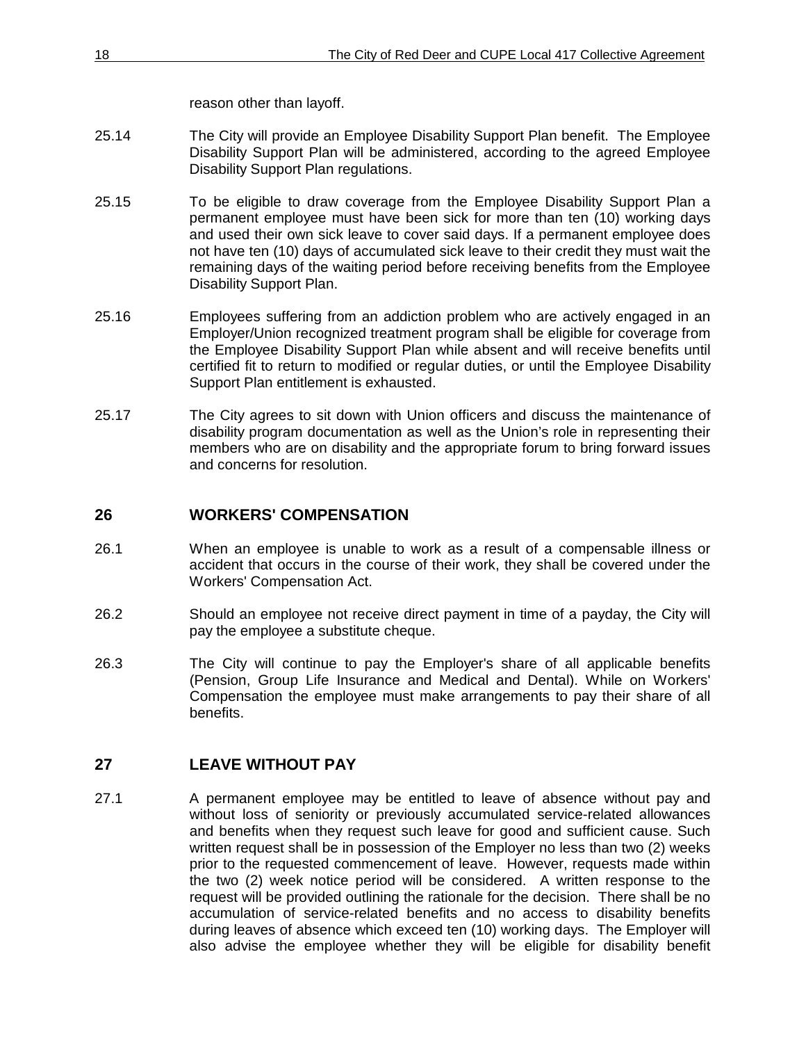reason other than layoff.

25.14 The City will provide an Employee Disability Support Plan benefit. The Employee Disability Support Plan will be administered, according to the agreed Employee Disability Support Plan regulations.

25.15 To be eligible to draw coverage from the Employee Disability Support Plan a permanent employee must have been sick for more than ten (10) working days and used their own sick leave to cover said days. If a permanent employee does not have ten (10) days of accumulated sick leave to their credit they must wait the remaining days of the waiting period before receiving benefits from the Employee Disability Support Plan.

25.16 Employees suffering from an addiction problem who are actively engaged in an Employer/Union recognized treatment program shall be eligible for coverage from the Employee Disability Support Plan while absent and will receive benefits until certified fit to return to modified or regular duties, or until the Employee Disability Support Plan entitlement is exhausted.

25.17 The City agrees to sit down with Union officers and discuss the maintenance of disability program documentation as well as the Union's role in representing their members who are on disability and the appropriate forum to bring forward issues and concerns for resolution.

## 26 WORKERS' COMPENSATION

26.1 When an employee is unable to work as a result of a compensable illness or accident that occurs in the course of their work, they shall be covered under the Workers' Compensation Act.

26.2 Should an employee not receive direct payment in time of a payday, the City will pay the employee a substitute cheque.

26.3 The City will continue to pay the Employer's share of all applicable benefits (Pension, Group Life Insurance and Medical and Dental). While on Workers' Compensation the employee must make arrangements to pay their share of all benefits.

## 27 LEAVE WITHOUT PAY

27.1 A permanent employee may be entitled to leave of absence without pay and without loss of seniority or previously accumulated service-related allowances and benefits when they request such leave for good and sufficient cause. Such written request shall be in possession of the Employer no less than two (2) weeks prior to the requested commencement of leave. However, requests made within the two (2) week notice period will be considered. A written response to the request will be provided outlining the rationale for the decision. There shall be no accumulation of service-related benefits and no access to disability benefits during leaves of absence which exceed ten (10) working days. The Employer will also advise the employee whether they will be eligible for disability benefit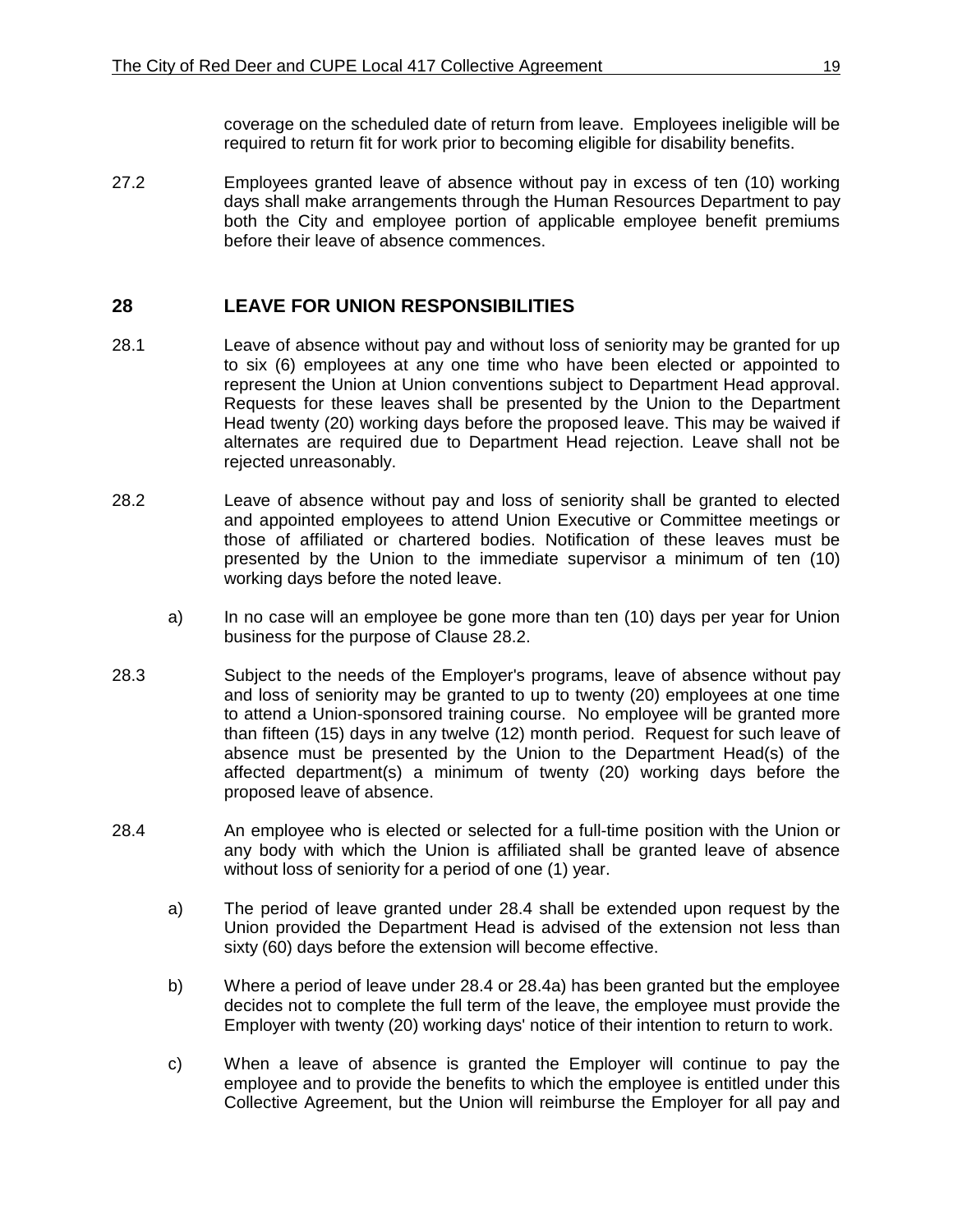coverage on the scheduled date of return from leave. Employees ineligible will be required to return fit for work prior to becoming eligible for disability benefits.

27.2 Employees granted leave of absence without pay in excess of ten (10) working days shall make arrangements through the Human Resources Department to pay both the City and employee portion of applicable employee benefit premiums before their leave of absence commences.

## 28 LEAVE FOR UNION RESPONSIBILITIES

28.1 Leave of absence without pay and without loss of seniority may be granted for up to six (6) employees at any one time who have been elected or appointed to represent the Union at Union conventions subject to Department Head approval. Requests for these leaves shall be presented by the Union to the Department Head twenty (20) working days before the proposed leave. This may be waived if alternates are required due to Department Head rejection. Leave shall not be rejected unreasonably.

28.2 Leave of absence without pay and loss of seniority shall be granted to elected and appointed employees to attend Union Executive or Committee meetings or those of affiliated or chartered bodies. Notification of these leaves must be presented by the Union to the immediate supervisor a minimum of ten (10) working days before the noted leave.

a) In no case will an employee be gone more than ten (10) days per year for Union business for the purpose of Clause 28.2.

28.3 Subject to the needs of the Employer's programs, leave of absence without pay and loss of seniority may be granted to up to twenty (20) employees at one time to attend a Union-sponsored training course. No employee will be granted more than fifteen (15) days in any twelve (12) month period. Request for such leave of absence must be presented by the Union to the Department Head(s) of the affected department(s) a minimum of twenty (20) working days before the proposed leave of absence.

28.4 An employee who is elected or selected for a full-time position with the Union or any body with which the Union is affiliated shall be granted leave of absence without loss of seniority for a period of one (1) year.

a) The period of leave granted under 28.4 shall be extended upon request by the Union provided the Department Head is advised of the extension not less than sixty (60) days before the extension will become effective.

b) Where a period of leave under 28.4 or 28.4a) has been granted but the employee decides not to complete the full term of the leave, the employee must provide the Employer with twenty (20) working days' notice of their intention to return to work.

c) When a leave of absence is granted the Employer will continue to pay the employee and to provide the benefits to which the employee is entitled under this Collective Agreement, but the Union will reimburse the Employer for all pay and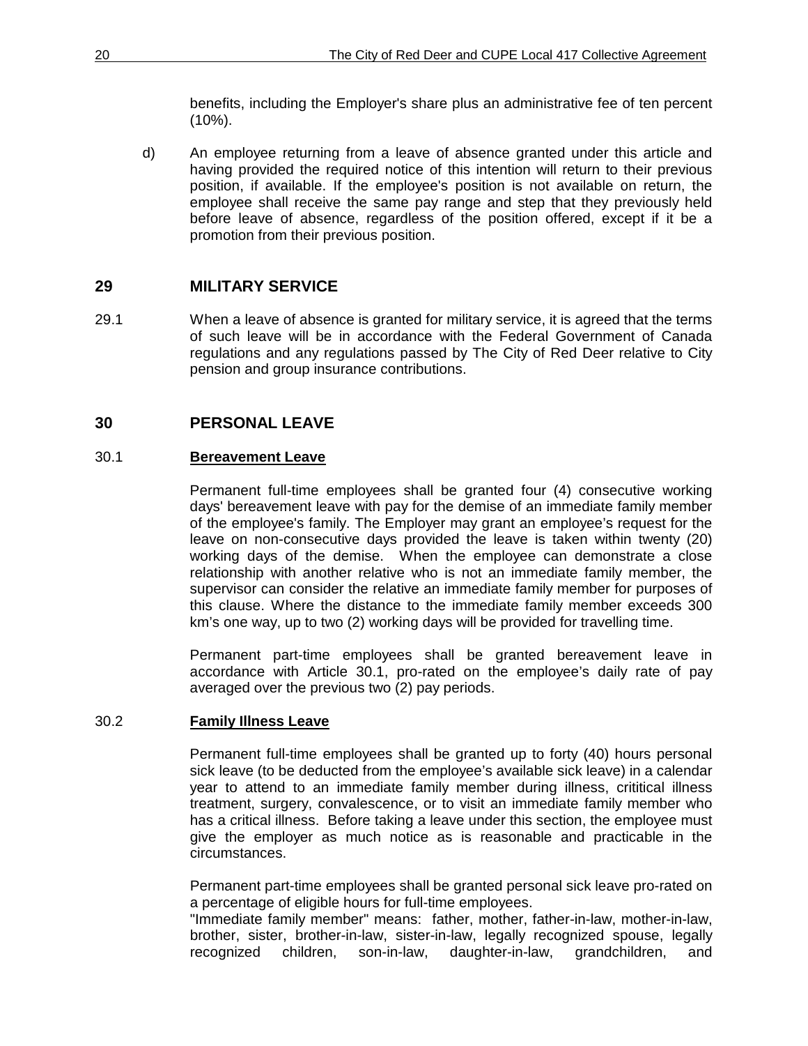benefits, including the Employer's share plus an administrative fee of ten percent (10%).

d) An employee returning from a leave of absence granted under this article and having provided the required notice of this intention will return to their previous position, if available. If the employee's position is not available on return, the employee shall receive the same pay range and step that they previously held before leave of absence, regardless of the position offered, except if it be a promotion from their previous position.

## 29 MILITARY SERVICE

29.1 When a leave of absence is granted for military service, it is agreed that the terms of such leave will be in accordance with the Federal Government of Canada regulations and any regulations passed by The City of Red Deer relative to City pension and group insurance contributions.

## 30 PERSONAL LEAVE

### 30.1 Bereavement Leave

Permanent full-time employees shall be granted four (4) consecutive working days' bereavement leave with pay for the demise of an immediate family member of the employee's family. The Employer may grant an employee's request for the leave on non-consecutive days provided the leave is taken within twenty (20) working days of the demise. When the employee can demonstrate a close relationship with another relative who is not an immediate family member, the supervisor can consider the relative an immediate family member for purposes of this clause. Where the distance to the immediate family member exceeds 300 km's one way, up to two (2) working days will be provided for travelling time.

Permanent part-time employees shall be granted bereavement leave in accordance with Article 30.1, pro-rated on the employee's daily rate of pay averaged over the previous two (2) pay periods.

### 30.2 Family Illness Leave

Permanent full-time employees shall be granted up to forty (40) hours personal sick leave (to be deducted from the employee's available sick leave) in a calendar year to attend to an immediate family member during illness, crititical illness treatment, surgery, convalescence, or to visit an immediate family member who has a critical illness. Before taking a leave under this section, the employee must give the employer as much notice as is reasonable and practicable in the circumstances.

Permanent part-time employees shall be granted personal sick leave pro-rated on a percentage of eligible hours for full-time employees.

"Immediate family member" means: father, mother, father-in-law, mother-in-law, brother, sister, brother-in-law, sister-in-law, legally recognized spouse, legally recognized children, son-in-law, daughter-in-law, grandchildren, and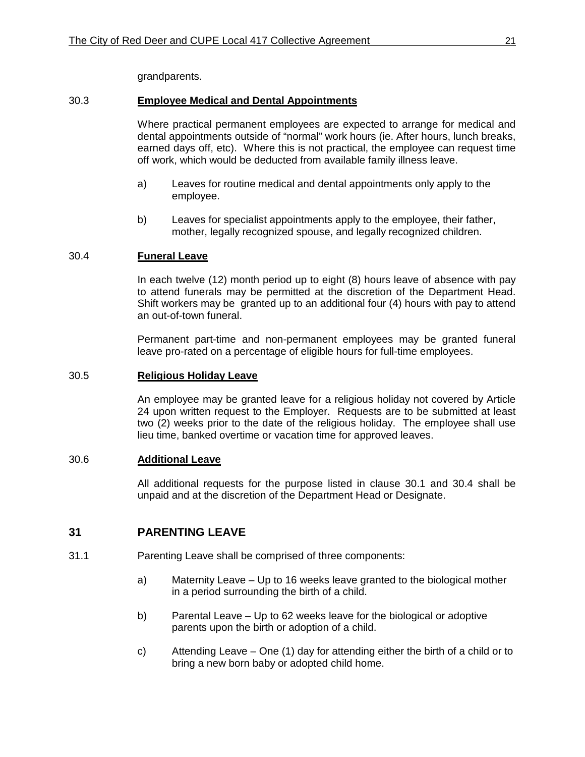grandparents.

### 30.3 **Employee Medical and Dental Appointments**

Where practical permanent employees are expected to arrange for medical and dental appointments outside of "normal" work hours (ie. After hours, lunch breaks, earned days off, etc). Where this is not practical, the employee can request time off work, which would be deducted from available family illness leave.

a) Leaves for routine medical and dental appointments only apply to the employee.

b) Leaves for specialist appointments apply to the employee, their father, mother, legally recognized spouse, and legally recognized children.

### 30.4 **Funeral Leave**

In each twelve (12) month period up to eight (8) hours leave of absence with pay to attend funerals may be permitted at the discretion of the Department Head. Shift workers may be granted up to an additional four (4) hours with pay to attend an out-of-town funeral.

Permanent part-time and non-permanent employees may be granted funeral leave pro-rated on a percentage of eligible hours for full-time employees.

### 30.5 **Religious Holiday Leave**

An employee may be granted leave for a religious holiday not covered by Article 24 upon written request to the Employer. Requests are to be submitted at least two (2) weeks prior to the date of the religious holiday. The employee shall use lieu time, banked overtime or vacation time for approved leaves.

### 30.6 **Additional Leave**

All additional requests for the purpose listed in clause 30.1 and 30.4 shall be unpaid and at the discretion of the Department Head or Designate.

## 31 PARENTING LEAVE

31.1 Parenting Leave shall be comprised of three components:

a) Maternity Leave – Up to 16 weeks leave granted to the biological mother in a period surrounding the birth of a child.

b) Parental Leave – Up to 62 weeks leave for the biological or adoptive parents upon the birth or adoption of a child.

c) Attending Leave – One (1) day for attending either the birth of a child or to bring a new born baby or adopted child home.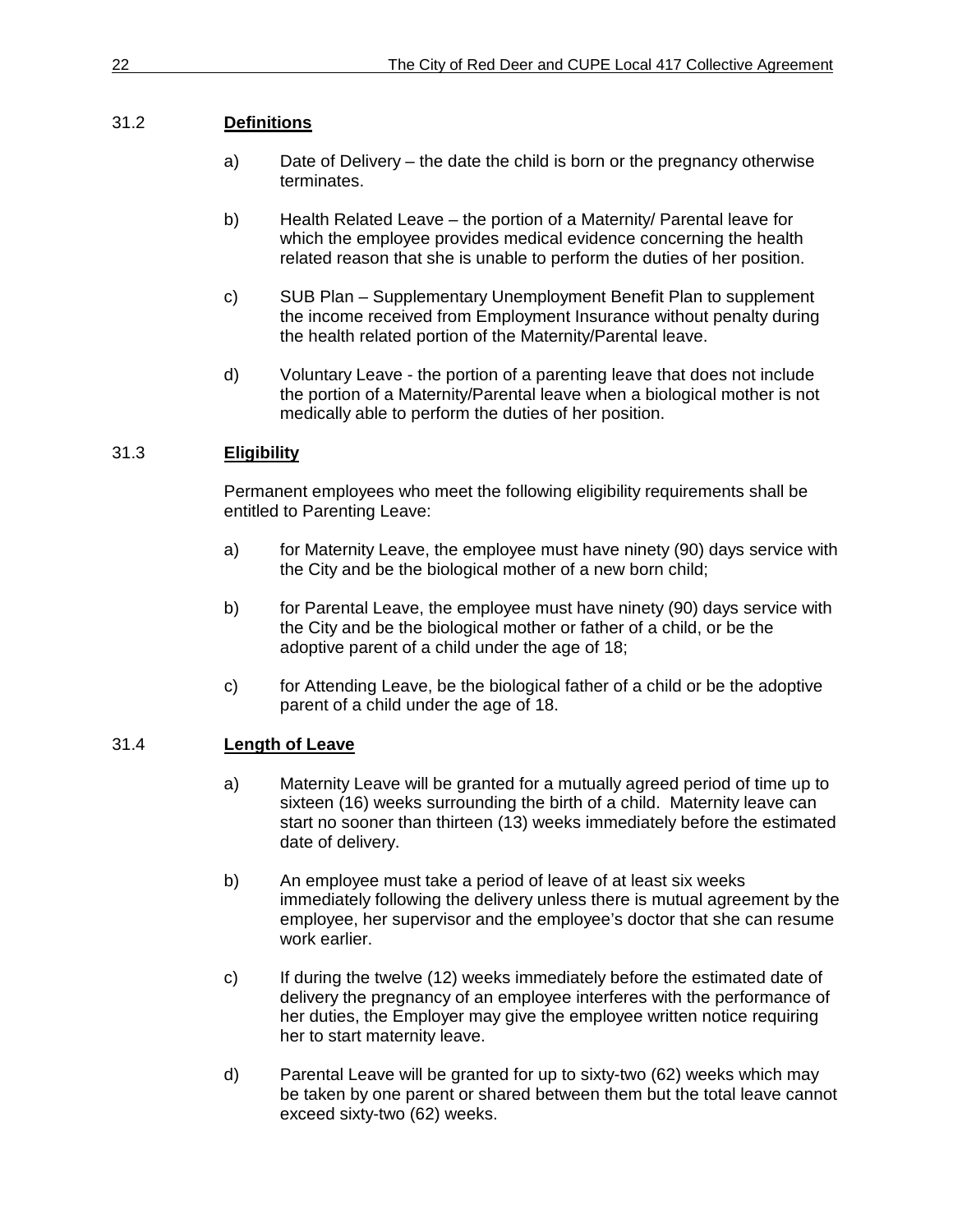31.2 **Definitions**

a) Date of Delivery – the date the child is born or the pregnancy otherwise terminates.

b) Health Related Leave – the portion of a Maternity/ Parental leave for which the employee provides medical evidence concerning the health related reason that she is unable to perform the duties of her position.

c) SUB Plan – Supplementary Unemployment Benefit Plan to supplement the income received from Employment Insurance without penalty during the health related portion of the Maternity/Parental leave.

d) Voluntary Leave - the portion of a parenting leave that does not include the portion of a Maternity/Parental leave when a biological mother is not medically able to perform the duties of her position.

31.3 **Eligibility**

Permanent employees who meet the following eligibility requirements shall be entitled to Parenting Leave:

a) for Maternity Leave, the employee must have ninety (90) days service with the City and be the biological mother of a new born child;

b) for Parental Leave, the employee must have ninety (90) days service with the City and be the biological mother or father of a child, or be the adoptive parent of a child under the age of 18;

c) for Attending Leave, be the biological father of a child or be the adoptive parent of a child under the age of 18.

31.4 **Length of Leave**

a) Maternity Leave will be granted for a mutually agreed period of time up to sixteen (16) weeks surrounding the birth of a child. Maternity leave can start no sooner than thirteen (13) weeks immediately before the estimated date of delivery.

b) An employee must take a period of leave of at least six weeks immediately following the delivery unless there is mutual agreement by the employee, her supervisor and the employee's doctor that she can resume work earlier.

c) If during the twelve (12) weeks immediately before the estimated date of delivery the pregnancy of an employee interferes with the performance of her duties, the Employer may give the employee written notice requiring her to start maternity leave.

d) Parental Leave will be granted for up to sixty-two (62) weeks which may be taken by one parent or shared between them but the total leave cannot exceed sixty-two (62) weeks.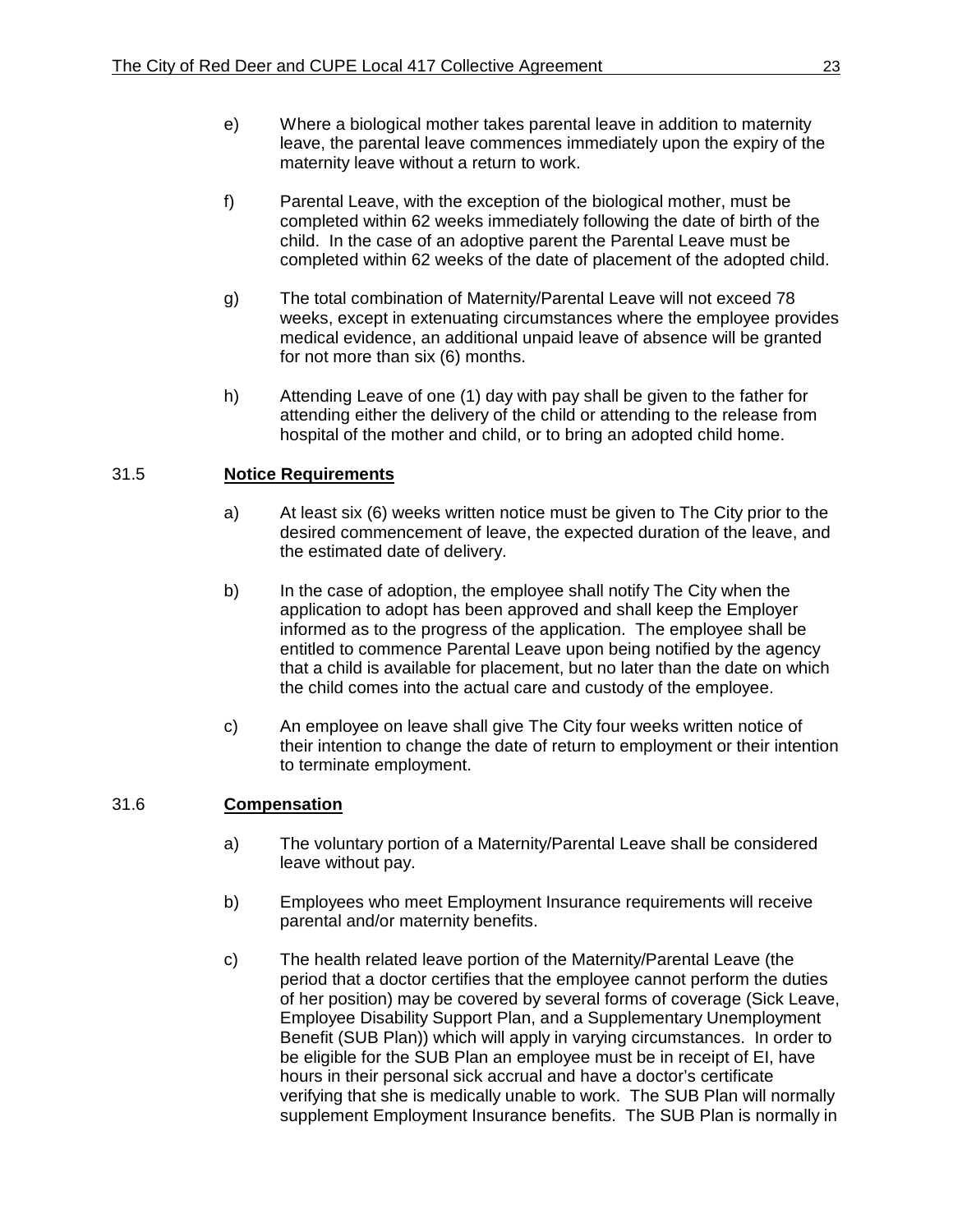e) Where a biological mother takes parental leave in addition to maternity leave, the parental leave commences immediately upon the expiry of the maternity leave without a return to work.

f) Parental Leave, with the exception of the biological mother, must be completed within 62 weeks immediately following the date of birth of the child. In the case of an adoptive parent the Parental Leave must be completed within 62 weeks of the date of placement of the adopted child.

g) The total combination of Maternity/Parental Leave will not exceed 78 weeks, except in extenuating circumstances where the employee provides medical evidence, an additional unpaid leave of absence will be granted for not more than six (6) months.

h) Attending Leave of one (1) day with pay shall be given to the father for attending either the delivery of the child or attending to the release from hospital of the mother and child, or to bring an adopted child home.

31.5 **Notice Requirements**

a) At least six (6) weeks written notice must be given to The City prior to the desired commencement of leave, the expected duration of the leave, and the estimated date of delivery.

b) In the case of adoption, the employee shall notify The City when the application to adopt has been approved and shall keep the Employer informed as to the progress of the application. The employee shall be entitled to commence Parental Leave upon being notified by the agency that a child is available for placement, but no later than the date on which the child comes into the actual care and custody of the employee.

c) An employee on leave shall give The City four weeks written notice of their intention to change the date of return to employment or their intention to terminate employment.

31.6 **Compensation**

a) The voluntary portion of a Maternity/Parental Leave shall be considered leave without pay.

b) Employees who meet Employment Insurance requirements will receive parental and/or maternity benefits.

c) The health related leave portion of the Maternity/Parental Leave (the period that a doctor certifies that the employee cannot perform the duties of her position) may be covered by several forms of coverage (Sick Leave, Employee Disability Support Plan, and a Supplementary Unemployment Benefit (SUB Plan)) which will apply in varying circumstances. In order to be eligible for the SUB Plan an employee must be in receipt of EI, have hours in their personal sick accrual and have a doctor's certificate verifying that she is medically unable to work. The SUB Plan will normally supplement Employment Insurance benefits. The SUB Plan is normally in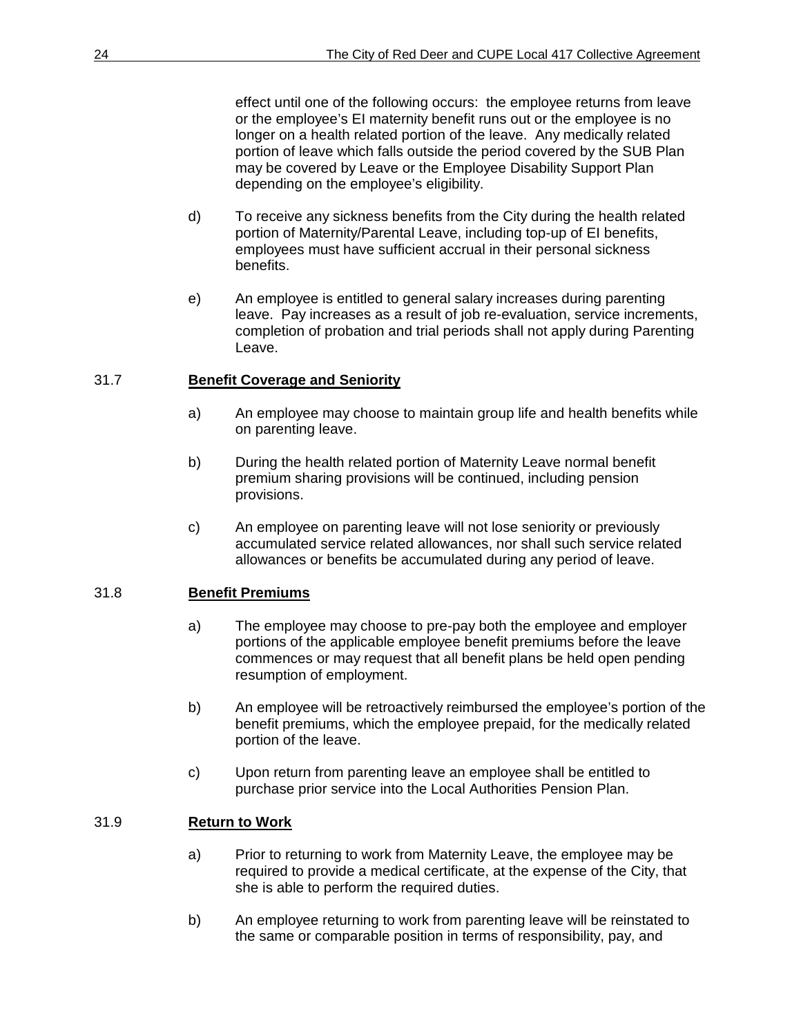effect until one of the following occurs: the employee returns from leave or the employee's EI maternity benefit runs out or the employee is no longer on a health related portion of the leave. Any medically related portion of leave which falls outside the period covered by the SUB Plan may be covered by Leave or the Employee Disability Support Plan depending on the employee's eligibility.

d) To receive any sickness benefits from the City during the health related portion of Maternity/Parental Leave, including top-up of EI benefits, employees must have sufficient accrual in their personal sickness benefits.

e) An employee is entitled to general salary increases during parenting leave. Pay increases as a result of job re-evaluation, service increments, completion of probation and trial periods shall not apply during Parenting Leave.

## 31.7 **Benefit Coverage and Seniority**

a) An employee may choose to maintain group life and health benefits while on parenting leave.

b) During the health related portion of Maternity Leave normal benefit premium sharing provisions will be continued, including pension provisions.

c) An employee on parenting leave will not lose seniority or previously accumulated service related allowances, nor shall such service related allowances or benefits be accumulated during any period of leave.

## 31.8 **Benefit Premiums**

a) The employee may choose to pre-pay both the employee and employer portions of the applicable employee benefit premiums before the leave commences or may request that all benefit plans be held open pending resumption of employment.

b) An employee will be retroactively reimbursed the employee's portion of the benefit premiums, which the employee prepaid, for the medically related portion of the leave.

c) Upon return from parenting leave an employee shall be entitled to purchase prior service into the Local Authorities Pension Plan.

## 31.9 **Return to Work**

a) Prior to returning to work from Maternity Leave, the employee may be required to provide a medical certificate, at the expense of the City, that she is able to perform the required duties.

b) An employee returning to work from parenting leave will be reinstated to the same or comparable position in terms of responsibility, pay, and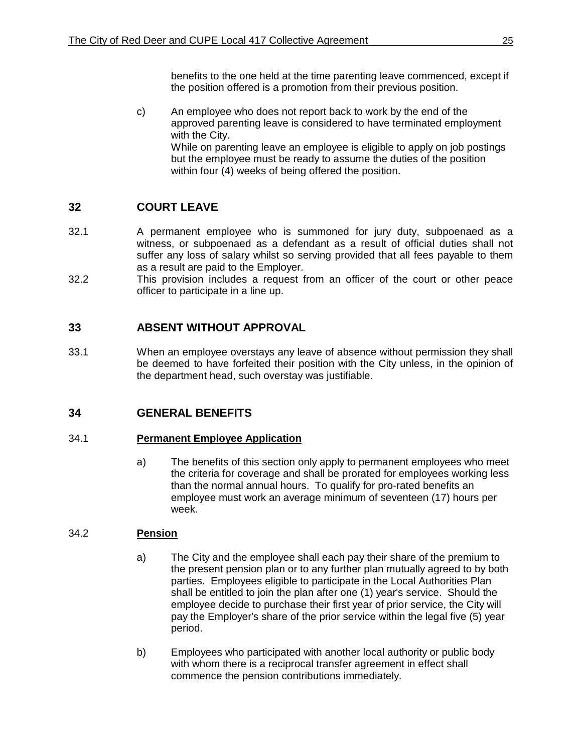benefits to the one held at the time parenting leave commenced, except if the position offered is a promotion from their previous position.

c) An employee who does not report back to work by the end of the approved parenting leave is considered to have terminated employment with the City.
While on parenting leave an employee is eligible to apply on job postings but the employee must be ready to assume the duties of the position within four (4) weeks of being offered the position.

## 32 COURT LEAVE

32.1 A permanent employee who is summoned for jury duty, subpoenaed as a witness, or subpoenaed as a defendant as a result of official duties shall not suffer any loss of salary whilst so serving provided that all fees payable to them as a result are paid to the Employer.

32.2 This provision includes a request from an officer of the court or other peace officer to participate in a line up.

## 33 ABSENT WITHOUT APPROVAL

33.1 When an employee overstays any leave of absence without permission they shall be deemed to have forfeited their position with the City unless, in the opinion of the department head, such overstay was justifiable.

## 34 GENERAL BENEFITS

### 34.1 **Permanent Employee Application**

a) The benefits of this section only apply to permanent employees who meet the criteria for coverage and shall be prorated for employees working less than the normal annual hours. To qualify for pro-rated benefits an employee must work an average minimum of seventeen (17) hours per week.

### 34.2 **Pension**

a) The City and the employee shall each pay their share of the premium to the present pension plan or to any further plan mutually agreed to by both parties. Employees eligible to participate in the Local Authorities Plan shall be entitled to join the plan after one (1) year's service. Should the employee decide to purchase their first year of prior service, the City will pay the Employer's share of the prior service within the legal five (5) year period.

b) Employees who participated with another local authority or public body with whom there is a reciprocal transfer agreement in effect shall commence the pension contributions immediately.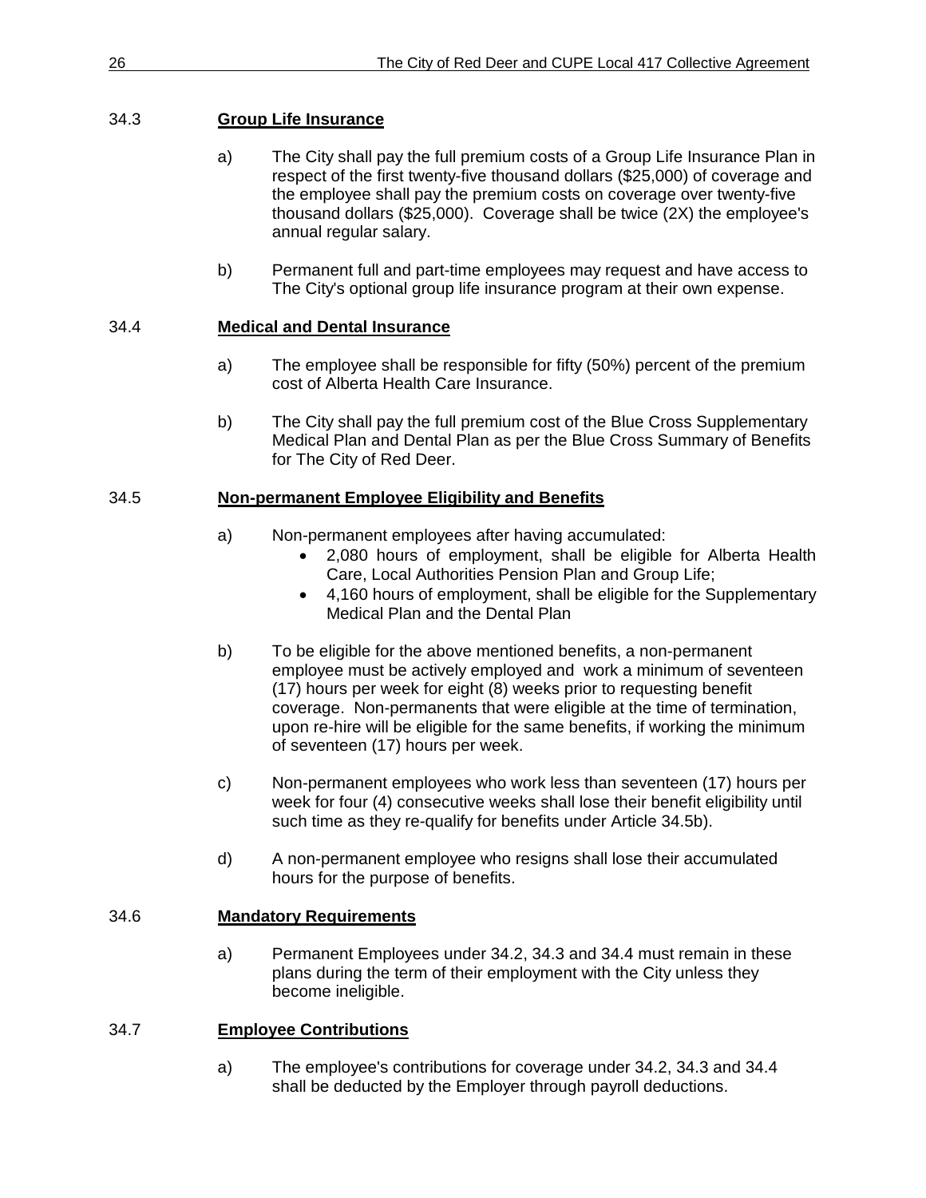### 34.3 **Group Life Insurance**

a) The City shall pay the full premium costs of a Group Life Insurance Plan in respect of the first twenty-five thousand dollars ($25,000) of coverage and the employee shall pay the premium costs on coverage over twenty-five thousand dollars ($25,000). Coverage shall be twice (2X) the employee's annual regular salary.

b) Permanent full and part-time employees may request and have access to The City's optional group life insurance program at their own expense.

### 34.4 **Medical and Dental Insurance**

a) The employee shall be responsible for fifty (50%) percent of the premium cost of Alberta Health Care Insurance.

b) The City shall pay the full premium cost of the Blue Cross Supplementary Medical Plan and Dental Plan as per the Blue Cross Summary of Benefits for The City of Red Deer.

### 34.5 **Non-permanent Employee Eligibility and Benefits**

a) Non-permanent employees after having accumulated:
- 2,080 hours of employment, shall be eligible for Alberta Health Care, Local Authorities Pension Plan and Group Life;
- 4,160 hours of employment, shall be eligible for the Supplementary Medical Plan and the Dental Plan

b) To be eligible for the above mentioned benefits, a non-permanent employee must be actively employed and work a minimum of seventeen (17) hours per week for eight (8) weeks prior to requesting benefit coverage. Non-permanents that were eligible at the time of termination, upon re-hire will be eligible for the same benefits, if working the minimum of seventeen (17) hours per week.

c) Non-permanent employees who work less than seventeen (17) hours per week for four (4) consecutive weeks shall lose their benefit eligibility until such time as they re-qualify for benefits under Article 34.5b).

d) A non-permanent employee who resigns shall lose their accumulated hours for the purpose of benefits.

### 34.6 **Mandatory Requirements**

a) Permanent Employees under 34.2, 34.3 and 34.4 must remain in these plans during the term of their employment with the City unless they become ineligible.

### 34.7 **Employee Contributions**

a) The employee's contributions for coverage under 34.2, 34.3 and 34.4 shall be deducted by the Employer through payroll deductions.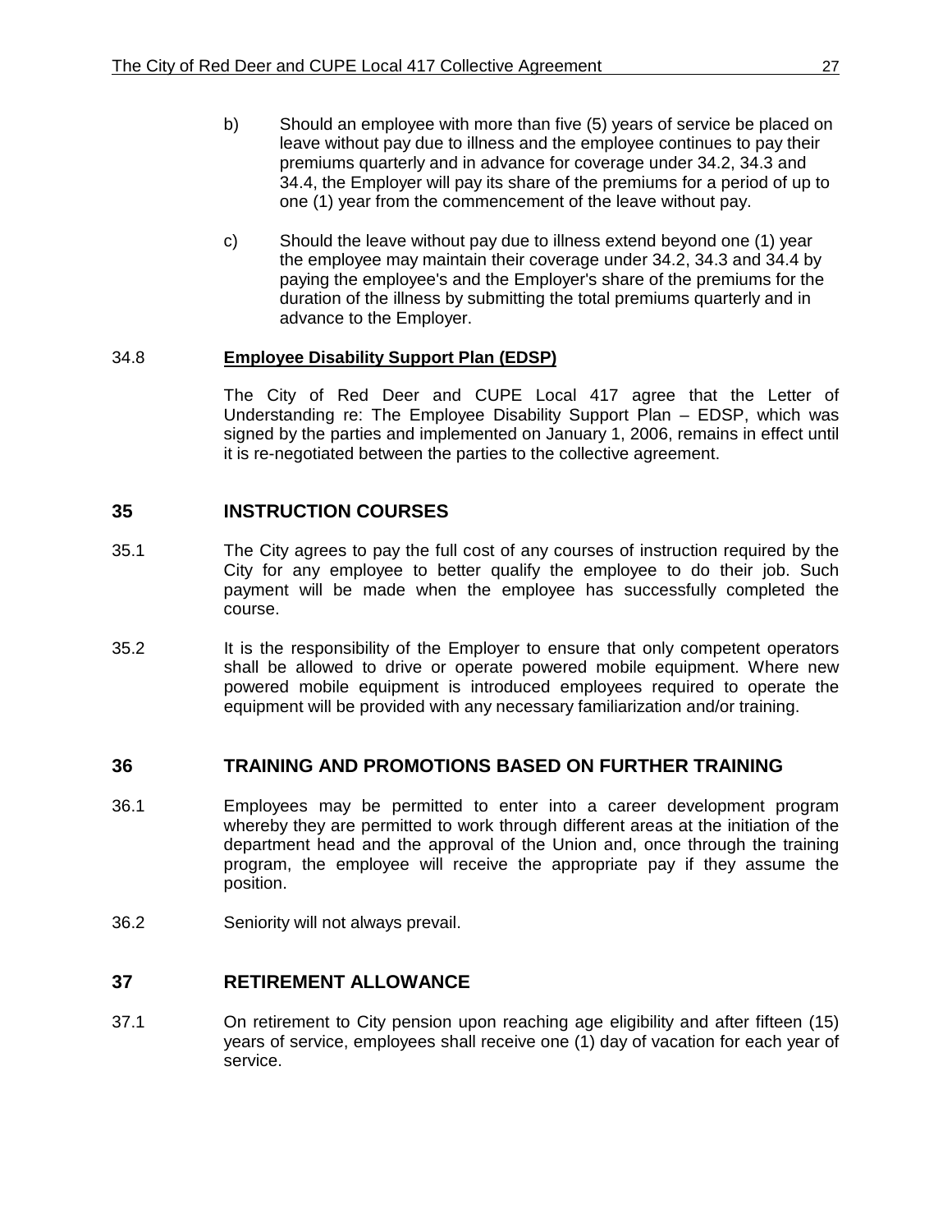b) Should an employee with more than five (5) years of service be placed on leave without pay due to illness and the employee continues to pay their premiums quarterly and in advance for coverage under 34.2, 34.3 and 34.4, the Employer will pay its share of the premiums for a period of up to one (1) year from the commencement of the leave without pay.

c) Should the leave without pay due to illness extend beyond one (1) year the employee may maintain their coverage under 34.2, 34.3 and 34.4 by paying the employee's and the Employer's share of the premiums for the duration of the illness by submitting the total premiums quarterly and in advance to the Employer.

34.8 **Employee Disability Support Plan (EDSP)**

The City of Red Deer and CUPE Local 417 agree that the Letter of Understanding re: The Employee Disability Support Plan – EDSP, which was signed by the parties and implemented on January 1, 2006, remains in effect until it is re-negotiated between the parties to the collective agreement.

## 35 INSTRUCTION COURSES

35.1 The City agrees to pay the full cost of any courses of instruction required by the City for any employee to better qualify the employee to do their job. Such payment will be made when the employee has successfully completed the course.

35.2 It is the responsibility of the Employer to ensure that only competent operators shall be allowed to drive or operate powered mobile equipment. Where new powered mobile equipment is introduced employees required to operate the equipment will be provided with any necessary familiarization and/or training.

## 36 TRAINING AND PROMOTIONS BASED ON FURTHER TRAINING

36.1 Employees may be permitted to enter into a career development program whereby they are permitted to work through different areas at the initiation of the department head and the approval of the Union and, once through the training program, the employee will receive the appropriate pay if they assume the position.

36.2 Seniority will not always prevail.

## 37 RETIREMENT ALLOWANCE

37.1 On retirement to City pension upon reaching age eligibility and after fifteen (15) years of service, employees shall receive one (1) day of vacation for each year of service.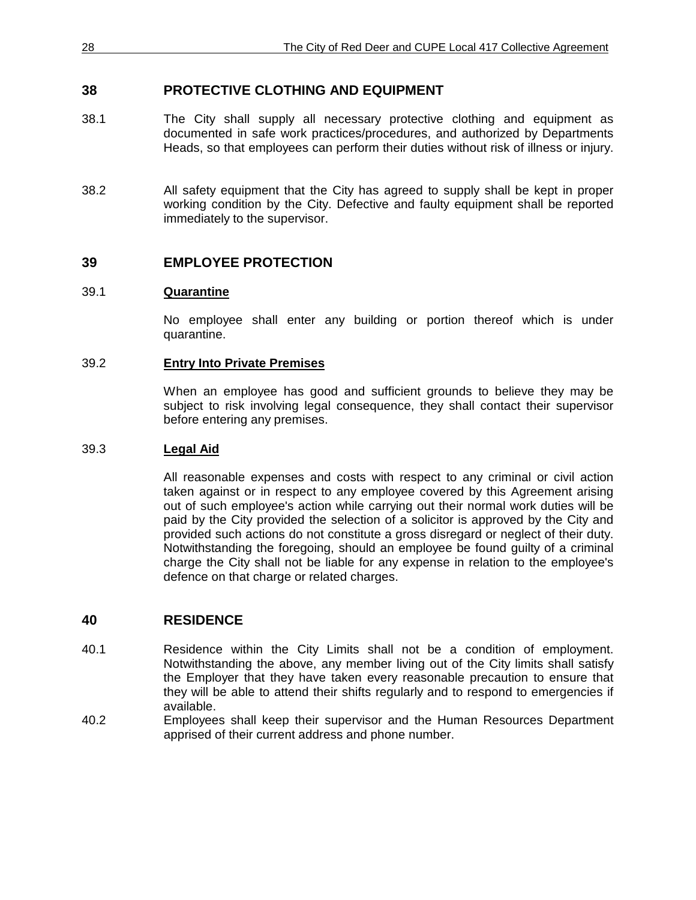## 38 PROTECTIVE CLOTHING AND EQUIPMENT

38.1 The City shall supply all necessary protective clothing and equipment as documented in safe work practices/procedures, and authorized by Departments Heads, so that employees can perform their duties without risk of illness or injury.

38.2 All safety equipment that the City has agreed to supply shall be kept in proper working condition by the City. Defective and faulty equipment shall be reported immediately to the supervisor.

## 39 EMPLOYEE PROTECTION

39.1 **Quarantine**

No employee shall enter any building or portion thereof which is under quarantine.

39.2 **Entry Into Private Premises**

When an employee has good and sufficient grounds to believe they may be subject to risk involving legal consequence, they shall contact their supervisor before entering any premises.

39.3 **Legal Aid**

All reasonable expenses and costs with respect to any criminal or civil action taken against or in respect to any employee covered by this Agreement arising out of such employee's action while carrying out their normal work duties will be paid by the City provided the selection of a solicitor is approved by the City and provided such actions do not constitute a gross disregard or neglect of their duty. Notwithstanding the foregoing, should an employee be found guilty of a criminal charge the City shall not be liable for any expense in relation to the employee's defence on that charge or related charges.

## 40 RESIDENCE

40.1 Residence within the City Limits shall not be a condition of employment. Notwithstanding the above, any member living out of the City limits shall satisfy the Employer that they have taken every reasonable precaution to ensure that they will be able to attend their shifts regularly and to respond to emergencies if available.

40.2 Employees shall keep their supervisor and the Human Resources Department apprised of their current address and phone number.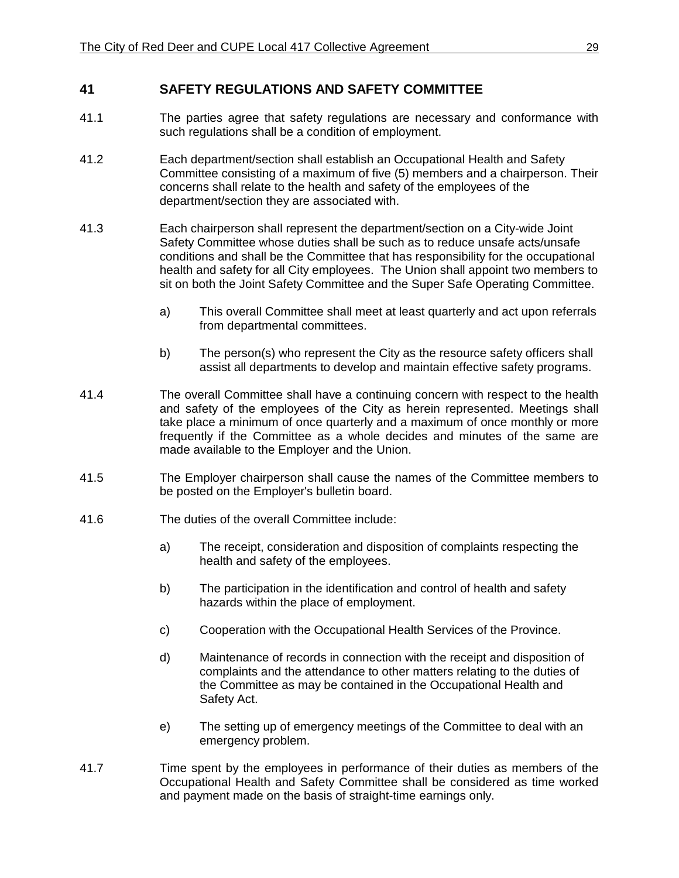## 41 SAFETY REGULATIONS AND SAFETY COMMITTEE

41.1 The parties agree that safety regulations are necessary and conformance with such regulations shall be a condition of employment.

41.2 Each department/section shall establish an Occupational Health and Safety Committee consisting of a maximum of five (5) members and a chairperson. Their concerns shall relate to the health and safety of the employees of the department/section they are associated with.

41.3 Each chairperson shall represent the department/section on a City-wide Joint Safety Committee whose duties shall be such as to reduce unsafe acts/unsafe conditions and shall be the Committee that has responsibility for the occupational health and safety for all City employees. The Union shall appoint two members to sit on both the Joint Safety Committee and the Super Safe Operating Committee.

a) This overall Committee shall meet at least quarterly and act upon referrals from departmental committees.

b) The person(s) who represent the City as the resource safety officers shall assist all departments to develop and maintain effective safety programs.

41.4 The overall Committee shall have a continuing concern with respect to the health and safety of the employees of the City as herein represented. Meetings shall take place a minimum of once quarterly and a maximum of once monthly or more frequently if the Committee as a whole decides and minutes of the same are made available to the Employer and the Union.

41.5 The Employer chairperson shall cause the names of the Committee members to be posted on the Employer's bulletin board.

41.6 The duties of the overall Committee include:

a) The receipt, consideration and disposition of complaints respecting the health and safety of the employees.

b) The participation in the identification and control of health and safety hazards within the place of employment.

c) Cooperation with the Occupational Health Services of the Province.

d) Maintenance of records in connection with the receipt and disposition of complaints and the attendance to other matters relating to the duties of the Committee as may be contained in the Occupational Health and Safety Act.

e) The setting up of emergency meetings of the Committee to deal with an emergency problem.

41.7 Time spent by the employees in performance of their duties as members of the Occupational Health and Safety Committee shall be considered as time worked and payment made on the basis of straight-time earnings only.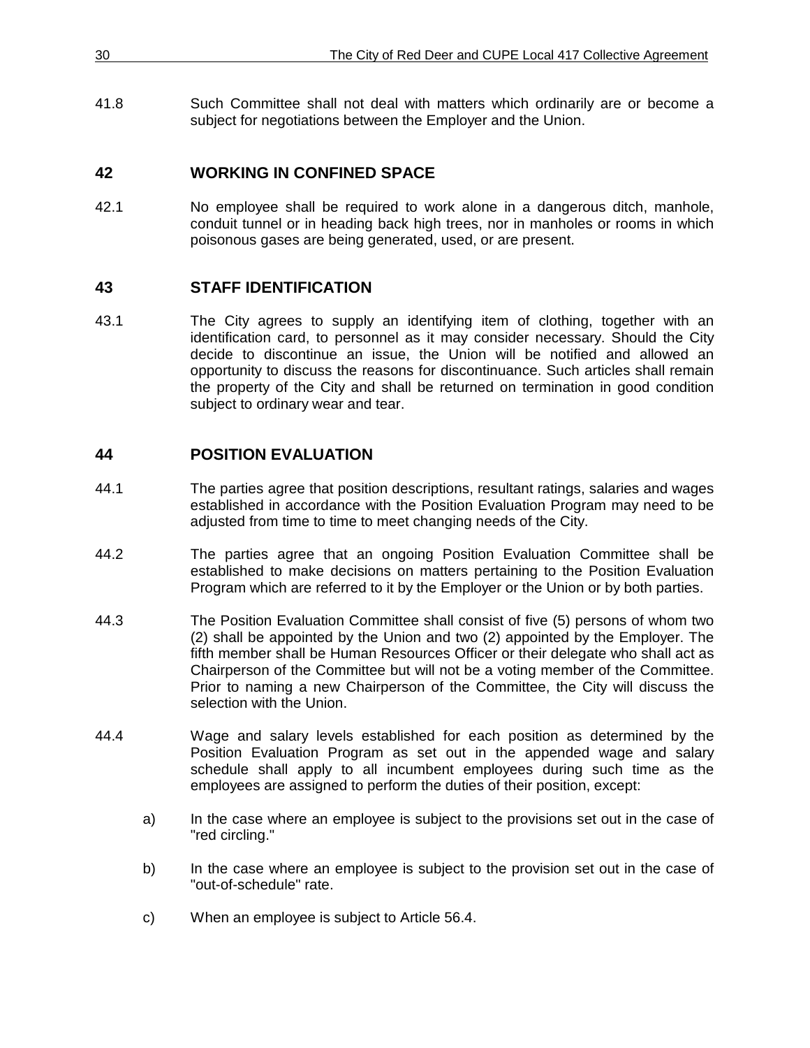41.8 Such Committee shall not deal with matters which ordinarily are or become a subject for negotiations between the Employer and the Union.

## 42 WORKING IN CONFINED SPACE

42.1 No employee shall be required to work alone in a dangerous ditch, manhole, conduit tunnel or in heading back high trees, nor in manholes or rooms in which poisonous gases are being generated, used, or are present.

## 43 STAFF IDENTIFICATION

43.1 The City agrees to supply an identifying item of clothing, together with an identification card, to personnel as it may consider necessary. Should the City decide to discontinue an issue, the Union will be notified and allowed an opportunity to discuss the reasons for discontinuance. Such articles shall remain the property of the City and shall be returned on termination in good condition subject to ordinary wear and tear.

## 44 POSITION EVALUATION

44.1 The parties agree that position descriptions, resultant ratings, salaries and wages established in accordance with the Position Evaluation Program may need to be adjusted from time to time to meet changing needs of the City.

44.2 The parties agree that an ongoing Position Evaluation Committee shall be established to make decisions on matters pertaining to the Position Evaluation Program which are referred to it by the Employer or the Union or by both parties.

44.3 The Position Evaluation Committee shall consist of five (5) persons of whom two (2) shall be appointed by the Union and two (2) appointed by the Employer. The fifth member shall be Human Resources Officer or their delegate who shall act as Chairperson of the Committee but will not be a voting member of the Committee. Prior to naming a new Chairperson of the Committee, the City will discuss the selection with the Union.

44.4 Wage and salary levels established for each position as determined by the Position Evaluation Program as set out in the appended wage and salary schedule shall apply to all incumbent employees during such time as the employees are assigned to perform the duties of their position, except:

a) In the case where an employee is subject to the provisions set out in the case of "red circling."

b) In the case where an employee is subject to the provision set out in the case of "out-of-schedule" rate.

c) When an employee is subject to Article 56.4.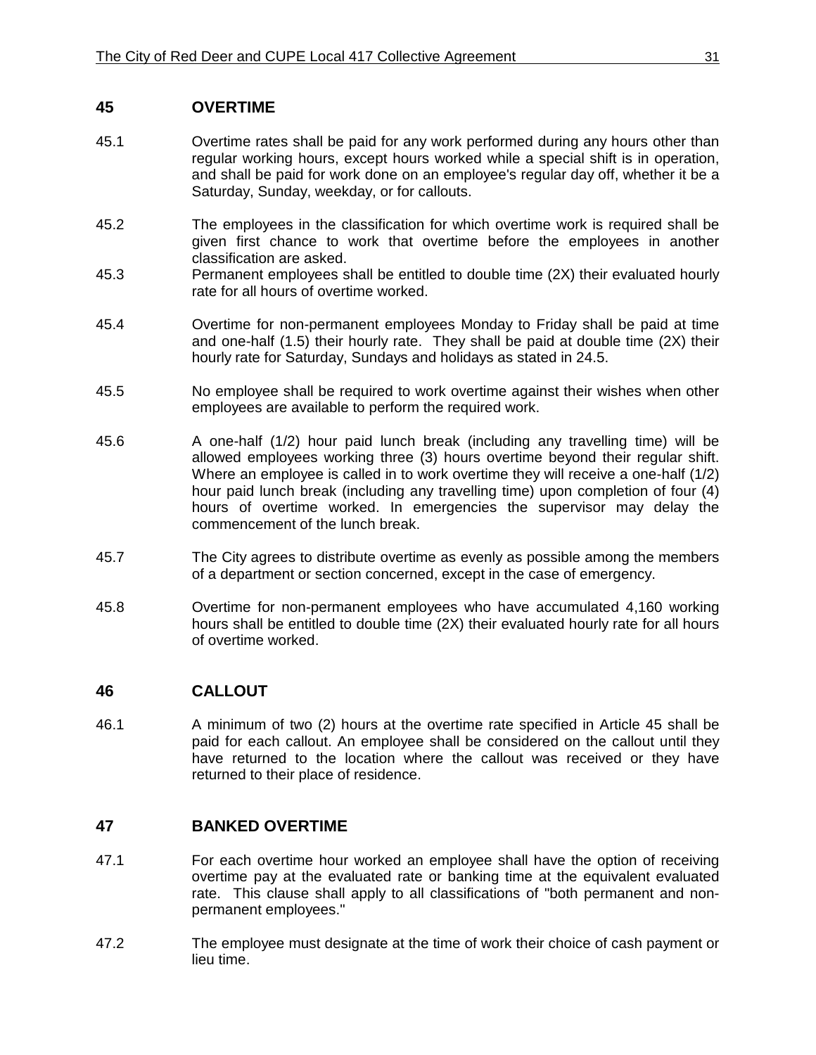## 45 OVERTIME

45.1 Overtime rates shall be paid for any work performed during any hours other than regular working hours, except hours worked while a special shift is in operation, and shall be paid for work done on an employee's regular day off, whether it be a Saturday, Sunday, weekday, or for callouts.

45.2 The employees in the classification for which overtime work is required shall be given first chance to work that overtime before the employees in another classification are asked.

45.3 Permanent employees shall be entitled to double time (2X) their evaluated hourly rate for all hours of overtime worked.

45.4 Overtime for non-permanent employees Monday to Friday shall be paid at time and one-half (1.5) their hourly rate. They shall be paid at double time (2X) their hourly rate for Saturday, Sundays and holidays as stated in 24.5.

45.5 No employee shall be required to work overtime against their wishes when other employees are available to perform the required work.

45.6 A one-half (1/2) hour paid lunch break (including any travelling time) will be allowed employees working three (3) hours overtime beyond their regular shift. Where an employee is called in to work overtime they will receive a one-half (1/2) hour paid lunch break (including any travelling time) upon completion of four (4) hours of overtime worked. In emergencies the supervisor may delay the commencement of the lunch break.

45.7 The City agrees to distribute overtime as evenly as possible among the members of a department or section concerned, except in the case of emergency.

45.8 Overtime for non-permanent employees who have accumulated 4,160 working hours shall be entitled to double time (2X) their evaluated hourly rate for all hours of overtime worked.

## 46 CALLOUT

46.1 A minimum of two (2) hours at the overtime rate specified in Article 45 shall be paid for each callout. An employee shall be considered on the callout until they have returned to the location where the callout was received or they have returned to their place of residence.

## 47 BANKED OVERTIME

47.1 For each overtime hour worked an employee shall have the option of receiving overtime pay at the evaluated rate or banking time at the equivalent evaluated rate. This clause shall apply to all classifications of "both permanent and non-permanent employees."

47.2 The employee must designate at the time of work their choice of cash payment or lieu time.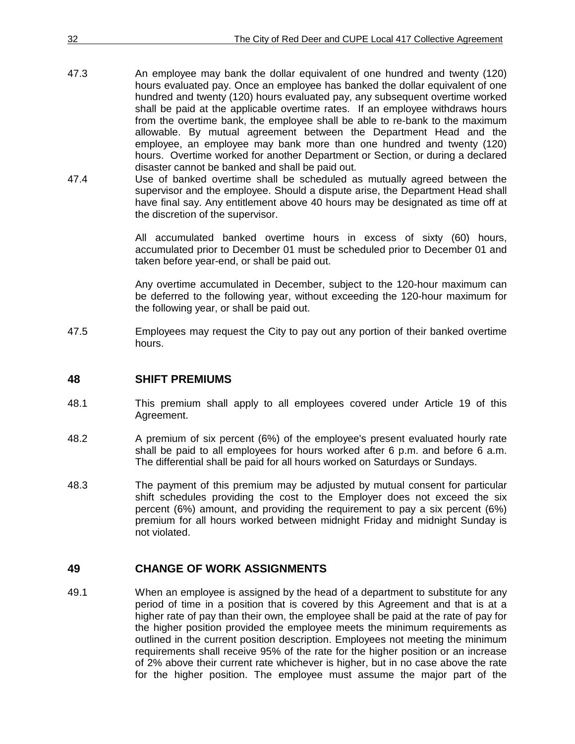47.3 An employee may bank the dollar equivalent of one hundred and twenty (120) hours evaluated pay. Once an employee has banked the dollar equivalent of one hundred and twenty (120) hours evaluated pay, any subsequent overtime worked shall be paid at the applicable overtime rates. If an employee withdraws hours from the overtime bank, the employee shall be able to re-bank to the maximum allowable. By mutual agreement between the Department Head and the employee, an employee may bank more than one hundred and twenty (120) hours. Overtime worked for another Department or Section, or during a declared disaster cannot be banked and shall be paid out.

47.4 Use of banked overtime shall be scheduled as mutually agreed between the supervisor and the employee. Should a dispute arise, the Department Head shall have final say. Any entitlement above 40 hours may be designated as time off at the discretion of the supervisor.

All accumulated banked overtime hours in excess of sixty (60) hours, accumulated prior to December 01 must be scheduled prior to December 01 and taken before year-end, or shall be paid out.

Any overtime accumulated in December, subject to the 120-hour maximum can be deferred to the following year, without exceeding the 120-hour maximum for the following year, or shall be paid out.

47.5 Employees may request the City to pay out any portion of their banked overtime hours.

## 48 SHIFT PREMIUMS

48.1 This premium shall apply to all employees covered under Article 19 of this Agreement.

48.2 A premium of six percent (6%) of the employee's present evaluated hourly rate shall be paid to all employees for hours worked after 6 p.m. and before 6 a.m. The differential shall be paid for all hours worked on Saturdays or Sundays.

48.3 The payment of this premium may be adjusted by mutual consent for particular shift schedules providing the cost to the Employer does not exceed the six percent (6%) amount, and providing the requirement to pay a six percent (6%) premium for all hours worked between midnight Friday and midnight Sunday is not violated.

## 49 CHANGE OF WORK ASSIGNMENTS

49.1 When an employee is assigned by the head of a department to substitute for any period of time in a position that is covered by this Agreement and that is at a higher rate of pay than their own, the employee shall be paid at the rate of pay for the higher position provided the employee meets the minimum requirements as outlined in the current position description. Employees not meeting the minimum requirements shall receive 95% of the rate for the higher position or an increase of 2% above their current rate whichever is higher, but in no case above the rate for the higher position. The employee must assume the major part of the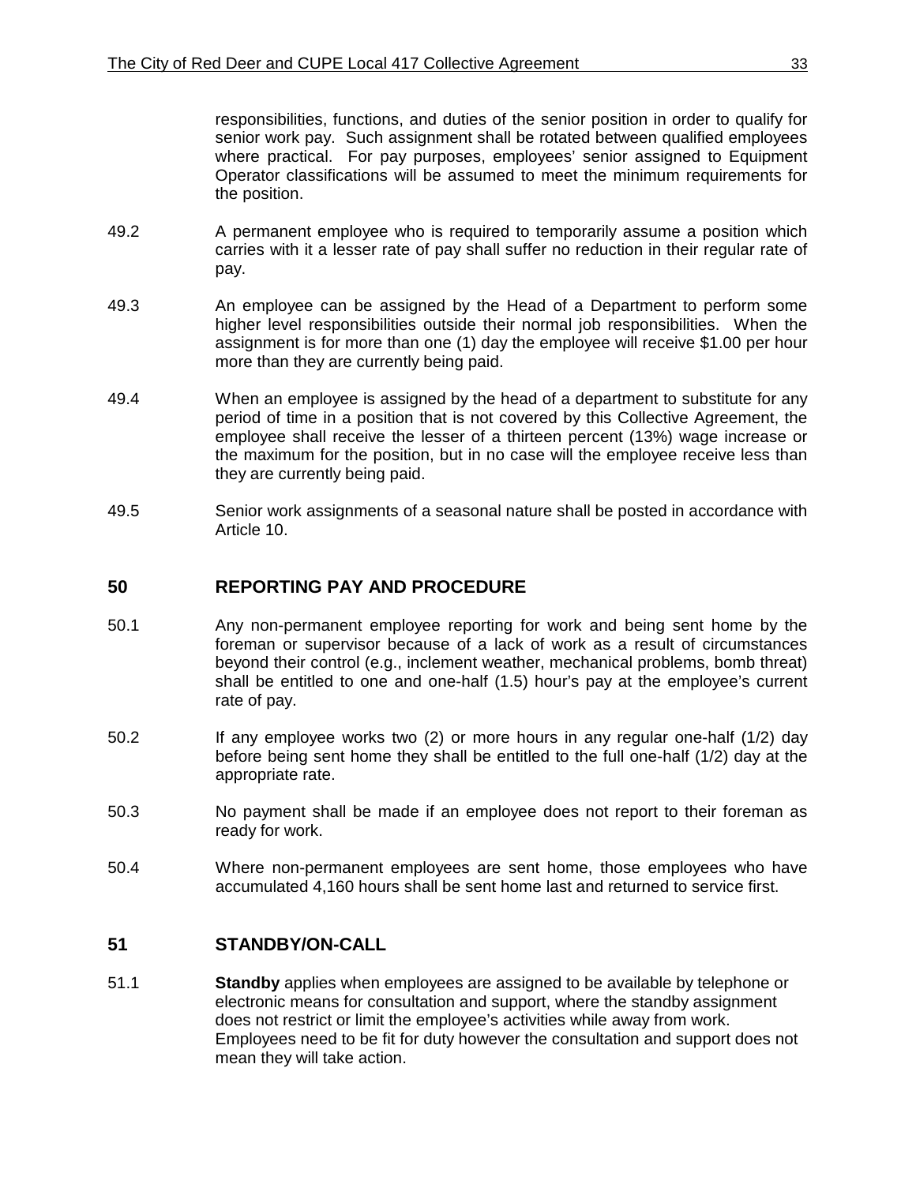responsibilities, functions, and duties of the senior position in order to qualify for senior work pay. Such assignment shall be rotated between qualified employees where practical. For pay purposes, employees' senior assigned to Equipment Operator classifications will be assumed to meet the minimum requirements for the position.

49.2 A permanent employee who is required to temporarily assume a position which carries with it a lesser rate of pay shall suffer no reduction in their regular rate of pay.

49.3 An employee can be assigned by the Head of a Department to perform some higher level responsibilities outside their normal job responsibilities. When the assignment is for more than one (1) day the employee will receive $1.00 per hour more than they are currently being paid.

49.4 When an employee is assigned by the head of a department to substitute for any period of time in a position that is not covered by this Collective Agreement, the employee shall receive the lesser of a thirteen percent (13%) wage increase or the maximum for the position, but in no case will the employee receive less than they are currently being paid.

49.5 Senior work assignments of a seasonal nature shall be posted in accordance with Article 10.

## 50 REPORTING PAY AND PROCEDURE

50.1 Any non-permanent employee reporting for work and being sent home by the foreman or supervisor because of a lack of work as a result of circumstances beyond their control (e.g., inclement weather, mechanical problems, bomb threat) shall be entitled to one and one-half (1.5) hour's pay at the employee's current rate of pay.

50.2 If any employee works two (2) or more hours in any regular one-half (1/2) day before being sent home they shall be entitled to the full one-half (1/2) day at the appropriate rate.

50.3 No payment shall be made if an employee does not report to their foreman as ready for work.

50.4 Where non-permanent employees are sent home, those employees who have accumulated 4,160 hours shall be sent home last and returned to service first.

## 51 STANDBY/ON-CALL

51.1 **Standby** applies when employees are assigned to be available by telephone or electronic means for consultation and support, where the standby assignment does not restrict or limit the employee's activities while away from work. Employees need to be fit for duty however the consultation and support does not mean they will take action.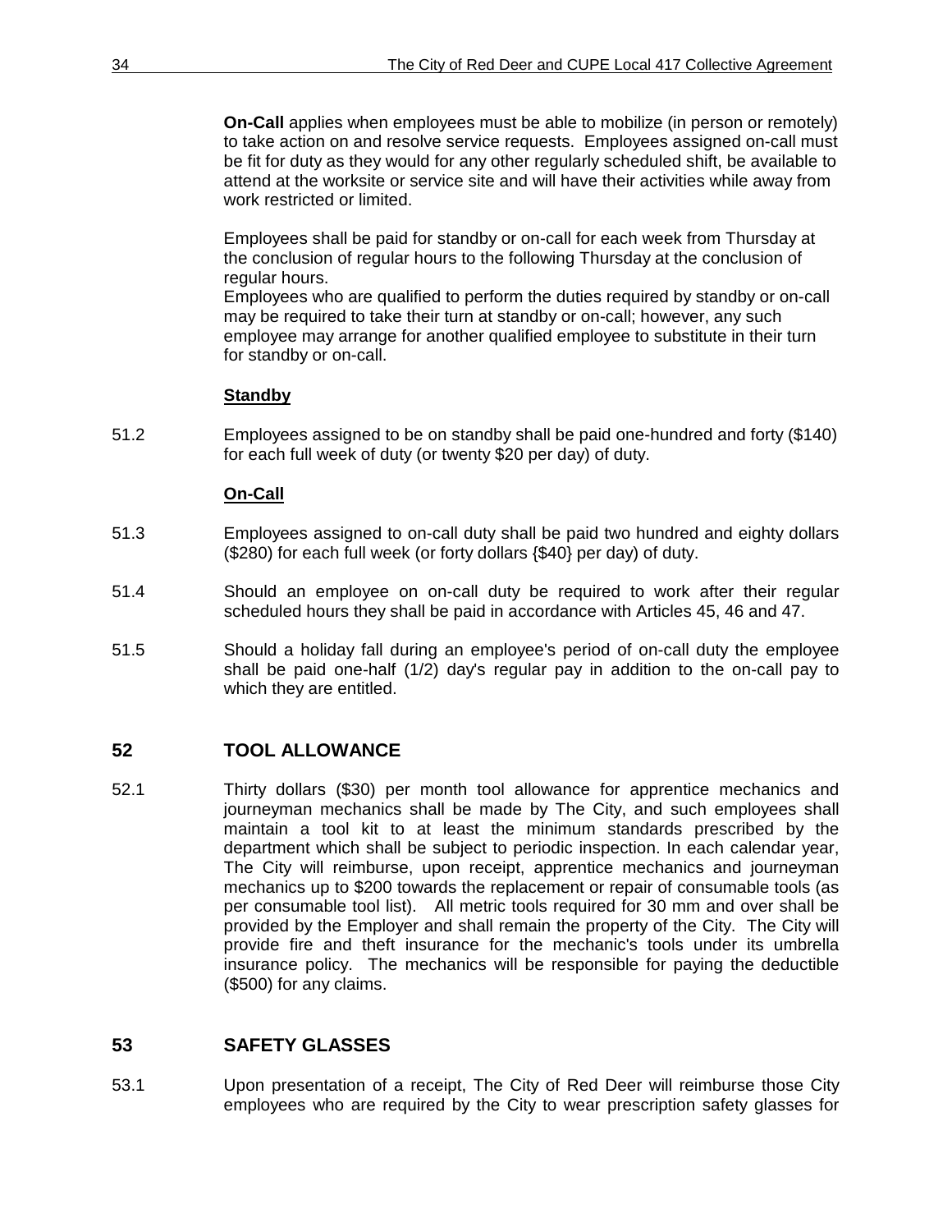**On-Call** applies when employees must be able to mobilize (in person or remotely) to take action on and resolve service requests. Employees assigned on-call must be fit for duty as they would for any other regularly scheduled shift, be available to attend at the worksite or service site and will have their activities while away from work restricted or limited.

Employees shall be paid for standby or on-call for each week from Thursday at the conclusion of regular hours to the following Thursday at the conclusion of regular hours.
Employees who are qualified to perform the duties required by standby or on-call may be required to take their turn at standby or on-call; however, any such employee may arrange for another qualified employee to substitute in their turn for standby or on-call.

**Standby**

51.2 Employees assigned to be on standby shall be paid one-hundred and forty ($140) for each full week of duty (or twenty $20 per day) of duty.

**On-Call**

51.3 Employees assigned to on-call duty shall be paid two hundred and eighty dollars ($280) for each full week (or forty dollars {$40} per day) of duty.

51.4 Should an employee on on-call duty be required to work after their regular scheduled hours they shall be paid in accordance with Articles 45, 46 and 47.

51.5 Should a holiday fall during an employee's period of on-call duty the employee shall be paid one-half (1/2) day's regular pay in addition to the on-call pay to which they are entitled.

## 52 TOOL ALLOWANCE

52.1 Thirty dollars ($30) per month tool allowance for apprentice mechanics and journeyman mechanics shall be made by The City, and such employees shall maintain a tool kit to at least the minimum standards prescribed by the department which shall be subject to periodic inspection. In each calendar year, The City will reimburse, upon receipt, apprentice mechanics and journeyman mechanics up to $200 towards the replacement or repair of consumable tools (as per consumable tool list). All metric tools required for 30 mm and over shall be provided by the Employer and shall remain the property of the City. The City will provide fire and theft insurance for the mechanic's tools under its umbrella insurance policy. The mechanics will be responsible for paying the deductible ($500) for any claims.

## 53 SAFETY GLASSES

53.1 Upon presentation of a receipt, The City of Red Deer will reimburse those City employees who are required by the City to wear prescription safety glasses for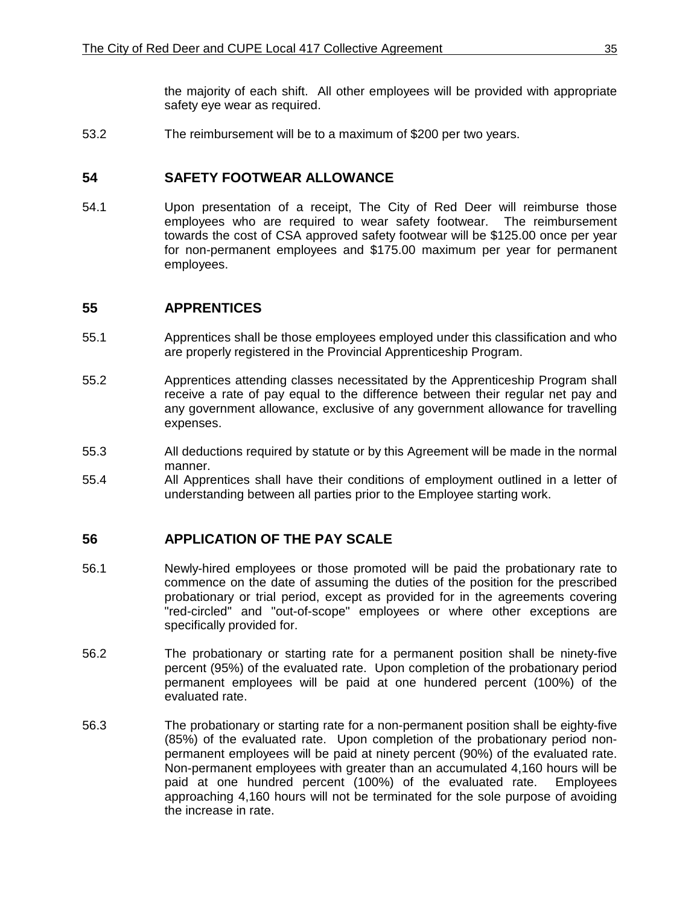the majority of each shift. All other employees will be provided with appropriate safety eye wear as required.

53.2 The reimbursement will be to a maximum of $200 per two years.

## 54 SAFETY FOOTWEAR ALLOWANCE

54.1 Upon presentation of a receipt, The City of Red Deer will reimburse those employees who are required to wear safety footwear. The reimbursement towards the cost of CSA approved safety footwear will be $125.00 once per year for non-permanent employees and $175.00 maximum per year for permanent employees.

## 55 APPRENTICES

55.1 Apprentices shall be those employees employed under this classification and who are properly registered in the Provincial Apprenticeship Program.

55.2 Apprentices attending classes necessitated by the Apprenticeship Program shall receive a rate of pay equal to the difference between their regular net pay and any government allowance, exclusive of any government allowance for travelling expenses.

55.3 All deductions required by statute or by this Agreement will be made in the normal manner.

55.4 All Apprentices shall have their conditions of employment outlined in a letter of understanding between all parties prior to the Employee starting work.

## 56 APPLICATION OF THE PAY SCALE

56.1 Newly-hired employees or those promoted will be paid the probationary rate to commence on the date of assuming the duties of the position for the prescribed probationary or trial period, except as provided for in the agreements covering "red-circled" and "out-of-scope" employees or where other exceptions are specifically provided for.

56.2 The probationary or starting rate for a permanent position shall be ninety-five percent (95%) of the evaluated rate. Upon completion of the probationary period permanent employees will be paid at one hundered percent (100%) of the evaluated rate.

56.3 The probationary or starting rate for a non-permanent position shall be eighty-five (85%) of the evaluated rate. Upon completion of the probationary period non-permanent employees will be paid at ninety percent (90%) of the evaluated rate. Non-permanent employees with greater than an accumulated 4,160 hours will be paid at one hundred percent (100%) of the evaluated rate. Employees approaching 4,160 hours will not be terminated for the sole purpose of avoiding the increase in rate.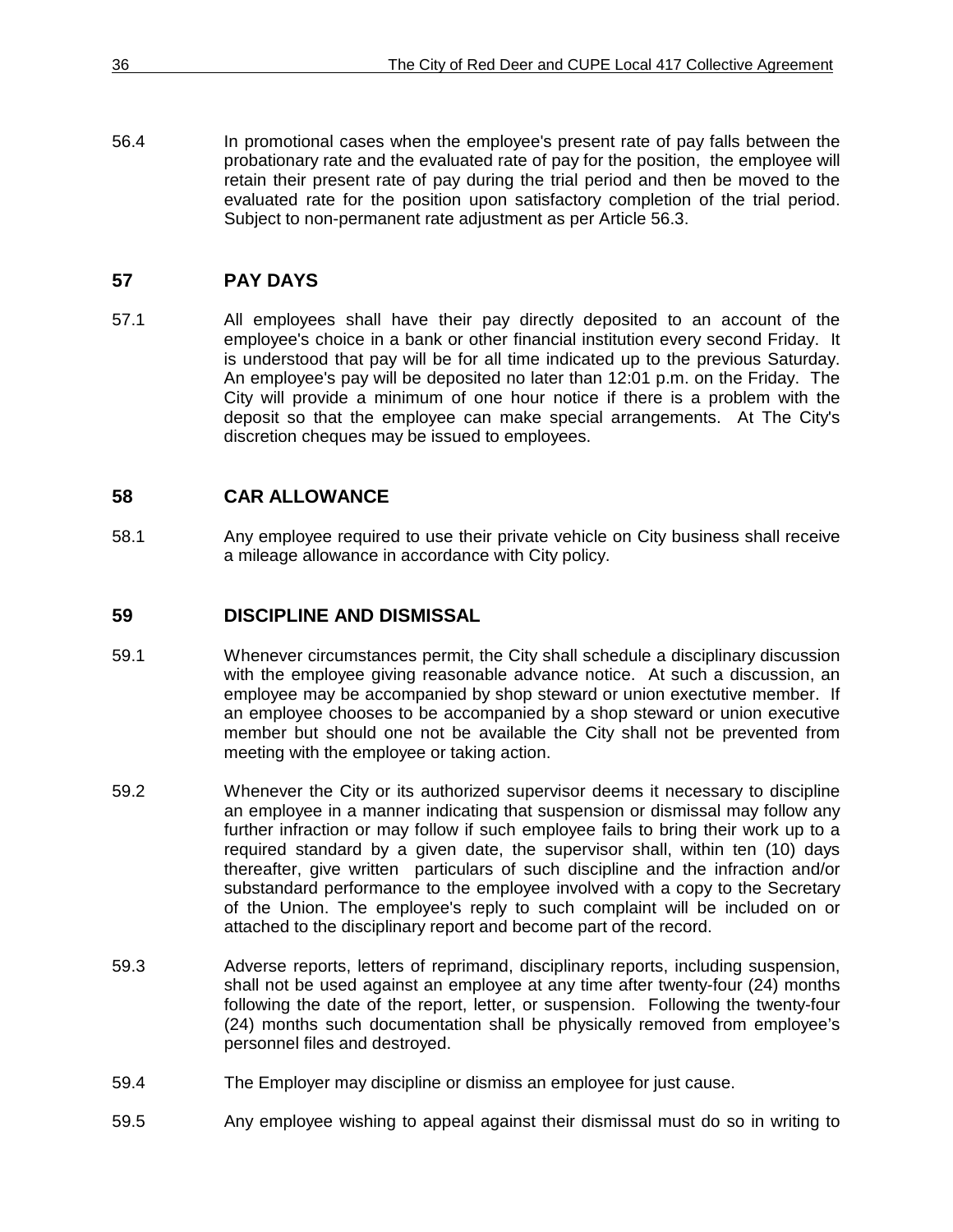56.4 In promotional cases when the employee's present rate of pay falls between the probationary rate and the evaluated rate of pay for the position, the employee will retain their present rate of pay during the trial period and then be moved to the evaluated rate for the position upon satisfactory completion of the trial period. Subject to non-permanent rate adjustment as per Article 56.3.

## 57 PAY DAYS

57.1 All employees shall have their pay directly deposited to an account of the employee's choice in a bank or other financial institution every second Friday. It is understood that pay will be for all time indicated up to the previous Saturday. An employee's pay will be deposited no later than 12:01 p.m. on the Friday. The City will provide a minimum of one hour notice if there is a problem with the deposit so that the employee can make special arrangements. At The City's discretion cheques may be issued to employees.

## 58 CAR ALLOWANCE

58.1 Any employee required to use their private vehicle on City business shall receive a mileage allowance in accordance with City policy.

## 59 DISCIPLINE AND DISMISSAL

59.1 Whenever circumstances permit, the City shall schedule a disciplinary discussion with the employee giving reasonable advance notice. At such a discussion, an employee may be accompanied by shop steward or union exectutive member. If an employee chooses to be accompanied by a shop steward or union executive member but should one not be available the City shall not be prevented from meeting with the employee or taking action.

59.2 Whenever the City or its authorized supervisor deems it necessary to discipline an employee in a manner indicating that suspension or dismissal may follow any further infraction or may follow if such employee fails to bring their work up to a required standard by a given date, the supervisor shall, within ten (10) days thereafter, give written particulars of such discipline and the infraction and/or substandard performance to the employee involved with a copy to the Secretary of the Union. The employee's reply to such complaint will be included on or attached to the disciplinary report and become part of the record.

59.3 Adverse reports, letters of reprimand, disciplinary reports, including suspension, shall not be used against an employee at any time after twenty-four (24) months following the date of the report, letter, or suspension. Following the twenty-four (24) months such documentation shall be physically removed from employee's personnel files and destroyed.

59.4 The Employer may discipline or dismiss an employee for just cause.

59.5 Any employee wishing to appeal against their dismissal must do so in writing to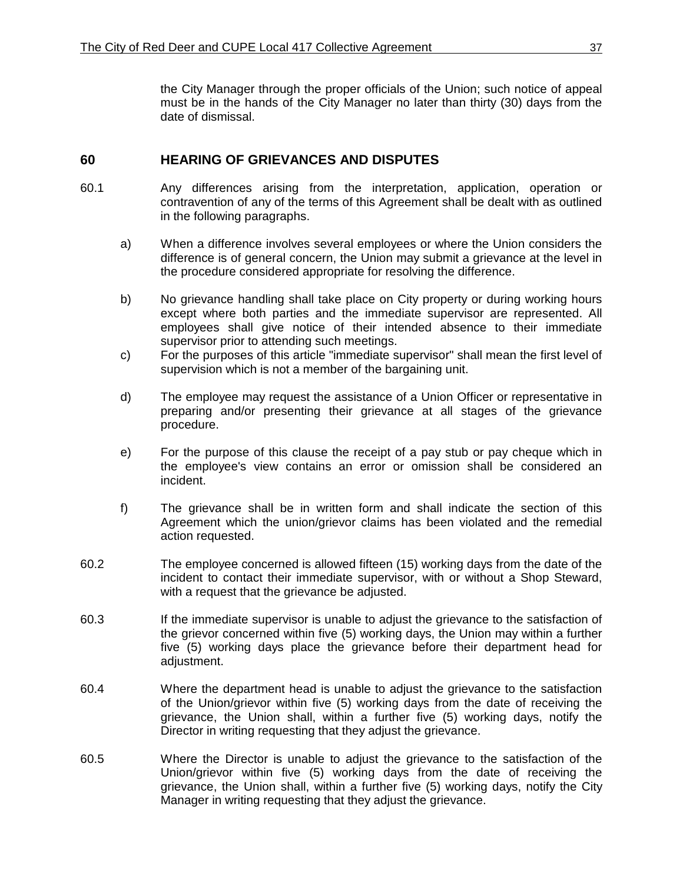the City Manager through the proper officials of the Union; such notice of appeal must be in the hands of the City Manager no later than thirty (30) days from the date of dismissal.

## 60 HEARING OF GRIEVANCES AND DISPUTES

60.1 Any differences arising from the interpretation, application, operation or contravention of any of the terms of this Agreement shall be dealt with as outlined in the following paragraphs.

a) When a difference involves several employees or where the Union considers the difference is of general concern, the Union may submit a grievance at the level in the procedure considered appropriate for resolving the difference.

b) No grievance handling shall take place on City property or during working hours except where both parties and the immediate supervisor are represented. All employees shall give notice of their intended absence to their immediate supervisor prior to attending such meetings.

c) For the purposes of this article "immediate supervisor" shall mean the first level of supervision which is not a member of the bargaining unit.

d) The employee may request the assistance of a Union Officer or representative in preparing and/or presenting their grievance at all stages of the grievance procedure.

e) For the purpose of this clause the receipt of a pay stub or pay cheque which in the employee's view contains an error or omission shall be considered an incident.

f) The grievance shall be in written form and shall indicate the section of this Agreement which the union/grievor claims has been violated and the remedial action requested.

60.2 The employee concerned is allowed fifteen (15) working days from the date of the incident to contact their immediate supervisor, with or without a Shop Steward, with a request that the grievance be adjusted.

60.3 If the immediate supervisor is unable to adjust the grievance to the satisfaction of the grievor concerned within five (5) working days, the Union may within a further five (5) working days place the grievance before their department head for adjustment.

60.4 Where the department head is unable to adjust the grievance to the satisfaction of the Union/grievor within five (5) working days from the date of receiving the grievance, the Union shall, within a further five (5) working days, notify the Director in writing requesting that they adjust the grievance.

60.5 Where the Director is unable to adjust the grievance to the satisfaction of the Union/grievor within five (5) working days from the date of receiving the grievance, the Union shall, within a further five (5) working days, notify the City Manager in writing requesting that they adjust the grievance.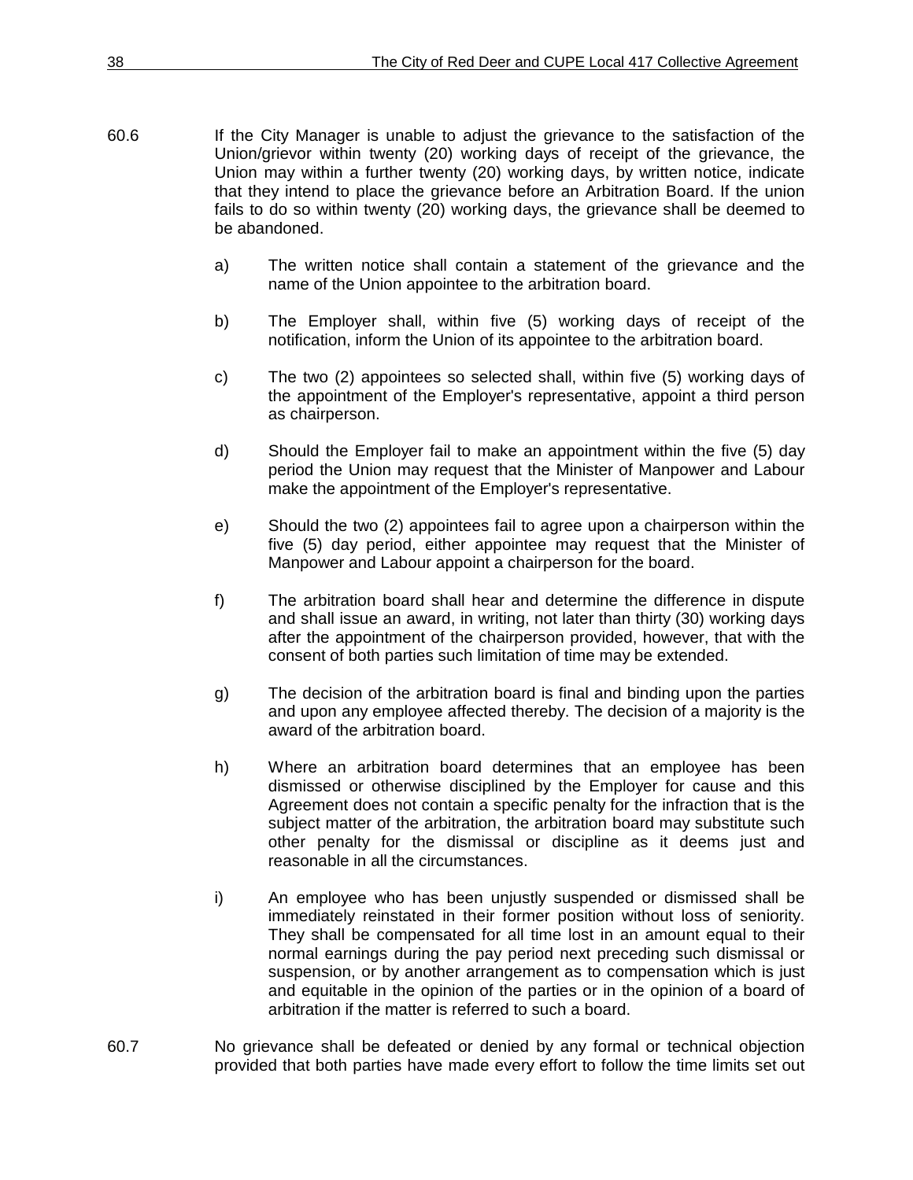60.6 If the City Manager is unable to adjust the grievance to the satisfaction of the Union/grievor within twenty (20) working days of receipt of the grievance, the Union may within a further twenty (20) working days, by written notice, indicate that they intend to place the grievance before an Arbitration Board. If the union fails to do so within twenty (20) working days, the grievance shall be deemed to be abandoned.

a) The written notice shall contain a statement of the grievance and the name of the Union appointee to the arbitration board.

b) The Employer shall, within five (5) working days of receipt of the notification, inform the Union of its appointee to the arbitration board.

c) The two (2) appointees so selected shall, within five (5) working days of the appointment of the Employer's representative, appoint a third person as chairperson.

d) Should the Employer fail to make an appointment within the five (5) day period the Union may request that the Minister of Manpower and Labour make the appointment of the Employer's representative.

e) Should the two (2) appointees fail to agree upon a chairperson within the five (5) day period, either appointee may request that the Minister of Manpower and Labour appoint a chairperson for the board.

f) The arbitration board shall hear and determine the difference in dispute and shall issue an award, in writing, not later than thirty (30) working days after the appointment of the chairperson provided, however, that with the consent of both parties such limitation of time may be extended.

g) The decision of the arbitration board is final and binding upon the parties and upon any employee affected thereby. The decision of a majority is the award of the arbitration board.

h) Where an arbitration board determines that an employee has been dismissed or otherwise disciplined by the Employer for cause and this Agreement does not contain a specific penalty for the infraction that is the subject matter of the arbitration, the arbitration board may substitute such other penalty for the dismissal or discipline as it deems just and reasonable in all the circumstances.

i) An employee who has been unjustly suspended or dismissed shall be immediately reinstated in their former position without loss of seniority. They shall be compensated for all time lost in an amount equal to their normal earnings during the pay period next preceding such dismissal or suspension, or by another arrangement as to compensation which is just and equitable in the opinion of the parties or in the opinion of a board of arbitration if the matter is referred to such a board.

60.7 No grievance shall be defeated or denied by any formal or technical objection provided that both parties have made every effort to follow the time limits set out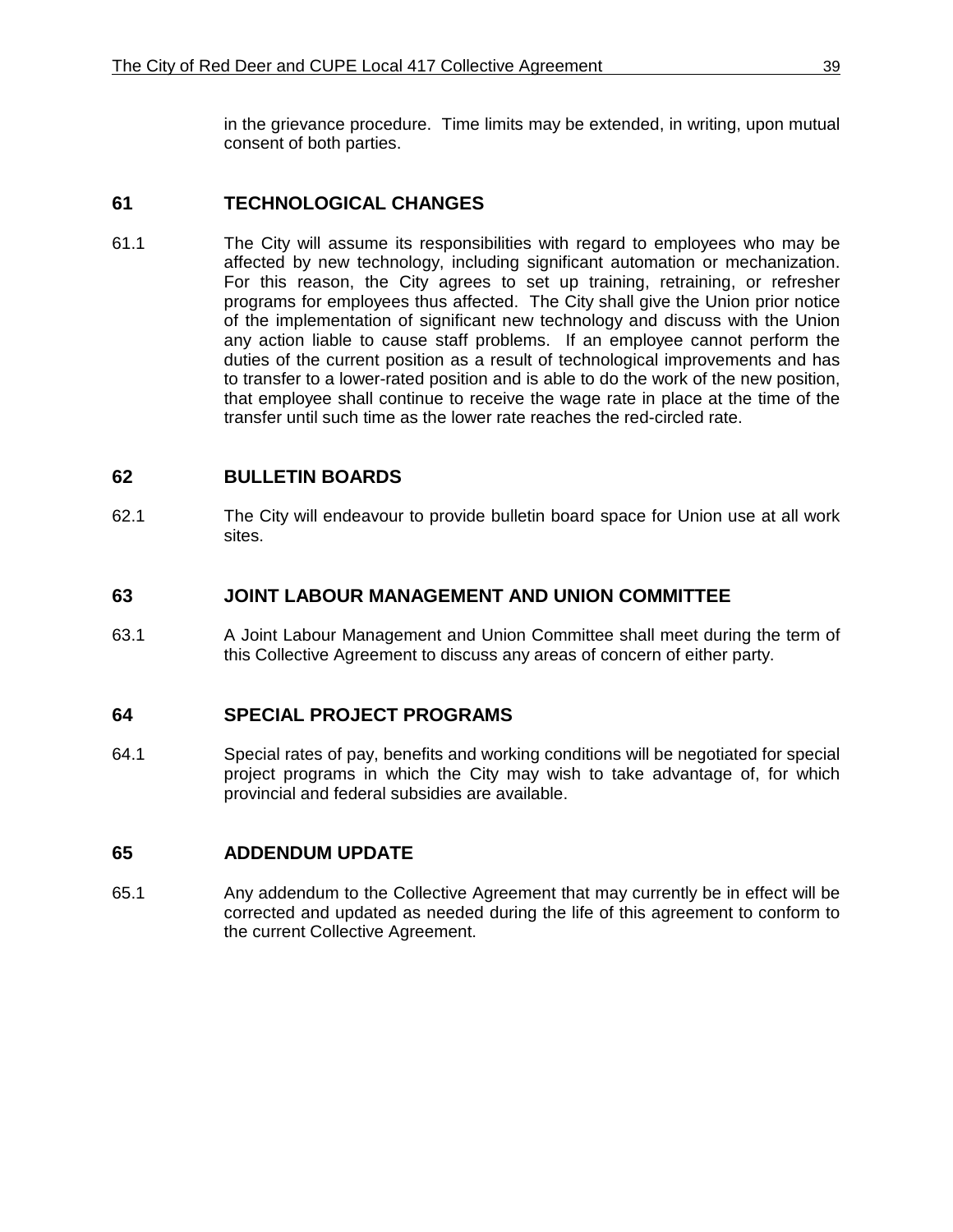in the grievance procedure. Time limits may be extended, in writing, upon mutual consent of both parties.

## 61 TECHNOLOGICAL CHANGES

61.1 The City will assume its responsibilities with regard to employees who may be affected by new technology, including significant automation or mechanization. For this reason, the City agrees to set up training, retraining, or refresher programs for employees thus affected. The City shall give the Union prior notice of the implementation of significant new technology and discuss with the Union any action liable to cause staff problems. If an employee cannot perform the duties of the current position as a result of technological improvements and has to transfer to a lower-rated position and is able to do the work of the new position, that employee shall continue to receive the wage rate in place at the time of the transfer until such time as the lower rate reaches the red-circled rate.

## 62 BULLETIN BOARDS

62.1 The City will endeavour to provide bulletin board space for Union use at all work sites.

## 63 JOINT LABOUR MANAGEMENT AND UNION COMMITTEE

63.1 A Joint Labour Management and Union Committee shall meet during the term of this Collective Agreement to discuss any areas of concern of either party.

## 64 SPECIAL PROJECT PROGRAMS

64.1 Special rates of pay, benefits and working conditions will be negotiated for special project programs in which the City may wish to take advantage of, for which provincial and federal subsidies are available.

## 65 ADDENDUM UPDATE

65.1 Any addendum to the Collective Agreement that may currently be in effect will be corrected and updated as needed during the life of this agreement to conform to the current Collective Agreement.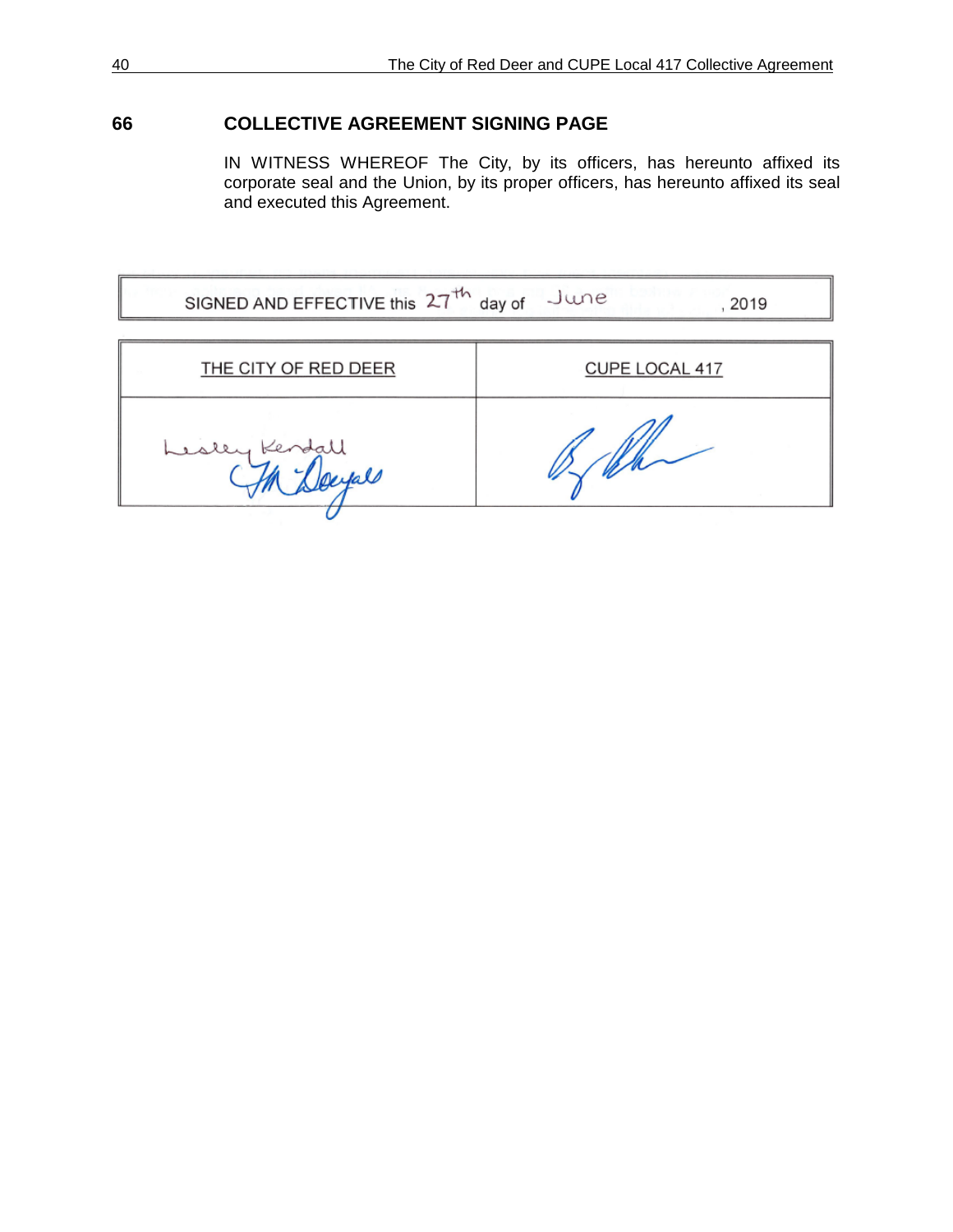## 66 COLLECTIVE AGREEMENT SIGNING PAGE

IN WITNESS WHEREOF The City, by its officers, has hereunto affixed its corporate seal and the Union, by its proper officers, has hereunto affixed its seal and executed this Agreement.

SIGNED AND EFFECTIVE this 27th day of June, 2019

| THE CITY OF RED DEER | CUPE LOCAL 417 |
| --- | --- |
| Lesley Kendall<br>[signature] | [signature] |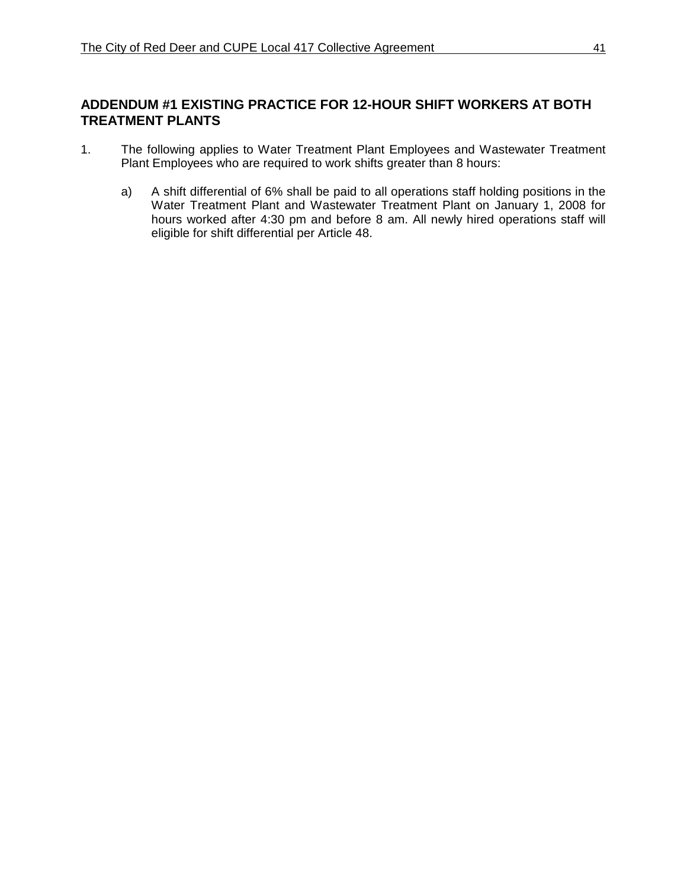## ADDENDUM #1 EXISTING PRACTICE FOR 12-HOUR SHIFT WORKERS AT BOTH TREATMENT PLANTS

1. The following applies to Water Treatment Plant Employees and Wastewater Treatment Plant Employees who are required to work shifts greater than 8 hours:

   a) A shift differential of 6% shall be paid to all operations staff holding positions in the Water Treatment Plant and Wastewater Treatment Plant on January 1, 2008 for hours worked after 4:30 pm and before 8 am. All newly hired operations staff will eligible for shift differential per Article 48.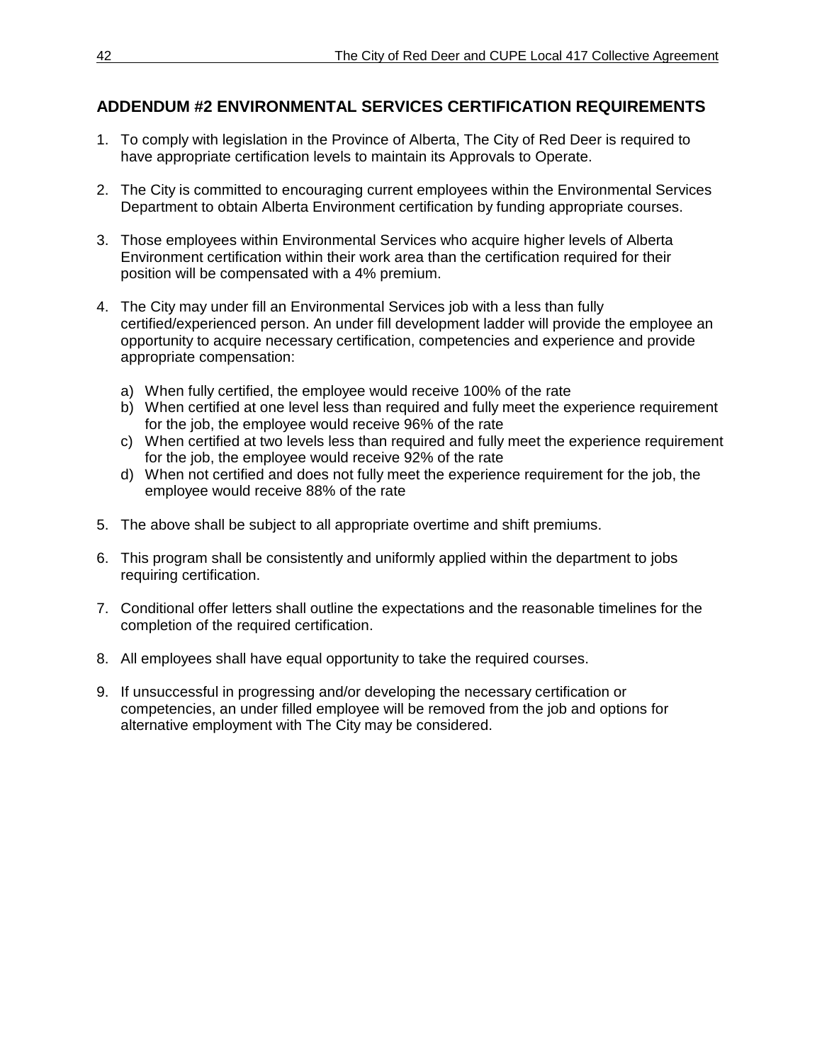## ADDENDUM #2 ENVIRONMENTAL SERVICES CERTIFICATION REQUIREMENTS

1. To comply with legislation in the Province of Alberta, The City of Red Deer is required to have appropriate certification levels to maintain its Approvals to Operate.

2. The City is committed to encouraging current employees within the Environmental Services Department to obtain Alberta Environment certification by funding appropriate courses.

3. Those employees within Environmental Services who acquire higher levels of Alberta Environment certification within their work area than the certification required for their position will be compensated with a 4% premium.

4. The City may under fill an Environmental Services job with a less than fully certified/experienced person. An under fill development ladder will provide the employee an opportunity to acquire necessary certification, competencies and experience and provide appropriate compensation:

   a) When fully certified, the employee would receive 100% of the rate
   b) When certified at one level less than required and fully meet the experience requirement for the job, the employee would receive 96% of the rate
   c) When certified at two levels less than required and fully meet the experience requirement for the job, the employee would receive 92% of the rate
   d) When not certified and does not fully meet the experience requirement for the job, the employee would receive 88% of the rate

5. The above shall be subject to all appropriate overtime and shift premiums.

6. This program shall be consistently and uniformly applied within the department to jobs requiring certification.

7. Conditional offer letters shall outline the expectations and the reasonable timelines for the completion of the required certification.

8. All employees shall have equal opportunity to take the required courses.

9. If unsuccessful in progressing and/or developing the necessary certification or competencies, an under filled employee will be removed from the job and options for alternative employment with The City may be considered.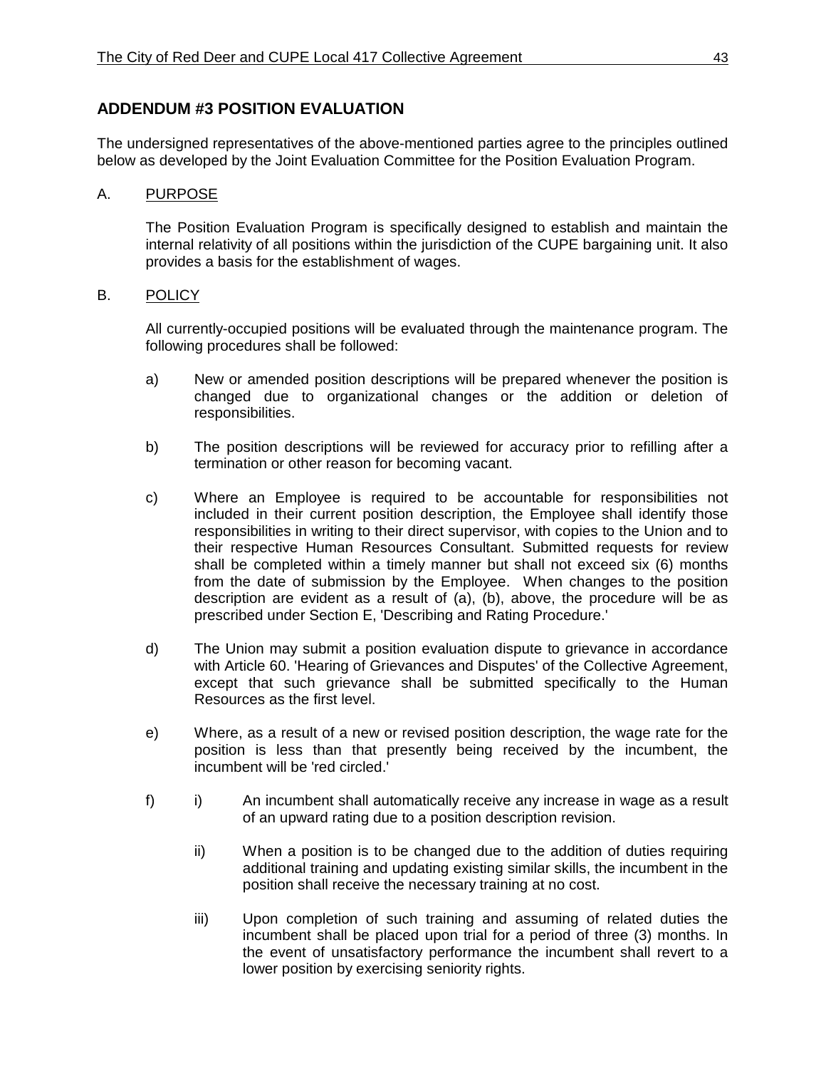## ADDENDUM #3 POSITION EVALUATION

The undersigned representatives of the above-mentioned parties agree to the principles outlined below as developed by the Joint Evaluation Committee for the Position Evaluation Program.

A. PURPOSE

The Position Evaluation Program is specifically designed to establish and maintain the internal relativity of all positions within the jurisdiction of the CUPE bargaining unit. It also provides a basis for the establishment of wages.

B. POLICY

All currently-occupied positions will be evaluated through the maintenance program. The following procedures shall be followed:

a) New or amended position descriptions will be prepared whenever the position is changed due to organizational changes or the addition or deletion of responsibilities.

b) The position descriptions will be reviewed for accuracy prior to refilling after a termination or other reason for becoming vacant.

c) Where an Employee is required to be accountable for responsibilities not included in their current position description, the Employee shall identify those responsibilities in writing to their direct supervisor, with copies to the Union and to their respective Human Resources Consultant. Submitted requests for review shall be completed within a timely manner but shall not exceed six (6) months from the date of submission by the Employee. When changes to the position description are evident as a result of (a), (b), above, the procedure will be as prescribed under Section E, 'Describing and Rating Procedure.'

d) The Union may submit a position evaluation dispute to grievance in accordance with Article 60. 'Hearing of Grievances and Disputes' of the Collective Agreement, except that such grievance shall be submitted specifically to the Human Resources as the first level.

e) Where, as a result of a new or revised position description, the wage rate for the position is less than that presently being received by the incumbent, the incumbent will be 'red circled.'

f) i) An incumbent shall automatically receive any increase in wage as a result of an upward rating due to a position description revision.

ii) When a position is to be changed due to the addition of duties requiring additional training and updating existing similar skills, the incumbent in the position shall receive the necessary training at no cost.

iii) Upon completion of such training and assuming of related duties the incumbent shall be placed upon trial for a period of three (3) months. In the event of unsatisfactory performance the incumbent shall revert to a lower position by exercising seniority rights.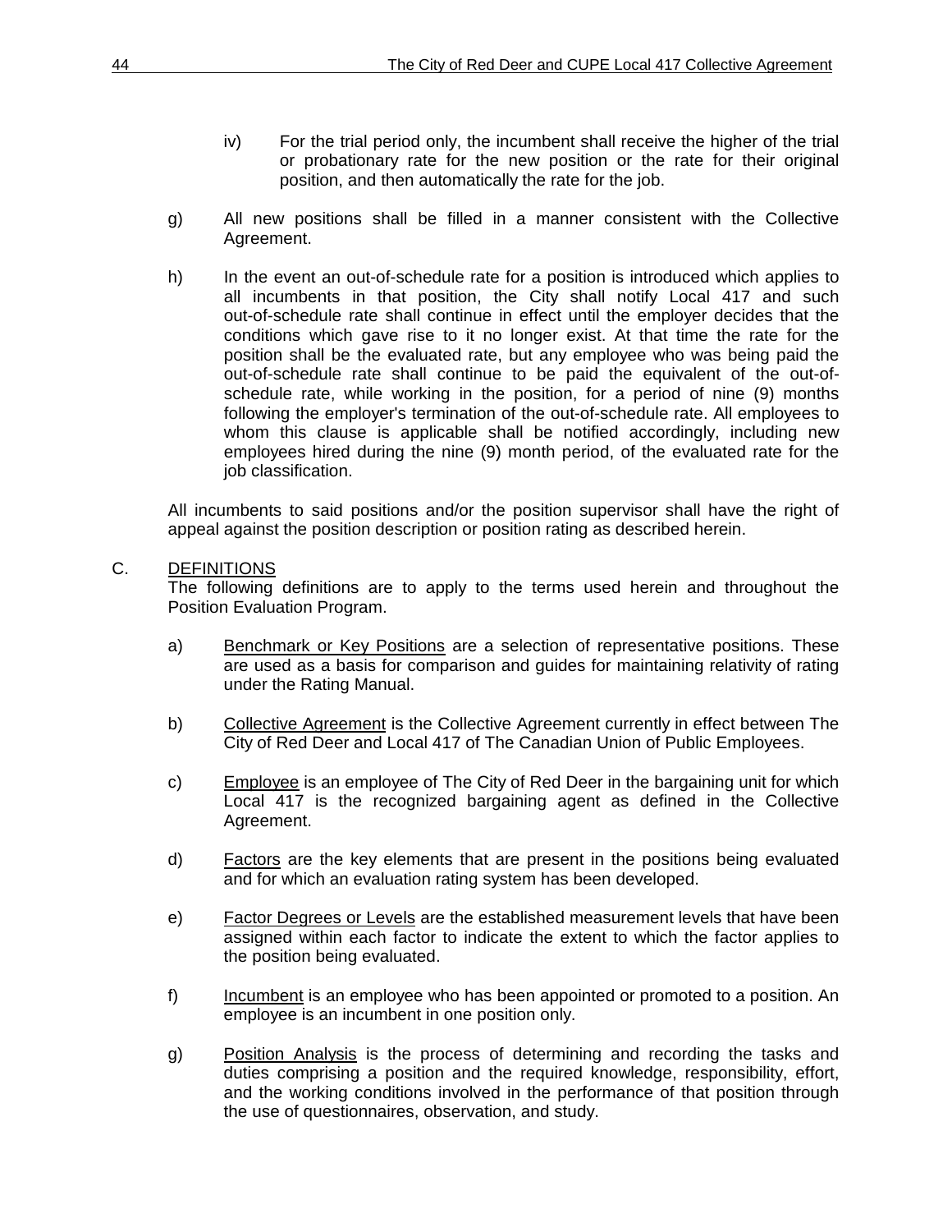iv) For the trial period only, the incumbent shall receive the higher of the trial or probationary rate for the new position or the rate for their original position, and then automatically the rate for the job.

g) All new positions shall be filled in a manner consistent with the Collective Agreement.

h) In the event an out-of-schedule rate for a position is introduced which applies to all incumbents in that position, the City shall notify Local 417 and such out-of-schedule rate shall continue in effect until the employer decides that the conditions which gave rise to it no longer exist. At that time the rate for the position shall be the evaluated rate, but any employee who was being paid the out-of-schedule rate shall continue to be paid the equivalent of the out-of-schedule rate, while working in the position, for a period of nine (9) months following the employer's termination of the out-of-schedule rate. All employees to whom this clause is applicable shall be notified accordingly, including new employees hired during the nine (9) month period, of the evaluated rate for the job classification.

All incumbents to said positions and/or the position supervisor shall have the right of appeal against the position description or position rating as described herein.

C. <u>DEFINITIONS</u>

The following definitions are to apply to the terms used herein and throughout the Position Evaluation Program.

a) <u>Benchmark or Key Positions</u> are a selection of representative positions. These are used as a basis for comparison and guides for maintaining relativity of rating under the Rating Manual.

b) <u>Collective Agreement</u> is the Collective Agreement currently in effect between The City of Red Deer and Local 417 of The Canadian Union of Public Employees.

c) <u>Employee</u> is an employee of The City of Red Deer in the bargaining unit for which Local 417 is the recognized bargaining agent as defined in the Collective Agreement.

d) <u>Factors</u> are the key elements that are present in the positions being evaluated and for which an evaluation rating system has been developed.

e) <u>Factor Degrees or Levels</u> are the established measurement levels that have been assigned within each factor to indicate the extent to which the factor applies to the position being evaluated.

f) <u>Incumbent</u> is an employee who has been appointed or promoted to a position. An employee is an incumbent in one position only.

g) <u>Position Analysis</u> is the process of determining and recording the tasks and duties comprising a position and the required knowledge, responsibility, effort, and the working conditions involved in the performance of that position through the use of questionnaires, observation, and study.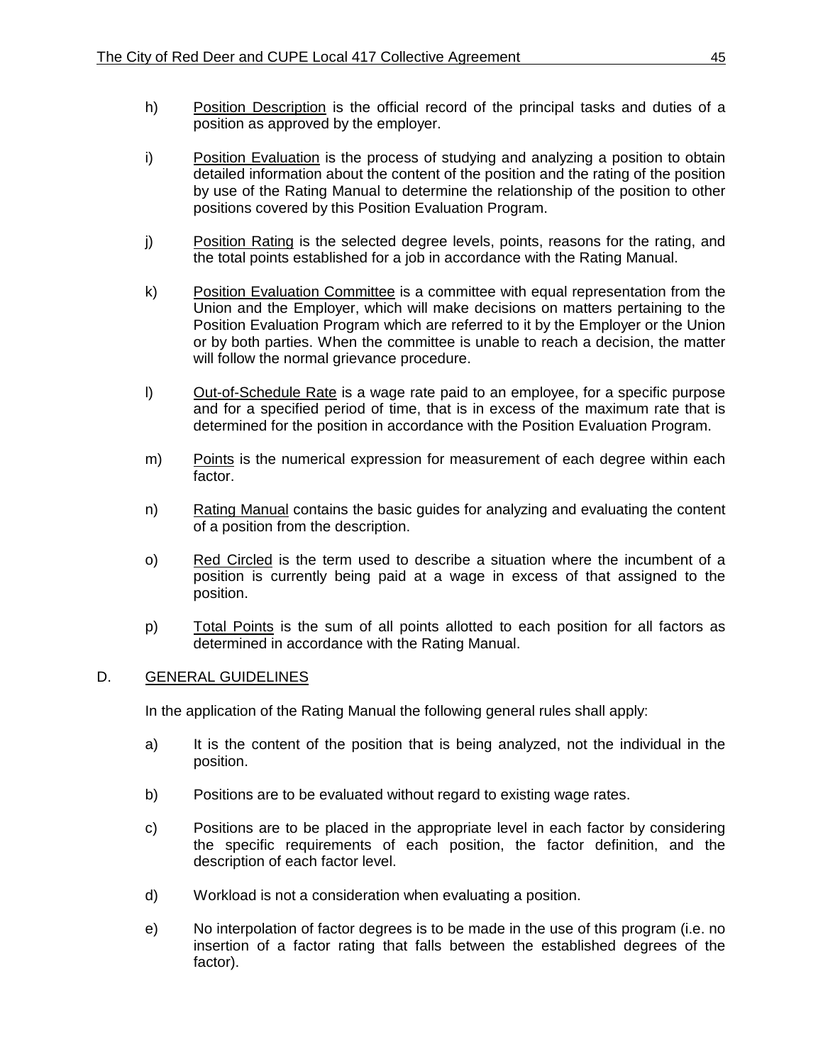h) Position Description is the official record of the principal tasks and duties of a position as approved by the employer.

i) Position Evaluation is the process of studying and analyzing a position to obtain detailed information about the content of the position and the rating of the position by use of the Rating Manual to determine the relationship of the position to other positions covered by this Position Evaluation Program.

j) Position Rating is the selected degree levels, points, reasons for the rating, and the total points established for a job in accordance with the Rating Manual.

k) Position Evaluation Committee is a committee with equal representation from the Union and the Employer, which will make decisions on matters pertaining to the Position Evaluation Program which are referred to it by the Employer or the Union or by both parties. When the committee is unable to reach a decision, the matter will follow the normal grievance procedure.

l) Out-of-Schedule Rate is a wage rate paid to an employee, for a specific purpose and for a specified period of time, that is in excess of the maximum rate that is determined for the position in accordance with the Position Evaluation Program.

m) Points is the numerical expression for measurement of each degree within each factor.

n) Rating Manual contains the basic guides for analyzing and evaluating the content of a position from the description.

o) Red Circled is the term used to describe a situation where the incumbent of a position is currently being paid at a wage in excess of that assigned to the position.

p) Total Points is the sum of all points allotted to each position for all factors as determined in accordance with the Rating Manual.

## D. GENERAL GUIDELINES

In the application of the Rating Manual the following general rules shall apply:

a) It is the content of the position that is being analyzed, not the individual in the position.

b) Positions are to be evaluated without regard to existing wage rates.

c) Positions are to be placed in the appropriate level in each factor by considering the specific requirements of each position, the factor definition, and the description of each factor level.

d) Workload is not a consideration when evaluating a position.

e) No interpolation of factor degrees is to be made in the use of this program (i.e. no insertion of a factor rating that falls between the established degrees of the factor).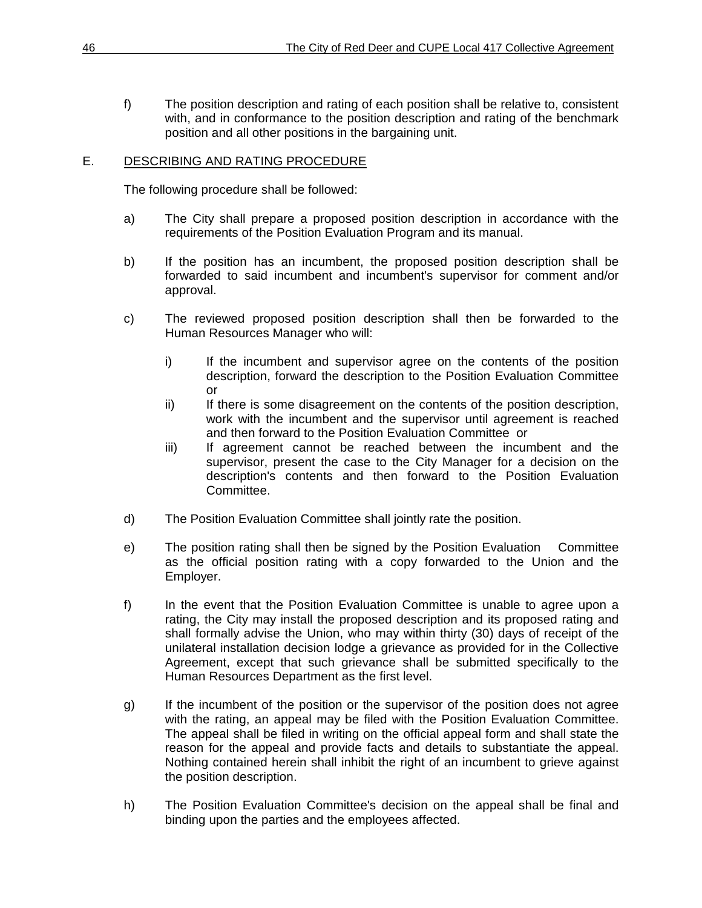f) The position description and rating of each position shall be relative to, consistent with, and in conformance to the position description and rating of the benchmark position and all other positions in the bargaining unit.

E. DESCRIBING AND RATING PROCEDURE

The following procedure shall be followed:

a) The City shall prepare a proposed position description in accordance with the requirements of the Position Evaluation Program and its manual.

b) If the position has an incumbent, the proposed position description shall be forwarded to said incumbent and incumbent's supervisor for comment and/or approval.

c) The reviewed proposed position description shall then be forwarded to the Human Resources Manager who will:

   i) If the incumbent and supervisor agree on the contents of the position description, forward the description to the Position Evaluation Committee or
   
   ii) If there is some disagreement on the contents of the position description, work with the incumbent and the supervisor until agreement is reached and then forward to the Position Evaluation Committee or
   
   iii) If agreement cannot be reached between the incumbent and the supervisor, present the case to the City Manager for a decision on the description's contents and then forward to the Position Evaluation Committee.

d) The Position Evaluation Committee shall jointly rate the position.

e) The position rating shall then be signed by the Position Evaluation Committee as the official position rating with a copy forwarded to the Union and the Employer.

f) In the event that the Position Evaluation Committee is unable to agree upon a rating, the City may install the proposed description and its proposed rating and shall formally advise the Union, who may within thirty (30) days of receipt of the unilateral installation decision lodge a grievance as provided for in the Collective Agreement, except that such grievance shall be submitted specifically to the Human Resources Department as the first level.

g) If the incumbent of the position or the supervisor of the position does not agree with the rating, an appeal may be filed with the Position Evaluation Committee. The appeal shall be filed in writing on the official appeal form and shall state the reason for the appeal and provide facts and details to substantiate the appeal. Nothing contained herein shall inhibit the right of an incumbent to grieve against the position description.

h) The Position Evaluation Committee's decision on the appeal shall be final and binding upon the parties and the employees affected.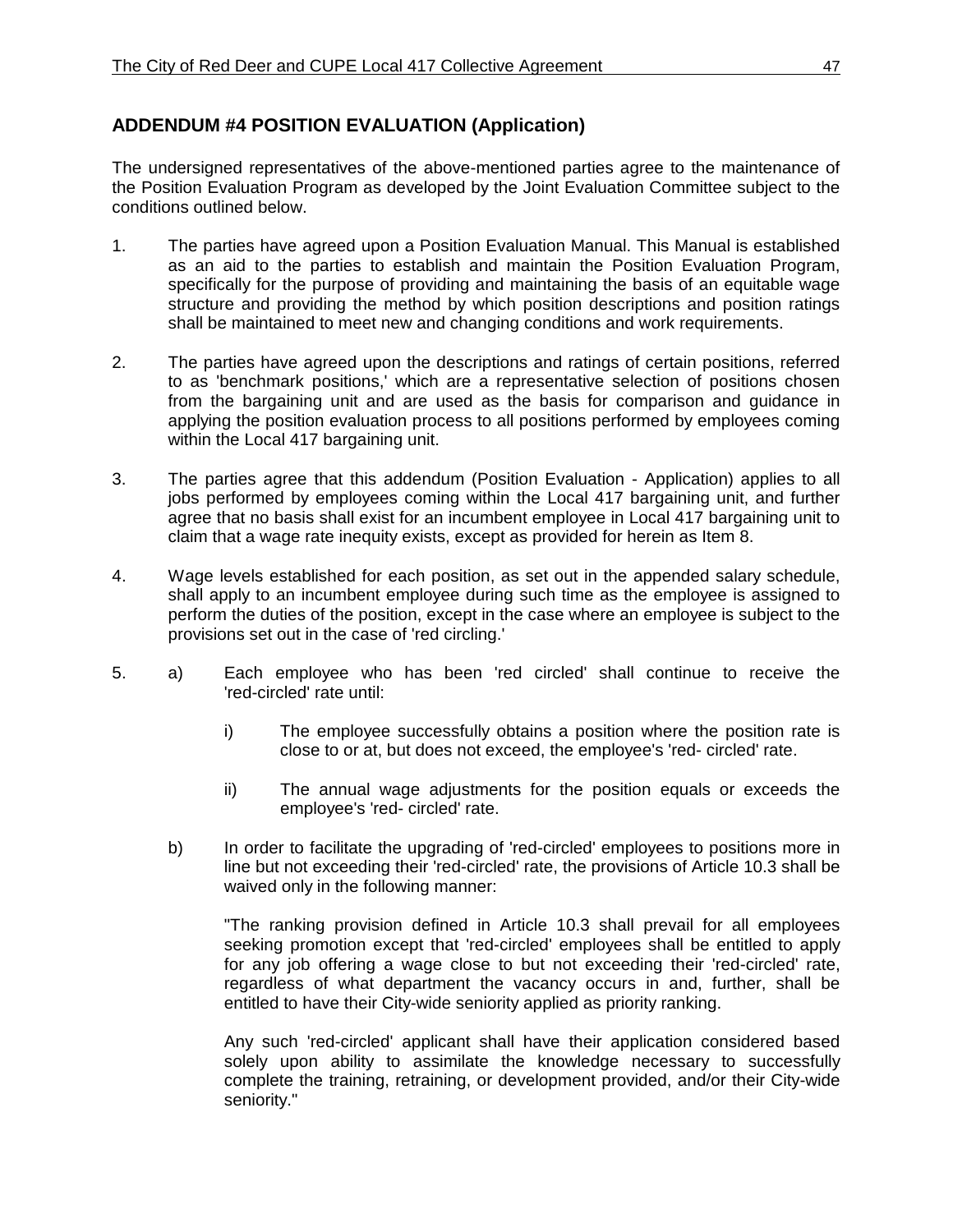## ADDENDUM #4 POSITION EVALUATION (Application)

The undersigned representatives of the above-mentioned parties agree to the maintenance of the Position Evaluation Program as developed by the Joint Evaluation Committee subject to the conditions outlined below.

1. The parties have agreed upon a Position Evaluation Manual. This Manual is established as an aid to the parties to establish and maintain the Position Evaluation Program, specifically for the purpose of providing and maintaining the basis of an equitable wage structure and providing the method by which position descriptions and position ratings shall be maintained to meet new and changing conditions and work requirements.

2. The parties have agreed upon the descriptions and ratings of certain positions, referred to as 'benchmark positions,' which are a representative selection of positions chosen from the bargaining unit and are used as the basis for comparison and guidance in applying the position evaluation process to all positions performed by employees coming within the Local 417 bargaining unit.

3. The parties agree that this addendum (Position Evaluation - Application) applies to all jobs performed by employees coming within the Local 417 bargaining unit, and further agree that no basis shall exist for an incumbent employee in Local 417 bargaining unit to claim that a wage rate inequity exists, except as provided for herein as Item 8.

4. Wage levels established for each position, as set out in the appended salary schedule, shall apply to an incumbent employee during such time as the employee is assigned to perform the duties of the position, except in the case where an employee is subject to the provisions set out in the case of 'red circling.'

5. a) Each employee who has been 'red circled' shall continue to receive the 'red-circled' rate until:

   i) The employee successfully obtains a position where the position rate is close to or at, but does not exceed, the employee's 'red- circled' rate.

   ii) The annual wage adjustments for the position equals or exceeds the employee's 'red- circled' rate.

   b) In order to facilitate the upgrading of 'red-circled' employees to positions more in line but not exceeding their 'red-circled' rate, the provisions of Article 10.3 shall be waived only in the following manner:

   "The ranking provision defined in Article 10.3 shall prevail for all employees seeking promotion except that 'red-circled' employees shall be entitled to apply for any job offering a wage close to but not exceeding their 'red-circled' rate, regardless of what department the vacancy occurs in and, further, shall be entitled to have their City-wide seniority applied as priority ranking.

   Any such 'red-circled' applicant shall have their application considered based solely upon ability to assimilate the knowledge necessary to successfully complete the training, retraining, or development provided, and/or their City-wide seniority."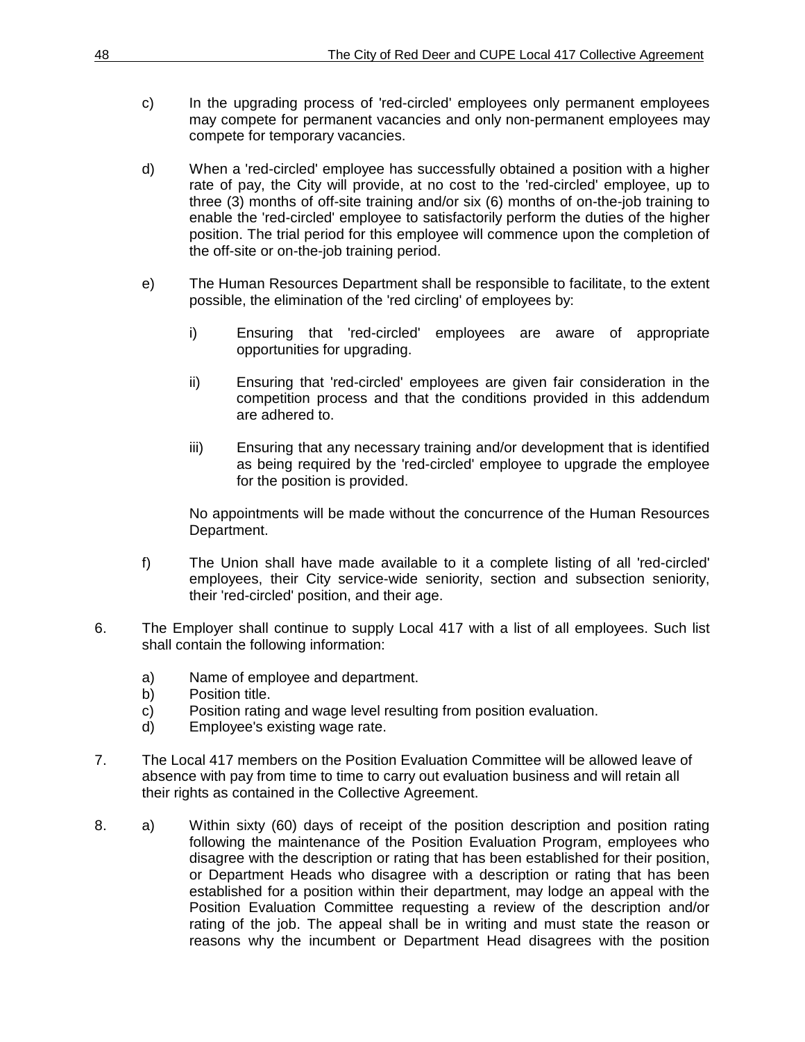c) In the upgrading process of 'red-circled' employees only permanent employees may compete for permanent vacancies and only non-permanent employees may compete for temporary vacancies.

d) When a 'red-circled' employee has successfully obtained a position with a higher rate of pay, the City will provide, at no cost to the 'red-circled' employee, up to three (3) months of off-site training and/or six (6) months of on-the-job training to enable the 'red-circled' employee to satisfactorily perform the duties of the higher position. The trial period for this employee will commence upon the completion of the off-site or on-the-job training period.

e) The Human Resources Department shall be responsible to facilitate, to the extent possible, the elimination of the 'red circling' of employees by:

   i) Ensuring that 'red-circled' employees are aware of appropriate opportunities for upgrading.

   ii) Ensuring that 'red-circled' employees are given fair consideration in the competition process and that the conditions provided in this addendum are adhered to.

   iii) Ensuring that any necessary training and/or development that is identified as being required by the 'red-circled' employee to upgrade the employee for the position is provided.

   No appointments will be made without the concurrence of the Human Resources Department.

f) The Union shall have made available to it a complete listing of all 'red-circled' employees, their City service-wide seniority, section and subsection seniority, their 'red-circled' position, and their age.

6. The Employer shall continue to supply Local 417 with a list of all employees. Such list shall contain the following information:

   a) Name of employee and department.
   b) Position title.
   c) Position rating and wage level resulting from position evaluation.
   d) Employee's existing wage rate.

7. The Local 417 members on the Position Evaluation Committee will be allowed leave of absence with pay from time to time to carry out evaluation business and will retain all their rights as contained in the Collective Agreement.

8. a) Within sixty (60) days of receipt of the position description and position rating following the maintenance of the Position Evaluation Program, employees who disagree with the description or rating that has been established for their position, or Department Heads who disagree with a description or rating that has been established for a position within their department, may lodge an appeal with the Position Evaluation Committee requesting a review of the description and/or rating of the job. The appeal shall be in writing and must state the reason or reasons why the incumbent or Department Head disagrees with the position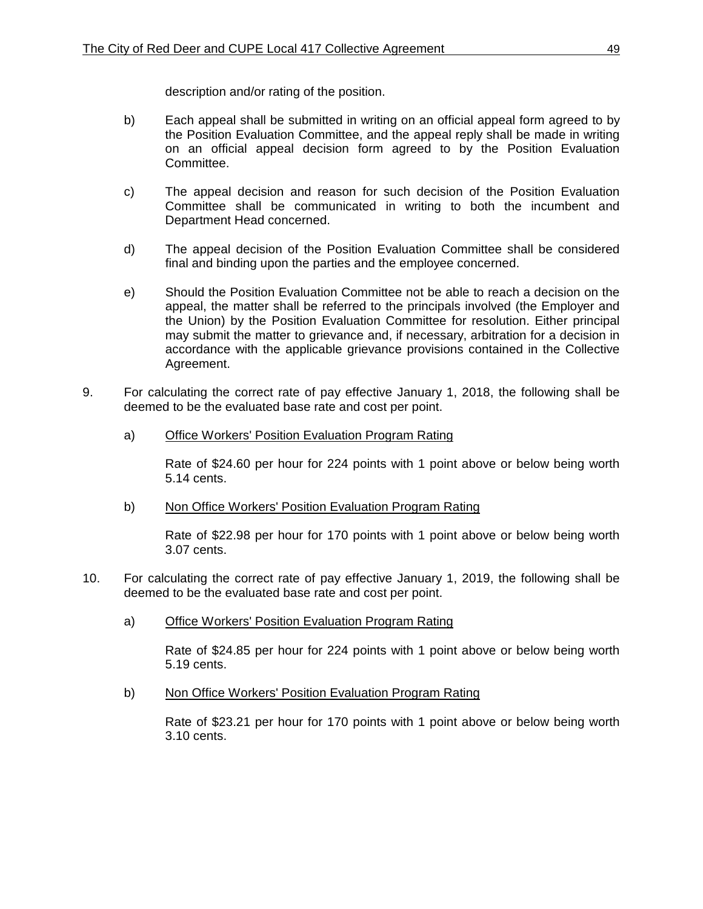description and/or rating of the position.

b) Each appeal shall be submitted in writing on an official appeal form agreed to by the Position Evaluation Committee, and the appeal reply shall be made in writing on an official appeal decision form agreed to by the Position Evaluation Committee.

c) The appeal decision and reason for such decision of the Position Evaluation Committee shall be communicated in writing to both the incumbent and Department Head concerned.

d) The appeal decision of the Position Evaluation Committee shall be considered final and binding upon the parties and the employee concerned.

e) Should the Position Evaluation Committee not be able to reach a decision on the appeal, the matter shall be referred to the principals involved (the Employer and the Union) by the Position Evaluation Committee for resolution. Either principal may submit the matter to grievance and, if necessary, arbitration for a decision in accordance with the applicable grievance provisions contained in the Collective Agreement.

9. For calculating the correct rate of pay effective January 1, 2018, the following shall be deemed to be the evaluated base rate and cost per point.

   a) <u>Office Workers' Position Evaluation Program Rating</u>

      Rate of $24.60 per hour for 224 points with 1 point above or below being worth 5.14 cents.

   b) <u>Non Office Workers' Position Evaluation Program Rating</u>

      Rate of $22.98 per hour for 170 points with 1 point above or below being worth 3.07 cents.

10. For calculating the correct rate of pay effective January 1, 2019, the following shall be deemed to be the evaluated base rate and cost per point.

   a) <u>Office Workers' Position Evaluation Program Rating</u>

      Rate of $24.85 per hour for 224 points with 1 point above or below being worth 5.19 cents.

   b) <u>Non Office Workers' Position Evaluation Program Rating</u>

      Rate of $23.21 per hour for 170 points with 1 point above or below being worth 3.10 cents.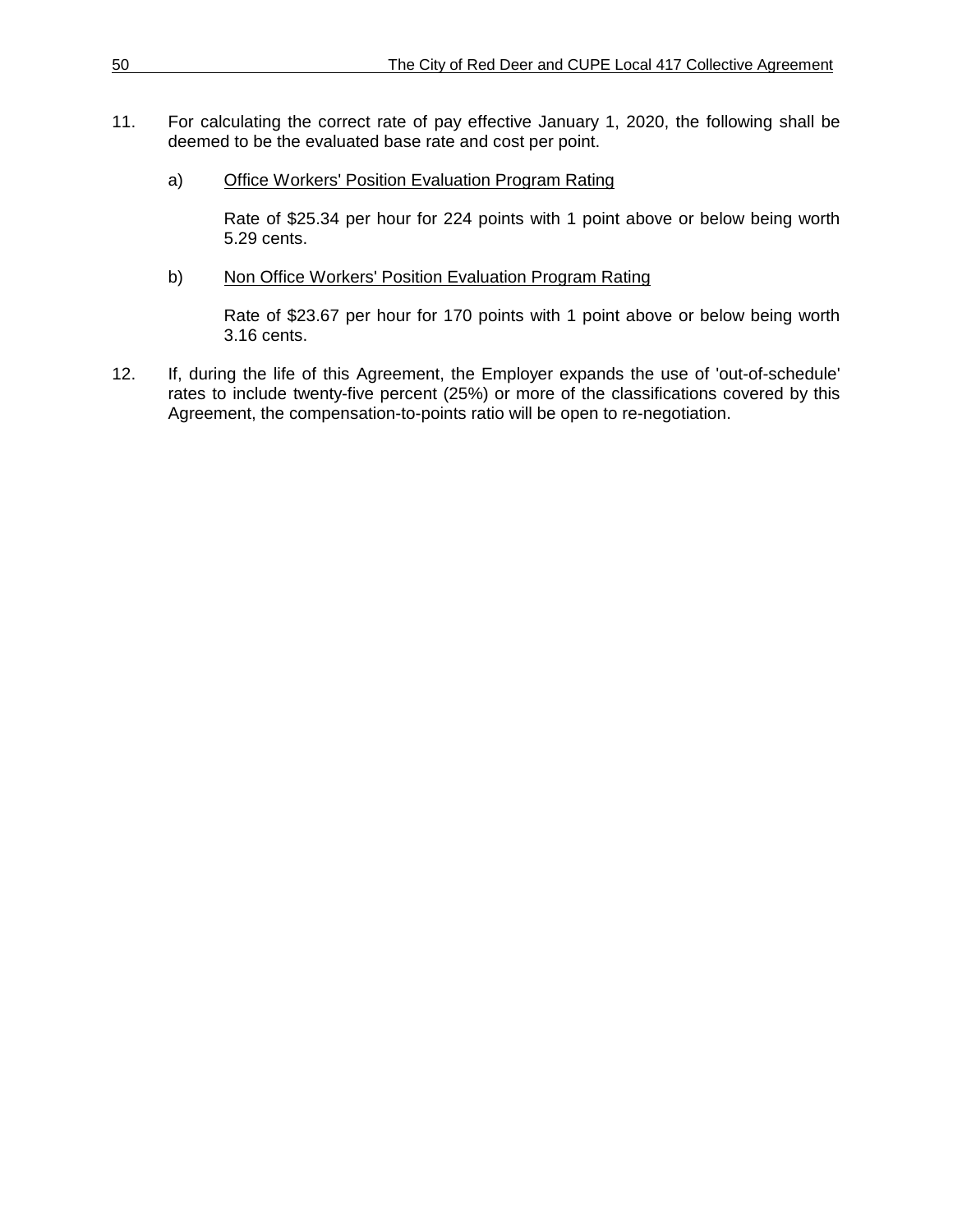11. For calculating the correct rate of pay effective January 1, 2020, the following shall be deemed to be the evaluated base rate and cost per point.

    a) <u>Office Workers' Position Evaluation Program Rating</u>

       Rate of $25.34 per hour for 224 points with 1 point above or below being worth 5.29 cents.

    b) <u>Non Office Workers' Position Evaluation Program Rating</u>

       Rate of $23.67 per hour for 170 points with 1 point above or below being worth 3.16 cents.

12. If, during the life of this Agreement, the Employer expands the use of 'out-of-schedule' rates to include twenty-five percent (25%) or more of the classifications covered by this Agreement, the compensation-to-points ratio will be open to re-negotiation.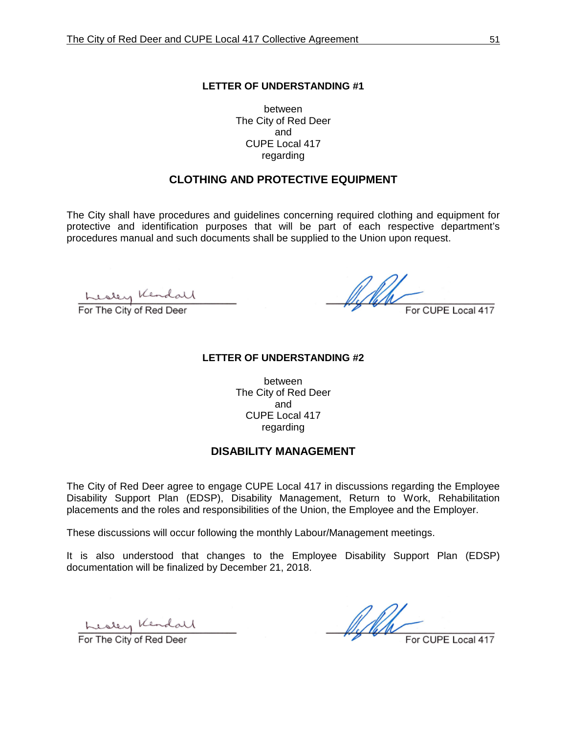## LETTER OF UNDERSTANDING #1

between
The City of Red Deer
and
CUPE Local 417
regarding

### CLOTHING AND PROTECTIVE EQUIPMENT

The City shall have procedures and guidelines concerning required clothing and equipment for protective and identification purposes that will be part of each respective department's procedures manual and such documents shall be supplied to the Union upon request.

Lesley Kendall
For The City of Red Deer

For CUPE Local 417

## LETTER OF UNDERSTANDING #2

between
The City of Red Deer
and
CUPE Local 417
regarding

### DISABILITY MANAGEMENT

The City of Red Deer agree to engage CUPE Local 417 in discussions regarding the Employee Disability Support Plan (EDSP), Disability Management, Return to Work, Rehabilitation placements and the roles and responsibilities of the Union, the Employee and the Employer.

These discussions will occur following the monthly Labour/Management meetings.

It is also understood that changes to the Employee Disability Support Plan (EDSP) documentation will be finalized by December 21, 2018.

Lesley Kendall
For The City of Red Deer

For CUPE Local 417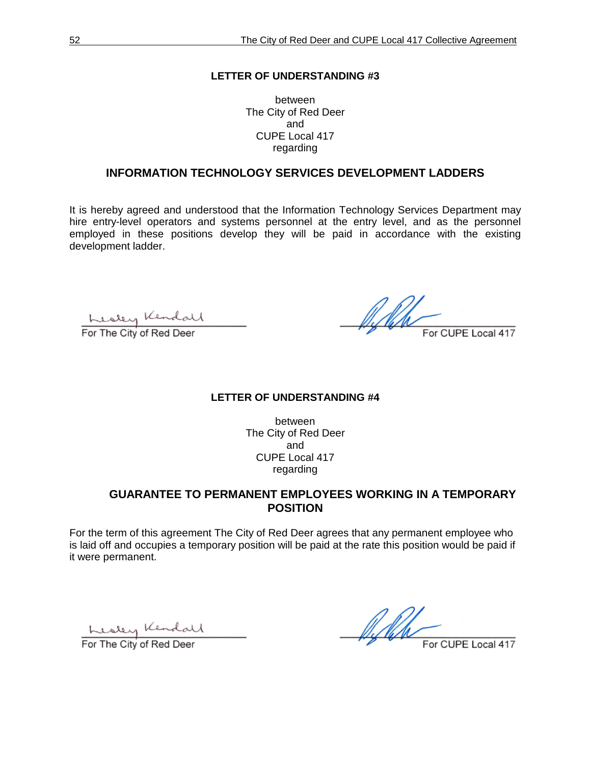## LETTER OF UNDERSTANDING #3

between
The City of Red Deer
and
CUPE Local 417
regarding

### INFORMATION TECHNOLOGY SERVICES DEVELOPMENT LADDERS

It is hereby agreed and understood that the Information Technology Services Department may hire entry-level operators and systems personnel at the entry level, and as the personnel employed in these positions develop they will be paid in accordance with the existing development ladder.

For The City of Red Deer

For CUPE Local 417

## LETTER OF UNDERSTANDING #4

between
The City of Red Deer
and
CUPE Local 417
regarding

### GUARANTEE TO PERMANENT EMPLOYEES WORKING IN A TEMPORARY POSITION

For the term of this agreement The City of Red Deer agrees that any permanent employee who is laid off and occupies a temporary position will be paid at the rate this position would be paid if it were permanent.

For The City of Red Deer

For CUPE Local 417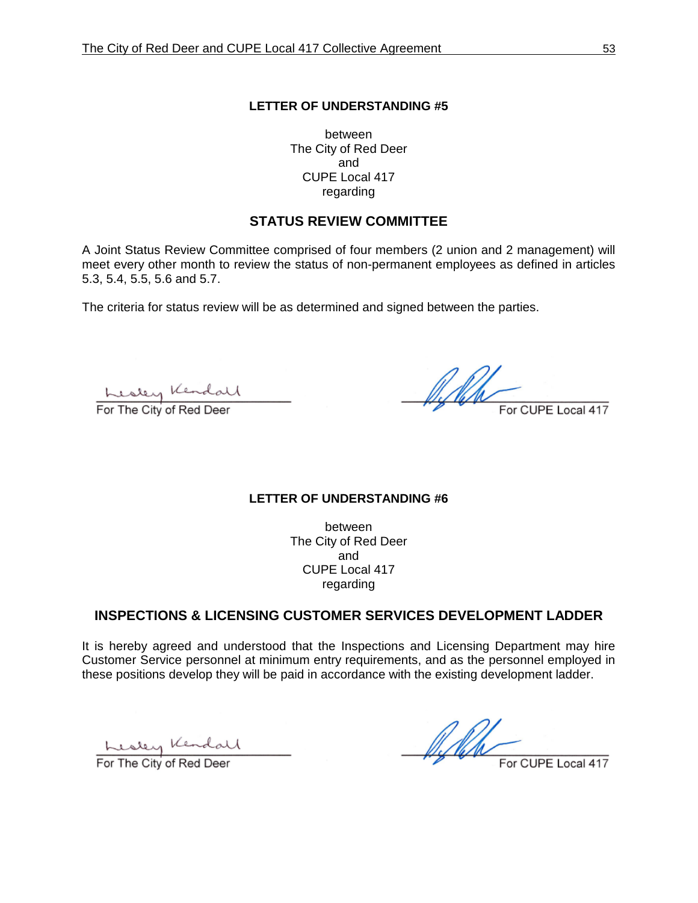**LETTER OF UNDERSTANDING #5**

between
The City of Red Deer
and
CUPE Local 417
regarding

## STATUS REVIEW COMMITTEE

A Joint Status Review Committee comprised of four members (2 union and 2 management) will meet every other month to review the status of non-permanent employees as defined in articles 5.3, 5.4, 5.5, 5.6 and 5.7.

The criteria for status review will be as determined and signed between the parties.

Lesley Kendall
For The City of Red Deer

For CUPE Local 417

**LETTER OF UNDERSTANDING #6**

between
The City of Red Deer
and
CUPE Local 417
regarding

## INSPECTIONS & LICENSING CUSTOMER SERVICES DEVELOPMENT LADDER

It is hereby agreed and understood that the Inspections and Licensing Department may hire Customer Service personnel at minimum entry requirements, and as the personnel employed in these positions develop they will be paid in accordance with the existing development ladder.

Lesley Kendall
For The City of Red Deer

For CUPE Local 417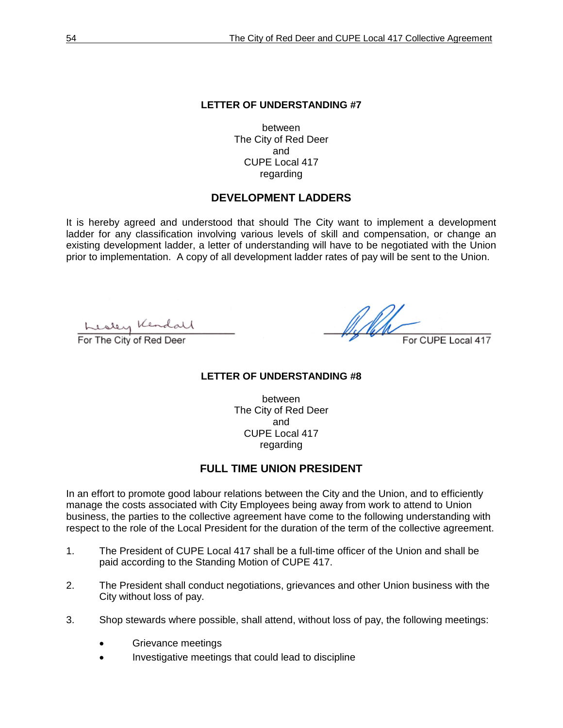**LETTER OF UNDERSTANDING #7**

between
The City of Red Deer
and
CUPE Local 417
regarding

## DEVELOPMENT LADDERS

It is hereby agreed and understood that should The City want to implement a development ladder for any classification involving various levels of skill and compensation, or change an existing development ladder, a letter of understanding will have to be negotiated with the Union prior to implementation. A copy of all development ladder rates of pay will be sent to the Union.

Lesley Kendall
For The City of Red Deer

For CUPE Local 417

**LETTER OF UNDERSTANDING #8**

between
The City of Red Deer
and
CUPE Local 417
regarding

## FULL TIME UNION PRESIDENT

In an effort to promote good labour relations between the City and the Union, and to efficiently manage the costs associated with City Employees being away from work to attend to Union business, the parties to the collective agreement have come to the following understanding with respect to the role of the Local President for the duration of the term of the collective agreement.

1. The President of CUPE Local 417 shall be a full-time officer of the Union and shall be paid according to the Standing Motion of CUPE 417.

2. The President shall conduct negotiations, grievances and other Union business with the City without loss of pay.

3. Shop stewards where possible, shall attend, without loss of pay, the following meetings:

   - Grievance meetings
   - Investigative meetings that could lead to discipline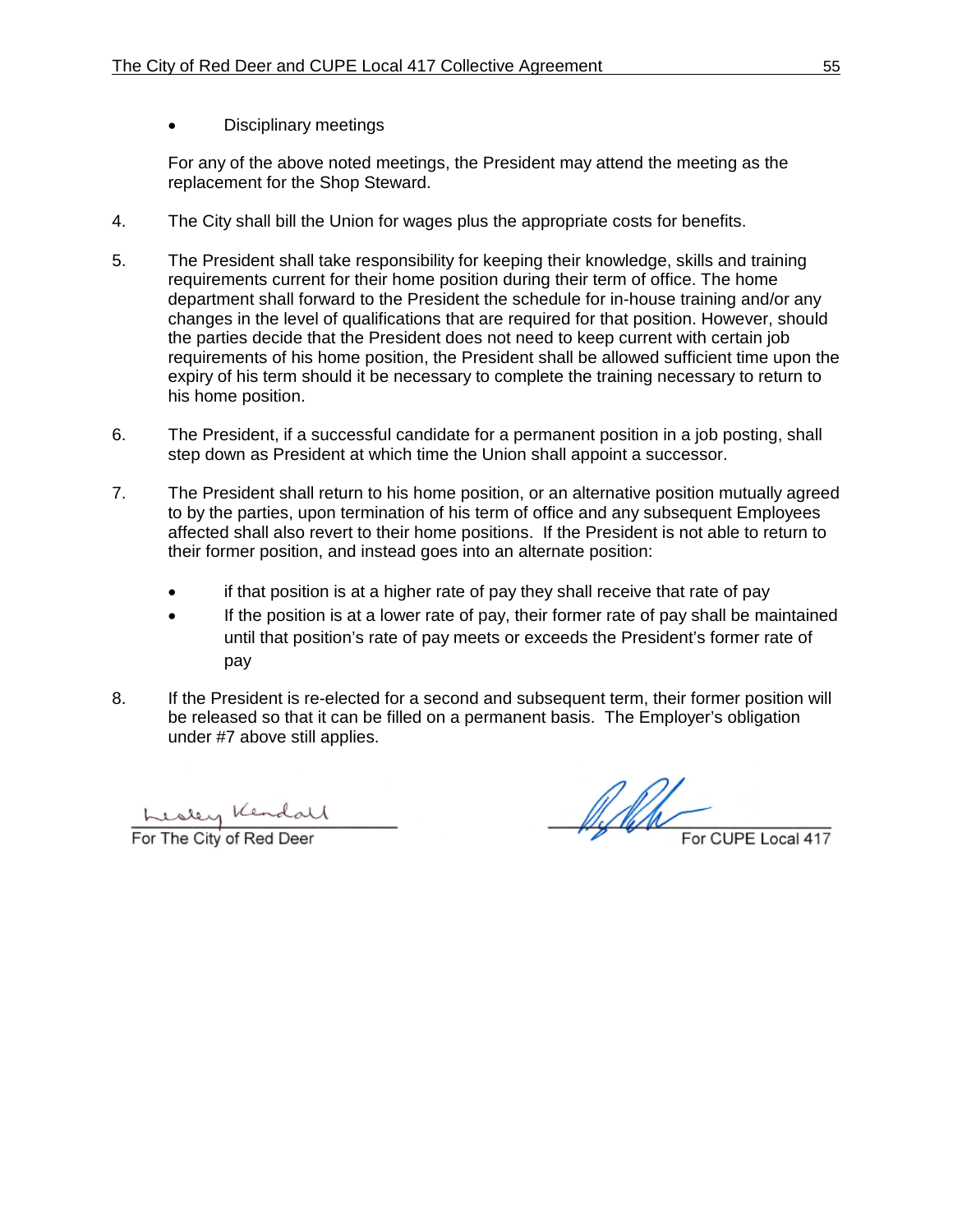- Disciplinary meetings

For any of the above noted meetings, the President may attend the meeting as the replacement for the Shop Steward.

4. The City shall bill the Union for wages plus the appropriate costs for benefits.

5. The President shall take responsibility for keeping their knowledge, skills and training requirements current for their home position during their term of office. The home department shall forward to the President the schedule for in-house training and/or any changes in the level of qualifications that are required for that position. However, should the parties decide that the President does not need to keep current with certain job requirements of his home position, the President shall be allowed sufficient time upon the expiry of his term should it be necessary to complete the training necessary to return to his home position.

6. The President, if a successful candidate for a permanent position in a job posting, shall step down as President at which time the Union shall appoint a successor.

7. The President shall return to his home position, or an alternative position mutually agreed to by the parties, upon termination of his term of office and any subsequent Employees affected shall also revert to their home positions. If the President is not able to return to their former position, and instead goes into an alternate position:

   - if that position is at a higher rate of pay they shall receive that rate of pay
   - If the position is at a lower rate of pay, their former rate of pay shall be maintained until that position's rate of pay meets or exceeds the President's former rate of pay

8. If the President is re-elected for a second and subsequent term, their former position will be released so that it can be filled on a permanent basis. The Employer's obligation under #7 above still applies.

Lesley Kendall
For The City of Red Deer

For CUPE Local 417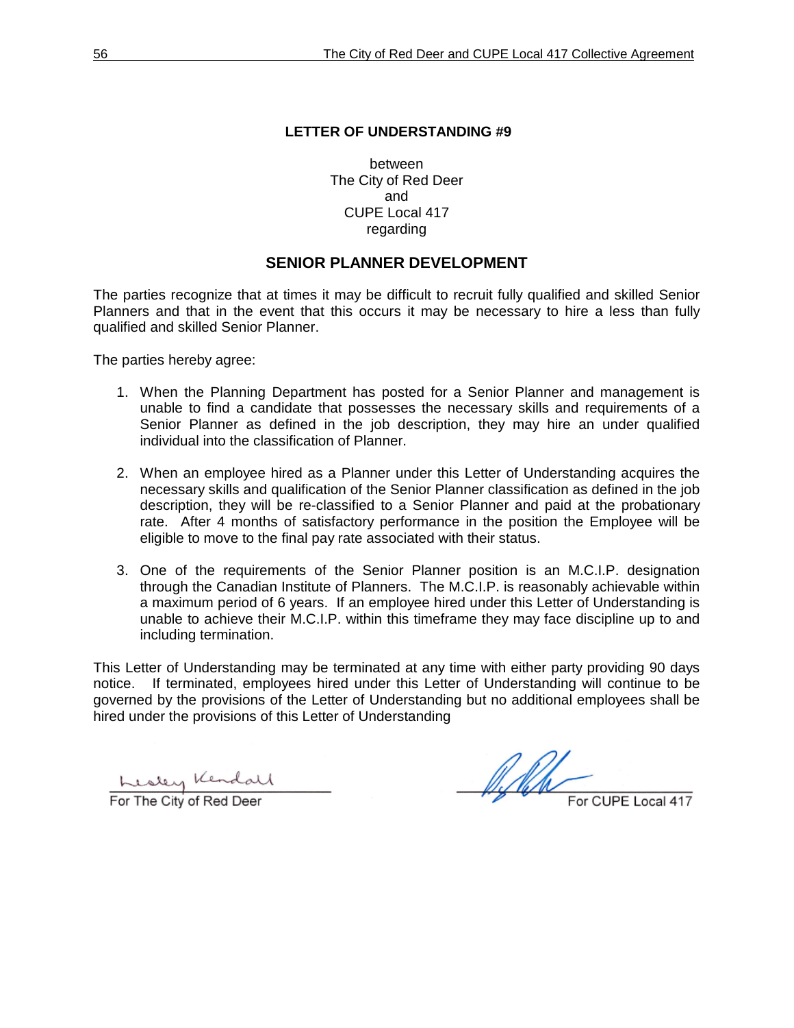**LETTER OF UNDERSTANDING #9**

between
The City of Red Deer
and
CUPE Local 417
regarding

## SENIOR PLANNER DEVELOPMENT

The parties recognize that at times it may be difficult to recruit fully qualified and skilled Senior Planners and that in the event that this occurs it may be necessary to hire a less than fully qualified and skilled Senior Planner.

The parties hereby agree:

1. When the Planning Department has posted for a Senior Planner and management is unable to find a candidate that possesses the necessary skills and requirements of a Senior Planner as defined in the job description, they may hire an under qualified individual into the classification of Planner.

2. When an employee hired as a Planner under this Letter of Understanding acquires the necessary skills and qualification of the Senior Planner classification as defined in the job description, they will be re-classified to a Senior Planner and paid at the probationary rate. After 4 months of satisfactory performance in the position the Employee will be eligible to move to the final pay rate associated with their status.

3. One of the requirements of the Senior Planner position is an M.C.I.P. designation through the Canadian Institute of Planners. The M.C.I.P. is reasonably achievable within a maximum period of 6 years. If an employee hired under this Letter of Understanding is unable to achieve their M.C.I.P. within this timeframe they may face discipline up to and including termination.

This Letter of Understanding may be terminated at any time with either party providing 90 days notice. If terminated, employees hired under this Letter of Understanding will continue to be governed by the provisions of the Letter of Understanding but no additional employees shall be hired under the provisions of this Letter of Understanding

Lesley Kendall
For The City of Red Deer

For CUPE Local 417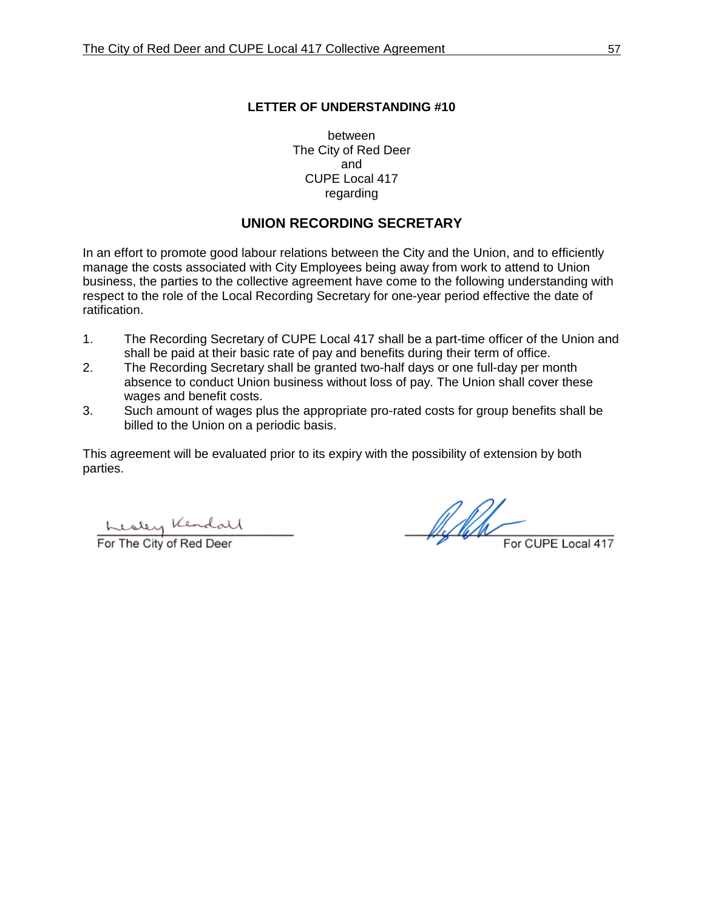## LETTER OF UNDERSTANDING #10

between
The City of Red Deer
and
CUPE Local 417
regarding

## UNION RECORDING SECRETARY

In an effort to promote good labour relations between the City and the Union, and to efficiently manage the costs associated with City Employees being away from work to attend to Union business, the parties to the collective agreement have come to the following understanding with respect to the role of the Local Recording Secretary for one-year period effective the date of ratification.

1. The Recording Secretary of CUPE Local 417 shall be a part-time officer of the Union and shall be paid at their basic rate of pay and benefits during their term of office.
2. The Recording Secretary shall be granted two-half days or one full-day per month absence to conduct Union business without loss of pay. The Union shall cover these wages and benefit costs.
3. Such amount of wages plus the appropriate pro-rated costs for group benefits shall be billed to the Union on a periodic basis.

This agreement will be evaluated prior to its expiry with the possibility of extension by both parties.

Lesley Kendall
For The City of Red Deer

For CUPE Local 417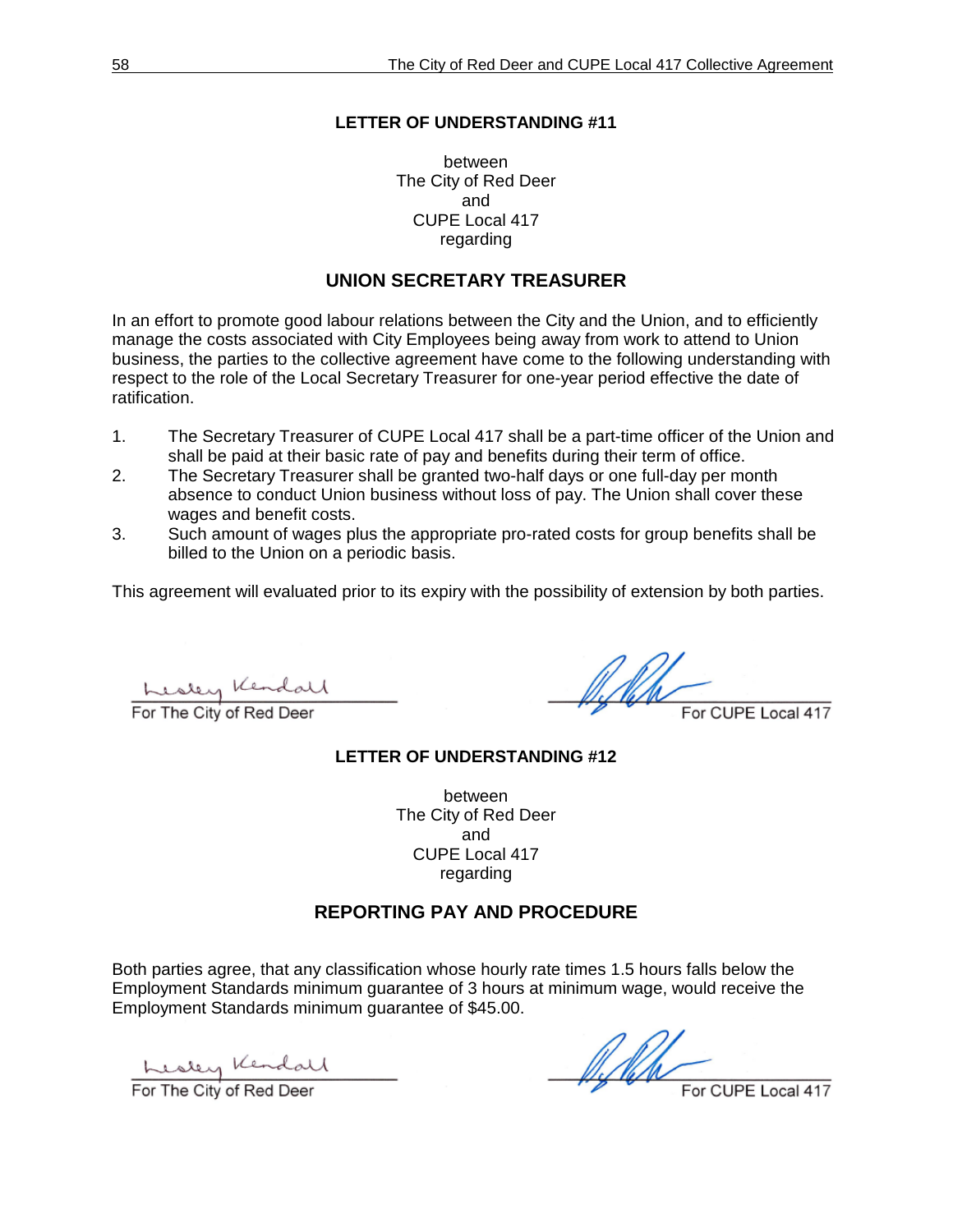## LETTER OF UNDERSTANDING #11

between
The City of Red Deer
and
CUPE Local 417
regarding

### UNION SECRETARY TREASURER

In an effort to promote good labour relations between the City and the Union, and to efficiently manage the costs associated with City Employees being away from work to attend to Union business, the parties to the collective agreement have come to the following understanding with respect to the role of the Local Secretary Treasurer for one-year period effective the date of ratification.

1. The Secretary Treasurer of CUPE Local 417 shall be a part-time officer of the Union and shall be paid at their basic rate of pay and benefits during their term of office.
2. The Secretary Treasurer shall be granted two-half days or one full-day per month absence to conduct Union business without loss of pay. The Union shall cover these wages and benefit costs.
3. Such amount of wages plus the appropriate pro-rated costs for group benefits shall be billed to the Union on a periodic basis.

This agreement will evaluated prior to its expiry with the possibility of extension by both parties.

Lesley Kendall
For The City of Red Deer

For CUPE Local 417

## LETTER OF UNDERSTANDING #12

between
The City of Red Deer
and
CUPE Local 417
regarding

### REPORTING PAY AND PROCEDURE

Both parties agree, that any classification whose hourly rate times 1.5 hours falls below the Employment Standards minimum guarantee of 3 hours at minimum wage, would receive the Employment Standards minimum guarantee of $45.00.

Lesley Kendall
For The City of Red Deer

For CUPE Local 417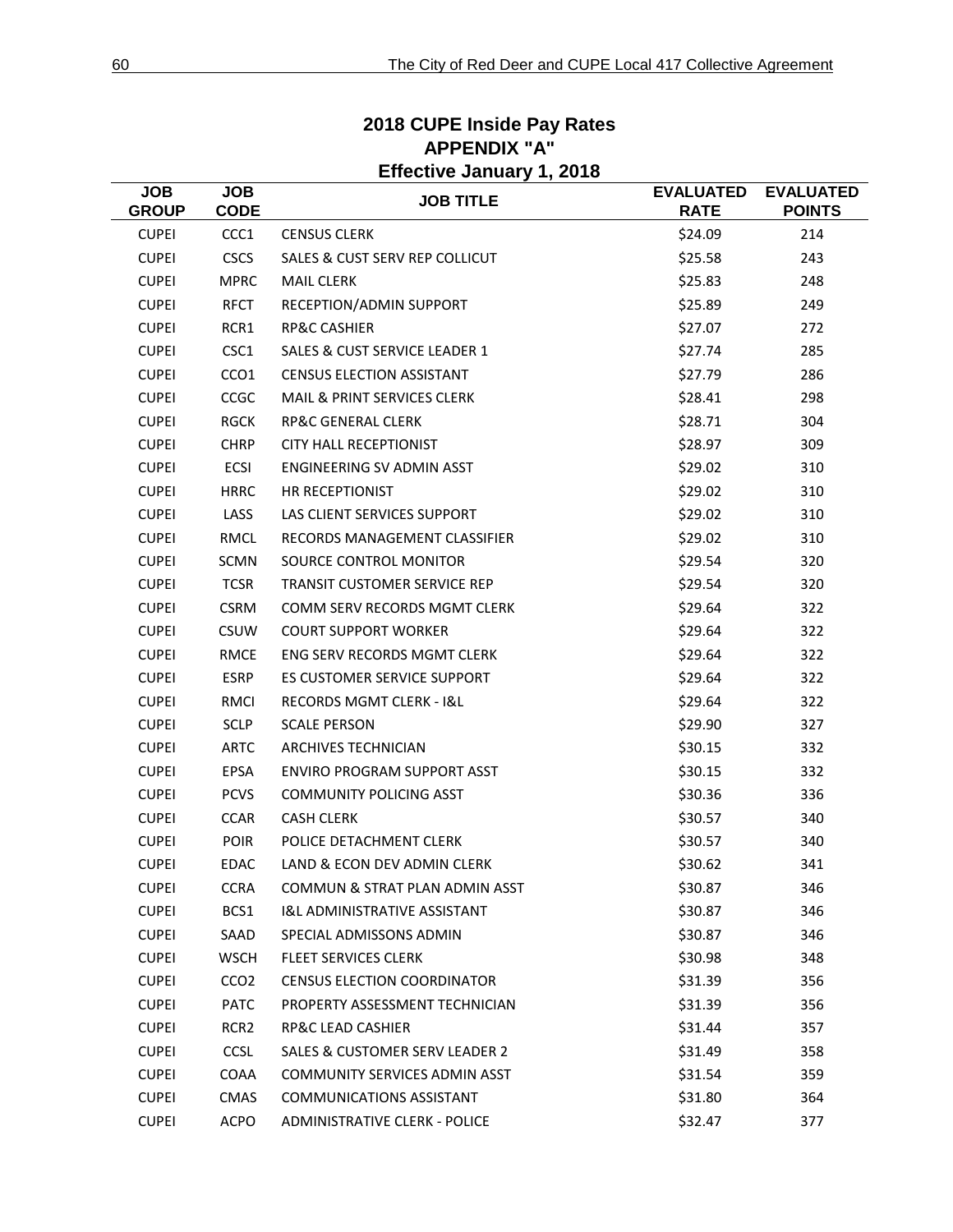## 2018 CUPE Inside Pay Rates
## APPENDIX "A"
## Effective January 1, 2018

| JOB GROUP | JOB CODE | JOB TITLE | EVALUATED RATE | EVALUATED POINTS |
|---|---|---|---|---|
| CUPEI | CCC1 | CENSUS CLERK | $24.09 | 214 |
| CUPEI | CSCS | SALES & CUST SERV REP COLLICUT | $25.58 | 243 |
| CUPEI | MPRC | MAIL CLERK | $25.83 | 248 |
| CUPEI | RFCT | RECEPTION/ADMIN SUPPORT | $25.89 | 249 |
| CUPEI | RCR1 | RP&C CASHIER | $27.07 | 272 |
| CUPEI | CSC1 | SALES & CUST SERVICE LEADER 1 | $27.74 | 285 |
| CUPEI | CCO1 | CENSUS ELECTION ASSISTANT | $27.79 | 286 |
| CUPEI | CCGC | MAIL & PRINT SERVICES CLERK | $28.41 | 298 |
| CUPEI | RGCK | RP&C GENERAL CLERK | $28.71 | 304 |
| CUPEI | CHRP | CITY HALL RECEPTIONIST | $28.97 | 309 |
| CUPEI | ECSI | ENGINEERING SV ADMIN ASST | $29.02 | 310 |
| CUPEI | HRRC | HR RECEPTIONIST | $29.02 | 310 |
| CUPEI | LASS | LAS CLIENT SERVICES SUPPORT | $29.02 | 310 |
| CUPEI | RMCL | RECORDS MANAGEMENT CLASSIFIER | $29.02 | 310 |
| CUPEI | SCMN | SOURCE CONTROL MONITOR | $29.54 | 320 |
| CUPEI | TCSR | TRANSIT CUSTOMER SERVICE REP | $29.54 | 320 |
| CUPEI | CSRM | COMM SERV RECORDS MGMT CLERK | $29.64 | 322 |
| CUPEI | CSUW | COURT SUPPORT WORKER | $29.64 | 322 |
| CUPEI | RMCE | ENG SERV RECORDS MGMT CLERK | $29.64 | 322 |
| CUPEI | ESRP | ES CUSTOMER SERVICE SUPPORT | $29.64 | 322 |
| CUPEI | RMCI | RECORDS MGMT CLERK - I&L | $29.64 | 322 |
| CUPEI | SCLP | SCALE PERSON | $29.90 | 327 |
| CUPEI | ARTC | ARCHIVES TECHNICIAN | $30.15 | 332 |
| CUPEI | EPSA | ENVIRO PROGRAM SUPPORT ASST | $30.15 | 332 |
| CUPEI | PCVS | COMMUNITY POLICING ASST | $30.36 | 336 |
| CUPEI | CCAR | CASH CLERK | $30.57 | 340 |
| CUPEI | POIR | POLICE DETACHMENT CLERK | $30.57 | 340 |
| CUPEI | EDAC | LAND & ECON DEV ADMIN CLERK | $30.62 | 341 |
| CUPEI | CCRA | COMMUN & STRAT PLAN ADMIN ASST | $30.87 | 346 |
| CUPEI | BCS1 | I&L ADMINISTRATIVE ASSISTANT | $30.87 | 346 |
| CUPEI | SAAD | SPECIAL ADMISSONS ADMIN | $30.87 | 346 |
| CUPEI | WSCH | FLEET SERVICES CLERK | $30.98 | 348 |
| CUPEI | CCO2 | CENSUS ELECTION COORDINATOR | $31.39 | 356 |
| CUPEI | PATC | PROPERTY ASSESSMENT TECHNICIAN | $31.39 | 356 |
| CUPEI | RCR2 | RP&C LEAD CASHIER | $31.44 | 357 |
| CUPEI | CCSL | SALES & CUSTOMER SERV LEADER 2 | $31.49 | 358 |
| CUPEI | COAA | COMMUNITY SERVICES ADMIN ASST | $31.54 | 359 |
| CUPEI | CMAS | COMMUNICATIONS ASSISTANT | $31.80 | 364 |
| CUPEI | ACPO | ADMINISTRATIVE CLERK - POLICE | $32.47 | 377 |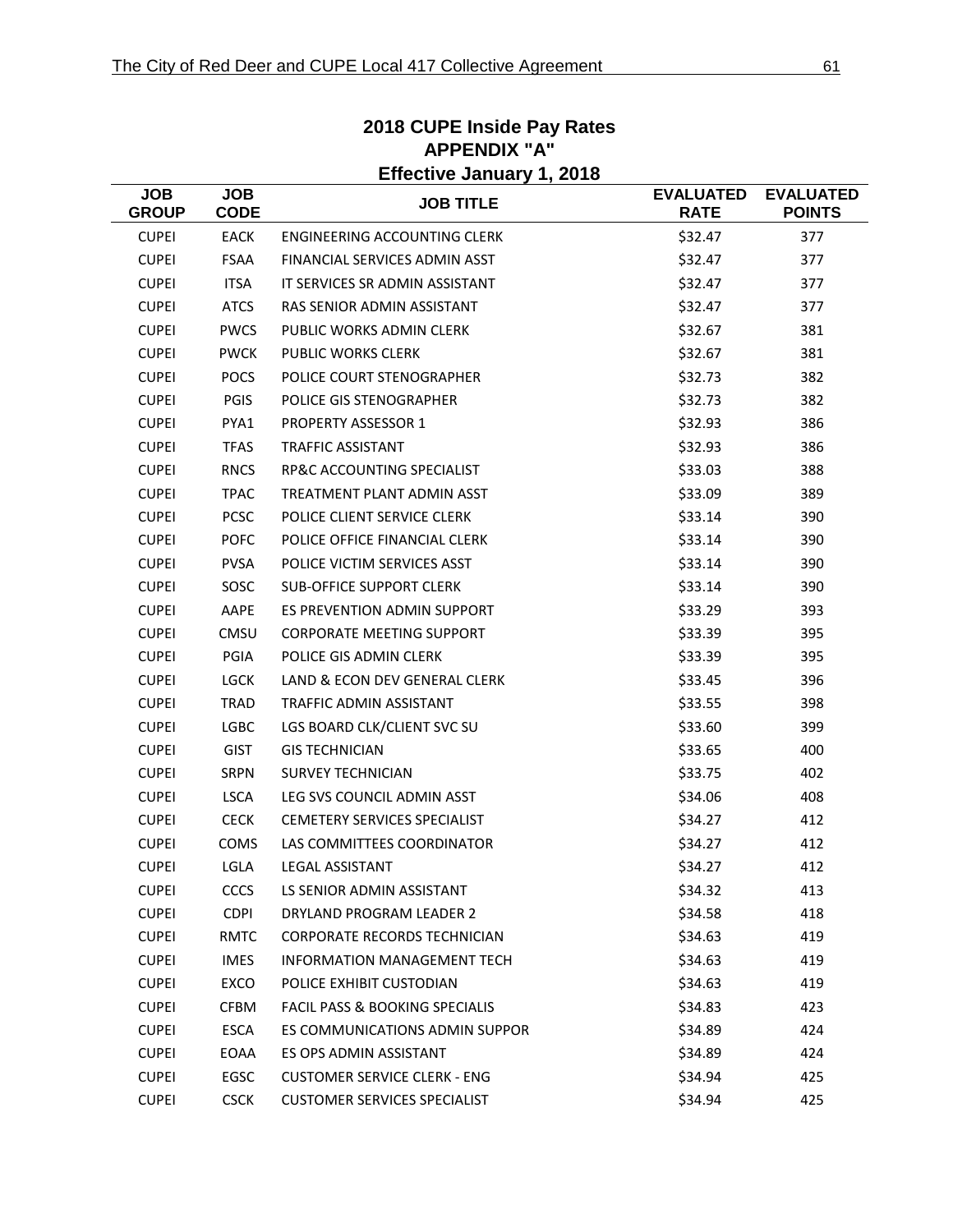## 2018 CUPE Inside Pay Rates
## APPENDIX "A"
## Effective January 1, 2018

| JOB GROUP | JOB CODE | JOB TITLE | EVALUATED RATE | EVALUATED POINTS |
|---|---|---|---|---|
| CUPEI | EACK | ENGINEERING ACCOUNTING CLERK | $32.47 | 377 |
| CUPEI | FSAA | FINANCIAL SERVICES ADMIN ASST | $32.47 | 377 |
| CUPEI | ITSA | IT SERVICES SR ADMIN ASSISTANT | $32.47 | 377 |
| CUPEI | ATCS | RAS SENIOR ADMIN ASSISTANT | $32.47 | 377 |
| CUPEI | PWCS | PUBLIC WORKS ADMIN CLERK | $32.67 | 381 |
| CUPEI | PWCK | PUBLIC WORKS CLERK | $32.67 | 381 |
| CUPEI | POCS | POLICE COURT STENOGRAPHER | $32.73 | 382 |
| CUPEI | PGIS | POLICE GIS STENOGRAPHER | $32.73 | 382 |
| CUPEI | PYA1 | PROPERTY ASSESSOR 1 | $32.93 | 386 |
| CUPEI | TFAS | TRAFFIC ASSISTANT | $32.93 | 386 |
| CUPEI | RNCS | RP&C ACCOUNTING SPECIALIST | $33.03 | 388 |
| CUPEI | TPAC | TREATMENT PLANT ADMIN ASST | $33.09 | 389 |
| CUPEI | PCSC | POLICE CLIENT SERVICE CLERK | $33.14 | 390 |
| CUPEI | POFC | POLICE OFFICE FINANCIAL CLERK | $33.14 | 390 |
| CUPEI | PVSA | POLICE VICTIM SERVICES ASST | $33.14 | 390 |
| CUPEI | SOSC | SUB-OFFICE SUPPORT CLERK | $33.14 | 390 |
| CUPEI | AAPE | ES PREVENTION ADMIN SUPPORT | $33.29 | 393 |
| CUPEI | CMSU | CORPORATE MEETING SUPPORT | $33.39 | 395 |
| CUPEI | PGIA | POLICE GIS ADMIN CLERK | $33.39 | 395 |
| CUPEI | LGCK | LAND & ECON DEV GENERAL CLERK | $33.45 | 396 |
| CUPEI | TRAD | TRAFFIC ADMIN ASSISTANT | $33.55 | 398 |
| CUPEI | LGBC | LGS BOARD CLK/CLIENT SVC SU | $33.60 | 399 |
| CUPEI | GIST | GIS TECHNICIAN | $33.65 | 400 |
| CUPEI | SRPN | SURVEY TECHNICIAN | $33.75 | 402 |
| CUPEI | LSCA | LEG SVS COUNCIL ADMIN ASST | $34.06 | 408 |
| CUPEI | CECK | CEMETERY SERVICES SPECIALIST | $34.27 | 412 |
| CUPEI | COMS | LAS COMMITTEES COORDINATOR | $34.27 | 412 |
| CUPEI | LGLA | LEGAL ASSISTANT | $34.27 | 412 |
| CUPEI | CCCS | LS SENIOR ADMIN ASSISTANT | $34.32 | 413 |
| CUPEI | CDPI | DRYLAND PROGRAM LEADER 2 | $34.58 | 418 |
| CUPEI | RMTC | CORPORATE RECORDS TECHNICIAN | $34.63 | 419 |
| CUPEI | IMES | INFORMATION MANAGEMENT TECH | $34.63 | 419 |
| CUPEI | EXCO | POLICE EXHIBIT CUSTODIAN | $34.63 | 419 |
| CUPEI | CFBM | FACIL PASS & BOOKING SPECIALIS | $34.83 | 423 |
| CUPEI | ESCA | ES COMMUNICATIONS ADMIN SUPPOR | $34.89 | 424 |
| CUPEI | EOAA | ES OPS ADMIN ASSISTANT | $34.89 | 424 |
| CUPEI | EGSC | CUSTOMER SERVICE CLERK - ENG | $34.94 | 425 |
| CUPEI | CSCK | CUSTOMER SERVICES SPECIALIST | $34.94 | 425 |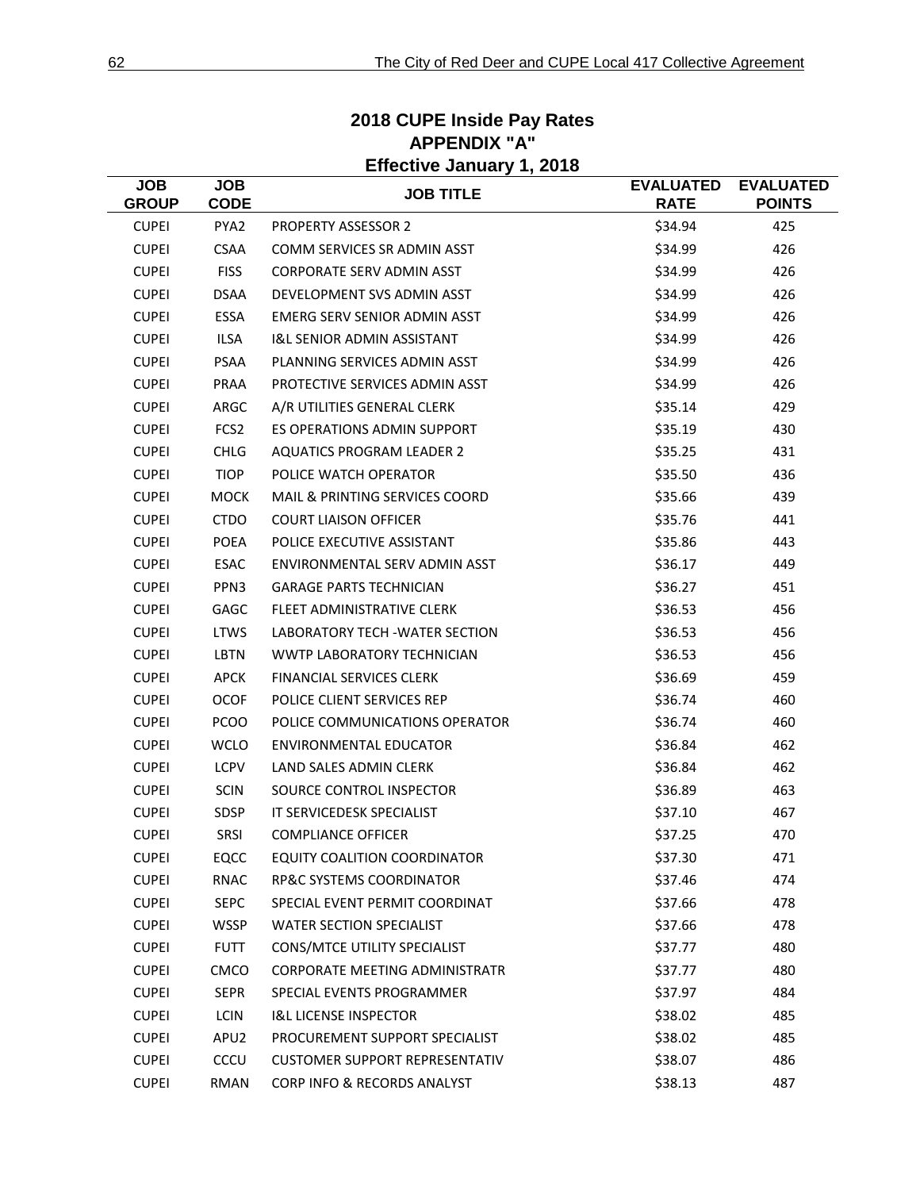# 2018 CUPE Inside Pay Rates
## APPENDIX "A"
### Effective January 1, 2018

| JOB GROUP | JOB CODE | JOB TITLE | EVALUATED RATE | EVALUATED POINTS |
|---|---|---|---|---|
| CUPEI | PYA2 | PROPERTY ASSESSOR 2 | $34.94 | 425 |
| CUPEI | CSAA | COMM SERVICES SR ADMIN ASST | $34.99 | 426 |
| CUPEI | FISS | CORPORATE SERV ADMIN ASST | $34.99 | 426 |
| CUPEI | DSAA | DEVELOPMENT SVS ADMIN ASST | $34.99 | 426 |
| CUPEI | ESSA | EMERG SERV SENIOR ADMIN ASST | $34.99 | 426 |
| CUPEI | ILSA | I&L SENIOR ADMIN ASSISTANT | $34.99 | 426 |
| CUPEI | PSAA | PLANNING SERVICES ADMIN ASST | $34.99 | 426 |
| CUPEI | PRAA | PROTECTIVE SERVICES ADMIN ASST | $34.99 | 426 |
| CUPEI | ARGC | A/R UTILITIES GENERAL CLERK | $35.14 | 429 |
| CUPEI | FCS2 | ES OPERATIONS ADMIN SUPPORT | $35.19 | 430 |
| CUPEI | CHLG | AQUATICS PROGRAM LEADER 2 | $35.25 | 431 |
| CUPEI | TIOP | POLICE WATCH OPERATOR | $35.50 | 436 |
| CUPEI | MOCK | MAIL & PRINTING SERVICES COORD | $35.66 | 439 |
| CUPEI | CTDO | COURT LIAISON OFFICER | $35.76 | 441 |
| CUPEI | POEA | POLICE EXECUTIVE ASSISTANT | $35.86 | 443 |
| CUPEI | ESAC | ENVIRONMENTAL SERV ADMIN ASST | $36.17 | 449 |
| CUPEI | PPN3 | GARAGE PARTS TECHNICIAN | $36.27 | 451 |
| CUPEI | GAGC | FLEET ADMINISTRATIVE CLERK | $36.53 | 456 |
| CUPEI | LTWS | LABORATORY TECH -WATER SECTION | $36.53 | 456 |
| CUPEI | LBTN | WWTP LABORATORY TECHNICIAN | $36.53 | 456 |
| CUPEI | APCK | FINANCIAL SERVICES CLERK | $36.69 | 459 |
| CUPEI | OCOF | POLICE CLIENT SERVICES REP | $36.74 | 460 |
| CUPEI | PCOO | POLICE COMMUNICATIONS OPERATOR | $36.74 | 460 |
| CUPEI | WCLO | ENVIRONMENTAL EDUCATOR | $36.84 | 462 |
| CUPEI | LCPV | LAND SALES ADMIN CLERK | $36.84 | 462 |
| CUPEI | SCIN | SOURCE CONTROL INSPECTOR | $36.89 | 463 |
| CUPEI | SDSP | IT SERVICEDESK SPECIALIST | $37.10 | 467 |
| CUPEI | SRSI | COMPLIANCE OFFICER | $37.25 | 470 |
| CUPEI | EQCC | EQUITY COALITION COORDINATOR | $37.30 | 471 |
| CUPEI | RNAC | RP&C SYSTEMS COORDINATOR | $37.46 | 474 |
| CUPEI | SEPC | SPECIAL EVENT PERMIT COORDINAT | $37.66 | 478 |
| CUPEI | WSSP | WATER SECTION SPECIALIST | $37.66 | 478 |
| CUPEI | FUTT | CONS/MTCE UTILITY SPECIALIST | $37.77 | 480 |
| CUPEI | CMCO | CORPORATE MEETING ADMINISTRATR | $37.77 | 480 |
| CUPEI | SEPR | SPECIAL EVENTS PROGRAMMER | $37.97 | 484 |
| CUPEI | LCIN | I&L LICENSE INSPECTOR | $38.02 | 485 |
| CUPEI | APU2 | PROCUREMENT SUPPORT SPECIALIST | $38.02 | 485 |
| CUPEI | CCCU | CUSTOMER SUPPORT REPRESENTATIV | $38.07 | 486 |
| CUPEI | RMAN | CORP INFO & RECORDS ANALYST | $38.13 | 487 |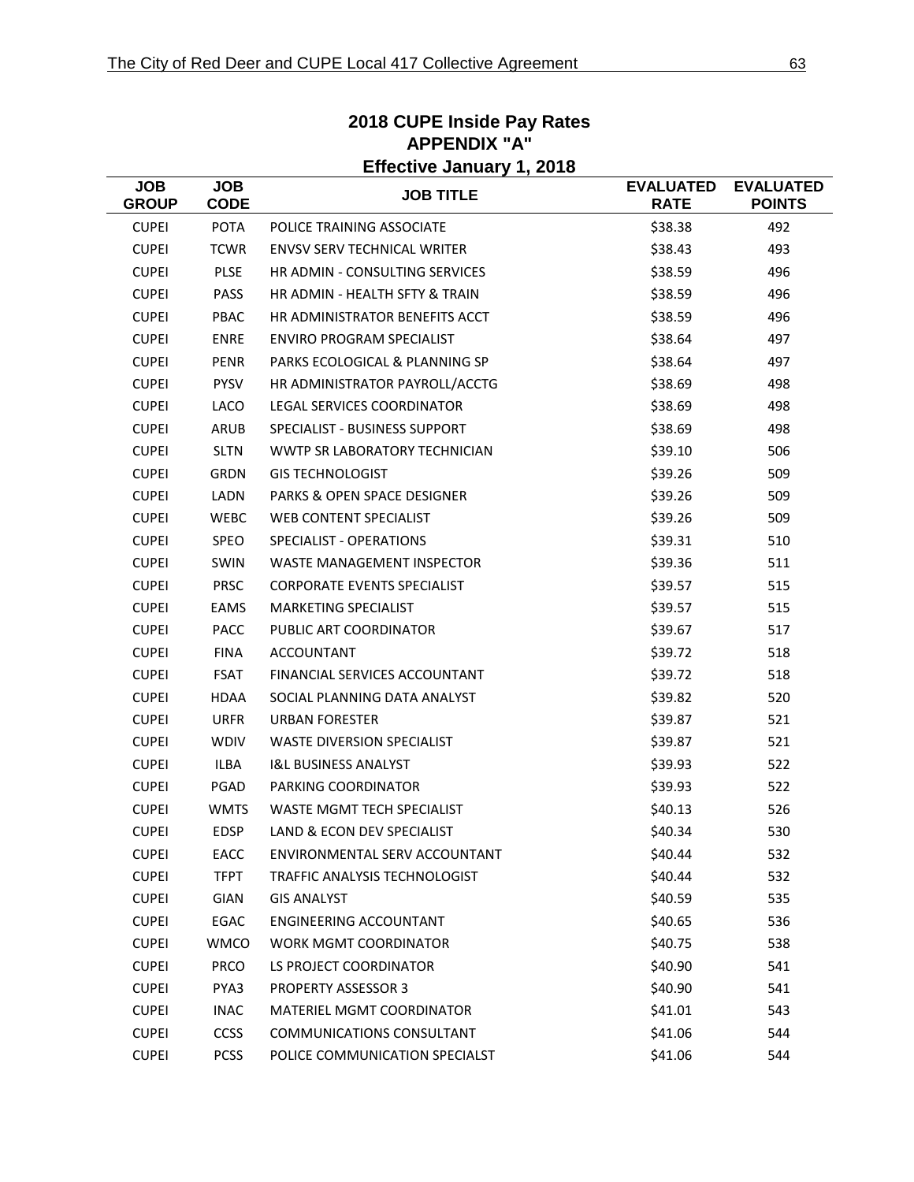## 2018 CUPE Inside Pay Rates
## APPENDIX "A"
## Effective January 1, 2018

| JOB GROUP | JOB CODE | JOB TITLE | EVALUATED RATE | EVALUATED POINTS |
|---|---|---|---|---|
| CUPEI | POTA | POLICE TRAINING ASSOCIATE | $38.38 | 492 |
| CUPEI | TCWR | ENVSV SERV TECHNICAL WRITER | $38.43 | 493 |
| CUPEI | PLSE | HR ADMIN - CONSULTING SERVICES | $38.59 | 496 |
| CUPEI | PASS | HR ADMIN - HEALTH SFTY & TRAIN | $38.59 | 496 |
| CUPEI | PBAC | HR ADMINISTRATOR BENEFITS ACCT | $38.59 | 496 |
| CUPEI | ENRE | ENVIRO PROGRAM SPECIALIST | $38.64 | 497 |
| CUPEI | PENR | PARKS ECOLOGICAL & PLANNING SP | $38.64 | 497 |
| CUPEI | PYSV | HR ADMINISTRATOR PAYROLL/ACCTG | $38.69 | 498 |
| CUPEI | LACO | LEGAL SERVICES COORDINATOR | $38.69 | 498 |
| CUPEI | ARUB | SPECIALIST - BUSINESS SUPPORT | $38.69 | 498 |
| CUPEI | SLTN | WWTP SR LABORATORY TECHNICIAN | $39.10 | 506 |
| CUPEI | GRDN | GIS TECHNOLOGIST | $39.26 | 509 |
| CUPEI | LADN | PARKS & OPEN SPACE DESIGNER | $39.26 | 509 |
| CUPEI | WEBC | WEB CONTENT SPECIALIST | $39.26 | 509 |
| CUPEI | SPEO | SPECIALIST - OPERATIONS | $39.31 | 510 |
| CUPEI | SWIN | WASTE MANAGEMENT INSPECTOR | $39.36 | 511 |
| CUPEI | PRSC | CORPORATE EVENTS SPECIALIST | $39.57 | 515 |
| CUPEI | EAMS | MARKETING SPECIALIST | $39.57 | 515 |
| CUPEI | PACC | PUBLIC ART COORDINATOR | $39.67 | 517 |
| CUPEI | FINA | ACCOUNTANT | $39.72 | 518 |
| CUPEI | FSAT | FINANCIAL SERVICES ACCOUNTANT | $39.72 | 518 |
| CUPEI | HDAA | SOCIAL PLANNING DATA ANALYST | $39.82 | 520 |
| CUPEI | URFR | URBAN FORESTER | $39.87 | 521 |
| CUPEI | WDIV | WASTE DIVERSION SPECIALIST | $39.87 | 521 |
| CUPEI | ILBA | I&L BUSINESS ANALYST | $39.93 | 522 |
| CUPEI | PGAD | PARKING COORDINATOR | $39.93 | 522 |
| CUPEI | WMTS | WASTE MGMT TECH SPECIALIST | $40.13 | 526 |
| CUPEI | EDSP | LAND & ECON DEV SPECIALIST | $40.34 | 530 |
| CUPEI | EACC | ENVIRONMENTAL SERV ACCOUNTANT | $40.44 | 532 |
| CUPEI | TFPT | TRAFFIC ANALYSIS TECHNOLOGIST | $40.44 | 532 |
| CUPEI | GIAN | GIS ANALYST | $40.59 | 535 |
| CUPEI | EGAC | ENGINEERING ACCOUNTANT | $40.65 | 536 |
| CUPEI | WMCO | WORK MGMT COORDINATOR | $40.75 | 538 |
| CUPEI | PRCO | LS PROJECT COORDINATOR | $40.90 | 541 |
| CUPEI | PYA3 | PROPERTY ASSESSOR 3 | $40.90 | 541 |
| CUPEI | INAC | MATERIEL MGMT COORDINATOR | $41.01 | 543 |
| CUPEI | CCSS | COMMUNICATIONS CONSULTANT | $41.06 | 544 |
| CUPEI | PCSS | POLICE COMMUNICATION SPECIALST | $41.06 | 544 |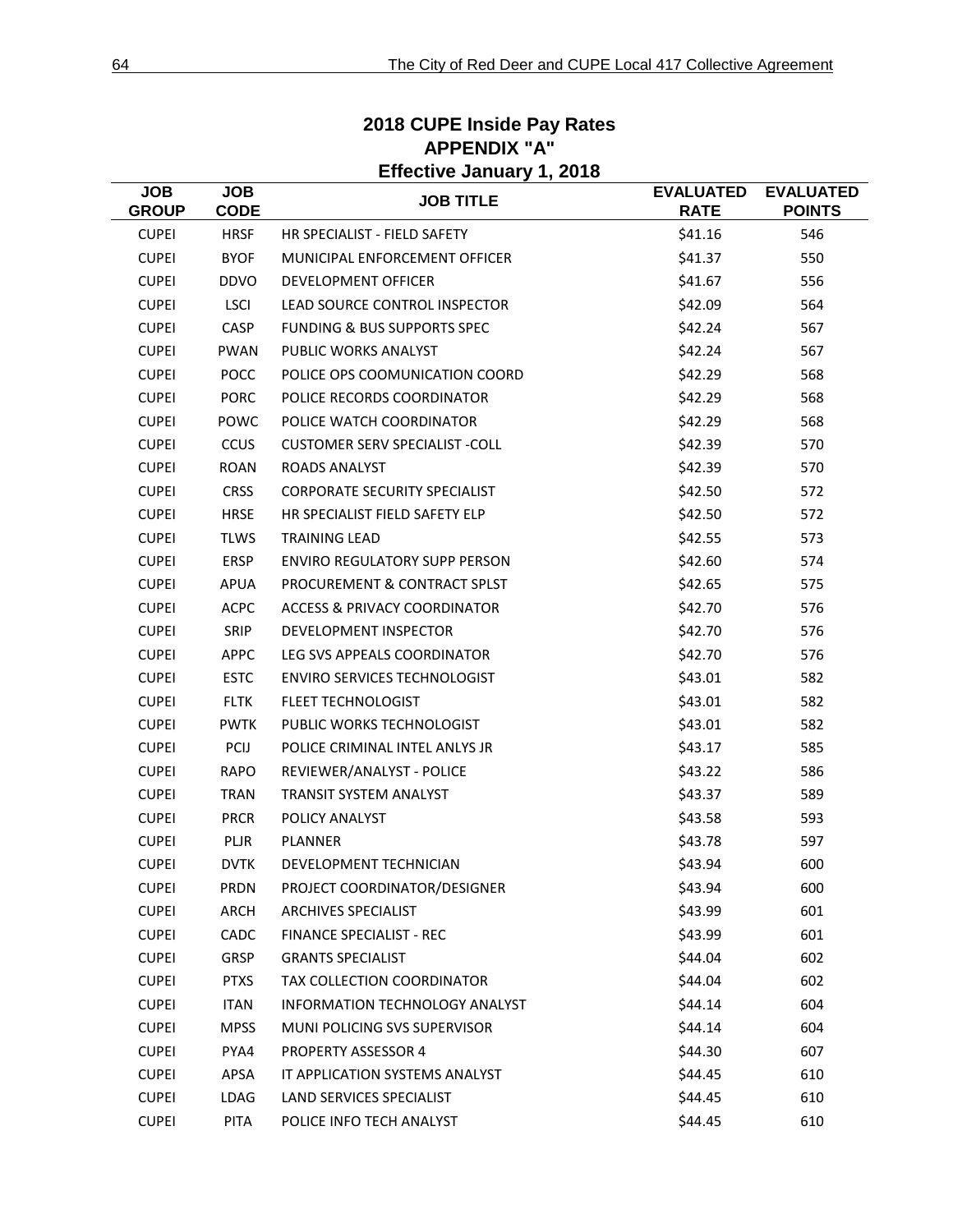## 2018 CUPE Inside Pay Rates
## APPENDIX "A"
## Effective January 1, 2018

| JOB GROUP | JOB CODE | JOB TITLE | EVALUATED RATE | EVALUATED POINTS |
|---|---|---|---|---|
| CUPEI | HRSF | HR SPECIALIST - FIELD SAFETY | $41.16 | 546 |
| CUPEI | BYOF | MUNICIPAL ENFORCEMENT OFFICER | $41.37 | 550 |
| CUPEI | DDVO | DEVELOPMENT OFFICER | $41.67 | 556 |
| CUPEI | LSCI | LEAD SOURCE CONTROL INSPECTOR | $42.09 | 564 |
| CUPEI | CASP | FUNDING & BUS SUPPORTS SPEC | $42.24 | 567 |
| CUPEI | PWAN | PUBLIC WORKS ANALYST | $42.24 | 567 |
| CUPEI | POCC | POLICE OPS COOMUNICATION COORD | $42.29 | 568 |
| CUPEI | PORC | POLICE RECORDS COORDINATOR | $42.29 | 568 |
| CUPEI | POWC | POLICE WATCH COORDINATOR | $42.29 | 568 |
| CUPEI | CCUS | CUSTOMER SERV SPECIALIST -COLL | $42.39 | 570 |
| CUPEI | ROAN | ROADS ANALYST | $42.39 | 570 |
| CUPEI | CRSS | CORPORATE SECURITY SPECIALIST | $42.50 | 572 |
| CUPEI | HRSE | HR SPECIALIST FIELD SAFETY ELP | $42.50 | 572 |
| CUPEI | TLWS | TRAINING LEAD | $42.55 | 573 |
| CUPEI | ERSP | ENVIRO REGULATORY SUPP PERSON | $42.60 | 574 |
| CUPEI | APUA | PROCUREMENT & CONTRACT SPLST | $42.65 | 575 |
| CUPEI | ACPC | ACCESS & PRIVACY COORDINATOR | $42.70 | 576 |
| CUPEI | SRIP | DEVELOPMENT INSPECTOR | $42.70 | 576 |
| CUPEI | APPC | LEG SVS APPEALS COORDINATOR | $42.70 | 576 |
| CUPEI | ESTC | ENVIRO SERVICES TECHNOLOGIST | $43.01 | 582 |
| CUPEI | FLTK | FLEET TECHNOLOGIST | $43.01 | 582 |
| CUPEI | PWTK | PUBLIC WORKS TECHNOLOGIST | $43.01 | 582 |
| CUPEI | PCIJ | POLICE CRIMINAL INTEL ANLYS JR | $43.17 | 585 |
| CUPEI | RAPO | REVIEWER/ANALYST - POLICE | $43.22 | 586 |
| CUPEI | TRAN | TRANSIT SYSTEM ANALYST | $43.37 | 589 |
| CUPEI | PRCR | POLICY ANALYST | $43.58 | 593 |
| CUPEI | PLJR | PLANNER | $43.78 | 597 |
| CUPEI | DVTK | DEVELOPMENT TECHNICIAN | $43.94 | 600 |
| CUPEI | PRDN | PROJECT COORDINATOR/DESIGNER | $43.94 | 600 |
| CUPEI | ARCH | ARCHIVES SPECIALIST | $43.99 | 601 |
| CUPEI | CADC | FINANCE SPECIALIST - REC | $43.99 | 601 |
| CUPEI | GRSP | GRANTS SPECIALIST | $44.04 | 602 |
| CUPEI | PTXS | TAX COLLECTION COORDINATOR | $44.04 | 602 |
| CUPEI | ITAN | INFORMATION TECHNOLOGY ANALYST | $44.14 | 604 |
| CUPEI | MPSS | MUNI POLICING SVS SUPERVISOR | $44.14 | 604 |
| CUPEI | PYA4 | PROPERTY ASSESSOR 4 | $44.30 | 607 |
| CUPEI | APSA | IT APPLICATION SYSTEMS ANALYST | $44.45 | 610 |
| CUPEI | LDAG | LAND SERVICES SPECIALIST | $44.45 | 610 |
| CUPEI | PITA | POLICE INFO TECH ANALYST | $44.45 | 610 |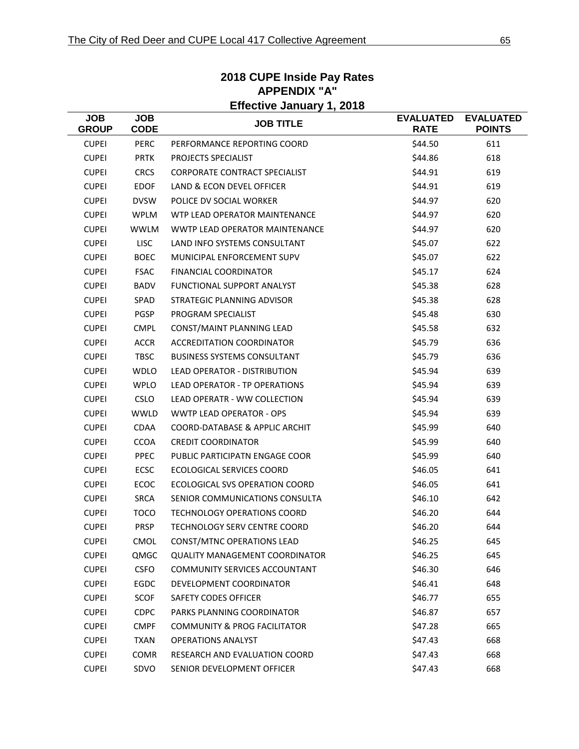## 2018 CUPE Inside Pay Rates
## APPENDIX "A"
### Effective January 1, 2018

| JOB GROUP | JOB CODE | JOB TITLE | EVALUATED RATE | EVALUATED POINTS |
|---|---|---|---|---|
| CUPEI | PERC | PERFORMANCE REPORTING COORD | $44.50 | 611 |
| CUPEI | PRTK | PROJECTS SPECIALIST | $44.86 | 618 |
| CUPEI | CRCS | CORPORATE CONTRACT SPECIALIST | $44.91 | 619 |
| CUPEI | EDOF | LAND & ECON DEVEL OFFICER | $44.91 | 619 |
| CUPEI | DVSW | POLICE DV SOCIAL WORKER | $44.97 | 620 |
| CUPEI | WPLM | WTP LEAD OPERATOR MAINTENANCE | $44.97 | 620 |
| CUPEI | WWLM | WWTP LEAD OPERATOR MAINTENANCE | $44.97 | 620 |
| CUPEI | LISC | LAND INFO SYSTEMS CONSULTANT | $45.07 | 622 |
| CUPEI | BOEC | MUNICIPAL ENFORCEMENT SUPV | $45.07 | 622 |
| CUPEI | FSAC | FINANCIAL COORDINATOR | $45.17 | 624 |
| CUPEI | BADV | FUNCTIONAL SUPPORT ANALYST | $45.38 | 628 |
| CUPEI | SPAD | STRATEGIC PLANNING ADVISOR | $45.38 | 628 |
| CUPEI | PGSP | PROGRAM SPECIALIST | $45.48 | 630 |
| CUPEI | CMPL | CONST/MAINT PLANNING LEAD | $45.58 | 632 |
| CUPEI | ACCR | ACCREDITATION COORDINATOR | $45.79 | 636 |
| CUPEI | TBSC | BUSINESS SYSTEMS CONSULTANT | $45.79 | 636 |
| CUPEI | WDLO | LEAD OPERATOR - DISTRIBUTION | $45.94 | 639 |
| CUPEI | WPLO | LEAD OPERATOR - TP OPERATIONS | $45.94 | 639 |
| CUPEI | CSLO | LEAD OPERATR - WW COLLECTION | $45.94 | 639 |
| CUPEI | WWLD | WWTP LEAD OPERATOR - OPS | $45.94 | 639 |
| CUPEI | CDAA | COORD-DATABASE & APPLIC ARCHIT | $45.99 | 640 |
| CUPEI | CCOA | CREDIT COORDINATOR | $45.99 | 640 |
| CUPEI | PPEC | PUBLIC PARTICIPATN ENGAGE COOR | $45.99 | 640 |
| CUPEI | ECSC | ECOLOGICAL SERVICES COORD | $46.05 | 641 |
| CUPEI | ECOC | ECOLOGICAL SVS OPERATION COORD | $46.05 | 641 |
| CUPEI | SRCA | SENIOR COMMUNICATIONS CONSULTA | $46.10 | 642 |
| CUPEI | TOCO | TECHNOLOGY OPERATIONS COORD | $46.20 | 644 |
| CUPEI | PRSP | TECHNOLOGY SERV CENTRE COORD | $46.20 | 644 |
| CUPEI | CMOL | CONST/MTNC OPERATIONS LEAD | $46.25 | 645 |
| CUPEI | QMGC | QUALITY MANAGEMENT COORDINATOR | $46.25 | 645 |
| CUPEI | CSFO | COMMUNITY SERVICES ACCOUNTANT | $46.30 | 646 |
| CUPEI | EGDC | DEVELOPMENT COORDINATOR | $46.41 | 648 |
| CUPEI | SCOF | SAFETY CODES OFFICER | $46.77 | 655 |
| CUPEI | CDPC | PARKS PLANNING COORDINATOR | $46.87 | 657 |
| CUPEI | CMPF | COMMUNITY & PROG FACILITATOR | $47.28 | 665 |
| CUPEI | TXAN | OPERATIONS ANALYST | $47.43 | 668 |
| CUPEI | COMR | RESEARCH AND EVALUATION COORD | $47.43 | 668 |
| CUPEI | SDVO | SENIOR DEVELOPMENT OFFICER | $47.43 | 668 |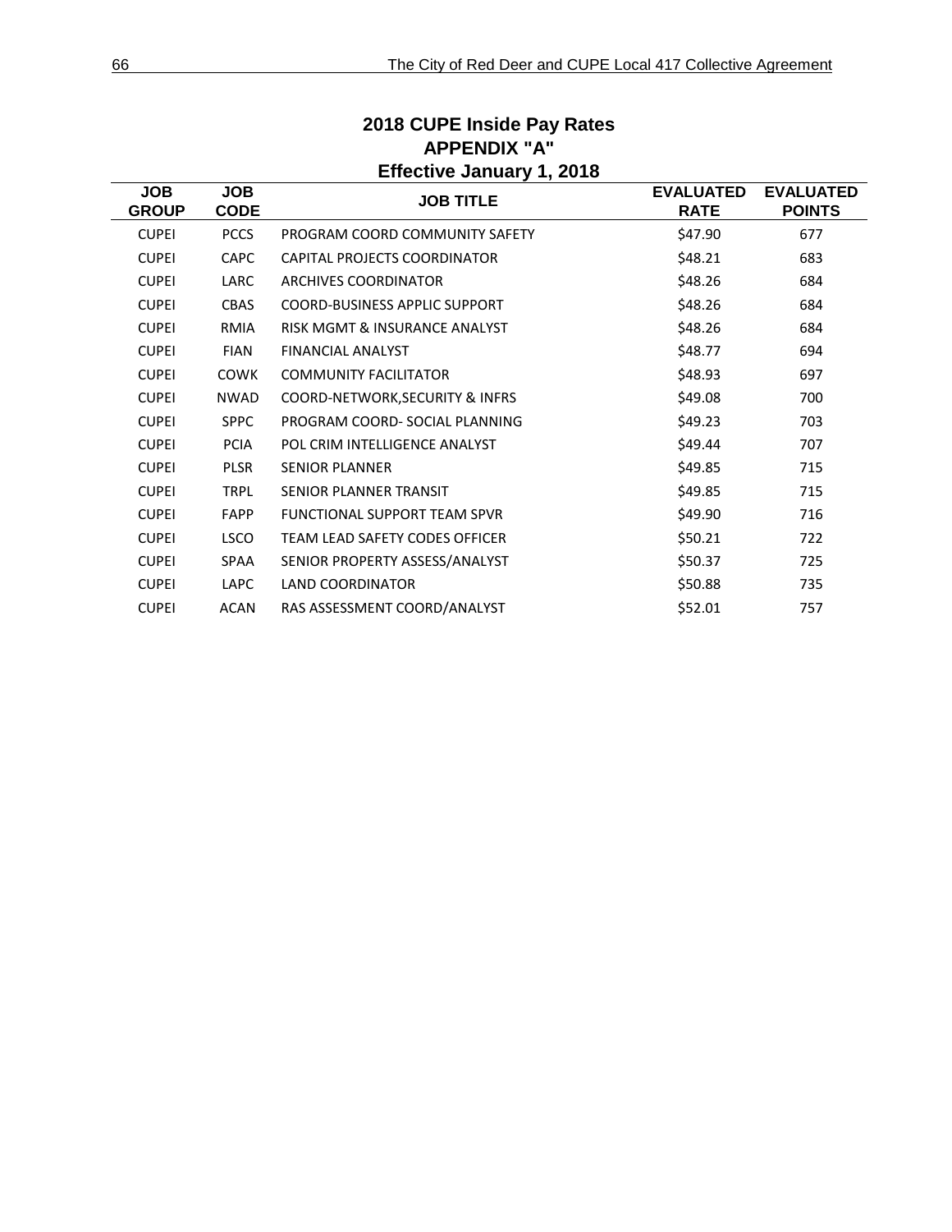## 2018 CUPE Inside Pay Rates
## APPENDIX "A"
### Effective January 1, 2018

| JOB GROUP | JOB CODE | JOB TITLE | EVALUATED RATE | EVALUATED POINTS |
|---|---|---|---|---|
| CUPEI | PCCS | PROGRAM COORD COMMUNITY SAFETY | $47.90 | 677 |
| CUPEI | CAPC | CAPITAL PROJECTS COORDINATOR | $48.21 | 683 |
| CUPEI | LARC | ARCHIVES COORDINATOR | $48.26 | 684 |
| CUPEI | CBAS | COORD-BUSINESS APPLIC SUPPORT | $48.26 | 684 |
| CUPEI | RMIA | RISK MGMT & INSURANCE ANALYST | $48.26 | 684 |
| CUPEI | FIAN | FINANCIAL ANALYST | $48.77 | 694 |
| CUPEI | COWK | COMMUNITY FACILITATOR | $48.93 | 697 |
| CUPEI | NWAD | COORD-NETWORK,SECURITY & INFRS | $49.08 | 700 |
| CUPEI | SPPC | PROGRAM COORD- SOCIAL PLANNING | $49.23 | 703 |
| CUPEI | PCIA | POL CRIM INTELLIGENCE ANALYST | $49.44 | 707 |
| CUPEI | PLSR | SENIOR PLANNER | $49.85 | 715 |
| CUPEI | TRPL | SENIOR PLANNER TRANSIT | $49.85 | 715 |
| CUPEI | FAPP | FUNCTIONAL SUPPORT TEAM SPVR | $49.90 | 716 |
| CUPEI | LSCO | TEAM LEAD SAFETY CODES OFFICER | $50.21 | 722 |
| CUPEI | SPAA | SENIOR PROPERTY ASSESS/ANALYST | $50.37 | 725 |
| CUPEI | LAPC | LAND COORDINATOR | $50.88 | 735 |
| CUPEI | ACAN | RAS ASSESSMENT COORD/ANALYST | $52.01 | 757 |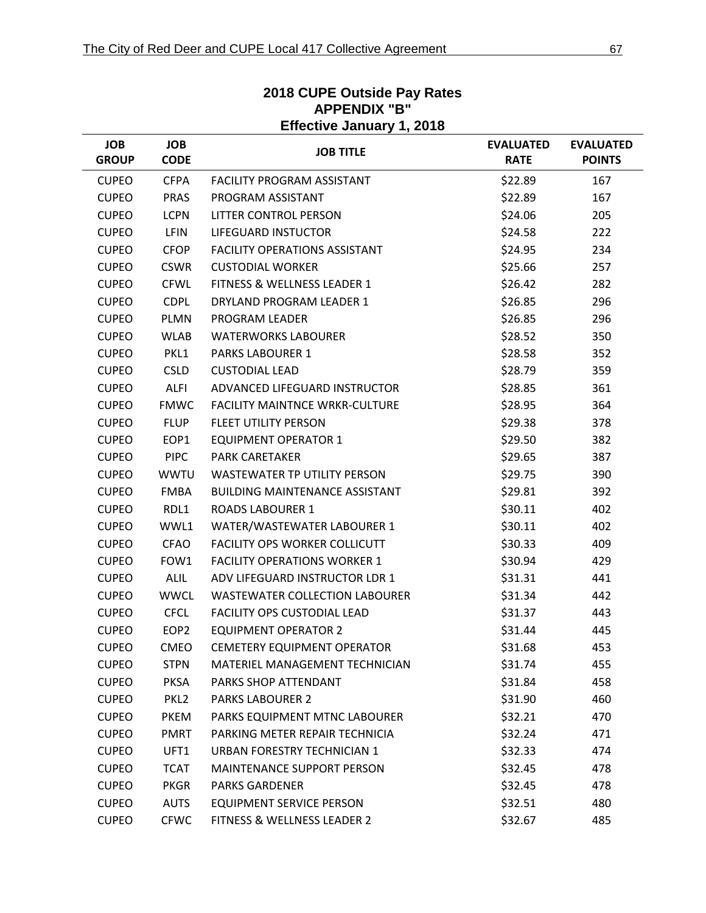# 2018 CUPE Outside Pay Rates
## APPENDIX "B"
### Effective January 1, 2018

| JOB GROUP | JOB CODE | JOB TITLE | EVALUATED RATE | EVALUATED POINTS |
|---|---|---|---|---|
| CUPEO | CFPA | FACILITY PROGRAM ASSISTANT | $22.89 | 167 |
| CUPEO | PRAS | PROGRAM ASSISTANT | $22.89 | 167 |
| CUPEO | LCPN | LITTER CONTROL PERSON | $24.06 | 205 |
| CUPEO | LFIN | LIFEGUARD INSTUCTOR | $24.58 | 222 |
| CUPEO | CFOP | FACILITY OPERATIONS ASSISTANT | $24.95 | 234 |
| CUPEO | CSWR | CUSTODIAL WORKER | $25.66 | 257 |
| CUPEO | CFWL | FITNESS & WELLNESS LEADER 1 | $26.42 | 282 |
| CUPEO | CDPL | DRYLAND PROGRAM LEADER 1 | $26.85 | 296 |
| CUPEO | PLMN | PROGRAM LEADER | $26.85 | 296 |
| CUPEO | WLAB | WATERWORKS LABOURER | $28.52 | 350 |
| CUPEO | PKL1 | PARKS LABOURER 1 | $28.58 | 352 |
| CUPEO | CSLD | CUSTODIAL LEAD | $28.79 | 359 |
| CUPEO | ALFI | ADVANCED LIFEGUARD INSTRUCTOR | $28.85 | 361 |
| CUPEO | FMWC | FACILITY MAINTNCE WRKR-CULTURE | $28.95 | 364 |
| CUPEO | FLUP | FLEET UTILITY PERSON | $29.38 | 378 |
| CUPEO | EOP1 | EQUIPMENT OPERATOR 1 | $29.50 | 382 |
| CUPEO | PIPC | PARK CARETAKER | $29.65 | 387 |
| CUPEO | WWTU | WASTEWATER TP UTILITY PERSON | $29.75 | 390 |
| CUPEO | FMBA | BUILDING MAINTENANCE ASSISTANT | $29.81 | 392 |
| CUPEO | RDL1 | ROADS LABOURER 1 | $30.11 | 402 |
| CUPEO | WWL1 | WATER/WASTEWATER LABOURER 1 | $30.11 | 402 |
| CUPEO | CFAO | FACILITY OPS WORKER COLLICUTT | $30.33 | 409 |
| CUPEO | FOW1 | FACILITY OPERATIONS WORKER 1 | $30.94 | 429 |
| CUPEO | ALIL | ADV LIFEGUARD INSTRUCTOR LDR 1 | $31.31 | 441 |
| CUPEO | WWCL | WASTEWATER COLLECTION LABOURER | $31.34 | 442 |
| CUPEO | CFCL | FACILITY OPS CUSTODIAL LEAD | $31.37 | 443 |
| CUPEO | EOP2 | EQUIPMENT OPERATOR 2 | $31.44 | 445 |
| CUPEO | CMEO | CEMETERY EQUIPMENT OPERATOR | $31.68 | 453 |
| CUPEO | STPN | MATERIEL MANAGEMENT TECHNICIAN | $31.74 | 455 |
| CUPEO | PKSA | PARKS SHOP ATTENDANT | $31.84 | 458 |
| CUPEO | PKL2 | PARKS LABOURER 2 | $31.90 | 460 |
| CUPEO | PKEM | PARKS EQUIPMENT MTNC LABOURER | $32.21 | 470 |
| CUPEO | PMRT | PARKING METER REPAIR TECHNICIA | $32.24 | 471 |
| CUPEO | UFT1 | URBAN FORESTRY TECHNICIAN 1 | $32.33 | 474 |
| CUPEO | TCAT | MAINTENANCE SUPPORT PERSON | $32.45 | 478 |
| CUPEO | PKGR | PARKS GARDENER | $32.45 | 478 |
| CUPEO | AUTS | EQUIPMENT SERVICE PERSON | $32.51 | 480 |
| CUPEO | CFWC | FITNESS & WELLNESS LEADER 2 | $32.67 | 485 |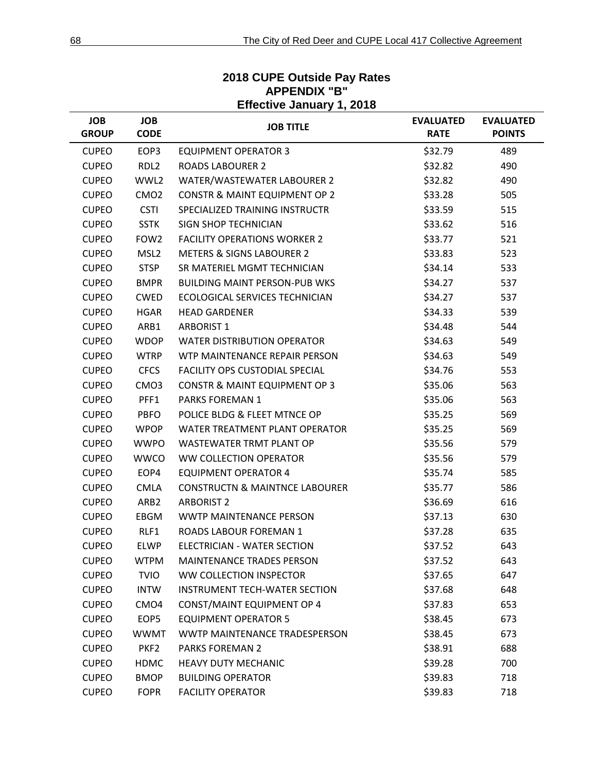## 2018 CUPE Outside Pay Rates
## APPENDIX "B"
## Effective January 1, 2018

| JOB GROUP | JOB CODE | JOB TITLE | EVALUATED RATE | EVALUATED POINTS |
|---|---|---|---|---|
| CUPEO | EOP3 | EQUIPMENT OPERATOR 3 | $32.79 | 489 |
| CUPEO | RDL2 | ROADS LABOURER 2 | $32.82 | 490 |
| CUPEO | WWL2 | WATER/WASTEWATER LABOURER 2 | $32.82 | 490 |
| CUPEO | CMO2 | CONSTR & MAINT EQUIPMENT OP 2 | $33.28 | 505 |
| CUPEO | CSTI | SPECIALIZED TRAINING INSTRUCTR | $33.59 | 515 |
| CUPEO | SSTK | SIGN SHOP TECHNICIAN | $33.62 | 516 |
| CUPEO | FOW2 | FACILITY OPERATIONS WORKER 2 | $33.77 | 521 |
| CUPEO | MSL2 | METERS & SIGNS LABOURER 2 | $33.83 | 523 |
| CUPEO | STSP | SR MATERIEL MGMT TECHNICIAN | $34.14 | 533 |
| CUPEO | BMPR | BUILDING MAINT PERSON-PUB WKS | $34.27 | 537 |
| CUPEO | CWED | ECOLOGICAL SERVICES TECHNICIAN | $34.27 | 537 |
| CUPEO | HGAR | HEAD GARDENER | $34.33 | 539 |
| CUPEO | ARB1 | ARBORIST 1 | $34.48 | 544 |
| CUPEO | WDOP | WATER DISTRIBUTION OPERATOR | $34.63 | 549 |
| CUPEO | WTRP | WTP MAINTENANCE REPAIR PERSON | $34.63 | 549 |
| CUPEO | CFCS | FACILITY OPS CUSTODIAL SPECIAL | $34.76 | 553 |
| CUPEO | CMO3 | CONSTR & MAINT EQUIPMENT OP 3 | $35.06 | 563 |
| CUPEO | PFF1 | PARKS FOREMAN 1 | $35.06 | 563 |
| CUPEO | PBFO | POLICE BLDG & FLEET MTNCE OP | $35.25 | 569 |
| CUPEO | WPOP | WATER TREATMENT PLANT OPERATOR | $35.25 | 569 |
| CUPEO | WWPO | WASTEWATER TRMT PLANT OP | $35.56 | 579 |
| CUPEO | WWCO | WW COLLECTION OPERATOR | $35.56 | 579 |
| CUPEO | EOP4 | EQUIPMENT OPERATOR 4 | $35.74 | 585 |
| CUPEO | CMLA | CONSTRUCTN & MAINTNCE LABOURER | $35.77 | 586 |
| CUPEO | ARB2 | ARBORIST 2 | $36.69 | 616 |
| CUPEO | EBGM | WWTP MAINTENANCE PERSON | $37.13 | 630 |
| CUPEO | RLF1 | ROADS LABOUR FOREMAN 1 | $37.28 | 635 |
| CUPEO | ELWP | ELECTRICIAN - WATER SECTION | $37.52 | 643 |
| CUPEO | WTPM | MAINTENANCE TRADES PERSON | $37.52 | 643 |
| CUPEO | TVIO | WW COLLECTION INSPECTOR | $37.65 | 647 |
| CUPEO | INTW | INSTRUMENT TECH-WATER SECTION | $37.68 | 648 |
| CUPEO | CMO4 | CONST/MAINT EQUIPMENT OP 4 | $37.83 | 653 |
| CUPEO | EOP5 | EQUIPMENT OPERATOR 5 | $38.45 | 673 |
| CUPEO | WWMT | WWTP MAINTENANCE TRADESPERSON | $38.45 | 673 |
| CUPEO | PKF2 | PARKS FOREMAN 2 | $38.91 | 688 |
| CUPEO | HDMC | HEAVY DUTY MECHANIC | $39.28 | 700 |
| CUPEO | BMOP | BUILDING OPERATOR | $39.83 | 718 |
| CUPEO | FOPR | FACILITY OPERATOR | $39.83 | 718 |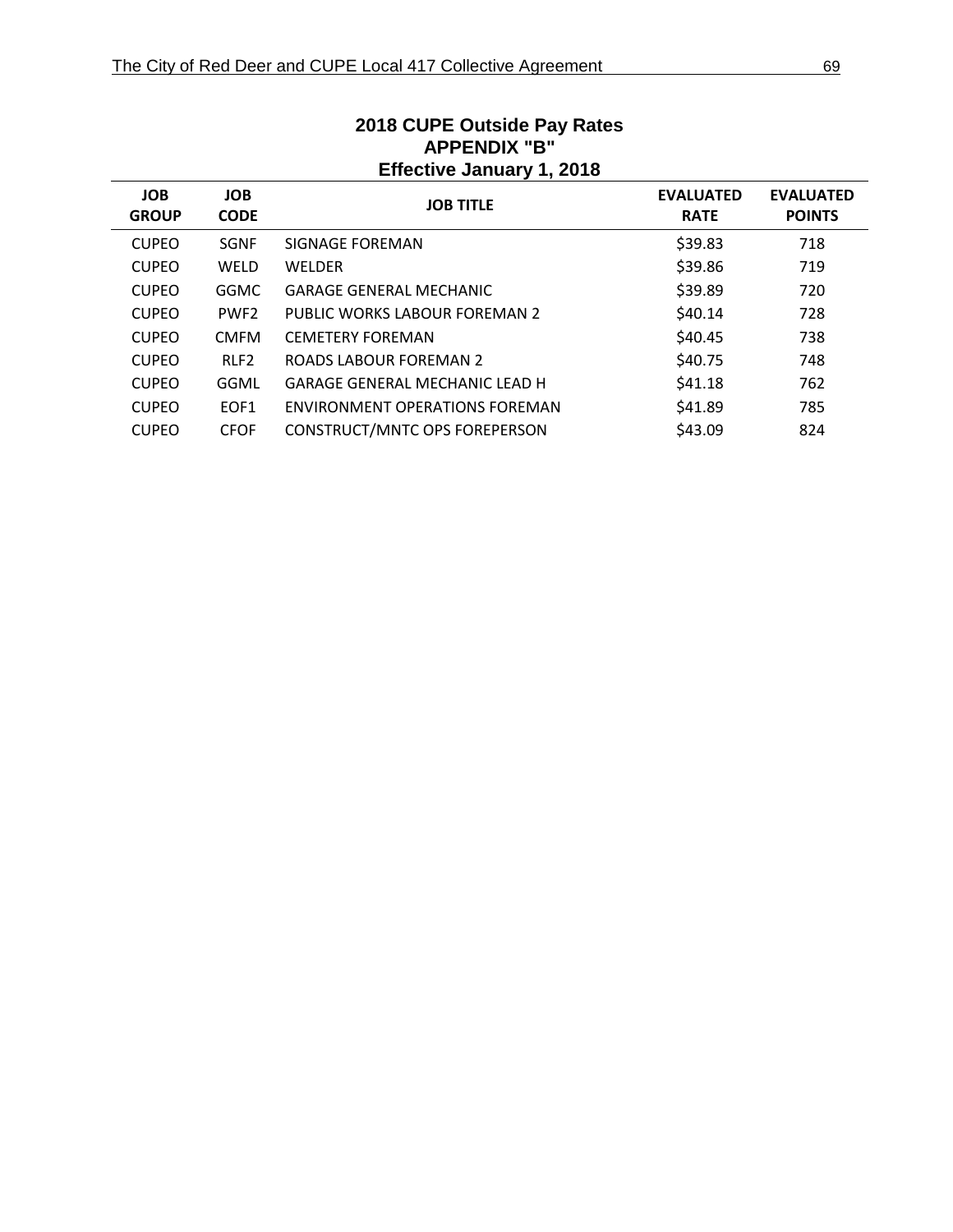## 2018 CUPE Outside Pay Rates
## APPENDIX "B"
## Effective January 1, 2018

| JOB GROUP | JOB CODE | JOB TITLE | EVALUATED RATE | EVALUATED POINTS |
|---|---|---|---|---|
| CUPEO | SGNF | SIGNAGE FOREMAN | $39.83 | 718 |
| CUPEO | WELD | WELDER | $39.86 | 719 |
| CUPEO | GGMC | GARAGE GENERAL MECHANIC | $39.89 | 720 |
| CUPEO | PWF2 | PUBLIC WORKS LABOUR FOREMAN 2 | $40.14 | 728 |
| CUPEO | CMFM | CEMETERY FOREMAN | $40.45 | 738 |
| CUPEO | RLF2 | ROADS LABOUR FOREMAN 2 | $40.75 | 748 |
| CUPEO | GGML | GARAGE GENERAL MECHANIC LEAD H | $41.18 | 762 |
| CUPEO | EOF1 | ENVIRONMENT OPERATIONS FOREMAN | $41.89 | 785 |
| CUPEO | CFOF | CONSTRUCT/MNTC OPS FOREPERSON | $43.09 | 824 |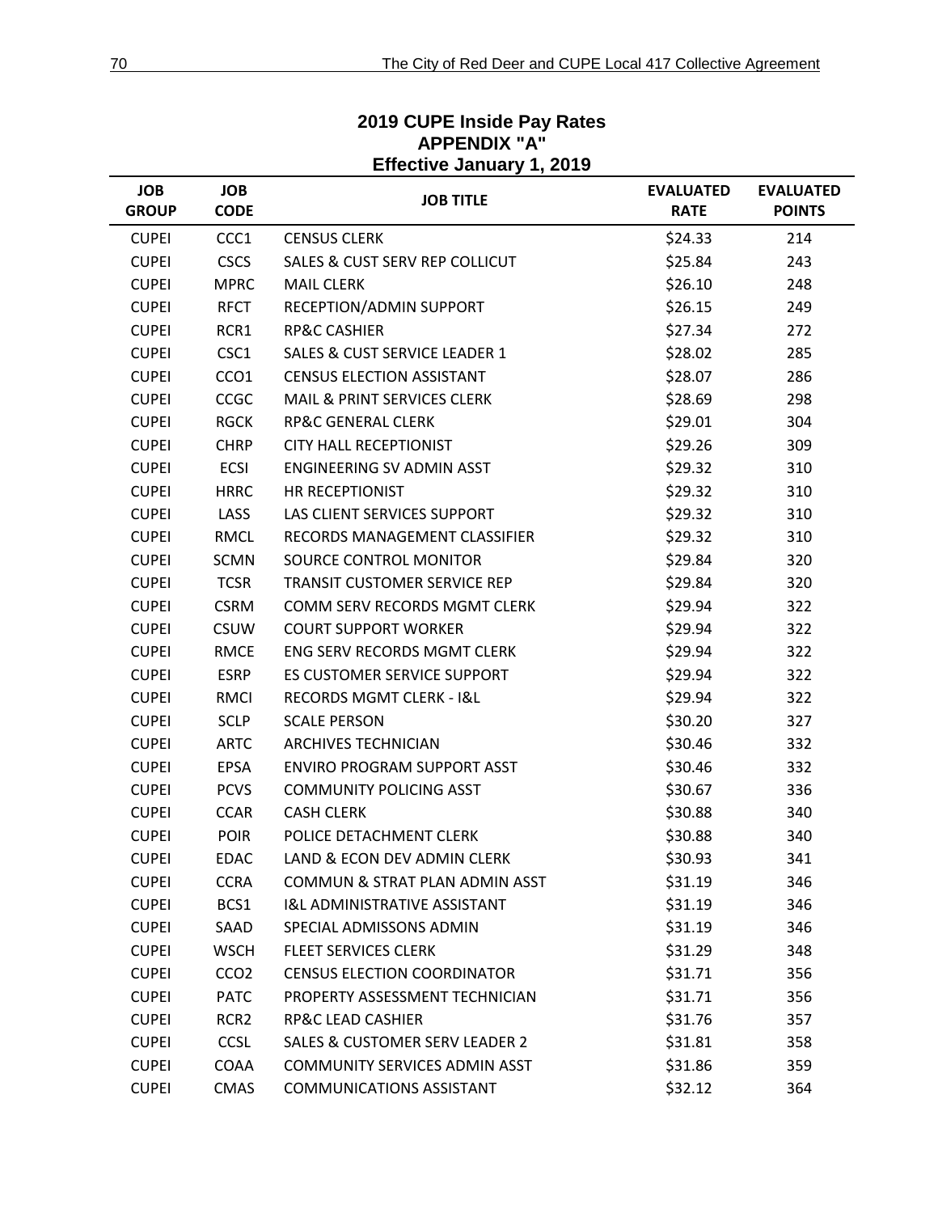## 2019 CUPE Inside Pay Rates
## APPENDIX "A"
## Effective January 1, 2019

| JOB GROUP | JOB CODE | JOB TITLE | EVALUATED RATE | EVALUATED POINTS |
|---|---|---|---|---|
| CUPEI | CCC1 | CENSUS CLERK | $24.33 | 214 |
| CUPEI | CSCS | SALES & CUST SERV REP COLLICUT | $25.84 | 243 |
| CUPEI | MPRC | MAIL CLERK | $26.10 | 248 |
| CUPEI | RFCT | RECEPTION/ADMIN SUPPORT | $26.15 | 249 |
| CUPEI | RCR1 | RP&C CASHIER | $27.34 | 272 |
| CUPEI | CSC1 | SALES & CUST SERVICE LEADER 1 | $28.02 | 285 |
| CUPEI | CCO1 | CENSUS ELECTION ASSISTANT | $28.07 | 286 |
| CUPEI | CCGC | MAIL & PRINT SERVICES CLERK | $28.69 | 298 |
| CUPEI | RGCK | RP&C GENERAL CLERK | $29.01 | 304 |
| CUPEI | CHRP | CITY HALL RECEPTIONIST | $29.26 | 309 |
| CUPEI | ECSI | ENGINEERING SV ADMIN ASST | $29.32 | 310 |
| CUPEI | HRRC | HR RECEPTIONIST | $29.32 | 310 |
| CUPEI | LASS | LAS CLIENT SERVICES SUPPORT | $29.32 | 310 |
| CUPEI | RMCL | RECORDS MANAGEMENT CLASSIFIER | $29.32 | 310 |
| CUPEI | SCMN | SOURCE CONTROL MONITOR | $29.84 | 320 |
| CUPEI | TCSR | TRANSIT CUSTOMER SERVICE REP | $29.84 | 320 |
| CUPEI | CSRM | COMM SERV RECORDS MGMT CLERK | $29.94 | 322 |
| CUPEI | CSUW | COURT SUPPORT WORKER | $29.94 | 322 |
| CUPEI | RMCE | ENG SERV RECORDS MGMT CLERK | $29.94 | 322 |
| CUPEI | ESRP | ES CUSTOMER SERVICE SUPPORT | $29.94 | 322 |
| CUPEI | RMCI | RECORDS MGMT CLERK - I&L | $29.94 | 322 |
| CUPEI | SCLP | SCALE PERSON | $30.20 | 327 |
| CUPEI | ARTC | ARCHIVES TECHNICIAN | $30.46 | 332 |
| CUPEI | EPSA | ENVIRO PROGRAM SUPPORT ASST | $30.46 | 332 |
| CUPEI | PCVS | COMMUNITY POLICING ASST | $30.67 | 336 |
| CUPEI | CCAR | CASH CLERK | $30.88 | 340 |
| CUPEI | POIR | POLICE DETACHMENT CLERK | $30.88 | 340 |
| CUPEI | EDAC | LAND & ECON DEV ADMIN CLERK | $30.93 | 341 |
| CUPEI | CCRA | COMMUN & STRAT PLAN ADMIN ASST | $31.19 | 346 |
| CUPEI | BCS1 | I&L ADMINISTRATIVE ASSISTANT | $31.19 | 346 |
| CUPEI | SAAD | SPECIAL ADMISSONS ADMIN | $31.19 | 346 |
| CUPEI | WSCH | FLEET SERVICES CLERK | $31.29 | 348 |
| CUPEI | CCO2 | CENSUS ELECTION COORDINATOR | $31.71 | 356 |
| CUPEI | PATC | PROPERTY ASSESSMENT TECHNICIAN | $31.71 | 356 |
| CUPEI | RCR2 | RP&C LEAD CASHIER | $31.76 | 357 |
| CUPEI | CCSL | SALES & CUSTOMER SERV LEADER 2 | $31.81 | 358 |
| CUPEI | COAA | COMMUNITY SERVICES ADMIN ASST | $31.86 | 359 |
| CUPEI | CMAS | COMMUNICATIONS ASSISTANT | $32.12 | 364 |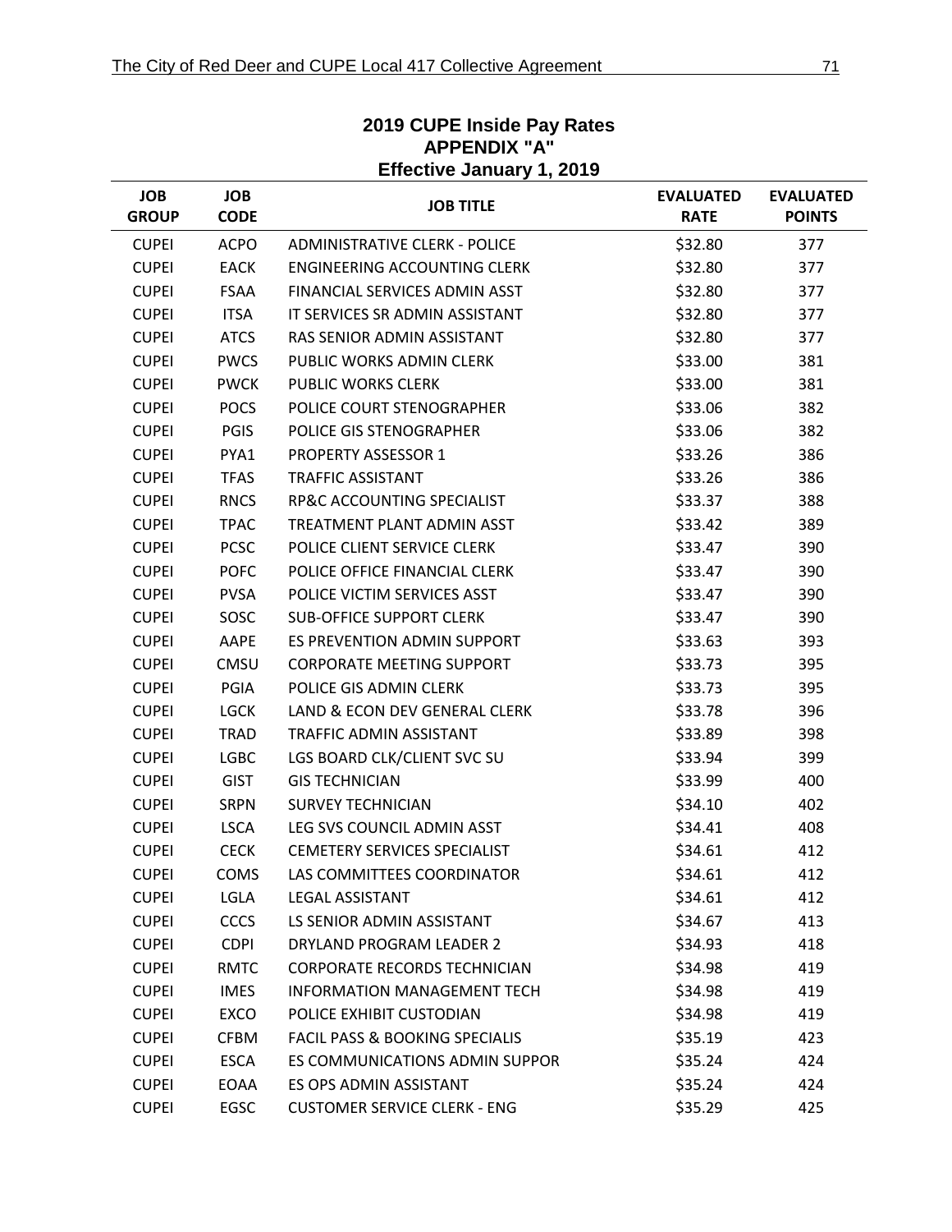## 2019 CUPE Inside Pay Rates
## APPENDIX "A"
## Effective January 1, 2019

| JOB GROUP | JOB CODE | JOB TITLE | EVALUATED RATE | EVALUATED POINTS |
|---|---|---|---|---|
| CUPEI | ACPO | ADMINISTRATIVE CLERK - POLICE | $32.80 | 377 |
| CUPEI | EACK | ENGINEERING ACCOUNTING CLERK | $32.80 | 377 |
| CUPEI | FSAA | FINANCIAL SERVICES ADMIN ASST | $32.80 | 377 |
| CUPEI | ITSA | IT SERVICES SR ADMIN ASSISTANT | $32.80 | 377 |
| CUPEI | ATCS | RAS SENIOR ADMIN ASSISTANT | $32.80 | 377 |
| CUPEI | PWCS | PUBLIC WORKS ADMIN CLERK | $33.00 | 381 |
| CUPEI | PWCK | PUBLIC WORKS CLERK | $33.00 | 381 |
| CUPEI | POCS | POLICE COURT STENOGRAPHER | $33.06 | 382 |
| CUPEI | PGIS | POLICE GIS STENOGRAPHER | $33.06 | 382 |
| CUPEI | PYA1 | PROPERTY ASSESSOR 1 | $33.26 | 386 |
| CUPEI | TFAS | TRAFFIC ASSISTANT | $33.26 | 386 |
| CUPEI | RNCS | RP&C ACCOUNTING SPECIALIST | $33.37 | 388 |
| CUPEI | TPAC | TREATMENT PLANT ADMIN ASST | $33.42 | 389 |
| CUPEI | PCSC | POLICE CLIENT SERVICE CLERK | $33.47 | 390 |
| CUPEI | POFC | POLICE OFFICE FINANCIAL CLERK | $33.47 | 390 |
| CUPEI | PVSA | POLICE VICTIM SERVICES ASST | $33.47 | 390 |
| CUPEI | SOSC | SUB-OFFICE SUPPORT CLERK | $33.47 | 390 |
| CUPEI | AAPE | ES PREVENTION ADMIN SUPPORT | $33.63 | 393 |
| CUPEI | CMSU | CORPORATE MEETING SUPPORT | $33.73 | 395 |
| CUPEI | PGIA | POLICE GIS ADMIN CLERK | $33.73 | 395 |
| CUPEI | LGCK | LAND & ECON DEV GENERAL CLERK | $33.78 | 396 |
| CUPEI | TRAD | TRAFFIC ADMIN ASSISTANT | $33.89 | 398 |
| CUPEI | LGBC | LGS BOARD CLK/CLIENT SVC SU | $33.94 | 399 |
| CUPEI | GIST | GIS TECHNICIAN | $33.99 | 400 |
| CUPEI | SRPN | SURVEY TECHNICIAN | $34.10 | 402 |
| CUPEI | LSCA | LEG SVS COUNCIL ADMIN ASST | $34.41 | 408 |
| CUPEI | CECK | CEMETERY SERVICES SPECIALIST | $34.61 | 412 |
| CUPEI | COMS | LAS COMMITTEES COORDINATOR | $34.61 | 412 |
| CUPEI | LGLA | LEGAL ASSISTANT | $34.61 | 412 |
| CUPEI | CCCS | LS SENIOR ADMIN ASSISTANT | $34.67 | 413 |
| CUPEI | CDPI | DRYLAND PROGRAM LEADER 2 | $34.93 | 418 |
| CUPEI | RMTC | CORPORATE RECORDS TECHNICIAN | $34.98 | 419 |
| CUPEI | IMES | INFORMATION MANAGEMENT TECH | $34.98 | 419 |
| CUPEI | EXCO | POLICE EXHIBIT CUSTODIAN | $34.98 | 419 |
| CUPEI | CFBM | FACIL PASS & BOOKING SPECIALIS | $35.19 | 423 |
| CUPEI | ESCA | ES COMMUNICATIONS ADMIN SUPPOR | $35.24 | 424 |
| CUPEI | EOAA | ES OPS ADMIN ASSISTANT | $35.24 | 424 |
| CUPEI | EGSC | CUSTOMER SERVICE CLERK - ENG | $35.29 | 425 |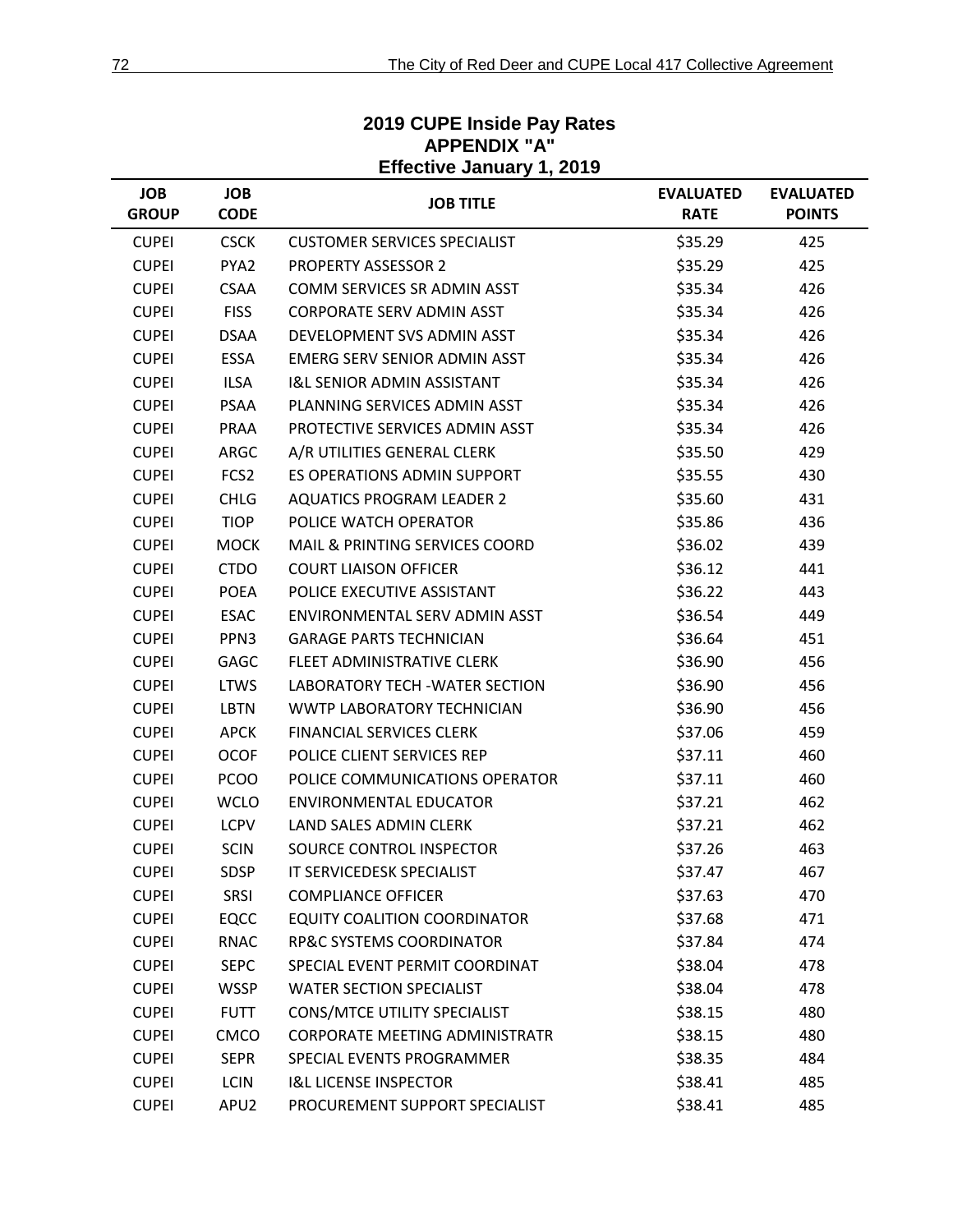## 2019 CUPE Inside Pay Rates
## APPENDIX "A"
## Effective January 1, 2019

| JOB GROUP | JOB CODE | JOB TITLE | EVALUATED RATE | EVALUATED POINTS |
|---|---|---|---|---|
| CUPEI | CSCK | CUSTOMER SERVICES SPECIALIST | $35.29 | 425 |
| CUPEI | PYA2 | PROPERTY ASSESSOR 2 | $35.29 | 425 |
| CUPEI | CSAA | COMM SERVICES SR ADMIN ASST | $35.34 | 426 |
| CUPEI | FISS | CORPORATE SERV ADMIN ASST | $35.34 | 426 |
| CUPEI | DSAA | DEVELOPMENT SVS ADMIN ASST | $35.34 | 426 |
| CUPEI | ESSA | EMERG SERV SENIOR ADMIN ASST | $35.34 | 426 |
| CUPEI | ILSA | I&L SENIOR ADMIN ASSISTANT | $35.34 | 426 |
| CUPEI | PSAA | PLANNING SERVICES ADMIN ASST | $35.34 | 426 |
| CUPEI | PRAA | PROTECTIVE SERVICES ADMIN ASST | $35.34 | 426 |
| CUPEI | ARGC | A/R UTILITIES GENERAL CLERK | $35.50 | 429 |
| CUPEI | FCS2 | ES OPERATIONS ADMIN SUPPORT | $35.55 | 430 |
| CUPEI | CHLG | AQUATICS PROGRAM LEADER 2 | $35.60 | 431 |
| CUPEI | TIOP | POLICE WATCH OPERATOR | $35.86 | 436 |
| CUPEI | MOCK | MAIL & PRINTING SERVICES COORD | $36.02 | 439 |
| CUPEI | CTDO | COURT LIAISON OFFICER | $36.12 | 441 |
| CUPEI | POEA | POLICE EXECUTIVE ASSISTANT | $36.22 | 443 |
| CUPEI | ESAC | ENVIRONMENTAL SERV ADMIN ASST | $36.54 | 449 |
| CUPEI | PPN3 | GARAGE PARTS TECHNICIAN | $36.64 | 451 |
| CUPEI | GAGC | FLEET ADMINISTRATIVE CLERK | $36.90 | 456 |
| CUPEI | LTWS | LABORATORY TECH -WATER SECTION | $36.90 | 456 |
| CUPEI | LBTN | WWTP LABORATORY TECHNICIAN | $36.90 | 456 |
| CUPEI | APCK | FINANCIAL SERVICES CLERK | $37.06 | 459 |
| CUPEI | OCOF | POLICE CLIENT SERVICES REP | $37.11 | 460 |
| CUPEI | PCOO | POLICE COMMUNICATIONS OPERATOR | $37.11 | 460 |
| CUPEI | WCLO | ENVIRONMENTAL EDUCATOR | $37.21 | 462 |
| CUPEI | LCPV | LAND SALES ADMIN CLERK | $37.21 | 462 |
| CUPEI | SCIN | SOURCE CONTROL INSPECTOR | $37.26 | 463 |
| CUPEI | SDSP | IT SERVICEDESK SPECIALIST | $37.47 | 467 |
| CUPEI | SRSI | COMPLIANCE OFFICER | $37.63 | 470 |
| CUPEI | EQCC | EQUITY COALITION COORDINATOR | $37.68 | 471 |
| CUPEI | RNAC | RP&C SYSTEMS COORDINATOR | $37.84 | 474 |
| CUPEI | SEPC | SPECIAL EVENT PERMIT COORDINAT | $38.04 | 478 |
| CUPEI | WSSP | WATER SECTION SPECIALIST | $38.04 | 478 |
| CUPEI | FUTT | CONS/MTCE UTILITY SPECIALIST | $38.15 | 480 |
| CUPEI | CMCO | CORPORATE MEETING ADMINISTRATR | $38.15 | 480 |
| CUPEI | SEPR | SPECIAL EVENTS PROGRAMMER | $38.35 | 484 |
| CUPEI | LCIN | I&L LICENSE INSPECTOR | $38.41 | 485 |
| CUPEI | APU2 | PROCUREMENT SUPPORT SPECIALIST | $38.41 | 485 |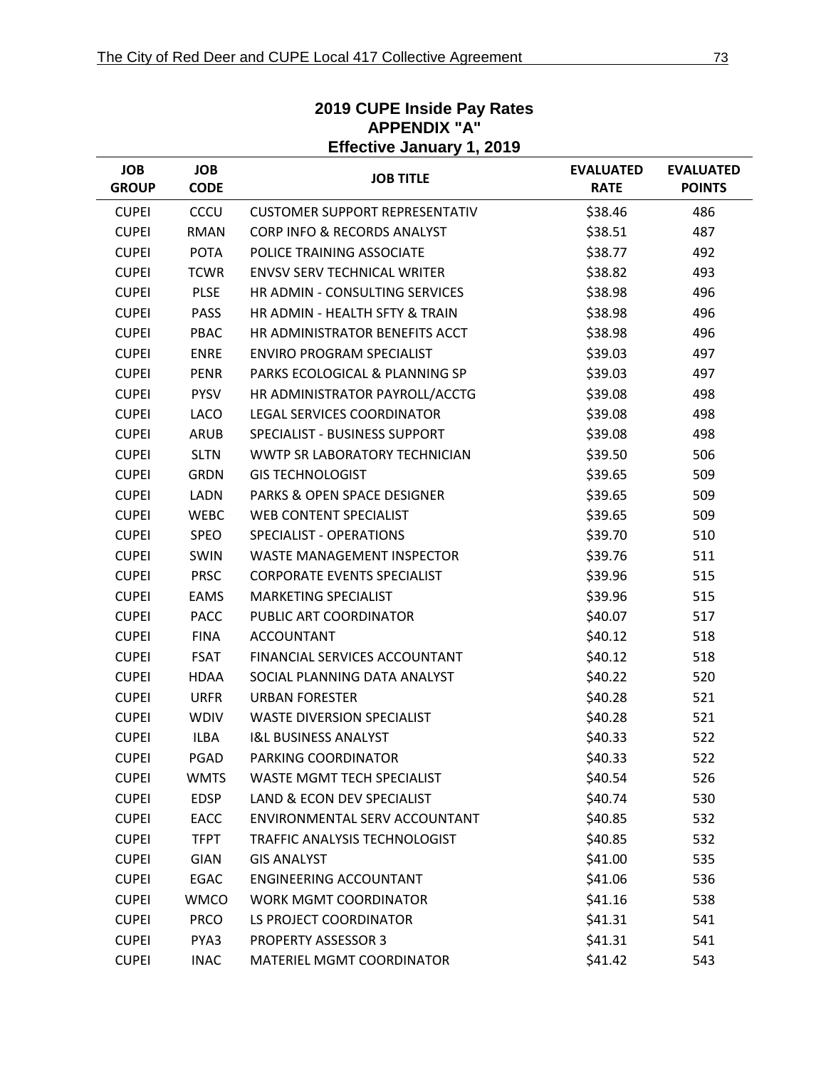## 2019 CUPE Inside Pay Rates
## APPENDIX "A"
## Effective January 1, 2019

| JOB GROUP | JOB CODE | JOB TITLE | EVALUATED RATE | EVALUATED POINTS |
|---|---|---|---|---|
| CUPEI | CCCU | CUSTOMER SUPPORT REPRESENTATIV | $38.46 | 486 |
| CUPEI | RMAN | CORP INFO & RECORDS ANALYST | $38.51 | 487 |
| CUPEI | POTA | POLICE TRAINING ASSOCIATE | $38.77 | 492 |
| CUPEI | TCWR | ENVSV SERV TECHNICAL WRITER | $38.82 | 493 |
| CUPEI | PLSE | HR ADMIN - CONSULTING SERVICES | $38.98 | 496 |
| CUPEI | PASS | HR ADMIN - HEALTH SFTY & TRAIN | $38.98 | 496 |
| CUPEI | PBAC | HR ADMINISTRATOR BENEFITS ACCT | $38.98 | 496 |
| CUPEI | ENRE | ENVIRO PROGRAM SPECIALIST | $39.03 | 497 |
| CUPEI | PENR | PARKS ECOLOGICAL & PLANNING SP | $39.03 | 497 |
| CUPEI | PYSV | HR ADMINISTRATOR PAYROLL/ACCTG | $39.08 | 498 |
| CUPEI | LACO | LEGAL SERVICES COORDINATOR | $39.08 | 498 |
| CUPEI | ARUB | SPECIALIST - BUSINESS SUPPORT | $39.08 | 498 |
| CUPEI | SLTN | WWTP SR LABORATORY TECHNICIAN | $39.50 | 506 |
| CUPEI | GRDN | GIS TECHNOLOGIST | $39.65 | 509 |
| CUPEI | LADN | PARKS & OPEN SPACE DESIGNER | $39.65 | 509 |
| CUPEI | WEBC | WEB CONTENT SPECIALIST | $39.65 | 509 |
| CUPEI | SPEO | SPECIALIST - OPERATIONS | $39.70 | 510 |
| CUPEI | SWIN | WASTE MANAGEMENT INSPECTOR | $39.76 | 511 |
| CUPEI | PRSC | CORPORATE EVENTS SPECIALIST | $39.96 | 515 |
| CUPEI | EAMS | MARKETING SPECIALIST | $39.96 | 515 |
| CUPEI | PACC | PUBLIC ART COORDINATOR | $40.07 | 517 |
| CUPEI | FINA | ACCOUNTANT | $40.12 | 518 |
| CUPEI | FSAT | FINANCIAL SERVICES ACCOUNTANT | $40.12 | 518 |
| CUPEI | HDAA | SOCIAL PLANNING DATA ANALYST | $40.22 | 520 |
| CUPEI | URFR | URBAN FORESTER | $40.28 | 521 |
| CUPEI | WDIV | WASTE DIVERSION SPECIALIST | $40.28 | 521 |
| CUPEI | ILBA | I&L BUSINESS ANALYST | $40.33 | 522 |
| CUPEI | PGAD | PARKING COORDINATOR | $40.33 | 522 |
| CUPEI | WMTS | WASTE MGMT TECH SPECIALIST | $40.54 | 526 |
| CUPEI | EDSP | LAND & ECON DEV SPECIALIST | $40.74 | 530 |
| CUPEI | EACC | ENVIRONMENTAL SERV ACCOUNTANT | $40.85 | 532 |
| CUPEI | TFPT | TRAFFIC ANALYSIS TECHNOLOGIST | $40.85 | 532 |
| CUPEI | GIAN | GIS ANALYST | $41.00 | 535 |
| CUPEI | EGAC | ENGINEERING ACCOUNTANT | $41.06 | 536 |
| CUPEI | WMCO | WORK MGMT COORDINATOR | $41.16 | 538 |
| CUPEI | PRCO | LS PROJECT COORDINATOR | $41.31 | 541 |
| CUPEI | PYA3 | PROPERTY ASSESSOR 3 | $41.31 | 541 |
| CUPEI | INAC | MATERIEL MGMT COORDINATOR | $41.42 | 543 |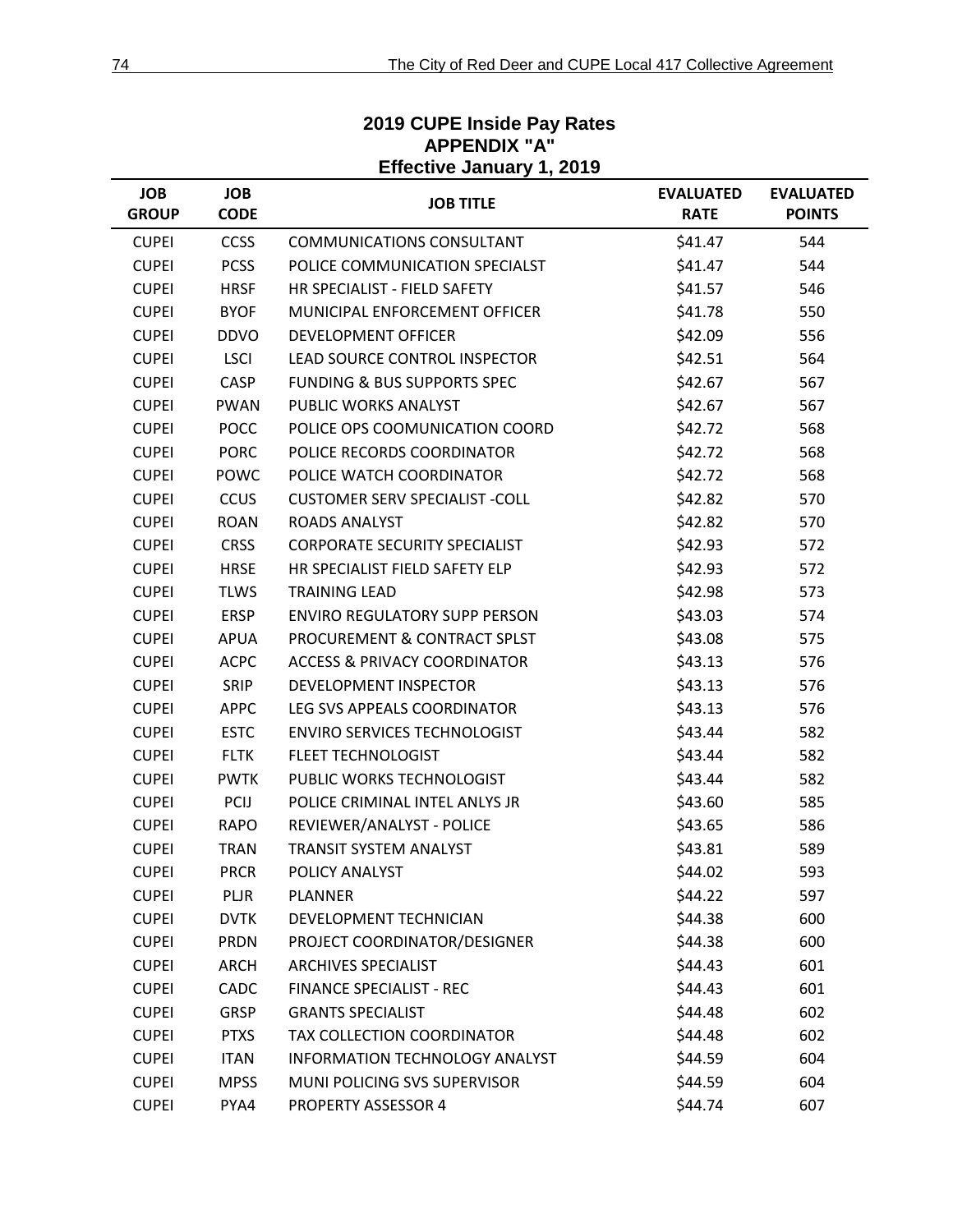## 2019 CUPE Inside Pay Rates
## APPENDIX "A"
## Effective January 1, 2019

| JOB GROUP | JOB CODE | JOB TITLE | EVALUATED RATE | EVALUATED POINTS |
|---|---|---|---|---|
| CUPEI | CCSS | COMMUNICATIONS CONSULTANT | $41.47 | 544 |
| CUPEI | PCSS | POLICE COMMUNICATION SPECIALST | $41.47 | 544 |
| CUPEI | HRSF | HR SPECIALIST - FIELD SAFETY | $41.57 | 546 |
| CUPEI | BYOF | MUNICIPAL ENFORCEMENT OFFICER | $41.78 | 550 |
| CUPEI | DDVO | DEVELOPMENT OFFICER | $42.09 | 556 |
| CUPEI | LSCI | LEAD SOURCE CONTROL INSPECTOR | $42.51 | 564 |
| CUPEI | CASP | FUNDING & BUS SUPPORTS SPEC | $42.67 | 567 |
| CUPEI | PWAN | PUBLIC WORKS ANALYST | $42.67 | 567 |
| CUPEI | POCC | POLICE OPS COOMUNICATION COORD | $42.72 | 568 |
| CUPEI | PORC | POLICE RECORDS COORDINATOR | $42.72 | 568 |
| CUPEI | POWC | POLICE WATCH COORDINATOR | $42.72 | 568 |
| CUPEI | CCUS | CUSTOMER SERV SPECIALIST -COLL | $42.82 | 570 |
| CUPEI | ROAN | ROADS ANALYST | $42.82 | 570 |
| CUPEI | CRSS | CORPORATE SECURITY SPECIALIST | $42.93 | 572 |
| CUPEI | HRSE | HR SPECIALIST FIELD SAFETY ELP | $42.93 | 572 |
| CUPEI | TLWS | TRAINING LEAD | $42.98 | 573 |
| CUPEI | ERSP | ENVIRO REGULATORY SUPP PERSON | $43.03 | 574 |
| CUPEI | APUA | PROCUREMENT & CONTRACT SPLST | $43.08 | 575 |
| CUPEI | ACPC | ACCESS & PRIVACY COORDINATOR | $43.13 | 576 |
| CUPEI | SRIP | DEVELOPMENT INSPECTOR | $43.13 | 576 |
| CUPEI | APPC | LEG SVS APPEALS COORDINATOR | $43.13 | 576 |
| CUPEI | ESTC | ENVIRO SERVICES TECHNOLOGIST | $43.44 | 582 |
| CUPEI | FLTK | FLEET TECHNOLOGIST | $43.44 | 582 |
| CUPEI | PWTK | PUBLIC WORKS TECHNOLOGIST | $43.44 | 582 |
| CUPEI | PCIJ | POLICE CRIMINAL INTEL ANLYS JR | $43.60 | 585 |
| CUPEI | RAPO | REVIEWER/ANALYST - POLICE | $43.65 | 586 |
| CUPEI | TRAN | TRANSIT SYSTEM ANALYST | $43.81 | 589 |
| CUPEI | PRCR | POLICY ANALYST | $44.02 | 593 |
| CUPEI | PLJR | PLANNER | $44.22 | 597 |
| CUPEI | DVTK | DEVELOPMENT TECHNICIAN | $44.38 | 600 |
| CUPEI | PRDN | PROJECT COORDINATOR/DESIGNER | $44.38 | 600 |
| CUPEI | ARCH | ARCHIVES SPECIALIST | $44.43 | 601 |
| CUPEI | CADC | FINANCE SPECIALIST - REC | $44.43 | 601 |
| CUPEI | GRSP | GRANTS SPECIALIST | $44.48 | 602 |
| CUPEI | PTXS | TAX COLLECTION COORDINATOR | $44.48 | 602 |
| CUPEI | ITAN | INFORMATION TECHNOLOGY ANALYST | $44.59 | 604 |
| CUPEI | MPSS | MUNI POLICING SVS SUPERVISOR | $44.59 | 604 |
| CUPEI | PYA4 | PROPERTY ASSESSOR 4 | $44.74 | 607 |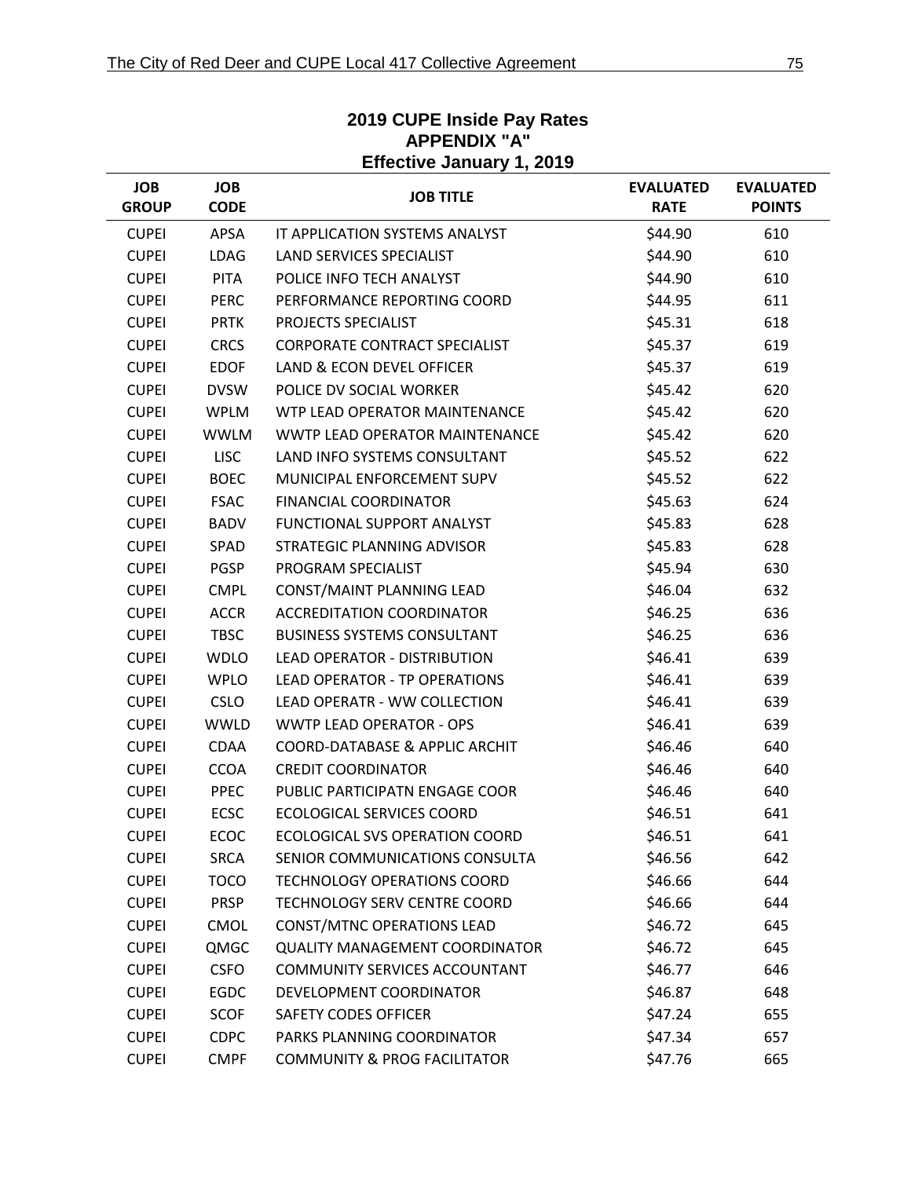## 2019 CUPE Inside Pay Rates
## APPENDIX "A"
## Effective January 1, 2019

| JOB GROUP | JOB CODE | JOB TITLE | EVALUATED RATE | EVALUATED POINTS |
|---|---|---|---|---|
| CUPEI | APSA | IT APPLICATION SYSTEMS ANALYST | $44.90 | 610 |
| CUPEI | LDAG | LAND SERVICES SPECIALIST | $44.90 | 610 |
| CUPEI | PITA | POLICE INFO TECH ANALYST | $44.90 | 610 |
| CUPEI | PERC | PERFORMANCE REPORTING COORD | $44.95 | 611 |
| CUPEI | PRTK | PROJECTS SPECIALIST | $45.31 | 618 |
| CUPEI | CRCS | CORPORATE CONTRACT SPECIALIST | $45.37 | 619 |
| CUPEI | EDOF | LAND & ECON DEVEL OFFICER | $45.37 | 619 |
| CUPEI | DVSW | POLICE DV SOCIAL WORKER | $45.42 | 620 |
| CUPEI | WPLM | WTP LEAD OPERATOR MAINTENANCE | $45.42 | 620 |
| CUPEI | WWLM | WWTP LEAD OPERATOR MAINTENANCE | $45.42 | 620 |
| CUPEI | LISC | LAND INFO SYSTEMS CONSULTANT | $45.52 | 622 |
| CUPEI | BOEC | MUNICIPAL ENFORCEMENT SUPV | $45.52 | 622 |
| CUPEI | FSAC | FINANCIAL COORDINATOR | $45.63 | 624 |
| CUPEI | BADV | FUNCTIONAL SUPPORT ANALYST | $45.83 | 628 |
| CUPEI | SPAD | STRATEGIC PLANNING ADVISOR | $45.83 | 628 |
| CUPEI | PGSP | PROGRAM SPECIALIST | $45.94 | 630 |
| CUPEI | CMPL | CONST/MAINT PLANNING LEAD | $46.04 | 632 |
| CUPEI | ACCR | ACCREDITATION COORDINATOR | $46.25 | 636 |
| CUPEI | TBSC | BUSINESS SYSTEMS CONSULTANT | $46.25 | 636 |
| CUPEI | WDLO | LEAD OPERATOR - DISTRIBUTION | $46.41 | 639 |
| CUPEI | WPLO | LEAD OPERATOR - TP OPERATIONS | $46.41 | 639 |
| CUPEI | CSLO | LEAD OPERATR - WW COLLECTION | $46.41 | 639 |
| CUPEI | WWLD | WWTP LEAD OPERATOR - OPS | $46.41 | 639 |
| CUPEI | CDAA | COORD-DATABASE & APPLIC ARCHIT | $46.46 | 640 |
| CUPEI | CCOA | CREDIT COORDINATOR | $46.46 | 640 |
| CUPEI | PPEC | PUBLIC PARTICIPATN ENGAGE COOR | $46.46 | 640 |
| CUPEI | ECSC | ECOLOGICAL SERVICES COORD | $46.51 | 641 |
| CUPEI | ECOC | ECOLOGICAL SVS OPERATION COORD | $46.51 | 641 |
| CUPEI | SRCA | SENIOR COMMUNICATIONS CONSULTA | $46.56 | 642 |
| CUPEI | TOCO | TECHNOLOGY OPERATIONS COORD | $46.66 | 644 |
| CUPEI | PRSP | TECHNOLOGY SERV CENTRE COORD | $46.66 | 644 |
| CUPEI | CMOL | CONST/MTNC OPERATIONS LEAD | $46.72 | 645 |
| CUPEI | QMGC | QUALITY MANAGEMENT COORDINATOR | $46.72 | 645 |
| CUPEI | CSFO | COMMUNITY SERVICES ACCOUNTANT | $46.77 | 646 |
| CUPEI | EGDC | DEVELOPMENT COORDINATOR | $46.87 | 648 |
| CUPEI | SCOF | SAFETY CODES OFFICER | $47.24 | 655 |
| CUPEI | CDPC | PARKS PLANNING COORDINATOR | $47.34 | 657 |
| CUPEI | CMPF | COMMUNITY & PROG FACILITATOR | $47.76 | 665 |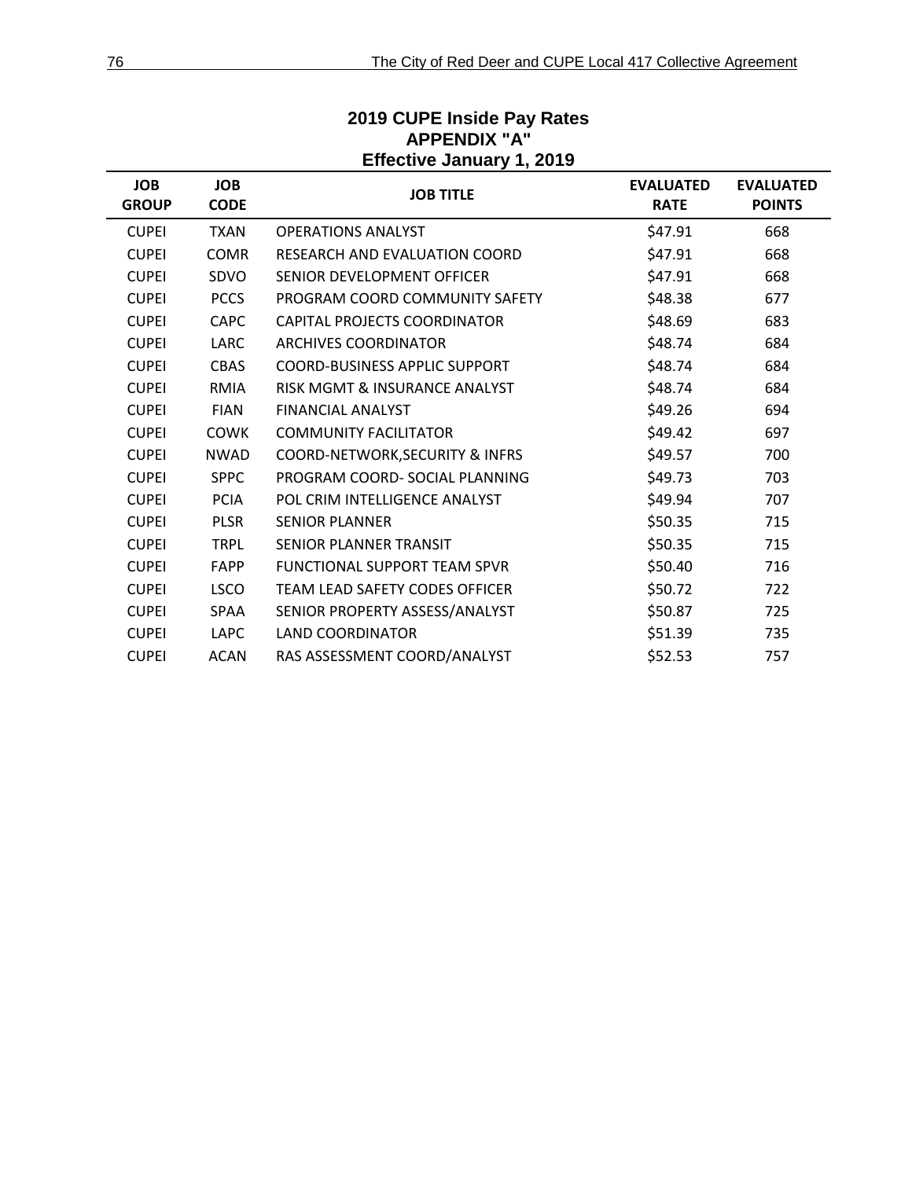## 2019 CUPE Inside Pay Rates
## APPENDIX "A"
## Effective January 1, 2019

| JOB GROUP | JOB CODE | JOB TITLE | EVALUATED RATE | EVALUATED POINTS |
|---|---|---|---|---|
| CUPEI | TXAN | OPERATIONS ANALYST | $47.91 | 668 |
| CUPEI | COMR | RESEARCH AND EVALUATION COORD | $47.91 | 668 |
| CUPEI | SDVO | SENIOR DEVELOPMENT OFFICER | $47.91 | 668 |
| CUPEI | PCCS | PROGRAM COORD COMMUNITY SAFETY | $48.38 | 677 |
| CUPEI | CAPC | CAPITAL PROJECTS COORDINATOR | $48.69 | 683 |
| CUPEI | LARC | ARCHIVES COORDINATOR | $48.74 | 684 |
| CUPEI | CBAS | COORD-BUSINESS APPLIC SUPPORT | $48.74 | 684 |
| CUPEI | RMIA | RISK MGMT & INSURANCE ANALYST | $48.74 | 684 |
| CUPEI | FIAN | FINANCIAL ANALYST | $49.26 | 694 |
| CUPEI | COWK | COMMUNITY FACILITATOR | $49.42 | 697 |
| CUPEI | NWAD | COORD-NETWORK,SECURITY & INFRS | $49.57 | 700 |
| CUPEI | SPPC | PROGRAM COORD- SOCIAL PLANNING | $49.73 | 703 |
| CUPEI | PCIA | POL CRIM INTELLIGENCE ANALYST | $49.94 | 707 |
| CUPEI | PLSR | SENIOR PLANNER | $50.35 | 715 |
| CUPEI | TRPL | SENIOR PLANNER TRANSIT | $50.35 | 715 |
| CUPEI | FAPP | FUNCTIONAL SUPPORT TEAM SPVR | $50.40 | 716 |
| CUPEI | LSCO | TEAM LEAD SAFETY CODES OFFICER | $50.72 | 722 |
| CUPEI | SPAA | SENIOR PROPERTY ASSESS/ANALYST | $50.87 | 725 |
| CUPEI | LAPC | LAND COORDINATOR | $51.39 | 735 |
| CUPEI | ACAN | RAS ASSESSMENT COORD/ANALYST | $52.53 | 757 |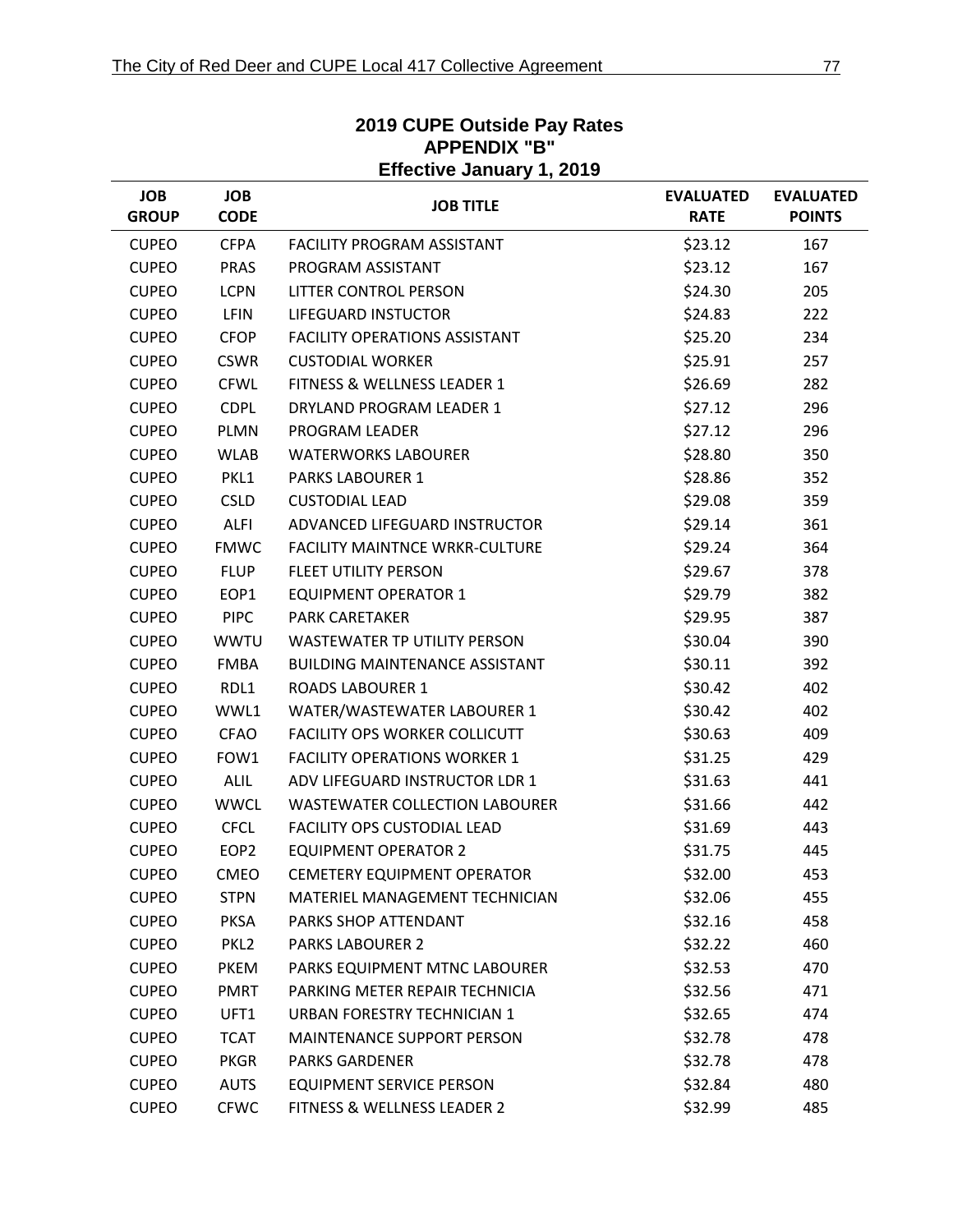## 2019 CUPE Outside Pay Rates
## APPENDIX "B"
## Effective January 1, 2019

| JOB GROUP | JOB CODE | JOB TITLE | EVALUATED RATE | EVALUATED POINTS |
|---|---|---|---|---|
| CUPEO | CFPA | FACILITY PROGRAM ASSISTANT | $23.12 | 167 |
| CUPEO | PRAS | PROGRAM ASSISTANT | $23.12 | 167 |
| CUPEO | LCPN | LITTER CONTROL PERSON | $24.30 | 205 |
| CUPEO | LFIN | LIFEGUARD INSTUCTOR | $24.83 | 222 |
| CUPEO | CFOP | FACILITY OPERATIONS ASSISTANT | $25.20 | 234 |
| CUPEO | CSWR | CUSTODIAL WORKER | $25.91 | 257 |
| CUPEO | CFWL | FITNESS & WELLNESS LEADER 1 | $26.69 | 282 |
| CUPEO | CDPL | DRYLAND PROGRAM LEADER 1 | $27.12 | 296 |
| CUPEO | PLMN | PROGRAM LEADER | $27.12 | 296 |
| CUPEO | WLAB | WATERWORKS LABOURER | $28.80 | 350 |
| CUPEO | PKL1 | PARKS LABOURER 1 | $28.86 | 352 |
| CUPEO | CSLD | CUSTODIAL LEAD | $29.08 | 359 |
| CUPEO | ALFI | ADVANCED LIFEGUARD INSTRUCTOR | $29.14 | 361 |
| CUPEO | FMWC | FACILITY MAINTNCE WRKR-CULTURE | $29.24 | 364 |
| CUPEO | FLUP | FLEET UTILITY PERSON | $29.67 | 378 |
| CUPEO | EOP1 | EQUIPMENT OPERATOR 1 | $29.79 | 382 |
| CUPEO | PIPC | PARK CARETAKER | $29.95 | 387 |
| CUPEO | WWTU | WASTEWATER TP UTILITY PERSON | $30.04 | 390 |
| CUPEO | FMBA | BUILDING MAINTENANCE ASSISTANT | $30.11 | 392 |
| CUPEO | RDL1 | ROADS LABOURER 1 | $30.42 | 402 |
| CUPEO | WWL1 | WATER/WASTEWATER LABOURER 1 | $30.42 | 402 |
| CUPEO | CFAO | FACILITY OPS WORKER COLLICUTT | $30.63 | 409 |
| CUPEO | FOW1 | FACILITY OPERATIONS WORKER 1 | $31.25 | 429 |
| CUPEO | ALIL | ADV LIFEGUARD INSTRUCTOR LDR 1 | $31.63 | 441 |
| CUPEO | WWCL | WASTEWATER COLLECTION LABOURER | $31.66 | 442 |
| CUPEO | CFCL | FACILITY OPS CUSTODIAL LEAD | $31.69 | 443 |
| CUPEO | EOP2 | EQUIPMENT OPERATOR 2 | $31.75 | 445 |
| CUPEO | CMEO | CEMETERY EQUIPMENT OPERATOR | $32.00 | 453 |
| CUPEO | STPN | MATERIEL MANAGEMENT TECHNICIAN | $32.06 | 455 |
| CUPEO | PKSA | PARKS SHOP ATTENDANT | $32.16 | 458 |
| CUPEO | PKL2 | PARKS LABOURER 2 | $32.22 | 460 |
| CUPEO | PKEM | PARKS EQUIPMENT MTNC LABOURER | $32.53 | 470 |
| CUPEO | PMRT | PARKING METER REPAIR TECHNICIA | $32.56 | 471 |
| CUPEO | UFT1 | URBAN FORESTRY TECHNICIAN 1 | $32.65 | 474 |
| CUPEO | TCAT | MAINTENANCE SUPPORT PERSON | $32.78 | 478 |
| CUPEO | PKGR | PARKS GARDENER | $32.78 | 478 |
| CUPEO | AUTS | EQUIPMENT SERVICE PERSON | $32.84 | 480 |
| CUPEO | CFWC | FITNESS & WELLNESS LEADER 2 | $32.99 | 485 |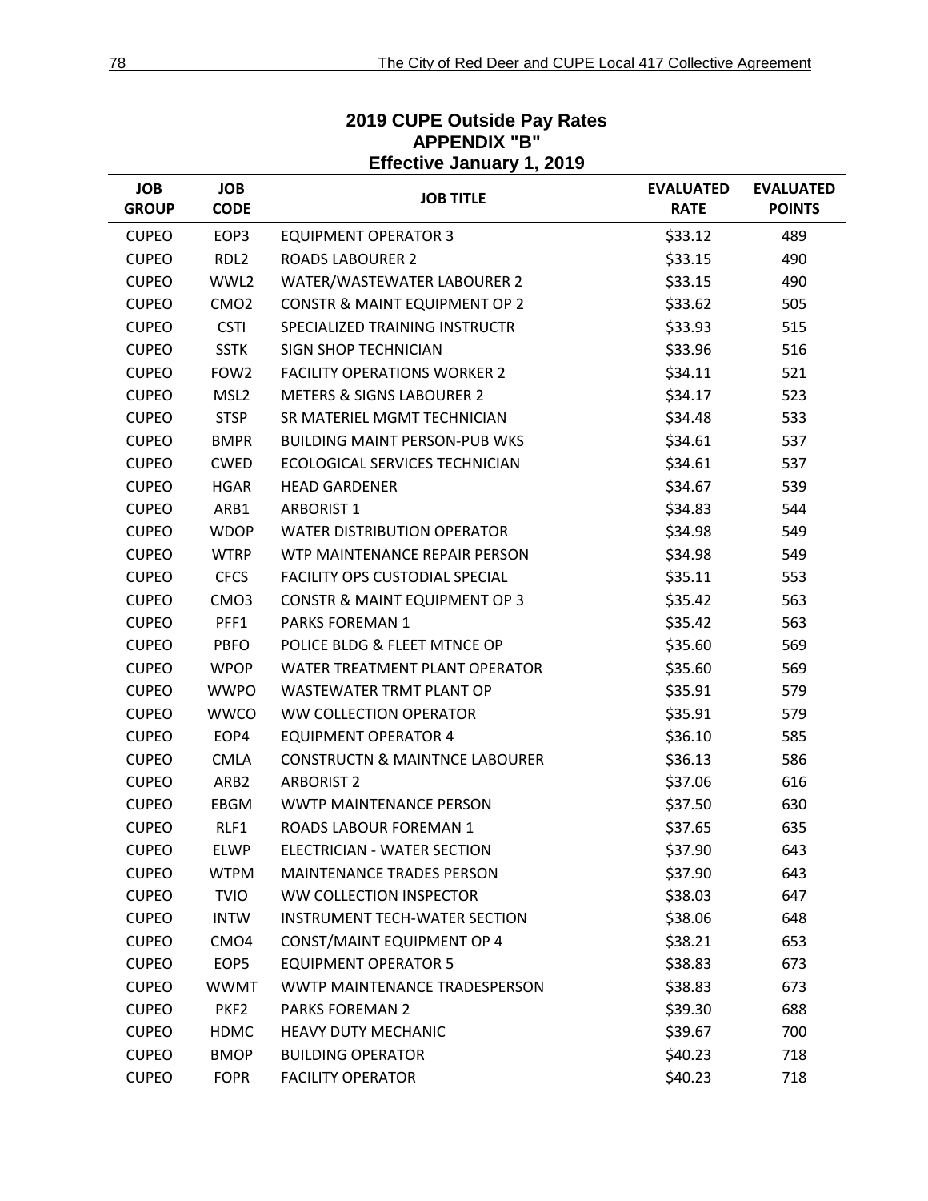## 2019 CUPE Outside Pay Rates
## APPENDIX "B"
## Effective January 1, 2019

| JOB GROUP | JOB CODE | JOB TITLE | EVALUATED RATE | EVALUATED POINTS |
|---|---|---|---|---|
| CUPEO | EOP3 | EQUIPMENT OPERATOR 3 | $33.12 | 489 |
| CUPEO | RDL2 | ROADS LABOURER 2 | $33.15 | 490 |
| CUPEO | WWL2 | WATER/WASTEWATER LABOURER 2 | $33.15 | 490 |
| CUPEO | CMO2 | CONSTR & MAINT EQUIPMENT OP 2 | $33.62 | 505 |
| CUPEO | CSTI | SPECIALIZED TRAINING INSTRUCTR | $33.93 | 515 |
| CUPEO | SSTK | SIGN SHOP TECHNICIAN | $33.96 | 516 |
| CUPEO | FOW2 | FACILITY OPERATIONS WORKER 2 | $34.11 | 521 |
| CUPEO | MSL2 | METERS & SIGNS LABOURER 2 | $34.17 | 523 |
| CUPEO | STSP | SR MATERIEL MGMT TECHNICIAN | $34.48 | 533 |
| CUPEO | BMPR | BUILDING MAINT PERSON-PUB WKS | $34.61 | 537 |
| CUPEO | CWED | ECOLOGICAL SERVICES TECHNICIAN | $34.61 | 537 |
| CUPEO | HGAR | HEAD GARDENER | $34.67 | 539 |
| CUPEO | ARB1 | ARBORIST 1 | $34.83 | 544 |
| CUPEO | WDOP | WATER DISTRIBUTION OPERATOR | $34.98 | 549 |
| CUPEO | WTRP | WTP MAINTENANCE REPAIR PERSON | $34.98 | 549 |
| CUPEO | CFCS | FACILITY OPS CUSTODIAL SPECIAL | $35.11 | 553 |
| CUPEO | CMO3 | CONSTR & MAINT EQUIPMENT OP 3 | $35.42 | 563 |
| CUPEO | PFF1 | PARKS FOREMAN 1 | $35.42 | 563 |
| CUPEO | PBFO | POLICE BLDG & FLEET MTNCE OP | $35.60 | 569 |
| CUPEO | WPOP | WATER TREATMENT PLANT OPERATOR | $35.60 | 569 |
| CUPEO | WWPO | WASTEWATER TRMT PLANT OP | $35.91 | 579 |
| CUPEO | WWCO | WW COLLECTION OPERATOR | $35.91 | 579 |
| CUPEO | EOP4 | EQUIPMENT OPERATOR 4 | $36.10 | 585 |
| CUPEO | CMLA | CONSTRUCTN & MAINTNCE LABOURER | $36.13 | 586 |
| CUPEO | ARB2 | ARBORIST 2 | $37.06 | 616 |
| CUPEO | EBGM | WWTP MAINTENANCE PERSON | $37.50 | 630 |
| CUPEO | RLF1 | ROADS LABOUR FOREMAN 1 | $37.65 | 635 |
| CUPEO | ELWP | ELECTRICIAN - WATER SECTION | $37.90 | 643 |
| CUPEO | WTPM | MAINTENANCE TRADES PERSON | $37.90 | 643 |
| CUPEO | TVIO | WW COLLECTION INSPECTOR | $38.03 | 647 |
| CUPEO | INTW | INSTRUMENT TECH-WATER SECTION | $38.06 | 648 |
| CUPEO | CMO4 | CONST/MAINT EQUIPMENT OP 4 | $38.21 | 653 |
| CUPEO | EOP5 | EQUIPMENT OPERATOR 5 | $38.83 | 673 |
| CUPEO | WWMT | WWTP MAINTENANCE TRADESPERSON | $38.83 | 673 |
| CUPEO | PKF2 | PARKS FOREMAN 2 | $39.30 | 688 |
| CUPEO | HDMC | HEAVY DUTY MECHANIC | $39.67 | 700 |
| CUPEO | BMOP | BUILDING OPERATOR | $40.23 | 718 |
| CUPEO | FOPR | FACILITY OPERATOR | $40.23 | 718 |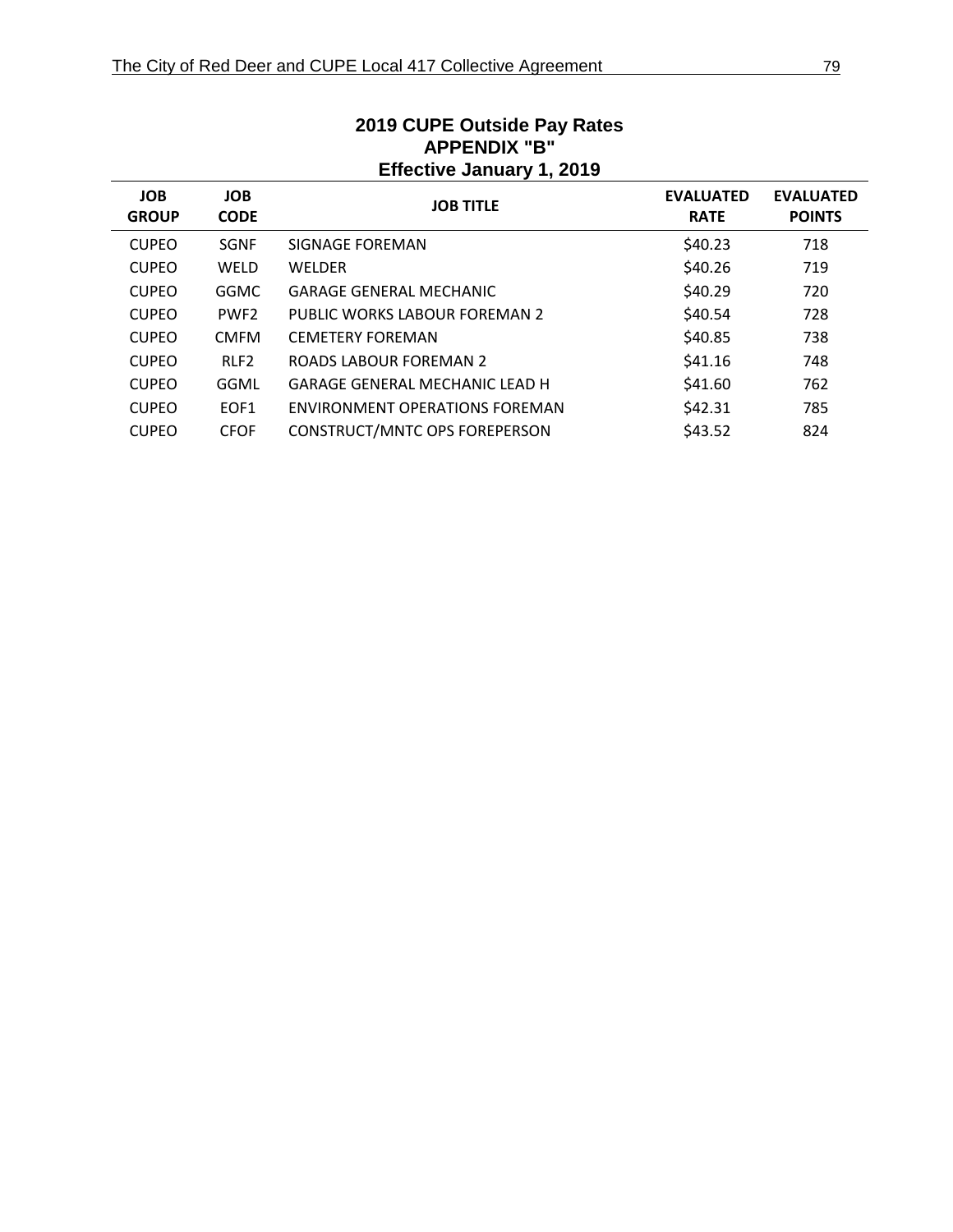## 2019 CUPE Outside Pay Rates
## APPENDIX "B"
## Effective January 1, 2019

| JOB GROUP | JOB CODE | JOB TITLE | EVALUATED RATE | EVALUATED POINTS |
|---|---|---|---|---|
| CUPEO | SGNF | SIGNAGE FOREMAN | $40.23 | 718 |
| CUPEO | WELD | WELDER | $40.26 | 719 |
| CUPEO | GGMC | GARAGE GENERAL MECHANIC | $40.29 | 720 |
| CUPEO | PWF2 | PUBLIC WORKS LABOUR FOREMAN 2 | $40.54 | 728 |
| CUPEO | CMFM | CEMETERY FOREMAN | $40.85 | 738 |
| CUPEO | RLF2 | ROADS LABOUR FOREMAN 2 | $41.16 | 748 |
| CUPEO | GGML | GARAGE GENERAL MECHANIC LEAD H | $41.60 | 762 |
| CUPEO | EOF1 | ENVIRONMENT OPERATIONS FOREMAN | $42.31 | 785 |
| CUPEO | CFOF | CONSTRUCT/MNTC OPS FOREPERSON | $43.52 | 824 |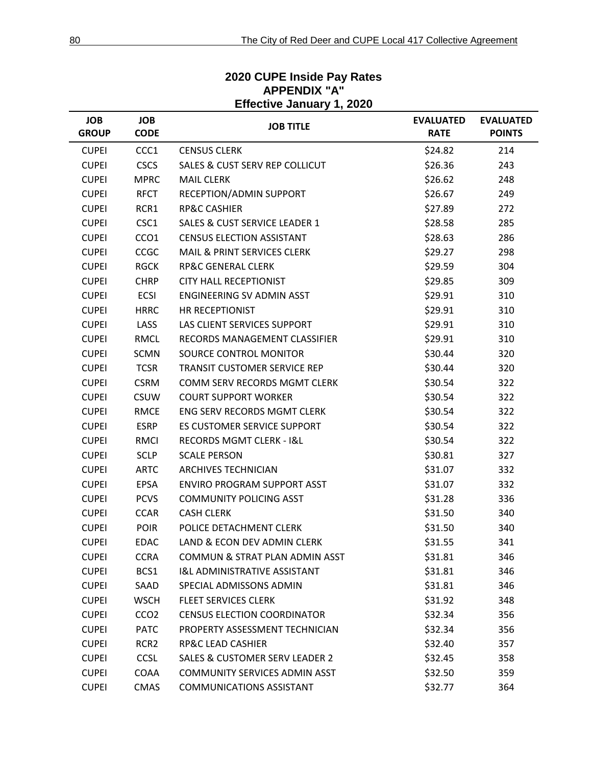## 2020 CUPE Inside Pay Rates
## APPENDIX "A"
## Effective January 1, 2020

| JOB GROUP | JOB CODE | JOB TITLE | EVALUATED RATE | EVALUATED POINTS |
|---|---|---|---|---|
| CUPEI | CCC1 | CENSUS CLERK | $24.82 | 214 |
| CUPEI | CSCS | SALES & CUST SERV REP COLLICUT | $26.36 | 243 |
| CUPEI | MPRC | MAIL CLERK | $26.62 | 248 |
| CUPEI | RFCT | RECEPTION/ADMIN SUPPORT | $26.67 | 249 |
| CUPEI | RCR1 | RP&C CASHIER | $27.89 | 272 |
| CUPEI | CSC1 | SALES & CUST SERVICE LEADER 1 | $28.58 | 285 |
| CUPEI | CCO1 | CENSUS ELECTION ASSISTANT | $28.63 | 286 |
| CUPEI | CCGC | MAIL & PRINT SERVICES CLERK | $29.27 | 298 |
| CUPEI | RGCK | RP&C GENERAL CLERK | $29.59 | 304 |
| CUPEI | CHRP | CITY HALL RECEPTIONIST | $29.85 | 309 |
| CUPEI | ECSI | ENGINEERING SV ADMIN ASST | $29.91 | 310 |
| CUPEI | HRRC | HR RECEPTIONIST | $29.91 | 310 |
| CUPEI | LASS | LAS CLIENT SERVICES SUPPORT | $29.91 | 310 |
| CUPEI | RMCL | RECORDS MANAGEMENT CLASSIFIER | $29.91 | 310 |
| CUPEI | SCMN | SOURCE CONTROL MONITOR | $30.44 | 320 |
| CUPEI | TCSR | TRANSIT CUSTOMER SERVICE REP | $30.44 | 320 |
| CUPEI | CSRM | COMM SERV RECORDS MGMT CLERK | $30.54 | 322 |
| CUPEI | CSUW | COURT SUPPORT WORKER | $30.54 | 322 |
| CUPEI | RMCE | ENG SERV RECORDS MGMT CLERK | $30.54 | 322 |
| CUPEI | ESRP | ES CUSTOMER SERVICE SUPPORT | $30.54 | 322 |
| CUPEI | RMCI | RECORDS MGMT CLERK - I&L | $30.54 | 322 |
| CUPEI | SCLP | SCALE PERSON | $30.81 | 327 |
| CUPEI | ARTC | ARCHIVES TECHNICIAN | $31.07 | 332 |
| CUPEI | EPSA | ENVIRO PROGRAM SUPPORT ASST | $31.07 | 332 |
| CUPEI | PCVS | COMMUNITY POLICING ASST | $31.28 | 336 |
| CUPEI | CCAR | CASH CLERK | $31.50 | 340 |
| CUPEI | POIR | POLICE DETACHMENT CLERK | $31.50 | 340 |
| CUPEI | EDAC | LAND & ECON DEV ADMIN CLERK | $31.55 | 341 |
| CUPEI | CCRA | COMMUN & STRAT PLAN ADMIN ASST | $31.81 | 346 |
| CUPEI | BCS1 | I&L ADMINISTRATIVE ASSISTANT | $31.81 | 346 |
| CUPEI | SAAD | SPECIAL ADMISSONS ADMIN | $31.81 | 346 |
| CUPEI | WSCH | FLEET SERVICES CLERK | $31.92 | 348 |
| CUPEI | CCO2 | CENSUS ELECTION COORDINATOR | $32.34 | 356 |
| CUPEI | PATC | PROPERTY ASSESSMENT TECHNICIAN | $32.34 | 356 |
| CUPEI | RCR2 | RP&C LEAD CASHIER | $32.40 | 357 |
| CUPEI | CCSL | SALES & CUSTOMER SERV LEADER 2 | $32.45 | 358 |
| CUPEI | COAA | COMMUNITY SERVICES ADMIN ASST | $32.50 | 359 |
| CUPEI | CMAS | COMMUNICATIONS ASSISTANT | $32.77 | 364 |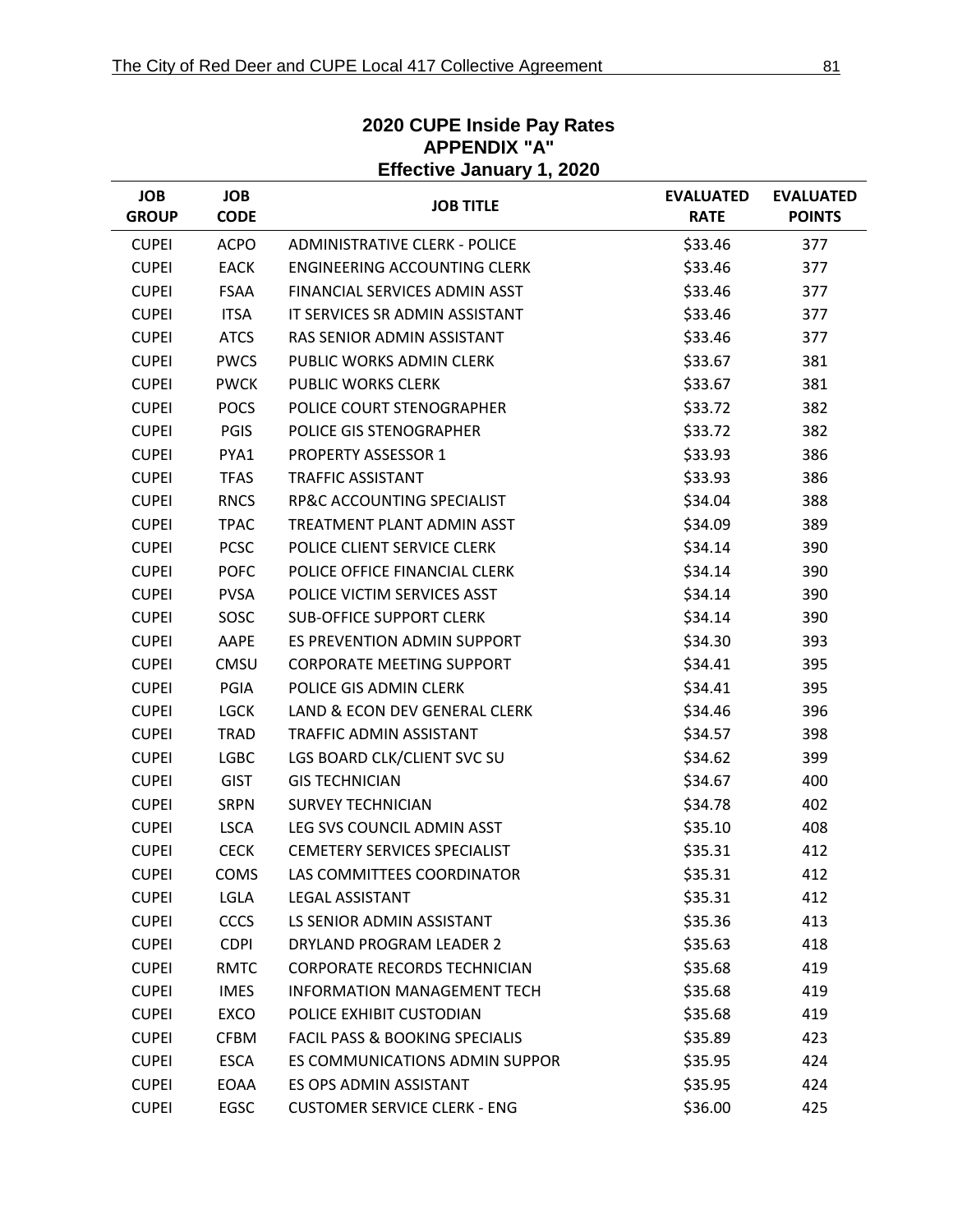## 2020 CUPE Inside Pay Rates
## APPENDIX "A"
## Effective January 1, 2020

| JOB GROUP | JOB CODE | JOB TITLE | EVALUATED RATE | EVALUATED POINTS |
|---|---|---|---|---|
| CUPEI | ACPO | ADMINISTRATIVE CLERK - POLICE | $33.46 | 377 |
| CUPEI | EACK | ENGINEERING ACCOUNTING CLERK | $33.46 | 377 |
| CUPEI | FSAA | FINANCIAL SERVICES ADMIN ASST | $33.46 | 377 |
| CUPEI | ITSA | IT SERVICES SR ADMIN ASSISTANT | $33.46 | 377 |
| CUPEI | ATCS | RAS SENIOR ADMIN ASSISTANT | $33.46 | 377 |
| CUPEI | PWCS | PUBLIC WORKS ADMIN CLERK | $33.67 | 381 |
| CUPEI | PWCK | PUBLIC WORKS CLERK | $33.67 | 381 |
| CUPEI | POCS | POLICE COURT STENOGRAPHER | $33.72 | 382 |
| CUPEI | PGIS | POLICE GIS STENOGRAPHER | $33.72 | 382 |
| CUPEI | PYA1 | PROPERTY ASSESSOR 1 | $33.93 | 386 |
| CUPEI | TFAS | TRAFFIC ASSISTANT | $33.93 | 386 |
| CUPEI | RNCS | RP&C ACCOUNTING SPECIALIST | $34.04 | 388 |
| CUPEI | TPAC | TREATMENT PLANT ADMIN ASST | $34.09 | 389 |
| CUPEI | PCSC | POLICE CLIENT SERVICE CLERK | $34.14 | 390 |
| CUPEI | POFC | POLICE OFFICE FINANCIAL CLERK | $34.14 | 390 |
| CUPEI | PVSA | POLICE VICTIM SERVICES ASST | $34.14 | 390 |
| CUPEI | SOSC | SUB-OFFICE SUPPORT CLERK | $34.14 | 390 |
| CUPEI | AAPE | ES PREVENTION ADMIN SUPPORT | $34.30 | 393 |
| CUPEI | CMSU | CORPORATE MEETING SUPPORT | $34.41 | 395 |
| CUPEI | PGIA | POLICE GIS ADMIN CLERK | $34.41 | 395 |
| CUPEI | LGCK | LAND & ECON DEV GENERAL CLERK | $34.46 | 396 |
| CUPEI | TRAD | TRAFFIC ADMIN ASSISTANT | $34.57 | 398 |
| CUPEI | LGBC | LGS BOARD CLK/CLIENT SVC SU | $34.62 | 399 |
| CUPEI | GIST | GIS TECHNICIAN | $34.67 | 400 |
| CUPEI | SRPN | SURVEY TECHNICIAN | $34.78 | 402 |
| CUPEI | LSCA | LEG SVS COUNCIL ADMIN ASST | $35.10 | 408 |
| CUPEI | CECK | CEMETERY SERVICES SPECIALIST | $35.31 | 412 |
| CUPEI | COMS | LAS COMMITTEES COORDINATOR | $35.31 | 412 |
| CUPEI | LGLA | LEGAL ASSISTANT | $35.31 | 412 |
| CUPEI | CCCS | LS SENIOR ADMIN ASSISTANT | $35.36 | 413 |
| CUPEI | CDPI | DRYLAND PROGRAM LEADER 2 | $35.63 | 418 |
| CUPEI | RMTC | CORPORATE RECORDS TECHNICIAN | $35.68 | 419 |
| CUPEI | IMES | INFORMATION MANAGEMENT TECH | $35.68 | 419 |
| CUPEI | EXCO | POLICE EXHIBIT CUSTODIAN | $35.68 | 419 |
| CUPEI | CFBM | FACIL PASS & BOOKING SPECIALIS | $35.89 | 423 |
| CUPEI | ESCA | ES COMMUNICATIONS ADMIN SUPPOR | $35.95 | 424 |
| CUPEI | EOAA | ES OPS ADMIN ASSISTANT | $35.95 | 424 |
| CUPEI | EGSC | CUSTOMER SERVICE CLERK - ENG | $36.00 | 425 |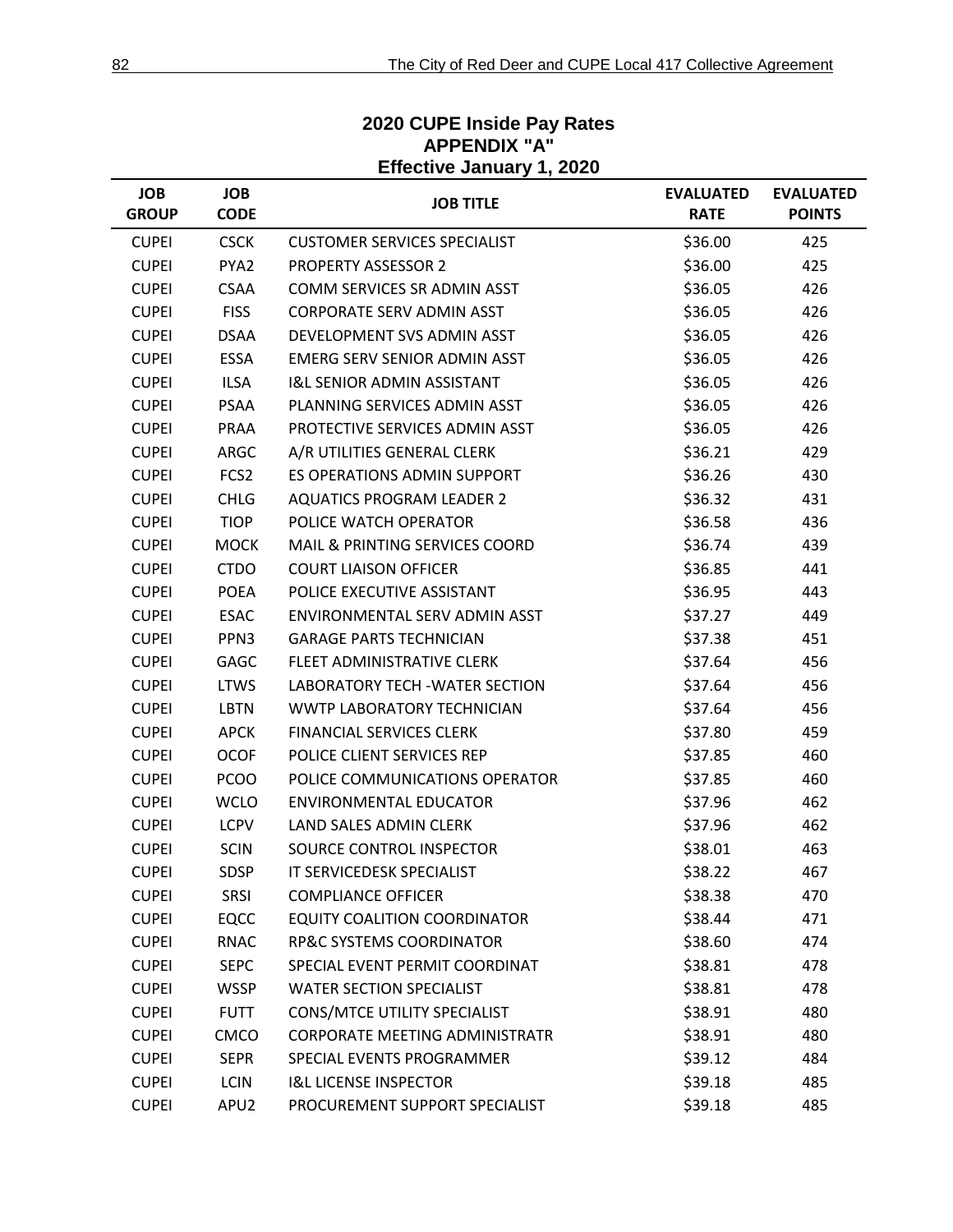# 2020 CUPE Inside Pay Rates
## APPENDIX "A"
### Effective January 1, 2020

| JOB GROUP | JOB CODE | JOB TITLE | EVALUATED RATE | EVALUATED POINTS |
|---|---|---|---|---|
| CUPEI | CSCK | CUSTOMER SERVICES SPECIALIST | $36.00 | 425 |
| CUPEI | PYA2 | PROPERTY ASSESSOR 2 | $36.00 | 425 |
| CUPEI | CSAA | COMM SERVICES SR ADMIN ASST | $36.05 | 426 |
| CUPEI | FISS | CORPORATE SERV ADMIN ASST | $36.05 | 426 |
| CUPEI | DSAA | DEVELOPMENT SVS ADMIN ASST | $36.05 | 426 |
| CUPEI | ESSA | EMERG SERV SENIOR ADMIN ASST | $36.05 | 426 |
| CUPEI | ILSA | I&L SENIOR ADMIN ASSISTANT | $36.05 | 426 |
| CUPEI | PSAA | PLANNING SERVICES ADMIN ASST | $36.05 | 426 |
| CUPEI | PRAA | PROTECTIVE SERVICES ADMIN ASST | $36.05 | 426 |
| CUPEI | ARGC | A/R UTILITIES GENERAL CLERK | $36.21 | 429 |
| CUPEI | FCS2 | ES OPERATIONS ADMIN SUPPORT | $36.26 | 430 |
| CUPEI | CHLG | AQUATICS PROGRAM LEADER 2 | $36.32 | 431 |
| CUPEI | TIOP | POLICE WATCH OPERATOR | $36.58 | 436 |
| CUPEI | MOCK | MAIL & PRINTING SERVICES COORD | $36.74 | 439 |
| CUPEI | CTDO | COURT LIAISON OFFICER | $36.85 | 441 |
| CUPEI | POEA | POLICE EXECUTIVE ASSISTANT | $36.95 | 443 |
| CUPEI | ESAC | ENVIRONMENTAL SERV ADMIN ASST | $37.27 | 449 |
| CUPEI | PPN3 | GARAGE PARTS TECHNICIAN | $37.38 | 451 |
| CUPEI | GAGC | FLEET ADMINISTRATIVE CLERK | $37.64 | 456 |
| CUPEI | LTWS | LABORATORY TECH -WATER SECTION | $37.64 | 456 |
| CUPEI | LBTN | WWTP LABORATORY TECHNICIAN | $37.64 | 456 |
| CUPEI | APCK | FINANCIAL SERVICES CLERK | $37.80 | 459 |
| CUPEI | OCOF | POLICE CLIENT SERVICES REP | $37.85 | 460 |
| CUPEI | PCOO | POLICE COMMUNICATIONS OPERATOR | $37.85 | 460 |
| CUPEI | WCLO | ENVIRONMENTAL EDUCATOR | $37.96 | 462 |
| CUPEI | LCPV | LAND SALES ADMIN CLERK | $37.96 | 462 |
| CUPEI | SCIN | SOURCE CONTROL INSPECTOR | $38.01 | 463 |
| CUPEI | SDSP | IT SERVICEDESK SPECIALIST | $38.22 | 467 |
| CUPEI | SRSI | COMPLIANCE OFFICER | $38.38 | 470 |
| CUPEI | EQCC | EQUITY COALITION COORDINATOR | $38.44 | 471 |
| CUPEI | RNAC | RP&C SYSTEMS COORDINATOR | $38.60 | 474 |
| CUPEI | SEPC | SPECIAL EVENT PERMIT COORDINAT | $38.81 | 478 |
| CUPEI | WSSP | WATER SECTION SPECIALIST | $38.81 | 478 |
| CUPEI | FUTT | CONS/MTCE UTILITY SPECIALIST | $38.91 | 480 |
| CUPEI | CMCO | CORPORATE MEETING ADMINISTRATR | $38.91 | 480 |
| CUPEI | SEPR | SPECIAL EVENTS PROGRAMMER | $39.12 | 484 |
| CUPEI | LCIN | I&L LICENSE INSPECTOR | $39.18 | 485 |
| CUPEI | APU2 | PROCUREMENT SUPPORT SPECIALIST | $39.18 | 485 |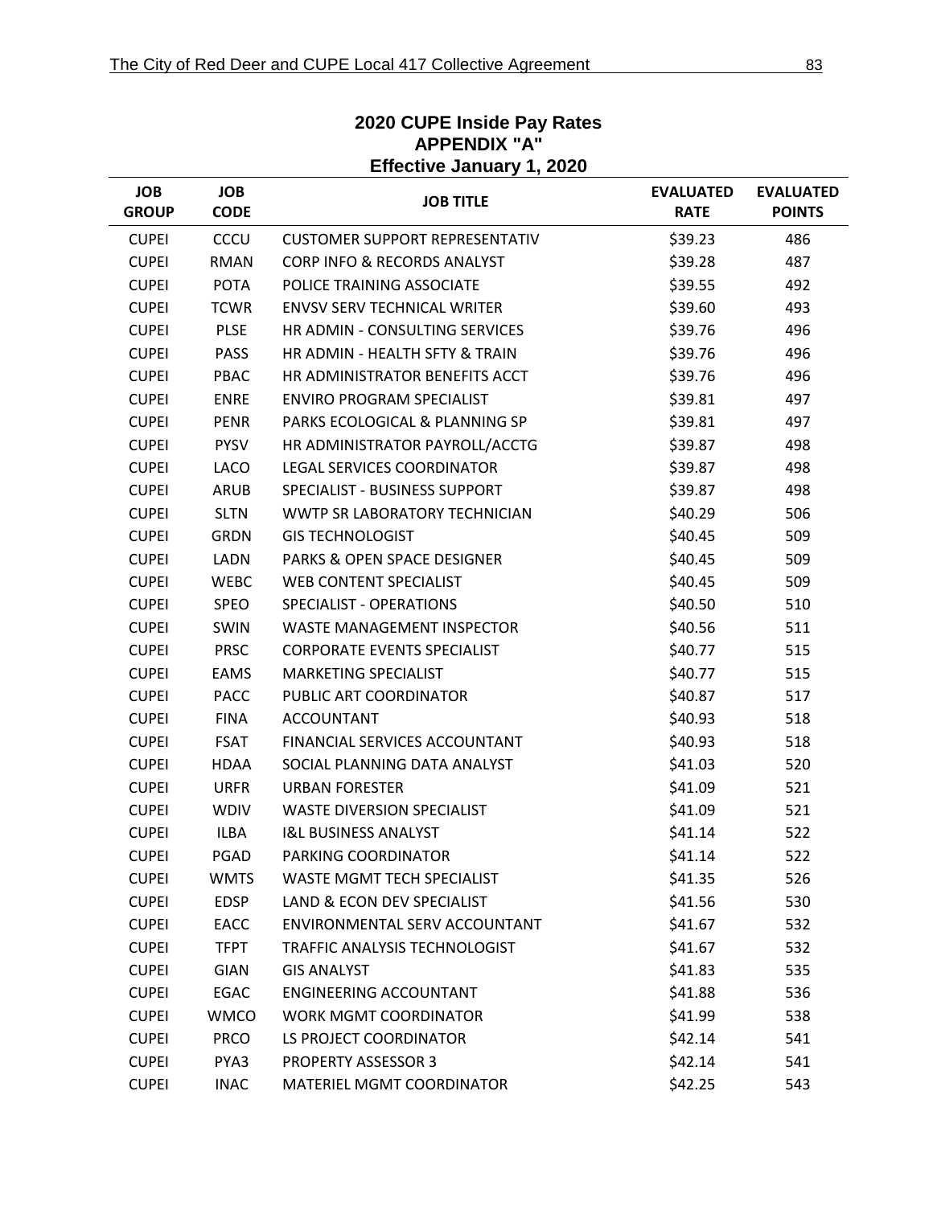## 2020 CUPE Inside Pay Rates
## APPENDIX "A"
## Effective January 1, 2020

| JOB GROUP | JOB CODE | JOB TITLE | EVALUATED RATE | EVALUATED POINTS |
|---|---|---|---|---|
| CUPEI | CCCU | CUSTOMER SUPPORT REPRESENTATIV | $39.23 | 486 |
| CUPEI | RMAN | CORP INFO & RECORDS ANALYST | $39.28 | 487 |
| CUPEI | POTA | POLICE TRAINING ASSOCIATE | $39.55 | 492 |
| CUPEI | TCWR | ENVSV SERV TECHNICAL WRITER | $39.60 | 493 |
| CUPEI | PLSE | HR ADMIN - CONSULTING SERVICES | $39.76 | 496 |
| CUPEI | PASS | HR ADMIN - HEALTH SFTY & TRAIN | $39.76 | 496 |
| CUPEI | PBAC | HR ADMINISTRATOR BENEFITS ACCT | $39.76 | 496 |
| CUPEI | ENRE | ENVIRO PROGRAM SPECIALIST | $39.81 | 497 |
| CUPEI | PENR | PARKS ECOLOGICAL & PLANNING SP | $39.81 | 497 |
| CUPEI | PYSV | HR ADMINISTRATOR PAYROLL/ACCTG | $39.87 | 498 |
| CUPEI | LACO | LEGAL SERVICES COORDINATOR | $39.87 | 498 |
| CUPEI | ARUB | SPECIALIST - BUSINESS SUPPORT | $39.87 | 498 |
| CUPEI | SLTN | WWTP SR LABORATORY TECHNICIAN | $40.29 | 506 |
| CUPEI | GRDN | GIS TECHNOLOGIST | $40.45 | 509 |
| CUPEI | LADN | PARKS & OPEN SPACE DESIGNER | $40.45 | 509 |
| CUPEI | WEBC | WEB CONTENT SPECIALIST | $40.45 | 509 |
| CUPEI | SPEO | SPECIALIST - OPERATIONS | $40.50 | 510 |
| CUPEI | SWIN | WASTE MANAGEMENT INSPECTOR | $40.56 | 511 |
| CUPEI | PRSC | CORPORATE EVENTS SPECIALIST | $40.77 | 515 |
| CUPEI | EAMS | MARKETING SPECIALIST | $40.77 | 515 |
| CUPEI | PACC | PUBLIC ART COORDINATOR | $40.87 | 517 |
| CUPEI | FINA | ACCOUNTANT | $40.93 | 518 |
| CUPEI | FSAT | FINANCIAL SERVICES ACCOUNTANT | $40.93 | 518 |
| CUPEI | HDAA | SOCIAL PLANNING DATA ANALYST | $41.03 | 520 |
| CUPEI | URFR | URBAN FORESTER | $41.09 | 521 |
| CUPEI | WDIV | WASTE DIVERSION SPECIALIST | $41.09 | 521 |
| CUPEI | ILBA | I&L BUSINESS ANALYST | $41.14 | 522 |
| CUPEI | PGAD | PARKING COORDINATOR | $41.14 | 522 |
| CUPEI | WMTS | WASTE MGMT TECH SPECIALIST | $41.35 | 526 |
| CUPEI | EDSP | LAND & ECON DEV SPECIALIST | $41.56 | 530 |
| CUPEI | EACC | ENVIRONMENTAL SERV ACCOUNTANT | $41.67 | 532 |
| CUPEI | TFPT | TRAFFIC ANALYSIS TECHNOLOGIST | $41.67 | 532 |
| CUPEI | GIAN | GIS ANALYST | $41.83 | 535 |
| CUPEI | EGAC | ENGINEERING ACCOUNTANT | $41.88 | 536 |
| CUPEI | WMCO | WORK MGMT COORDINATOR | $41.99 | 538 |
| CUPEI | PRCO | LS PROJECT COORDINATOR | $42.14 | 541 |
| CUPEI | PYA3 | PROPERTY ASSESSOR 3 | $42.14 | 541 |
| CUPEI | INAC | MATERIEL MGMT COORDINATOR | $42.25 | 543 |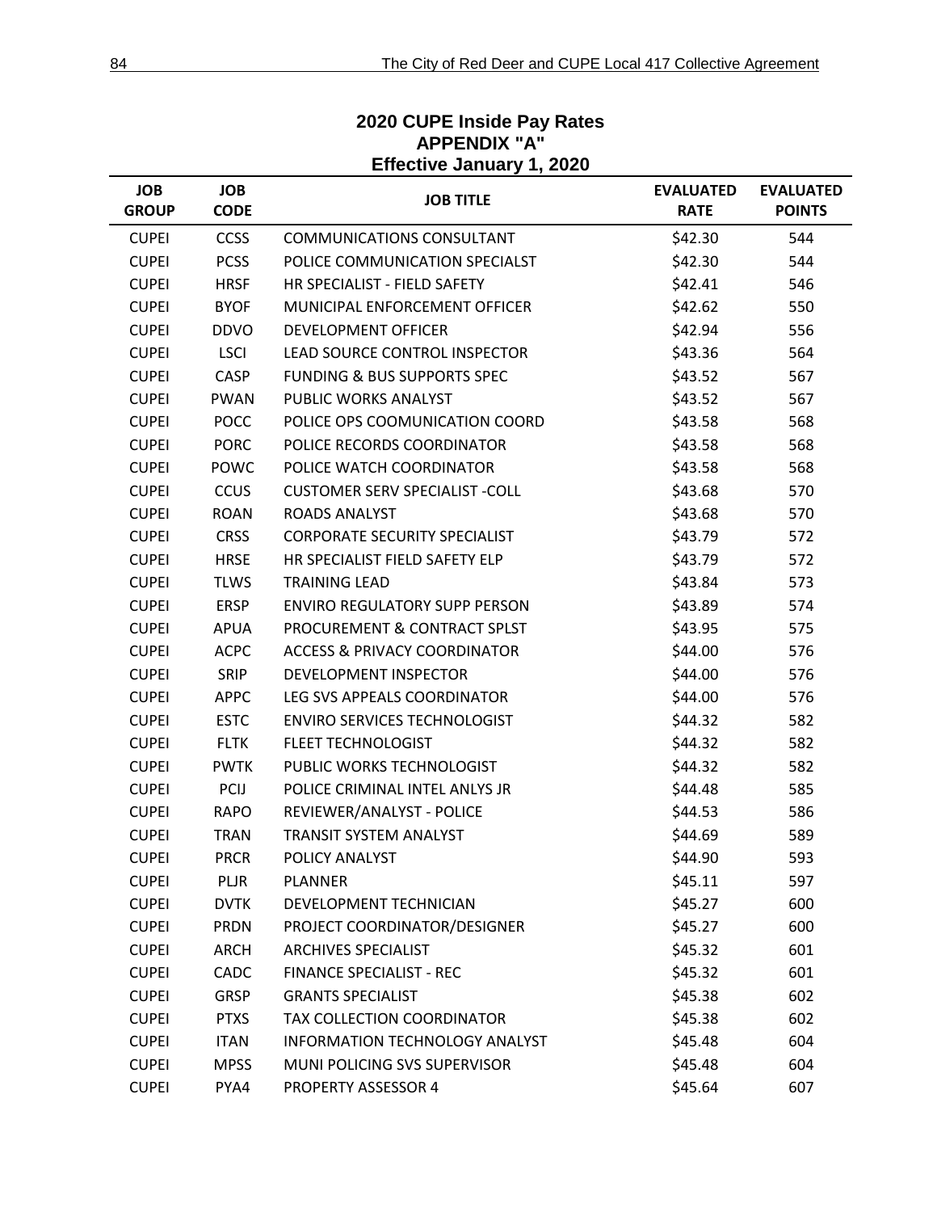## 2020 CUPE Inside Pay Rates
## APPENDIX "A"
## Effective January 1, 2020

| JOB GROUP | JOB CODE | JOB TITLE | EVALUATED RATE | EVALUATED POINTS |
|---|---|---|---|---|
| CUPEI | CCSS | COMMUNICATIONS CONSULTANT | $42.30 | 544 |
| CUPEI | PCSS | POLICE COMMUNICATION SPECIALST | $42.30 | 544 |
| CUPEI | HRSF | HR SPECIALIST - FIELD SAFETY | $42.41 | 546 |
| CUPEI | BYOF | MUNICIPAL ENFORCEMENT OFFICER | $42.62 | 550 |
| CUPEI | DDVO | DEVELOPMENT OFFICER | $42.94 | 556 |
| CUPEI | LSCI | LEAD SOURCE CONTROL INSPECTOR | $43.36 | 564 |
| CUPEI | CASP | FUNDING & BUS SUPPORTS SPEC | $43.52 | 567 |
| CUPEI | PWAN | PUBLIC WORKS ANALYST | $43.52 | 567 |
| CUPEI | POCC | POLICE OPS COOMUNICATION COORD | $43.58 | 568 |
| CUPEI | PORC | POLICE RECORDS COORDINATOR | $43.58 | 568 |
| CUPEI | POWC | POLICE WATCH COORDINATOR | $43.58 | 568 |
| CUPEI | CCUS | CUSTOMER SERV SPECIALIST -COLL | $43.68 | 570 |
| CUPEI | ROAN | ROADS ANALYST | $43.68 | 570 |
| CUPEI | CRSS | CORPORATE SECURITY SPECIALIST | $43.79 | 572 |
| CUPEI | HRSE | HR SPECIALIST FIELD SAFETY ELP | $43.79 | 572 |
| CUPEI | TLWS | TRAINING LEAD | $43.84 | 573 |
| CUPEI | ERSP | ENVIRO REGULATORY SUPP PERSON | $43.89 | 574 |
| CUPEI | APUA | PROCUREMENT & CONTRACT SPLST | $43.95 | 575 |
| CUPEI | ACPC | ACCESS & PRIVACY COORDINATOR | $44.00 | 576 |
| CUPEI | SRIP | DEVELOPMENT INSPECTOR | $44.00 | 576 |
| CUPEI | APPC | LEG SVS APPEALS COORDINATOR | $44.00 | 576 |
| CUPEI | ESTC | ENVIRO SERVICES TECHNOLOGIST | $44.32 | 582 |
| CUPEI | FLTK | FLEET TECHNOLOGIST | $44.32 | 582 |
| CUPEI | PWTK | PUBLIC WORKS TECHNOLOGIST | $44.32 | 582 |
| CUPEI | PCIJ | POLICE CRIMINAL INTEL ANLYS JR | $44.48 | 585 |
| CUPEI | RAPO | REVIEWER/ANALYST - POLICE | $44.53 | 586 |
| CUPEI | TRAN | TRANSIT SYSTEM ANALYST | $44.69 | 589 |
| CUPEI | PRCR | POLICY ANALYST | $44.90 | 593 |
| CUPEI | PLJR | PLANNER | $45.11 | 597 |
| CUPEI | DVTK | DEVELOPMENT TECHNICIAN | $45.27 | 600 |
| CUPEI | PRDN | PROJECT COORDINATOR/DESIGNER | $45.27 | 600 |
| CUPEI | ARCH | ARCHIVES SPECIALIST | $45.32 | 601 |
| CUPEI | CADC | FINANCE SPECIALIST - REC | $45.32 | 601 |
| CUPEI | GRSP | GRANTS SPECIALIST | $45.38 | 602 |
| CUPEI | PTXS | TAX COLLECTION COORDINATOR | $45.38 | 602 |
| CUPEI | ITAN | INFORMATION TECHNOLOGY ANALYST | $45.48 | 604 |
| CUPEI | MPSS | MUNI POLICING SVS SUPERVISOR | $45.48 | 604 |
| CUPEI | PYA4 | PROPERTY ASSESSOR 4 | $45.64 | 607 |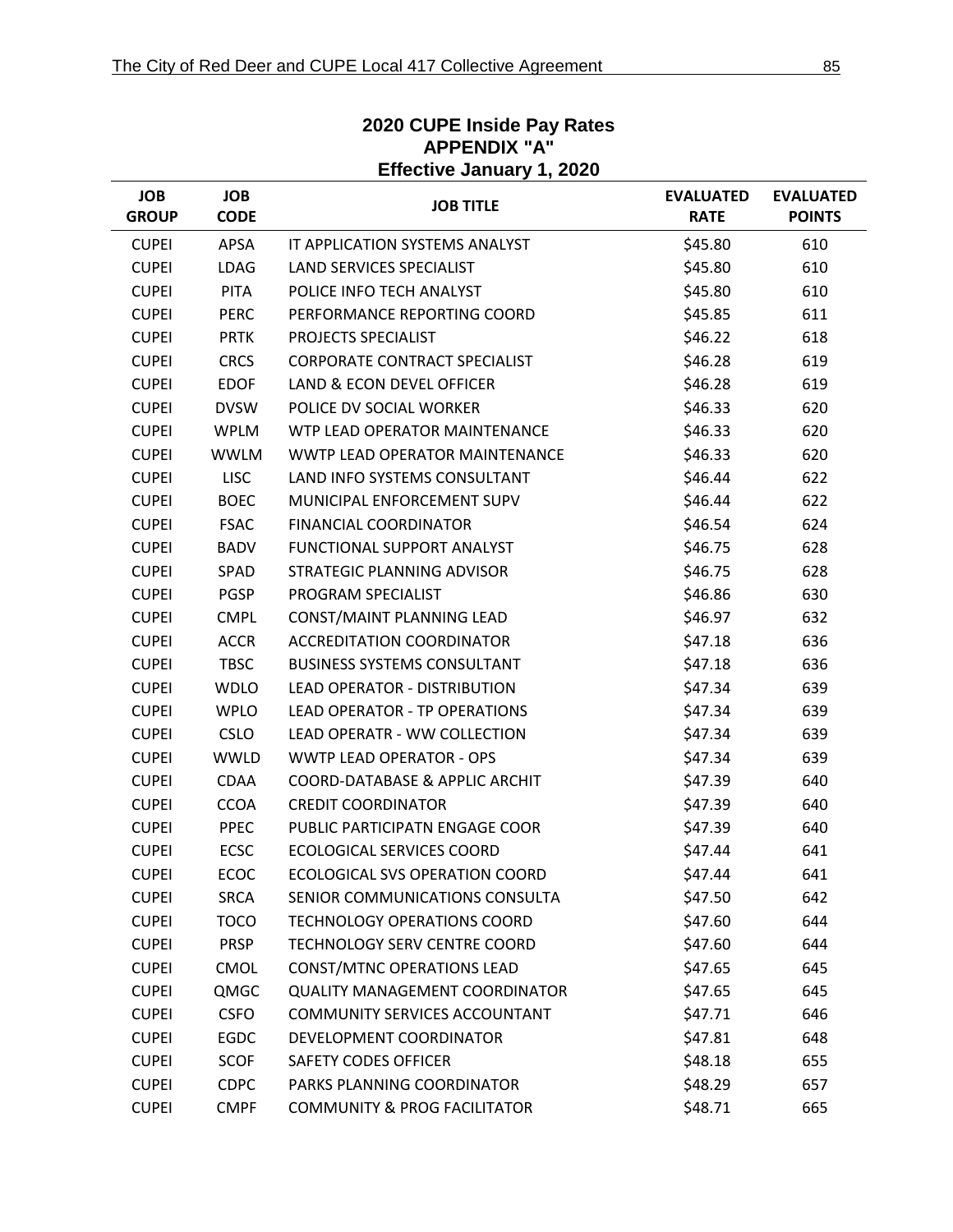## 2020 CUPE Inside Pay Rates
## APPENDIX "A"
## Effective January 1, 2020

| JOB GROUP | JOB CODE | JOB TITLE | EVALUATED RATE | EVALUATED POINTS |
|---|---|---|---|---|
| CUPEI | APSA | IT APPLICATION SYSTEMS ANALYST | $45.80 | 610 |
| CUPEI | LDAG | LAND SERVICES SPECIALIST | $45.80 | 610 |
| CUPEI | PITA | POLICE INFO TECH ANALYST | $45.80 | 610 |
| CUPEI | PERC | PERFORMANCE REPORTING COORD | $45.85 | 611 |
| CUPEI | PRTK | PROJECTS SPECIALIST | $46.22 | 618 |
| CUPEI | CRCS | CORPORATE CONTRACT SPECIALIST | $46.28 | 619 |
| CUPEI | EDOF | LAND & ECON DEVEL OFFICER | $46.28 | 619 |
| CUPEI | DVSW | POLICE DV SOCIAL WORKER | $46.33 | 620 |
| CUPEI | WPLM | WTP LEAD OPERATOR MAINTENANCE | $46.33 | 620 |
| CUPEI | WWLM | WWTP LEAD OPERATOR MAINTENANCE | $46.33 | 620 |
| CUPEI | LISC | LAND INFO SYSTEMS CONSULTANT | $46.44 | 622 |
| CUPEI | BOEC | MUNICIPAL ENFORCEMENT SUPV | $46.44 | 622 |
| CUPEI | FSAC | FINANCIAL COORDINATOR | $46.54 | 624 |
| CUPEI | BADV | FUNCTIONAL SUPPORT ANALYST | $46.75 | 628 |
| CUPEI | SPAD | STRATEGIC PLANNING ADVISOR | $46.75 | 628 |
| CUPEI | PGSP | PROGRAM SPECIALIST | $46.86 | 630 |
| CUPEI | CMPL | CONST/MAINT PLANNING LEAD | $46.97 | 632 |
| CUPEI | ACCR | ACCREDITATION COORDINATOR | $47.18 | 636 |
| CUPEI | TBSC | BUSINESS SYSTEMS CONSULTANT | $47.18 | 636 |
| CUPEI | WDLO | LEAD OPERATOR - DISTRIBUTION | $47.34 | 639 |
| CUPEI | WPLO | LEAD OPERATOR - TP OPERATIONS | $47.34 | 639 |
| CUPEI | CSLO | LEAD OPERATR - WW COLLECTION | $47.34 | 639 |
| CUPEI | WWLD | WWTP LEAD OPERATOR - OPS | $47.34 | 639 |
| CUPEI | CDAA | COORD-DATABASE & APPLIC ARCHIT | $47.39 | 640 |
| CUPEI | CCOA | CREDIT COORDINATOR | $47.39 | 640 |
| CUPEI | PPEC | PUBLIC PARTICIPATN ENGAGE COOR | $47.39 | 640 |
| CUPEI | ECSC | ECOLOGICAL SERVICES COORD | $47.44 | 641 |
| CUPEI | ECOC | ECOLOGICAL SVS OPERATION COORD | $47.44 | 641 |
| CUPEI | SRCA | SENIOR COMMUNICATIONS CONSULTA | $47.50 | 642 |
| CUPEI | TOCO | TECHNOLOGY OPERATIONS COORD | $47.60 | 644 |
| CUPEI | PRSP | TECHNOLOGY SERV CENTRE COORD | $47.60 | 644 |
| CUPEI | CMOL | CONST/MTNC OPERATIONS LEAD | $47.65 | 645 |
| CUPEI | QMGC | QUALITY MANAGEMENT COORDINATOR | $47.65 | 645 |
| CUPEI | CSFO | COMMUNITY SERVICES ACCOUNTANT | $47.71 | 646 |
| CUPEI | EGDC | DEVELOPMENT COORDINATOR | $47.81 | 648 |
| CUPEI | SCOF | SAFETY CODES OFFICER | $48.18 | 655 |
| CUPEI | CDPC | PARKS PLANNING COORDINATOR | $48.29 | 657 |
| CUPEI | CMPF | COMMUNITY & PROG FACILITATOR | $48.71 | 665 |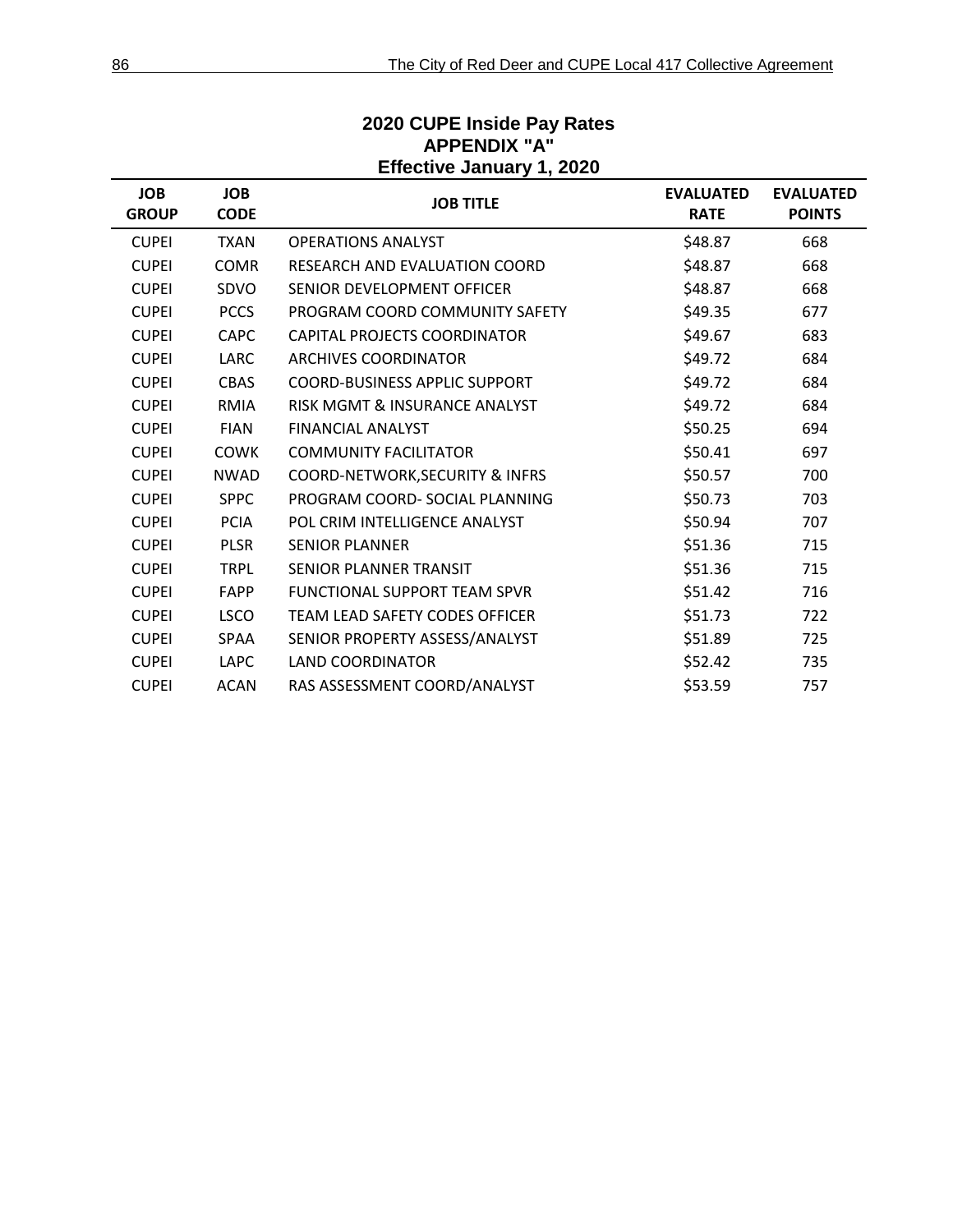## 2020 CUPE Inside Pay Rates
## APPENDIX "A"
## Effective January 1, 2020

| JOB GROUP | JOB CODE | JOB TITLE | EVALUATED RATE | EVALUATED POINTS |
|---|---|---|---|---|
| CUPEI | TXAN | OPERATIONS ANALYST | $48.87 | 668 |
| CUPEI | COMR | RESEARCH AND EVALUATION COORD | $48.87 | 668 |
| CUPEI | SDVO | SENIOR DEVELOPMENT OFFICER | $48.87 | 668 |
| CUPEI | PCCS | PROGRAM COORD COMMUNITY SAFETY | $49.35 | 677 |
| CUPEI | CAPC | CAPITAL PROJECTS COORDINATOR | $49.67 | 683 |
| CUPEI | LARC | ARCHIVES COORDINATOR | $49.72 | 684 |
| CUPEI | CBAS | COORD-BUSINESS APPLIC SUPPORT | $49.72 | 684 |
| CUPEI | RMIA | RISK MGMT & INSURANCE ANALYST | $49.72 | 684 |
| CUPEI | FIAN | FINANCIAL ANALYST | $50.25 | 694 |
| CUPEI | COWK | COMMUNITY FACILITATOR | $50.41 | 697 |
| CUPEI | NWAD | COORD-NETWORK,SECURITY & INFRS | $50.57 | 700 |
| CUPEI | SPPC | PROGRAM COORD- SOCIAL PLANNING | $50.73 | 703 |
| CUPEI | PCIA | POL CRIM INTELLIGENCE ANALYST | $50.94 | 707 |
| CUPEI | PLSR | SENIOR PLANNER | $51.36 | 715 |
| CUPEI | TRPL | SENIOR PLANNER TRANSIT | $51.36 | 715 |
| CUPEI | FAPP | FUNCTIONAL SUPPORT TEAM SPVR | $51.42 | 716 |
| CUPEI | LSCO | TEAM LEAD SAFETY CODES OFFICER | $51.73 | 722 |
| CUPEI | SPAA | SENIOR PROPERTY ASSESS/ANALYST | $51.89 | 725 |
| CUPEI | LAPC | LAND COORDINATOR | $52.42 | 735 |
| CUPEI | ACAN | RAS ASSESSMENT COORD/ANALYST | $53.59 | 757 |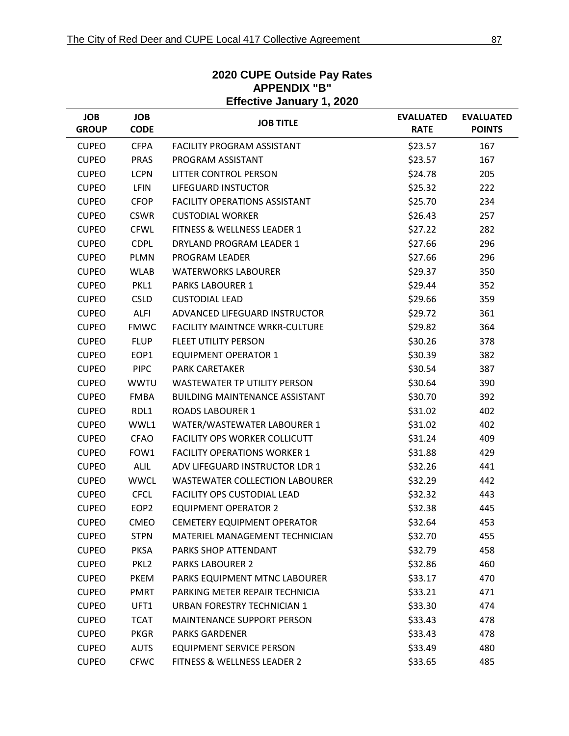## 2020 CUPE Outside Pay Rates
## APPENDIX "B"
## Effective January 1, 2020

| JOB GROUP | JOB CODE | JOB TITLE | EVALUATED RATE | EVALUATED POINTS |
|---|---|---|---|---|
| CUPEO | CFPA | FACILITY PROGRAM ASSISTANT | $23.57 | 167 |
| CUPEO | PRAS | PROGRAM ASSISTANT | $23.57 | 167 |
| CUPEO | LCPN | LITTER CONTROL PERSON | $24.78 | 205 |
| CUPEO | LFIN | LIFEGUARD INSTUCTOR | $25.32 | 222 |
| CUPEO | CFOP | FACILITY OPERATIONS ASSISTANT | $25.70 | 234 |
| CUPEO | CSWR | CUSTODIAL WORKER | $26.43 | 257 |
| CUPEO | CFWL | FITNESS & WELLNESS LEADER 1 | $27.22 | 282 |
| CUPEO | CDPL | DRYLAND PROGRAM LEADER 1 | $27.66 | 296 |
| CUPEO | PLMN | PROGRAM LEADER | $27.66 | 296 |
| CUPEO | WLAB | WATERWORKS LABOURER | $29.37 | 350 |
| CUPEO | PKL1 | PARKS LABOURER 1 | $29.44 | 352 |
| CUPEO | CSLD | CUSTODIAL LEAD | $29.66 | 359 |
| CUPEO | ALFI | ADVANCED LIFEGUARD INSTRUCTOR | $29.72 | 361 |
| CUPEO | FMWC | FACILITY MAINTNCE WRKR-CULTURE | $29.82 | 364 |
| CUPEO | FLUP | FLEET UTILITY PERSON | $30.26 | 378 |
| CUPEO | EOP1 | EQUIPMENT OPERATOR 1 | $30.39 | 382 |
| CUPEO | PIPC | PARK CARETAKER | $30.54 | 387 |
| CUPEO | WWTU | WASTEWATER TP UTILITY PERSON | $30.64 | 390 |
| CUPEO | FMBA | BUILDING MAINTENANCE ASSISTANT | $30.70 | 392 |
| CUPEO | RDL1 | ROADS LABOURER 1 | $31.02 | 402 |
| CUPEO | WWL1 | WATER/WASTEWATER LABOURER 1 | $31.02 | 402 |
| CUPEO | CFAO | FACILITY OPS WORKER COLLICUTT | $31.24 | 409 |
| CUPEO | FOW1 | FACILITY OPERATIONS WORKER 1 | $31.88 | 429 |
| CUPEO | ALIL | ADV LIFEGUARD INSTRUCTOR LDR 1 | $32.26 | 441 |
| CUPEO | WWCL | WASTEWATER COLLECTION LABOURER | $32.29 | 442 |
| CUPEO | CFCL | FACILITY OPS CUSTODIAL LEAD | $32.32 | 443 |
| CUPEO | EOP2 | EQUIPMENT OPERATOR 2 | $32.38 | 445 |
| CUPEO | CMEO | CEMETERY EQUIPMENT OPERATOR | $32.64 | 453 |
| CUPEO | STPN | MATERIEL MANAGEMENT TECHNICIAN | $32.70 | 455 |
| CUPEO | PKSA | PARKS SHOP ATTENDANT | $32.79 | 458 |
| CUPEO | PKL2 | PARKS LABOURER 2 | $32.86 | 460 |
| CUPEO | PKEM | PARKS EQUIPMENT MTNC LABOURER | $33.17 | 470 |
| CUPEO | PMRT | PARKING METER REPAIR TECHNICIA | $33.21 | 471 |
| CUPEO | UFT1 | URBAN FORESTRY TECHNICIAN 1 | $33.30 | 474 |
| CUPEO | TCAT | MAINTENANCE SUPPORT PERSON | $33.43 | 478 |
| CUPEO | PKGR | PARKS GARDENER | $33.43 | 478 |
| CUPEO | AUTS | EQUIPMENT SERVICE PERSON | $33.49 | 480 |
| CUPEO | CFWC | FITNESS & WELLNESS LEADER 2 | $33.65 | 485 |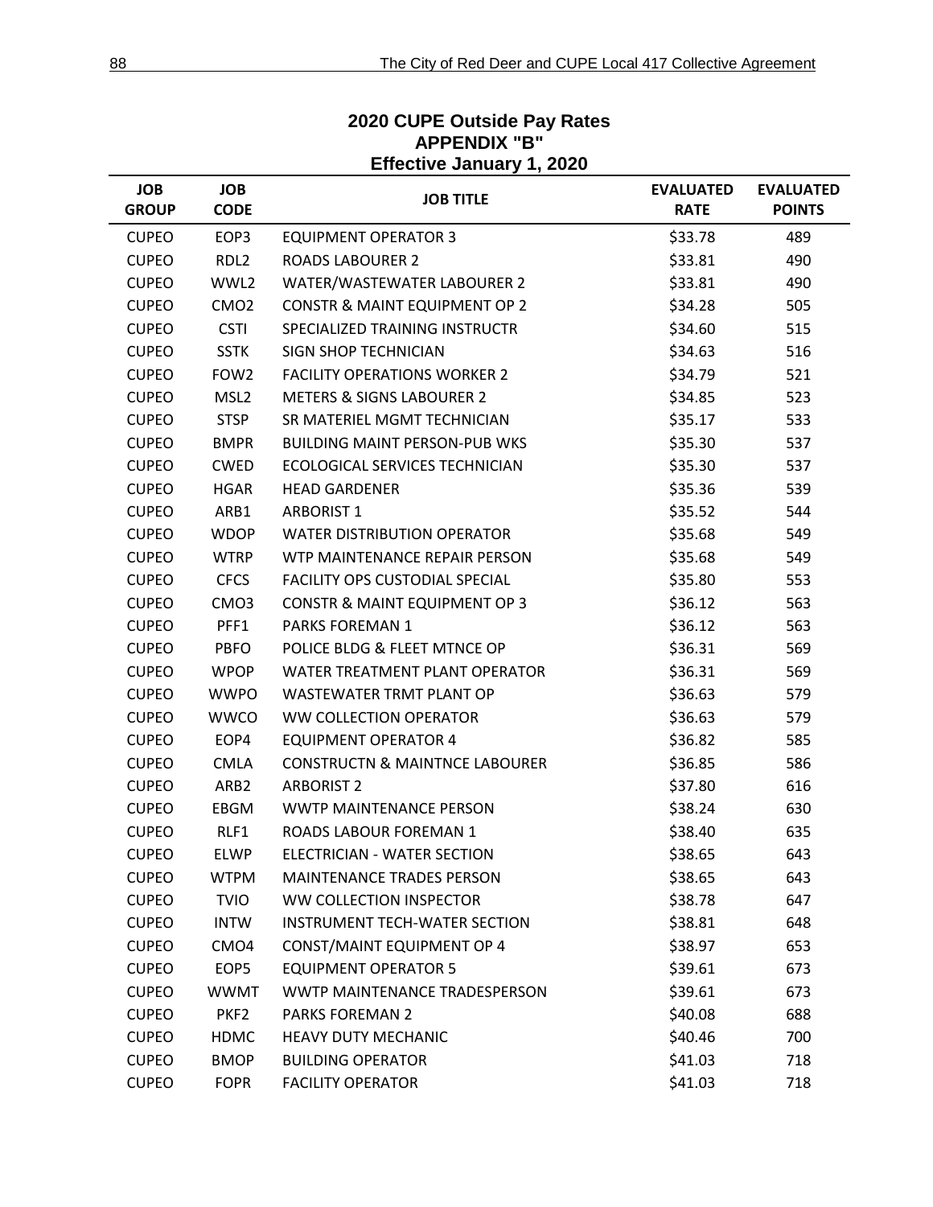## 2020 CUPE Outside Pay Rates
## APPENDIX "B"
## Effective January 1, 2020

| JOB GROUP | JOB CODE | JOB TITLE | EVALUATED RATE | EVALUATED POINTS |
|---|---|---|---|---|
| CUPEO | EOP3 | EQUIPMENT OPERATOR 3 | $33.78 | 489 |
| CUPEO | RDL2 | ROADS LABOURER 2 | $33.81 | 490 |
| CUPEO | WWL2 | WATER/WASTEWATER LABOURER 2 | $33.81 | 490 |
| CUPEO | CMO2 | CONSTR & MAINT EQUIPMENT OP 2 | $34.28 | 505 |
| CUPEO | CSTI | SPECIALIZED TRAINING INSTRUCTR | $34.60 | 515 |
| CUPEO | SSTK | SIGN SHOP TECHNICIAN | $34.63 | 516 |
| CUPEO | FOW2 | FACILITY OPERATIONS WORKER 2 | $34.79 | 521 |
| CUPEO | MSL2 | METERS & SIGNS LABOURER 2 | $34.85 | 523 |
| CUPEO | STSP | SR MATERIEL MGMT TECHNICIAN | $35.17 | 533 |
| CUPEO | BMPR | BUILDING MAINT PERSON-PUB WKS | $35.30 | 537 |
| CUPEO | CWED | ECOLOGICAL SERVICES TECHNICIAN | $35.30 | 537 |
| CUPEO | HGAR | HEAD GARDENER | $35.36 | 539 |
| CUPEO | ARB1 | ARBORIST 1 | $35.52 | 544 |
| CUPEO | WDOP | WATER DISTRIBUTION OPERATOR | $35.68 | 549 |
| CUPEO | WTRP | WTP MAINTENANCE REPAIR PERSON | $35.68 | 549 |
| CUPEO | CFCS | FACILITY OPS CUSTODIAL SPECIAL | $35.80 | 553 |
| CUPEO | CMO3 | CONSTR & MAINT EQUIPMENT OP 3 | $36.12 | 563 |
| CUPEO | PFF1 | PARKS FOREMAN 1 | $36.12 | 563 |
| CUPEO | PBFO | POLICE BLDG & FLEET MTNCE OP | $36.31 | 569 |
| CUPEO | WPOP | WATER TREATMENT PLANT OPERATOR | $36.31 | 569 |
| CUPEO | WWPO | WASTEWATER TRMT PLANT OP | $36.63 | 579 |
| CUPEO | WWCO | WW COLLECTION OPERATOR | $36.63 | 579 |
| CUPEO | EOP4 | EQUIPMENT OPERATOR 4 | $36.82 | 585 |
| CUPEO | CMLA | CONSTRUCTN & MAINTNCE LABOURER | $36.85 | 586 |
| CUPEO | ARB2 | ARBORIST 2 | $37.80 | 616 |
| CUPEO | EBGM | WWTP MAINTENANCE PERSON | $38.24 | 630 |
| CUPEO | RLF1 | ROADS LABOUR FOREMAN 1 | $38.40 | 635 |
| CUPEO | ELWP | ELECTRICIAN - WATER SECTION | $38.65 | 643 |
| CUPEO | WTPM | MAINTENANCE TRADES PERSON | $38.65 | 643 |
| CUPEO | TVIO | WW COLLECTION INSPECTOR | $38.78 | 647 |
| CUPEO | INTW | INSTRUMENT TECH-WATER SECTION | $38.81 | 648 |
| CUPEO | CMO4 | CONST/MAINT EQUIPMENT OP 4 | $38.97 | 653 |
| CUPEO | EOP5 | EQUIPMENT OPERATOR 5 | $39.61 | 673 |
| CUPEO | WWMT | WWTP MAINTENANCE TRADESPERSON | $39.61 | 673 |
| CUPEO | PKF2 | PARKS FOREMAN 2 | $40.08 | 688 |
| CUPEO | HDMC | HEAVY DUTY MECHANIC | $40.46 | 700 |
| CUPEO | BMOP | BUILDING OPERATOR | $41.03 | 718 |
| CUPEO | FOPR | FACILITY OPERATOR | $41.03 | 718 |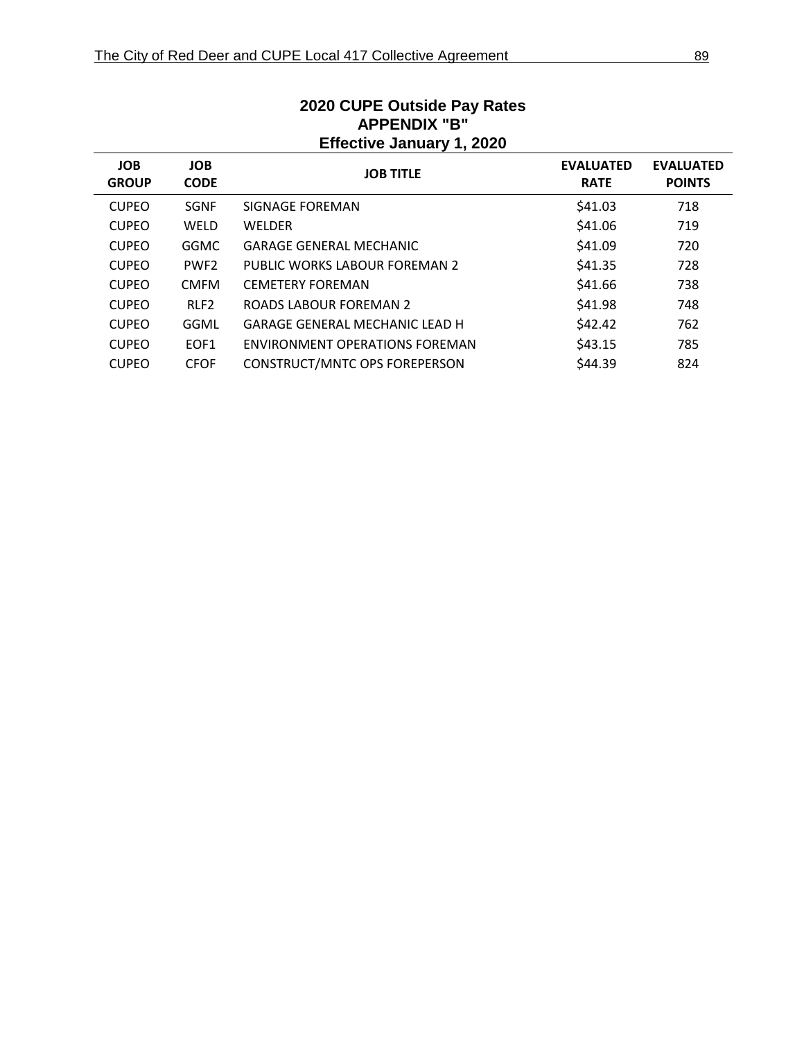## 2020 CUPE Outside Pay Rates
## APPENDIX "B"
## Effective January 1, 2020

| JOB GROUP | JOB CODE | JOB TITLE | EVALUATED RATE | EVALUATED POINTS |
|---|---|---|---|---|
| CUPEO | SGNF | SIGNAGE FOREMAN | $41.03 | 718 |
| CUPEO | WELD | WELDER | $41.06 | 719 |
| CUPEO | GGMC | GARAGE GENERAL MECHANIC | $41.09 | 720 |
| CUPEO | PWF2 | PUBLIC WORKS LABOUR FOREMAN 2 | $41.35 | 728 |
| CUPEO | CMFM | CEMETERY FOREMAN | $41.66 | 738 |
| CUPEO | RLF2 | ROADS LABOUR FOREMAN 2 | $41.98 | 748 |
| CUPEO | GGML | GARAGE GENERAL MECHANIC LEAD H | $42.42 | 762 |
| CUPEO | EOF1 | ENVIRONMENT OPERATIONS FOREMAN | $43.15 | 785 |
| CUPEO | CFOF | CONSTRUCT/MNTC OPS FOREPERSON | $44.39 | 824 |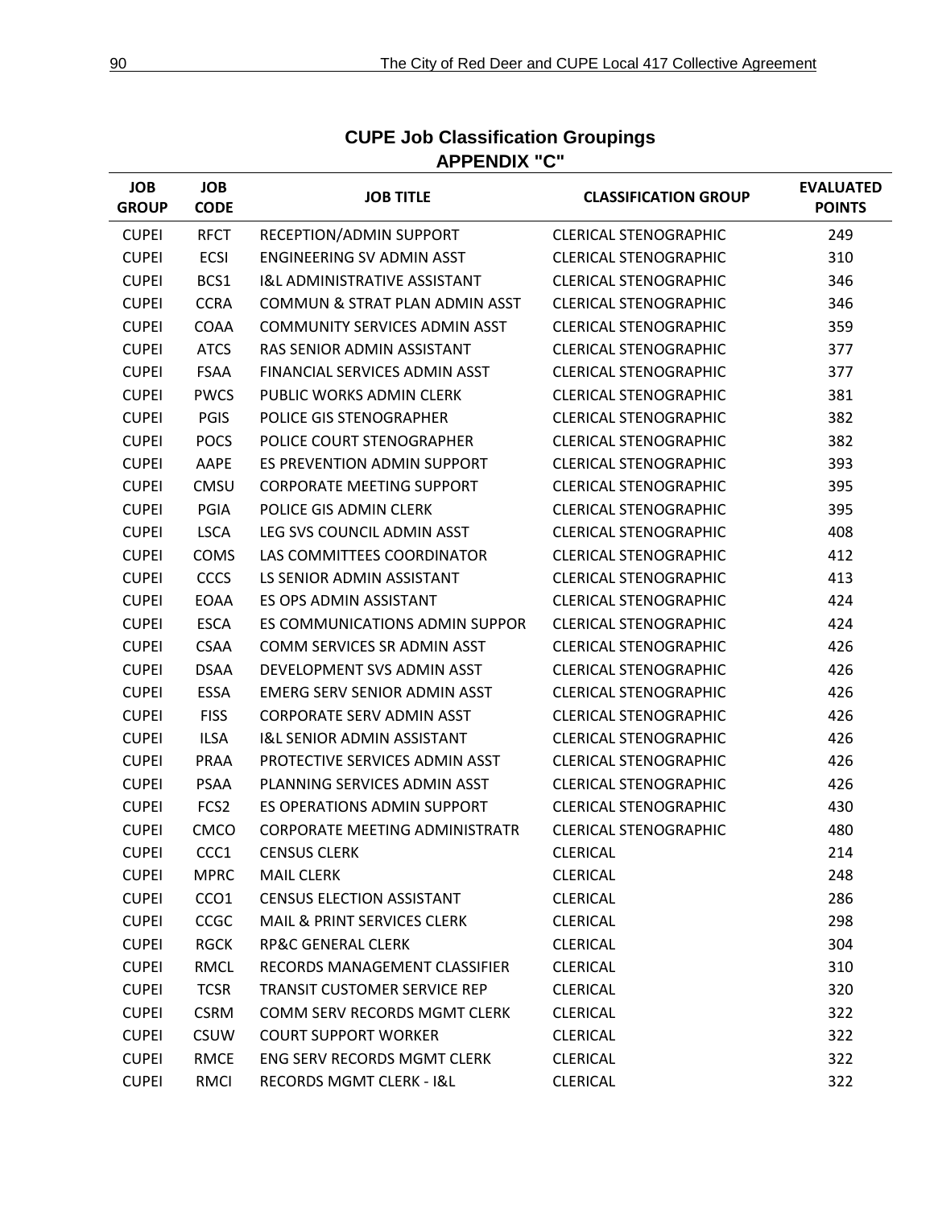## CUPE Job Classification Groupings
## APPENDIX "C"

| JOB GROUP | JOB CODE | JOB TITLE | CLASSIFICATION GROUP | EVALUATED POINTS |
|---|---|---|---|---|
| CUPEI | RFCT | RECEPTION/ADMIN SUPPORT | CLERICAL STENOGRAPHIC | 249 |
| CUPEI | ECSI | ENGINEERING SV ADMIN ASST | CLERICAL STENOGRAPHIC | 310 |
| CUPEI | BCS1 | I&L ADMINISTRATIVE ASSISTANT | CLERICAL STENOGRAPHIC | 346 |
| CUPEI | CCRA | COMMUN & STRAT PLAN ADMIN ASST | CLERICAL STENOGRAPHIC | 346 |
| CUPEI | COAA | COMMUNITY SERVICES ADMIN ASST | CLERICAL STENOGRAPHIC | 359 |
| CUPEI | ATCS | RAS SENIOR ADMIN ASSISTANT | CLERICAL STENOGRAPHIC | 377 |
| CUPEI | FSAA | FINANCIAL SERVICES ADMIN ASST | CLERICAL STENOGRAPHIC | 377 |
| CUPEI | PWCS | PUBLIC WORKS ADMIN CLERK | CLERICAL STENOGRAPHIC | 381 |
| CUPEI | PGIS | POLICE GIS STENOGRAPHER | CLERICAL STENOGRAPHIC | 382 |
| CUPEI | POCS | POLICE COURT STENOGRAPHER | CLERICAL STENOGRAPHIC | 382 |
| CUPEI | AAPE | ES PREVENTION ADMIN SUPPORT | CLERICAL STENOGRAPHIC | 393 |
| CUPEI | CMSU | CORPORATE MEETING SUPPORT | CLERICAL STENOGRAPHIC | 395 |
| CUPEI | PGIA | POLICE GIS ADMIN CLERK | CLERICAL STENOGRAPHIC | 395 |
| CUPEI | LSCA | LEG SVS COUNCIL ADMIN ASST | CLERICAL STENOGRAPHIC | 408 |
| CUPEI | COMS | LAS COMMITTEES COORDINATOR | CLERICAL STENOGRAPHIC | 412 |
| CUPEI | CCCS | LS SENIOR ADMIN ASSISTANT | CLERICAL STENOGRAPHIC | 413 |
| CUPEI | EOAA | ES OPS ADMIN ASSISTANT | CLERICAL STENOGRAPHIC | 424 |
| CUPEI | ESCA | ES COMMUNICATIONS ADMIN SUPPOR | CLERICAL STENOGRAPHIC | 424 |
| CUPEI | CSAA | COMM SERVICES SR ADMIN ASST | CLERICAL STENOGRAPHIC | 426 |
| CUPEI | DSAA | DEVELOPMENT SVS ADMIN ASST | CLERICAL STENOGRAPHIC | 426 |
| CUPEI | ESSA | EMERG SERV SENIOR ADMIN ASST | CLERICAL STENOGRAPHIC | 426 |
| CUPEI | FISS | CORPORATE SERV ADMIN ASST | CLERICAL STENOGRAPHIC | 426 |
| CUPEI | ILSA | I&L SENIOR ADMIN ASSISTANT | CLERICAL STENOGRAPHIC | 426 |
| CUPEI | PRAA | PROTECTIVE SERVICES ADMIN ASST | CLERICAL STENOGRAPHIC | 426 |
| CUPEI | PSAA | PLANNING SERVICES ADMIN ASST | CLERICAL STENOGRAPHIC | 426 |
| CUPEI | FCS2 | ES OPERATIONS ADMIN SUPPORT | CLERICAL STENOGRAPHIC | 430 |
| CUPEI | CMCO | CORPORATE MEETING ADMINISTRATR | CLERICAL STENOGRAPHIC | 480 |
| CUPEI | CCC1 | CENSUS CLERK | CLERICAL | 214 |
| CUPEI | MPRC | MAIL CLERK | CLERICAL | 248 |
| CUPEI | CCO1 | CENSUS ELECTION ASSISTANT | CLERICAL | 286 |
| CUPEI | CCGC | MAIL & PRINT SERVICES CLERK | CLERICAL | 298 |
| CUPEI | RGCK | RP&C GENERAL CLERK | CLERICAL | 304 |
| CUPEI | RMCL | RECORDS MANAGEMENT CLASSIFIER | CLERICAL | 310 |
| CUPEI | TCSR | TRANSIT CUSTOMER SERVICE REP | CLERICAL | 320 |
| CUPEI | CSRM | COMM SERV RECORDS MGMT CLERK | CLERICAL | 322 |
| CUPEI | CSUW | COURT SUPPORT WORKER | CLERICAL | 322 |
| CUPEI | RMCE | ENG SERV RECORDS MGMT CLERK | CLERICAL | 322 |
| CUPEI | RMCI | RECORDS MGMT CLERK - I&L | CLERICAL | 322 |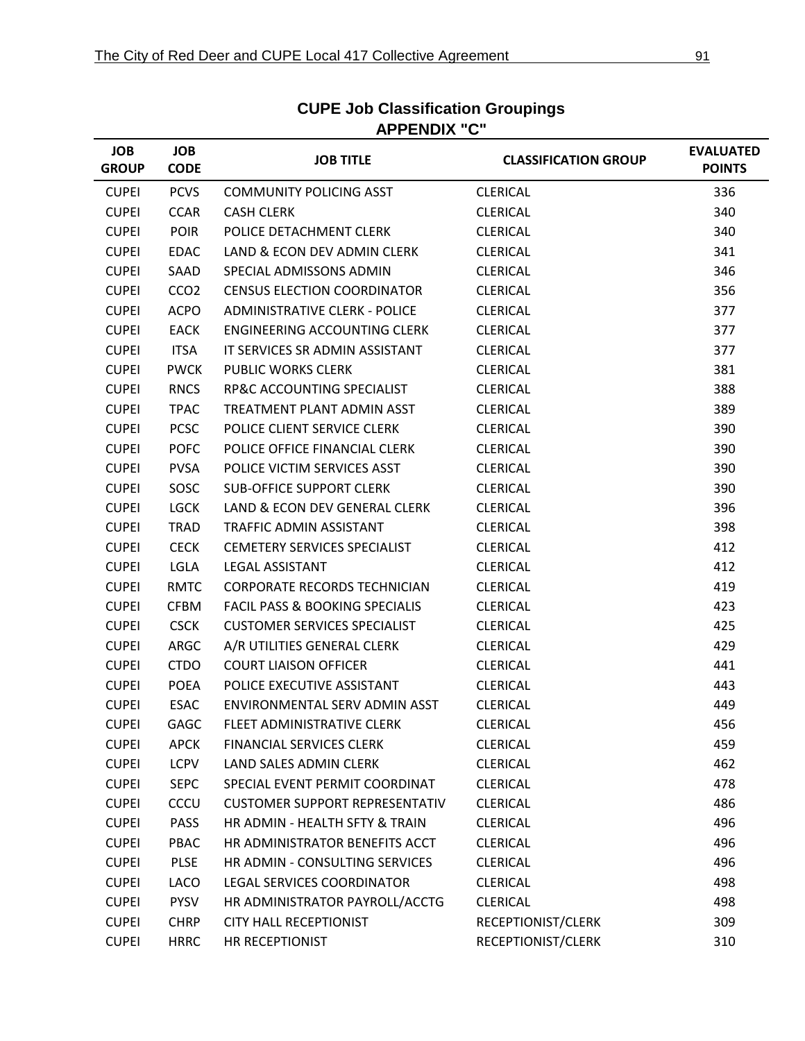## CUPE Job Classification Groupings

## APPENDIX "C"

| JOB GROUP | JOB CODE | JOB TITLE | CLASSIFICATION GROUP | EVALUATED POINTS |
|---|---|---|---|---|
| CUPEI | PCVS | COMMUNITY POLICING ASST | CLERICAL | 336 |
| CUPEI | CCAR | CASH CLERK | CLERICAL | 340 |
| CUPEI | POIR | POLICE DETACHMENT CLERK | CLERICAL | 340 |
| CUPEI | EDAC | LAND & ECON DEV ADMIN CLERK | CLERICAL | 341 |
| CUPEI | SAAD | SPECIAL ADMISSONS ADMIN | CLERICAL | 346 |
| CUPEI | CCO2 | CENSUS ELECTION COORDINATOR | CLERICAL | 356 |
| CUPEI | ACPO | ADMINISTRATIVE CLERK - POLICE | CLERICAL | 377 |
| CUPEI | EACK | ENGINEERING ACCOUNTING CLERK | CLERICAL | 377 |
| CUPEI | ITSA | IT SERVICES SR ADMIN ASSISTANT | CLERICAL | 377 |
| CUPEI | PWCK | PUBLIC WORKS CLERK | CLERICAL | 381 |
| CUPEI | RNCS | RP&C ACCOUNTING SPECIALIST | CLERICAL | 388 |
| CUPEI | TPAC | TREATMENT PLANT ADMIN ASST | CLERICAL | 389 |
| CUPEI | PCSC | POLICE CLIENT SERVICE CLERK | CLERICAL | 390 |
| CUPEI | POFC | POLICE OFFICE FINANCIAL CLERK | CLERICAL | 390 |
| CUPEI | PVSA | POLICE VICTIM SERVICES ASST | CLERICAL | 390 |
| CUPEI | SOSC | SUB-OFFICE SUPPORT CLERK | CLERICAL | 390 |
| CUPEI | LGCK | LAND & ECON DEV GENERAL CLERK | CLERICAL | 396 |
| CUPEI | TRAD | TRAFFIC ADMIN ASSISTANT | CLERICAL | 398 |
| CUPEI | CECK | CEMETERY SERVICES SPECIALIST | CLERICAL | 412 |
| CUPEI | LGLA | LEGAL ASSISTANT | CLERICAL | 412 |
| CUPEI | RMTC | CORPORATE RECORDS TECHNICIAN | CLERICAL | 419 |
| CUPEI | CFBM | FACIL PASS & BOOKING SPECIALIS | CLERICAL | 423 |
| CUPEI | CSCK | CUSTOMER SERVICES SPECIALIST | CLERICAL | 425 |
| CUPEI | ARGC | A/R UTILITIES GENERAL CLERK | CLERICAL | 429 |
| CUPEI | CTDO | COURT LIAISON OFFICER | CLERICAL | 441 |
| CUPEI | POEA | POLICE EXECUTIVE ASSISTANT | CLERICAL | 443 |
| CUPEI | ESAC | ENVIRONMENTAL SERV ADMIN ASST | CLERICAL | 449 |
| CUPEI | GAGC | FLEET ADMINISTRATIVE CLERK | CLERICAL | 456 |
| CUPEI | APCK | FINANCIAL SERVICES CLERK | CLERICAL | 459 |
| CUPEI | LCPV | LAND SALES ADMIN CLERK | CLERICAL | 462 |
| CUPEI | SEPC | SPECIAL EVENT PERMIT COORDINAT | CLERICAL | 478 |
| CUPEI | CCCU | CUSTOMER SUPPORT REPRESENTATIV | CLERICAL | 486 |
| CUPEI | PASS | HR ADMIN - HEALTH SFTY & TRAIN | CLERICAL | 496 |
| CUPEI | PBAC | HR ADMINISTRATOR BENEFITS ACCT | CLERICAL | 496 |
| CUPEI | PLSE | HR ADMIN - CONSULTING SERVICES | CLERICAL | 496 |
| CUPEI | LACO | LEGAL SERVICES COORDINATOR | CLERICAL | 498 |
| CUPEI | PYSV | HR ADMINISTRATOR PAYROLL/ACCTG | CLERICAL | 498 |
| CUPEI | CHRP | CITY HALL RECEPTIONIST | RECEPTIONIST/CLERK | 309 |
| CUPEI | HRRC | HR RECEPTIONIST | RECEPTIONIST/CLERK | 310 |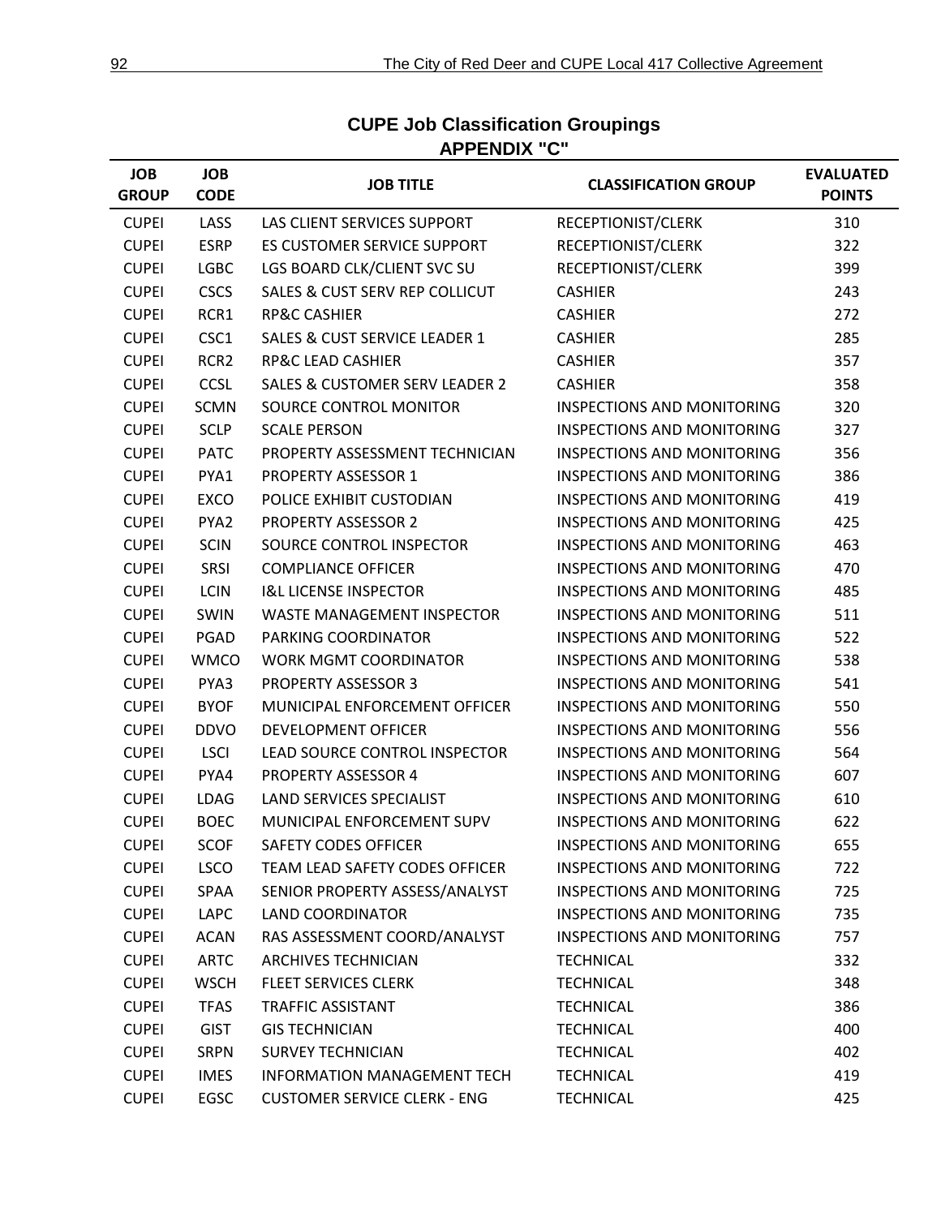## CUPE Job Classification Groupings

### APPENDIX "C"

| JOB GROUP | JOB CODE | JOB TITLE | CLASSIFICATION GROUP | EVALUATED POINTS |
|---|---|---|---|---|
| CUPEI | LASS | LAS CLIENT SERVICES SUPPORT | RECEPTIONIST/CLERK | 310 |
| CUPEI | ESRP | ES CUSTOMER SERVICE SUPPORT | RECEPTIONIST/CLERK | 322 |
| CUPEI | LGBC | LGS BOARD CLK/CLIENT SVC SU | RECEPTIONIST/CLERK | 399 |
| CUPEI | CSCS | SALES & CUST SERV REP COLLICUT | CASHIER | 243 |
| CUPEI | RCR1 | RP&C CASHIER | CASHIER | 272 |
| CUPEI | CSC1 | SALES & CUST SERVICE LEADER 1 | CASHIER | 285 |
| CUPEI | RCR2 | RP&C LEAD CASHIER | CASHIER | 357 |
| CUPEI | CCSL | SALES & CUSTOMER SERV LEADER 2 | CASHIER | 358 |
| CUPEI | SCMN | SOURCE CONTROL MONITOR | INSPECTIONS AND MONITORING | 320 |
| CUPEI | SCLP | SCALE PERSON | INSPECTIONS AND MONITORING | 327 |
| CUPEI | PATC | PROPERTY ASSESSMENT TECHNICIAN | INSPECTIONS AND MONITORING | 356 |
| CUPEI | PYA1 | PROPERTY ASSESSOR 1 | INSPECTIONS AND MONITORING | 386 |
| CUPEI | EXCO | POLICE EXHIBIT CUSTODIAN | INSPECTIONS AND MONITORING | 419 |
| CUPEI | PYA2 | PROPERTY ASSESSOR 2 | INSPECTIONS AND MONITORING | 425 |
| CUPEI | SCIN | SOURCE CONTROL INSPECTOR | INSPECTIONS AND MONITORING | 463 |
| CUPEI | SRSI | COMPLIANCE OFFICER | INSPECTIONS AND MONITORING | 470 |
| CUPEI | LCIN | I&L LICENSE INSPECTOR | INSPECTIONS AND MONITORING | 485 |
| CUPEI | SWIN | WASTE MANAGEMENT INSPECTOR | INSPECTIONS AND MONITORING | 511 |
| CUPEI | PGAD | PARKING COORDINATOR | INSPECTIONS AND MONITORING | 522 |
| CUPEI | WMCO | WORK MGMT COORDINATOR | INSPECTIONS AND MONITORING | 538 |
| CUPEI | PYA3 | PROPERTY ASSESSOR 3 | INSPECTIONS AND MONITORING | 541 |
| CUPEI | BYOF | MUNICIPAL ENFORCEMENT OFFICER | INSPECTIONS AND MONITORING | 550 |
| CUPEI | DDVO | DEVELOPMENT OFFICER | INSPECTIONS AND MONITORING | 556 |
| CUPEI | LSCI | LEAD SOURCE CONTROL INSPECTOR | INSPECTIONS AND MONITORING | 564 |
| CUPEI | PYA4 | PROPERTY ASSESSOR 4 | INSPECTIONS AND MONITORING | 607 |
| CUPEI | LDAG | LAND SERVICES SPECIALIST | INSPECTIONS AND MONITORING | 610 |
| CUPEI | BOEC | MUNICIPAL ENFORCEMENT SUPV | INSPECTIONS AND MONITORING | 622 |
| CUPEI | SCOF | SAFETY CODES OFFICER | INSPECTIONS AND MONITORING | 655 |
| CUPEI | LSCO | TEAM LEAD SAFETY CODES OFFICER | INSPECTIONS AND MONITORING | 722 |
| CUPEI | SPAA | SENIOR PROPERTY ASSESS/ANALYST | INSPECTIONS AND MONITORING | 725 |
| CUPEI | LAPC | LAND COORDINATOR | INSPECTIONS AND MONITORING | 735 |
| CUPEI | ACAN | RAS ASSESSMENT COORD/ANALYST | INSPECTIONS AND MONITORING | 757 |
| CUPEI | ARTC | ARCHIVES TECHNICIAN | TECHNICAL | 332 |
| CUPEI | WSCH | FLEET SERVICES CLERK | TECHNICAL | 348 |
| CUPEI | TFAS | TRAFFIC ASSISTANT | TECHNICAL | 386 |
| CUPEI | GIST | GIS TECHNICIAN | TECHNICAL | 400 |
| CUPEI | SRPN | SURVEY TECHNICIAN | TECHNICAL | 402 |
| CUPEI | IMES | INFORMATION MANAGEMENT TECH | TECHNICAL | 419 |
| CUPEI | EGSC | CUSTOMER SERVICE CLERK - ENG | TECHNICAL | 425 |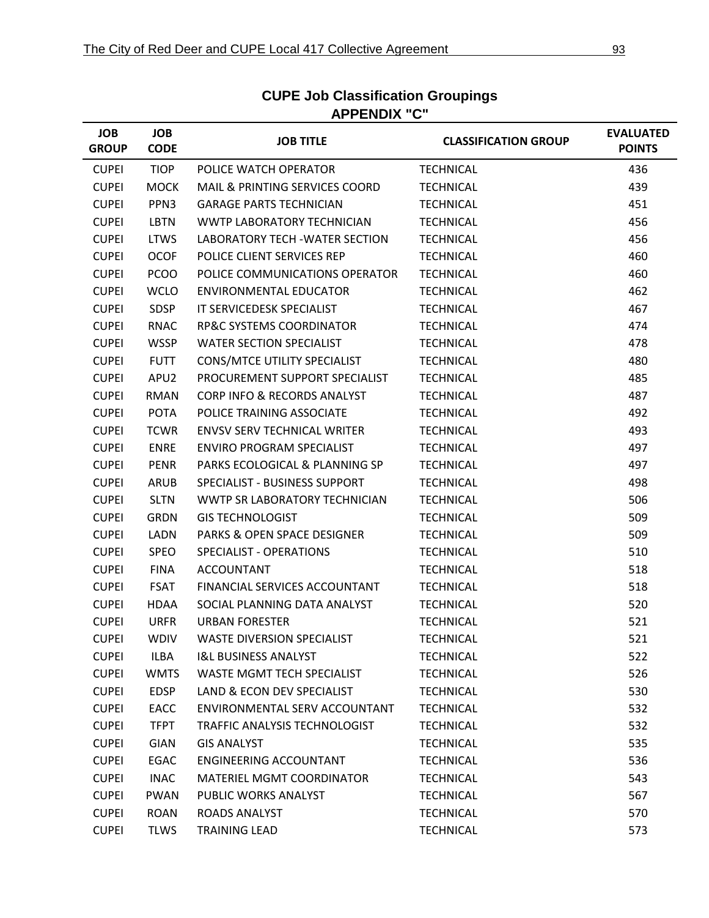## CUPE Job Classification Groupings

### APPENDIX "C"

| JOB GROUP | JOB CODE | JOB TITLE | CLASSIFICATION GROUP | EVALUATED POINTS |
|---|---|---|---|---|
| CUPEI | TIOP | POLICE WATCH OPERATOR | TECHNICAL | 436 |
| CUPEI | MOCK | MAIL & PRINTING SERVICES COORD | TECHNICAL | 439 |
| CUPEI | PPN3 | GARAGE PARTS TECHNICIAN | TECHNICAL | 451 |
| CUPEI | LBTN | WWTP LABORATORY TECHNICIAN | TECHNICAL | 456 |
| CUPEI | LTWS | LABORATORY TECH -WATER SECTION | TECHNICAL | 456 |
| CUPEI | OCOF | POLICE CLIENT SERVICES REP | TECHNICAL | 460 |
| CUPEI | PCOO | POLICE COMMUNICATIONS OPERATOR | TECHNICAL | 460 |
| CUPEI | WCLO | ENVIRONMENTAL EDUCATOR | TECHNICAL | 462 |
| CUPEI | SDSP | IT SERVICEDESK SPECIALIST | TECHNICAL | 467 |
| CUPEI | RNAC | RP&C SYSTEMS COORDINATOR | TECHNICAL | 474 |
| CUPEI | WSSP | WATER SECTION SPECIALIST | TECHNICAL | 478 |
| CUPEI | FUTT | CONS/MTCE UTILITY SPECIALIST | TECHNICAL | 480 |
| CUPEI | APU2 | PROCUREMENT SUPPORT SPECIALIST | TECHNICAL | 485 |
| CUPEI | RMAN | CORP INFO & RECORDS ANALYST | TECHNICAL | 487 |
| CUPEI | POTA | POLICE TRAINING ASSOCIATE | TECHNICAL | 492 |
| CUPEI | TCWR | ENVSV SERV TECHNICAL WRITER | TECHNICAL | 493 |
| CUPEI | ENRE | ENVIRO PROGRAM SPECIALIST | TECHNICAL | 497 |
| CUPEI | PENR | PARKS ECOLOGICAL & PLANNING SP | TECHNICAL | 497 |
| CUPEI | ARUB | SPECIALIST - BUSINESS SUPPORT | TECHNICAL | 498 |
| CUPEI | SLTN | WWTP SR LABORATORY TECHNICIAN | TECHNICAL | 506 |
| CUPEI | GRDN | GIS TECHNOLOGIST | TECHNICAL | 509 |
| CUPEI | LADN | PARKS & OPEN SPACE DESIGNER | TECHNICAL | 509 |
| CUPEI | SPEO | SPECIALIST - OPERATIONS | TECHNICAL | 510 |
| CUPEI | FINA | ACCOUNTANT | TECHNICAL | 518 |
| CUPEI | FSAT | FINANCIAL SERVICES ACCOUNTANT | TECHNICAL | 518 |
| CUPEI | HDAA | SOCIAL PLANNING DATA ANALYST | TECHNICAL | 520 |
| CUPEI | URFR | URBAN FORESTER | TECHNICAL | 521 |
| CUPEI | WDIV | WASTE DIVERSION SPECIALIST | TECHNICAL | 521 |
| CUPEI | ILBA | I&L BUSINESS ANALYST | TECHNICAL | 522 |
| CUPEI | WMTS | WASTE MGMT TECH SPECIALIST | TECHNICAL | 526 |
| CUPEI | EDSP | LAND & ECON DEV SPECIALIST | TECHNICAL | 530 |
| CUPEI | EACC | ENVIRONMENTAL SERV ACCOUNTANT | TECHNICAL | 532 |
| CUPEI | TFPT | TRAFFIC ANALYSIS TECHNOLOGIST | TECHNICAL | 532 |
| CUPEI | GIAN | GIS ANALYST | TECHNICAL | 535 |
| CUPEI | EGAC | ENGINEERING ACCOUNTANT | TECHNICAL | 536 |
| CUPEI | INAC | MATERIEL MGMT COORDINATOR | TECHNICAL | 543 |
| CUPEI | PWAN | PUBLIC WORKS ANALYST | TECHNICAL | 567 |
| CUPEI | ROAN | ROADS ANALYST | TECHNICAL | 570 |
| CUPEI | TLWS | TRAINING LEAD | TECHNICAL | 573 |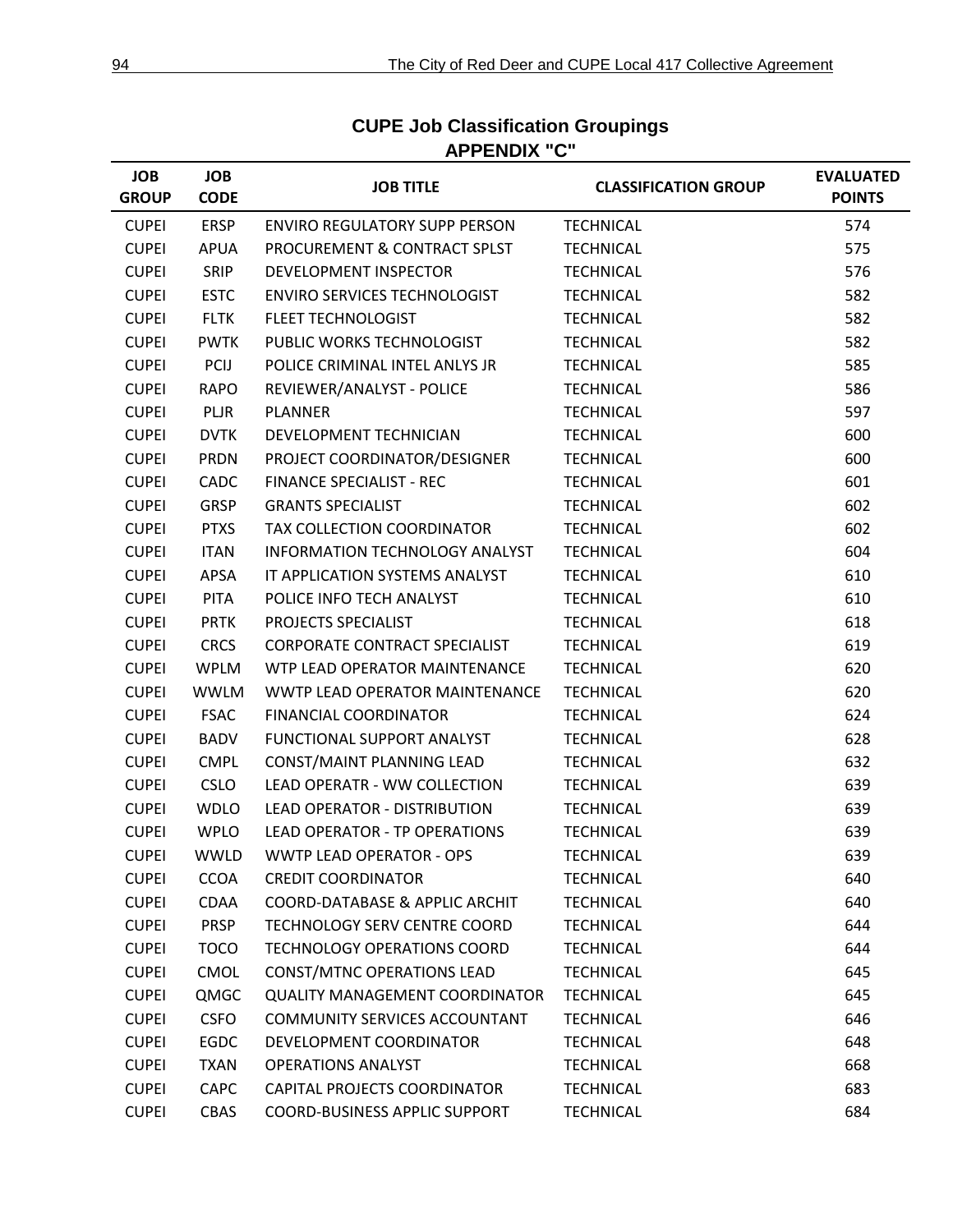## CUPE Job Classification Groupings
### APPENDIX "C"

| JOB GROUP | JOB CODE | JOB TITLE | CLASSIFICATION GROUP | EVALUATED POINTS |
|---|---|---|---|---|
| CUPEI | ERSP | ENVIRO REGULATORY SUPP PERSON | TECHNICAL | 574 |
| CUPEI | APUA | PROCUREMENT & CONTRACT SPLST | TECHNICAL | 575 |
| CUPEI | SRIP | DEVELOPMENT INSPECTOR | TECHNICAL | 576 |
| CUPEI | ESTC | ENVIRO SERVICES TECHNOLOGIST | TECHNICAL | 582 |
| CUPEI | FLTK | FLEET TECHNOLOGIST | TECHNICAL | 582 |
| CUPEI | PWTK | PUBLIC WORKS TECHNOLOGIST | TECHNICAL | 582 |
| CUPEI | PCIJ | POLICE CRIMINAL INTEL ANLYS JR | TECHNICAL | 585 |
| CUPEI | RAPO | REVIEWER/ANALYST - POLICE | TECHNICAL | 586 |
| CUPEI | PLJR | PLANNER | TECHNICAL | 597 |
| CUPEI | DVTK | DEVELOPMENT TECHNICIAN | TECHNICAL | 600 |
| CUPEI | PRDN | PROJECT COORDINATOR/DESIGNER | TECHNICAL | 600 |
| CUPEI | CADC | FINANCE SPECIALIST - REC | TECHNICAL | 601 |
| CUPEI | GRSP | GRANTS SPECIALIST | TECHNICAL | 602 |
| CUPEI | PTXS | TAX COLLECTION COORDINATOR | TECHNICAL | 602 |
| CUPEI | ITAN | INFORMATION TECHNOLOGY ANALYST | TECHNICAL | 604 |
| CUPEI | APSA | IT APPLICATION SYSTEMS ANALYST | TECHNICAL | 610 |
| CUPEI | PITA | POLICE INFO TECH ANALYST | TECHNICAL | 610 |
| CUPEI | PRTK | PROJECTS SPECIALIST | TECHNICAL | 618 |
| CUPEI | CRCS | CORPORATE CONTRACT SPECIALIST | TECHNICAL | 619 |
| CUPEI | WPLM | WTP LEAD OPERATOR MAINTENANCE | TECHNICAL | 620 |
| CUPEI | WWLM | WWTP LEAD OPERATOR MAINTENANCE | TECHNICAL | 620 |
| CUPEI | FSAC | FINANCIAL COORDINATOR | TECHNICAL | 624 |
| CUPEI | BADV | FUNCTIONAL SUPPORT ANALYST | TECHNICAL | 628 |
| CUPEI | CMPL | CONST/MAINT PLANNING LEAD | TECHNICAL | 632 |
| CUPEI | CSLO | LEAD OPERATR - WW COLLECTION | TECHNICAL | 639 |
| CUPEI | WDLO | LEAD OPERATOR - DISTRIBUTION | TECHNICAL | 639 |
| CUPEI | WPLO | LEAD OPERATOR - TP OPERATIONS | TECHNICAL | 639 |
| CUPEI | WWLD | WWTP LEAD OPERATOR - OPS | TECHNICAL | 639 |
| CUPEI | CCOA | CREDIT COORDINATOR | TECHNICAL | 640 |
| CUPEI | CDAA | COORD-DATABASE & APPLIC ARCHIT | TECHNICAL | 640 |
| CUPEI | PRSP | TECHNOLOGY SERV CENTRE COORD | TECHNICAL | 644 |
| CUPEI | TOCO | TECHNOLOGY OPERATIONS COORD | TECHNICAL | 644 |
| CUPEI | CMOL | CONST/MTNC OPERATIONS LEAD | TECHNICAL | 645 |
| CUPEI | QMGC | QUALITY MANAGEMENT COORDINATOR | TECHNICAL | 645 |
| CUPEI | CSFO | COMMUNITY SERVICES ACCOUNTANT | TECHNICAL | 646 |
| CUPEI | EGDC | DEVELOPMENT COORDINATOR | TECHNICAL | 648 |
| CUPEI | TXAN | OPERATIONS ANALYST | TECHNICAL | 668 |
| CUPEI | CAPC | CAPITAL PROJECTS COORDINATOR | TECHNICAL | 683 |
| CUPEI | CBAS | COORD-BUSINESS APPLIC SUPPORT | TECHNICAL | 684 |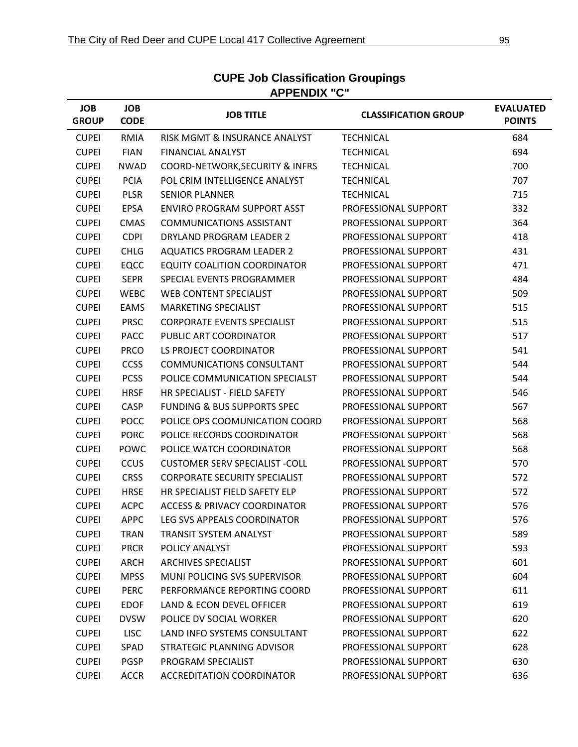## CUPE Job Classification Groupings

## APPENDIX "C"

| JOB GROUP | JOB CODE | JOB TITLE | CLASSIFICATION GROUP | EVALUATED POINTS |
|---|---|---|---|---|
| CUPEI | RMIA | RISK MGMT & INSURANCE ANALYST | TECHNICAL | 684 |
| CUPEI | FIAN | FINANCIAL ANALYST | TECHNICAL | 694 |
| CUPEI | NWAD | COORD-NETWORK,SECURITY & INFRS | TECHNICAL | 700 |
| CUPEI | PCIA | POL CRIM INTELLIGENCE ANALYST | TECHNICAL | 707 |
| CUPEI | PLSR | SENIOR PLANNER | TECHNICAL | 715 |
| CUPEI | EPSA | ENVIRO PROGRAM SUPPORT ASST | PROFESSIONAL SUPPORT | 332 |
| CUPEI | CMAS | COMMUNICATIONS ASSISTANT | PROFESSIONAL SUPPORT | 364 |
| CUPEI | CDPI | DRYLAND PROGRAM LEADER 2 | PROFESSIONAL SUPPORT | 418 |
| CUPEI | CHLG | AQUATICS PROGRAM LEADER 2 | PROFESSIONAL SUPPORT | 431 |
| CUPEI | EQCC | EQUITY COALITION COORDINATOR | PROFESSIONAL SUPPORT | 471 |
| CUPEI | SEPR | SPECIAL EVENTS PROGRAMMER | PROFESSIONAL SUPPORT | 484 |
| CUPEI | WEBC | WEB CONTENT SPECIALIST | PROFESSIONAL SUPPORT | 509 |
| CUPEI | EAMS | MARKETING SPECIALIST | PROFESSIONAL SUPPORT | 515 |
| CUPEI | PRSC | CORPORATE EVENTS SPECIALIST | PROFESSIONAL SUPPORT | 515 |
| CUPEI | PACC | PUBLIC ART COORDINATOR | PROFESSIONAL SUPPORT | 517 |
| CUPEI | PRCO | LS PROJECT COORDINATOR | PROFESSIONAL SUPPORT | 541 |
| CUPEI | CCSS | COMMUNICATIONS CONSULTANT | PROFESSIONAL SUPPORT | 544 |
| CUPEI | PCSS | POLICE COMMUNICATION SPECIALST | PROFESSIONAL SUPPORT | 544 |
| CUPEI | HRSF | HR SPECIALIST - FIELD SAFETY | PROFESSIONAL SUPPORT | 546 |
| CUPEI | CASP | FUNDING & BUS SUPPORTS SPEC | PROFESSIONAL SUPPORT | 567 |
| CUPEI | POCC | POLICE OPS COOMUNICATION COORD | PROFESSIONAL SUPPORT | 568 |
| CUPEI | PORC | POLICE RECORDS COORDINATOR | PROFESSIONAL SUPPORT | 568 |
| CUPEI | POWC | POLICE WATCH COORDINATOR | PROFESSIONAL SUPPORT | 568 |
| CUPEI | CCUS | CUSTOMER SERV SPECIALIST -COLL | PROFESSIONAL SUPPORT | 570 |
| CUPEI | CRSS | CORPORATE SECURITY SPECIALIST | PROFESSIONAL SUPPORT | 572 |
| CUPEI | HRSE | HR SPECIALIST FIELD SAFETY ELP | PROFESSIONAL SUPPORT | 572 |
| CUPEI | ACPC | ACCESS & PRIVACY COORDINATOR | PROFESSIONAL SUPPORT | 576 |
| CUPEI | APPC | LEG SVS APPEALS COORDINATOR | PROFESSIONAL SUPPORT | 576 |
| CUPEI | TRAN | TRANSIT SYSTEM ANALYST | PROFESSIONAL SUPPORT | 589 |
| CUPEI | PRCR | POLICY ANALYST | PROFESSIONAL SUPPORT | 593 |
| CUPEI | ARCH | ARCHIVES SPECIALIST | PROFESSIONAL SUPPORT | 601 |
| CUPEI | MPSS | MUNI POLICING SVS SUPERVISOR | PROFESSIONAL SUPPORT | 604 |
| CUPEI | PERC | PERFORMANCE REPORTING COORD | PROFESSIONAL SUPPORT | 611 |
| CUPEI | EDOF | LAND & ECON DEVEL OFFICER | PROFESSIONAL SUPPORT | 619 |
| CUPEI | DVSW | POLICE DV SOCIAL WORKER | PROFESSIONAL SUPPORT | 620 |
| CUPEI | LISC | LAND INFO SYSTEMS CONSULTANT | PROFESSIONAL SUPPORT | 622 |
| CUPEI | SPAD | STRATEGIC PLANNING ADVISOR | PROFESSIONAL SUPPORT | 628 |
| CUPEI | PGSP | PROGRAM SPECIALIST | PROFESSIONAL SUPPORT | 630 |
| CUPEI | ACCR | ACCREDITATION COORDINATOR | PROFESSIONAL SUPPORT | 636 |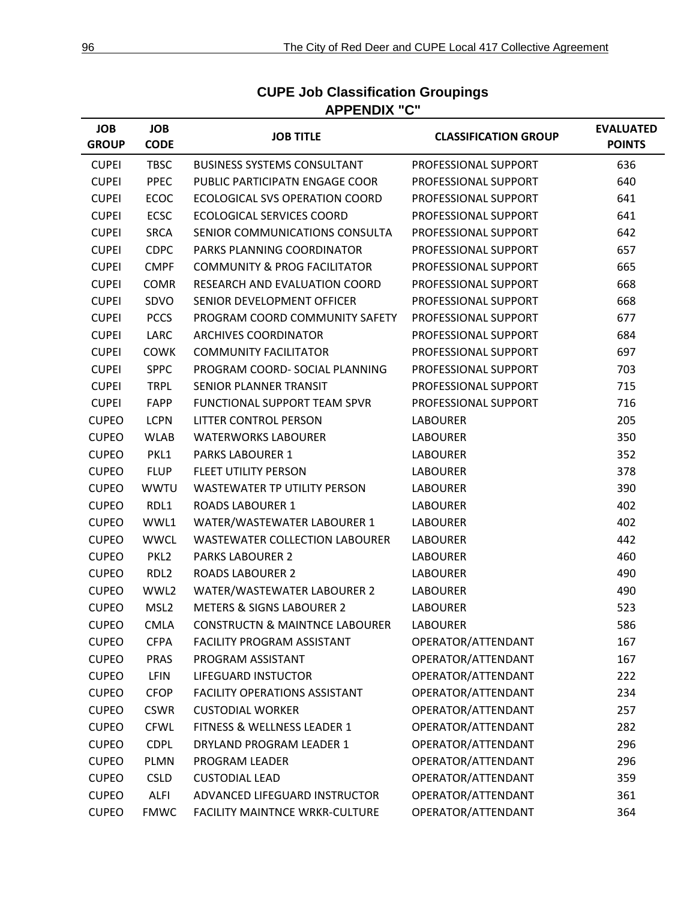## CUPE Job Classification Groupings
### APPENDIX "C"

| JOB GROUP | JOB CODE | JOB TITLE | CLASSIFICATION GROUP | EVALUATED POINTS |
|---|---|---|---|---|
| CUPEI | TBSC | BUSINESS SYSTEMS CONSULTANT | PROFESSIONAL SUPPORT | 636 |
| CUPEI | PPEC | PUBLIC PARTICIPATN ENGAGE COOR | PROFESSIONAL SUPPORT | 640 |
| CUPEI | ECOC | ECOLOGICAL SVS OPERATION COORD | PROFESSIONAL SUPPORT | 641 |
| CUPEI | ECSC | ECOLOGICAL SERVICES COORD | PROFESSIONAL SUPPORT | 641 |
| CUPEI | SRCA | SENIOR COMMUNICATIONS CONSULTA | PROFESSIONAL SUPPORT | 642 |
| CUPEI | CDPC | PARKS PLANNING COORDINATOR | PROFESSIONAL SUPPORT | 657 |
| CUPEI | CMPF | COMMUNITY & PROG FACILITATOR | PROFESSIONAL SUPPORT | 665 |
| CUPEI | COMR | RESEARCH AND EVALUATION COORD | PROFESSIONAL SUPPORT | 668 |
| CUPEI | SDVO | SENIOR DEVELOPMENT OFFICER | PROFESSIONAL SUPPORT | 668 |
| CUPEI | PCCS | PROGRAM COORD COMMUNITY SAFETY | PROFESSIONAL SUPPORT | 677 |
| CUPEI | LARC | ARCHIVES COORDINATOR | PROFESSIONAL SUPPORT | 684 |
| CUPEI | COWK | COMMUNITY FACILITATOR | PROFESSIONAL SUPPORT | 697 |
| CUPEI | SPPC | PROGRAM COORD- SOCIAL PLANNING | PROFESSIONAL SUPPORT | 703 |
| CUPEI | TRPL | SENIOR PLANNER TRANSIT | PROFESSIONAL SUPPORT | 715 |
| CUPEI | FAPP | FUNCTIONAL SUPPORT TEAM SPVR | PROFESSIONAL SUPPORT | 716 |
| CUPEO | LCPN | LITTER CONTROL PERSON | LABOURER | 205 |
| CUPEO | WLAB | WATERWORKS LABOURER | LABOURER | 350 |
| CUPEO | PKL1 | PARKS LABOURER 1 | LABOURER | 352 |
| CUPEO | FLUP | FLEET UTILITY PERSON | LABOURER | 378 |
| CUPEO | WWTU | WASTEWATER TP UTILITY PERSON | LABOURER | 390 |
| CUPEO | RDL1 | ROADS LABOURER 1 | LABOURER | 402 |
| CUPEO | WWL1 | WATER/WASTEWATER LABOURER 1 | LABOURER | 402 |
| CUPEO | WWCL | WASTEWATER COLLECTION LABOURER | LABOURER | 442 |
| CUPEO | PKL2 | PARKS LABOURER 2 | LABOURER | 460 |
| CUPEO | RDL2 | ROADS LABOURER 2 | LABOURER | 490 |
| CUPEO | WWL2 | WATER/WASTEWATER LABOURER 2 | LABOURER | 490 |
| CUPEO | MSL2 | METERS & SIGNS LABOURER 2 | LABOURER | 523 |
| CUPEO | CMLA | CONSTRUCTN & MAINTNCE LABOURER | LABOURER | 586 |
| CUPEO | CFPA | FACILITY PROGRAM ASSISTANT | OPERATOR/ATTENDANT | 167 |
| CUPEO | PRAS | PROGRAM ASSISTANT | OPERATOR/ATTENDANT | 167 |
| CUPEO | LFIN | LIFEGUARD INSTUCTOR | OPERATOR/ATTENDANT | 222 |
| CUPEO | CFOP | FACILITY OPERATIONS ASSISTANT | OPERATOR/ATTENDANT | 234 |
| CUPEO | CSWR | CUSTODIAL WORKER | OPERATOR/ATTENDANT | 257 |
| CUPEO | CFWL | FITNESS & WELLNESS LEADER 1 | OPERATOR/ATTENDANT | 282 |
| CUPEO | CDPL | DRYLAND PROGRAM LEADER 1 | OPERATOR/ATTENDANT | 296 |
| CUPEO | PLMN | PROGRAM LEADER | OPERATOR/ATTENDANT | 296 |
| CUPEO | CSLD | CUSTODIAL LEAD | OPERATOR/ATTENDANT | 359 |
| CUPEO | ALFI | ADVANCED LIFEGUARD INSTRUCTOR | OPERATOR/ATTENDANT | 361 |
| CUPEO | FMWC | FACILITY MAINTNCE WRKR-CULTURE | OPERATOR/ATTENDANT | 364 |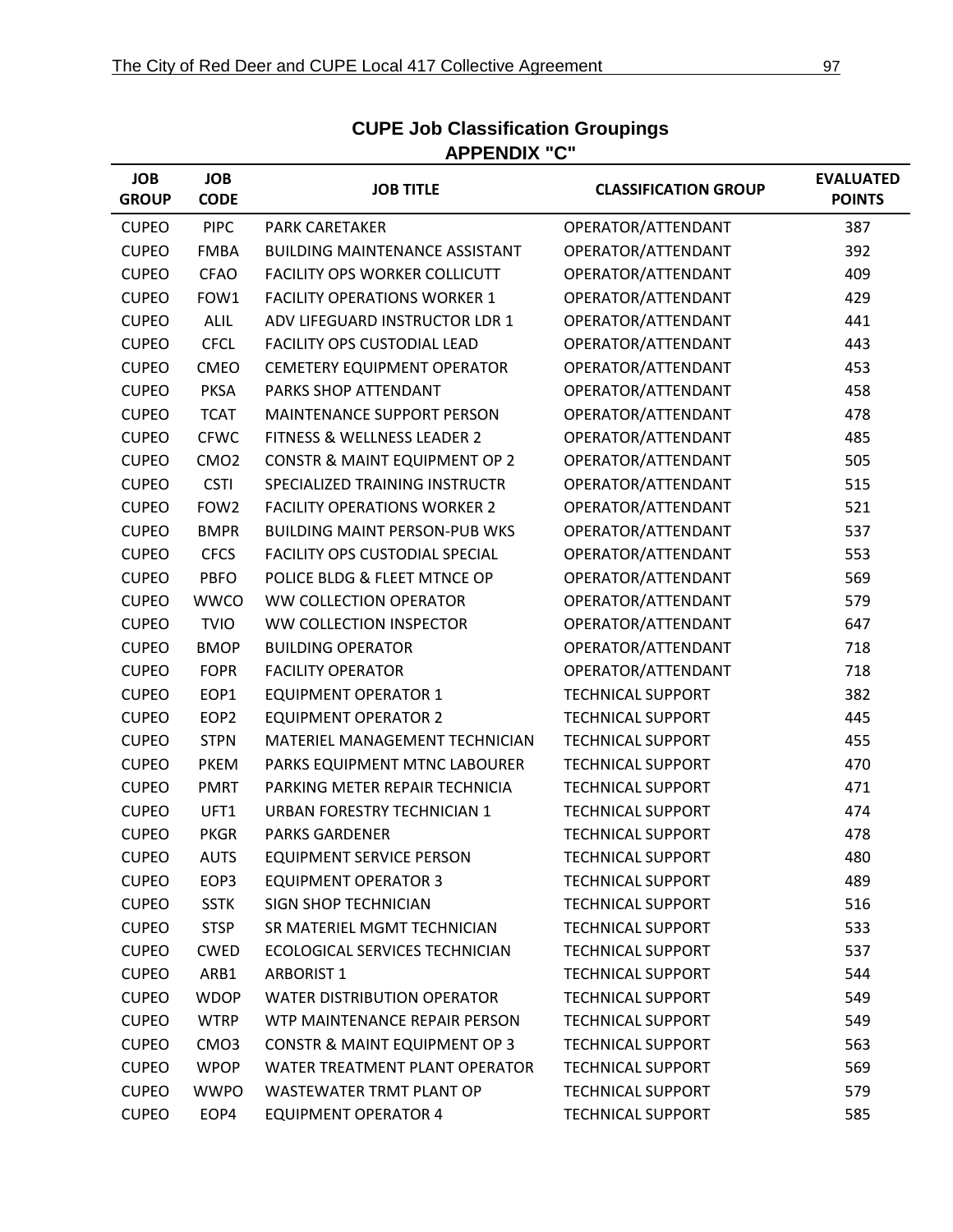## CUPE Job Classification Groupings

## APPENDIX "C"

| JOB GROUP | JOB CODE | JOB TITLE | CLASSIFICATION GROUP | EVALUATED POINTS |
|---|---|---|---|---|
| CUPEO | PIPC | PARK CARETAKER | OPERATOR/ATTENDANT | 387 |
| CUPEO | FMBA | BUILDING MAINTENANCE ASSISTANT | OPERATOR/ATTENDANT | 392 |
| CUPEO | CFAO | FACILITY OPS WORKER COLLICUTT | OPERATOR/ATTENDANT | 409 |
| CUPEO | FOW1 | FACILITY OPERATIONS WORKER 1 | OPERATOR/ATTENDANT | 429 |
| CUPEO | ALIL | ADV LIFEGUARD INSTRUCTOR LDR 1 | OPERATOR/ATTENDANT | 441 |
| CUPEO | CFCL | FACILITY OPS CUSTODIAL LEAD | OPERATOR/ATTENDANT | 443 |
| CUPEO | CMEO | CEMETERY EQUIPMENT OPERATOR | OPERATOR/ATTENDANT | 453 |
| CUPEO | PKSA | PARKS SHOP ATTENDANT | OPERATOR/ATTENDANT | 458 |
| CUPEO | TCAT | MAINTENANCE SUPPORT PERSON | OPERATOR/ATTENDANT | 478 |
| CUPEO | CFWC | FITNESS & WELLNESS LEADER 2 | OPERATOR/ATTENDANT | 485 |
| CUPEO | CMO2 | CONSTR & MAINT EQUIPMENT OP 2 | OPERATOR/ATTENDANT | 505 |
| CUPEO | CSTI | SPECIALIZED TRAINING INSTRUCTR | OPERATOR/ATTENDANT | 515 |
| CUPEO | FOW2 | FACILITY OPERATIONS WORKER 2 | OPERATOR/ATTENDANT | 521 |
| CUPEO | BMPR | BUILDING MAINT PERSON-PUB WKS | OPERATOR/ATTENDANT | 537 |
| CUPEO | CFCS | FACILITY OPS CUSTODIAL SPECIAL | OPERATOR/ATTENDANT | 553 |
| CUPEO | PBFO | POLICE BLDG & FLEET MTNCE OP | OPERATOR/ATTENDANT | 569 |
| CUPEO | WWCO | WW COLLECTION OPERATOR | OPERATOR/ATTENDANT | 579 |
| CUPEO | TVIO | WW COLLECTION INSPECTOR | OPERATOR/ATTENDANT | 647 |
| CUPEO | BMOP | BUILDING OPERATOR | OPERATOR/ATTENDANT | 718 |
| CUPEO | FOPR | FACILITY OPERATOR | OPERATOR/ATTENDANT | 718 |
| CUPEO | EOP1 | EQUIPMENT OPERATOR 1 | TECHNICAL SUPPORT | 382 |
| CUPEO | EOP2 | EQUIPMENT OPERATOR 2 | TECHNICAL SUPPORT | 445 |
| CUPEO | STPN | MATERIEL MANAGEMENT TECHNICIAN | TECHNICAL SUPPORT | 455 |
| CUPEO | PKEM | PARKS EQUIPMENT MTNC LABOURER | TECHNICAL SUPPORT | 470 |
| CUPEO | PMRT | PARKING METER REPAIR TECHNICIA | TECHNICAL SUPPORT | 471 |
| CUPEO | UFT1 | URBAN FORESTRY TECHNICIAN 1 | TECHNICAL SUPPORT | 474 |
| CUPEO | PKGR | PARKS GARDENER | TECHNICAL SUPPORT | 478 |
| CUPEO | AUTS | EQUIPMENT SERVICE PERSON | TECHNICAL SUPPORT | 480 |
| CUPEO | EOP3 | EQUIPMENT OPERATOR 3 | TECHNICAL SUPPORT | 489 |
| CUPEO | SSTK | SIGN SHOP TECHNICIAN | TECHNICAL SUPPORT | 516 |
| CUPEO | STSP | SR MATERIEL MGMT TECHNICIAN | TECHNICAL SUPPORT | 533 |
| CUPEO | CWED | ECOLOGICAL SERVICES TECHNICIAN | TECHNICAL SUPPORT | 537 |
| CUPEO | ARB1 | ARBORIST 1 | TECHNICAL SUPPORT | 544 |
| CUPEO | WDOP | WATER DISTRIBUTION OPERATOR | TECHNICAL SUPPORT | 549 |
| CUPEO | WTRP | WTP MAINTENANCE REPAIR PERSON | TECHNICAL SUPPORT | 549 |
| CUPEO | CMO3 | CONSTR & MAINT EQUIPMENT OP 3 | TECHNICAL SUPPORT | 563 |
| CUPEO | WPOP | WATER TREATMENT PLANT OPERATOR | TECHNICAL SUPPORT | 569 |
| CUPEO | WWPO | WASTEWATER TRMT PLANT OP | TECHNICAL SUPPORT | 579 |
| CUPEO | EOP4 | EQUIPMENT OPERATOR 4 | TECHNICAL SUPPORT | 585 |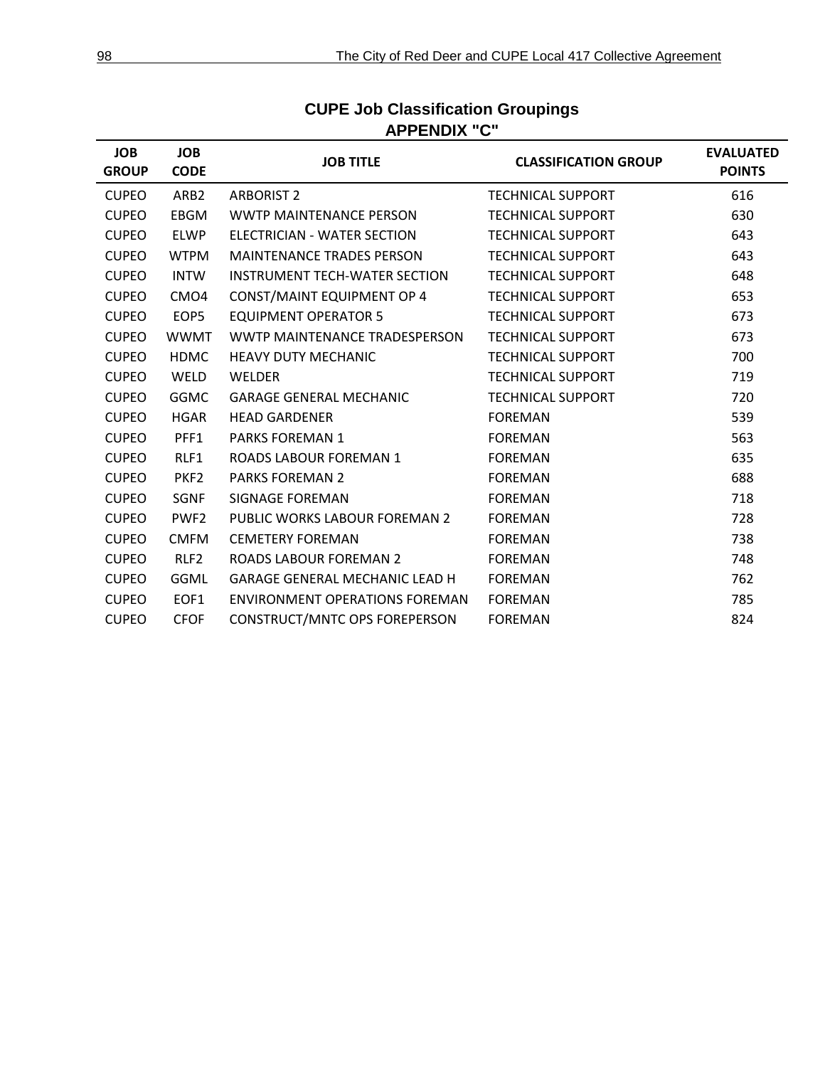## CUPE Job Classification Groupings
## APPENDIX "C"

| JOB GROUP | JOB CODE | JOB TITLE | CLASSIFICATION GROUP | EVALUATED POINTS |
|---|---|---|---|---|
| CUPEO | ARB2 | ARBORIST 2 | TECHNICAL SUPPORT | 616 |
| CUPEO | EBGM | WWTP MAINTENANCE PERSON | TECHNICAL SUPPORT | 630 |
| CUPEO | ELWP | ELECTRICIAN - WATER SECTION | TECHNICAL SUPPORT | 643 |
| CUPEO | WTPM | MAINTENANCE TRADES PERSON | TECHNICAL SUPPORT | 643 |
| CUPEO | INTW | INSTRUMENT TECH-WATER SECTION | TECHNICAL SUPPORT | 648 |
| CUPEO | CMO4 | CONST/MAINT EQUIPMENT OP 4 | TECHNICAL SUPPORT | 653 |
| CUPEO | EOP5 | EQUIPMENT OPERATOR 5 | TECHNICAL SUPPORT | 673 |
| CUPEO | WWMT | WWTP MAINTENANCE TRADESPERSON | TECHNICAL SUPPORT | 673 |
| CUPEO | HDMC | HEAVY DUTY MECHANIC | TECHNICAL SUPPORT | 700 |
| CUPEO | WELD | WELDER | TECHNICAL SUPPORT | 719 |
| CUPEO | GGMC | GARAGE GENERAL MECHANIC | TECHNICAL SUPPORT | 720 |
| CUPEO | HGAR | HEAD GARDENER | FOREMAN | 539 |
| CUPEO | PFF1 | PARKS FOREMAN 1 | FOREMAN | 563 |
| CUPEO | RLF1 | ROADS LABOUR FOREMAN 1 | FOREMAN | 635 |
| CUPEO | PKF2 | PARKS FOREMAN 2 | FOREMAN | 688 |
| CUPEO | SGNF | SIGNAGE FOREMAN | FOREMAN | 718 |
| CUPEO | PWF2 | PUBLIC WORKS LABOUR FOREMAN 2 | FOREMAN | 728 |
| CUPEO | CMFM | CEMETERY FOREMAN | FOREMAN | 738 |
| CUPEO | RLF2 | ROADS LABOUR FOREMAN 2 | FOREMAN | 748 |
| CUPEO | GGML | GARAGE GENERAL MECHANIC LEAD H | FOREMAN | 762 |
| CUPEO | EOF1 | ENVIRONMENT OPERATIONS FOREMAN | FOREMAN | 785 |
| CUPEO | CFOF | CONSTRUCT/MNTC OPS FOREPERSON | FOREMAN | 824 |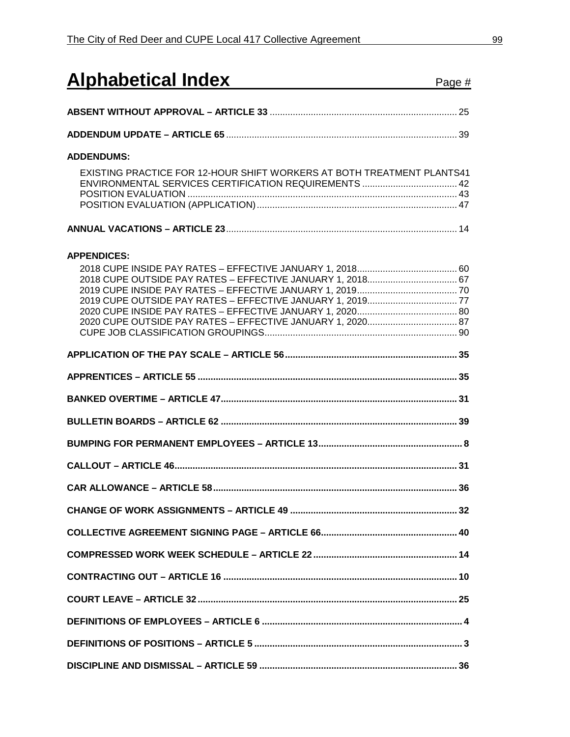# Alphabetical Index

Page #

**ABSENT WITHOUT APPROVAL – ARTICLE 33** ........................................................................ 25

**ADDENDUM UPDATE – ARTICLE 65** ........................................................................................ 39

**ADDENDUMS:**

EXISTING PRACTICE FOR 12-HOUR SHIFT WORKERS AT BOTH TREATMENT PLANTS41
ENVIRONMENTAL SERVICES CERTIFICATION REQUIREMENTS ..................................... 42
POSITION EVALUATION ........................................................................................................ 43
POSITION EVALUATION (APPLICATION)............................................................................. 47

**ANNUAL VACATIONS – ARTICLE 23**........................................................................................ 14

**APPENDICES:**

2018 CUPE INSIDE PAY RATES – EFFECTIVE JANUARY 1, 2018....................................... 60
2018 CUPE OUTSIDE PAY RATES – EFFECTIVE JANUARY 1, 2018................................... 67
2019 CUPE INSIDE PAY RATES – EFFECTIVE JANUARY 1, 2019....................................... 70
2019 CUPE OUTSIDE PAY RATES – EFFECTIVE JANUARY 1, 2019................................... 77
2020 CUPE INSIDE PAY RATES – EFFECTIVE JANUARY 1, 2020....................................... 80
2020 CUPE OUTSIDE PAY RATES – EFFECTIVE JANUARY 1, 2020................................... 87
CUPE JOB CLASSIFICATION GROUPINGS.......................................................................... 90

**APPLICATION OF THE PAY SCALE – ARTICLE 56.................................................................. 35**

**APPRENTICES – ARTICLE 55 .................................................................................................... 35**

**BANKED OVERTIME – ARTICLE 47.......................................................................................... 31**

**BULLETIN BOARDS – ARTICLE 62 .......................................................................................... 39**

**BUMPING FOR PERMANENT EMPLOYEES – ARTICLE 13....................................................... 8**

**CALLOUT – ARTICLE 46............................................................................................................ 31**

**CAR ALLOWANCE – ARTICLE 58.............................................................................................. 36**

**CHANGE OF WORK ASSIGNMENTS – ARTICLE 49 ................................................................ 32**

**COLLECTIVE AGREEMENT SIGNING PAGE – ARTICLE 66.................................................... 40**

**COMPRESSED WORK WEEK SCHEDULE – ARTICLE 22 ....................................................... 14**

**CONTRACTING OUT – ARTICLE 16 .......................................................................................... 10**

**COURT LEAVE – ARTICLE 32 ................................................................................................... 25**

**DEFINITIONS OF EMPLOYEES – ARTICLE 6 ............................................................................. 4**

**DEFINITIONS OF POSITIONS – ARTICLE 5 ................................................................................ 3**

**DISCIPLINE AND DISMISSAL – ARTICLE 59 ............................................................................ 36**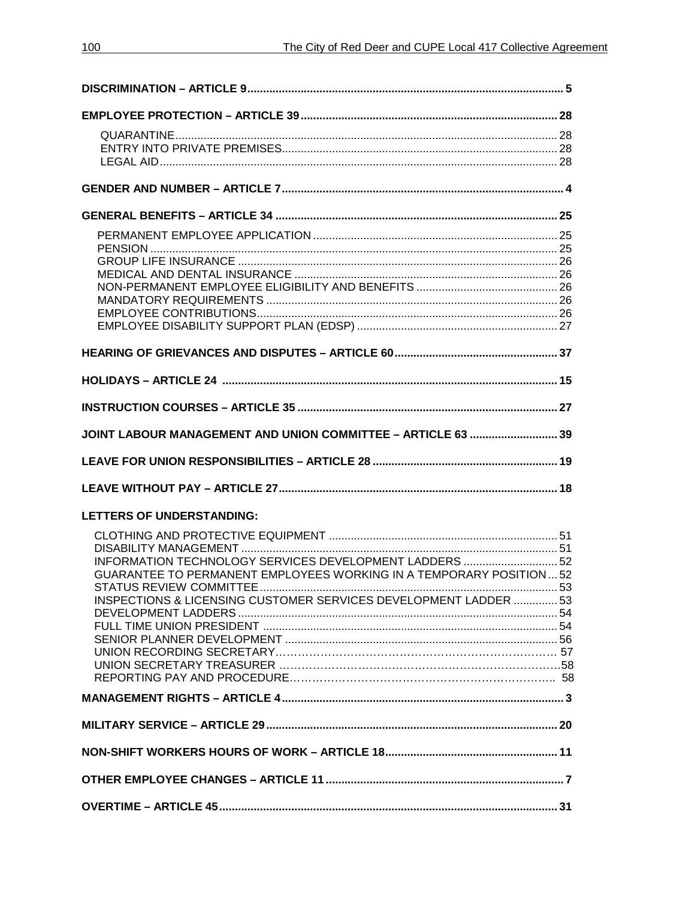**DISCRIMINATION – ARTICLE 9** ........ 5

**EMPLOYEE PROTECTION – ARTICLE 39** ........ 28

- QUARANTINE ........ 28
- ENTRY INTO PRIVATE PREMISES ........ 28
- LEGAL AID ........ 28

**GENDER AND NUMBER – ARTICLE 7** ........ 4

**GENERAL BENEFITS – ARTICLE 34** ........ 25

- PERMANENT EMPLOYEE APPLICATION ........ 25
- PENSION ........ 25
- GROUP LIFE INSURANCE ........ 26
- MEDICAL AND DENTAL INSURANCE ........ 26
- NON-PERMANENT EMPLOYEE ELIGIBILITY AND BENEFITS ........ 26
- MANDATORY REQUIREMENTS ........ 26
- EMPLOYEE CONTRIBUTIONS ........ 26
- EMPLOYEE DISABILITY SUPPORT PLAN (EDSP) ........ 27

**HEARING OF GRIEVANCES AND DISPUTES – ARTICLE 60** ........ 37

**HOLIDAYS – ARTICLE 24** ........ 15

**INSTRUCTION COURSES – ARTICLE 35** ........ 27

**JOINT LABOUR MANAGEMENT AND UNION COMMITTEE – ARTICLE 63** ........ 39

**LEAVE FOR UNION RESPONSIBILITIES – ARTICLE 28** ........ 19

**LEAVE WITHOUT PAY – ARTICLE 27** ........ 18

**LETTERS OF UNDERSTANDING:**

- CLOTHING AND PROTECTIVE EQUIPMENT ........ 51
- DISABILITY MANAGEMENT ........ 51
- INFORMATION TECHNOLOGY SERVICES DEVELOPMENT LADDERS ........ 52
- GUARANTEE TO PERMANENT EMPLOYEES WORKING IN A TEMPORARY POSITION ... 52
- STATUS REVIEW COMMITTEE ........ 53
- INSPECTIONS & LICENSING CUSTOMER SERVICES DEVELOPMENT LADDER ........ 53
- DEVELOPMENT LADDERS ........ 54
- FULL TIME UNION PRESIDENT ........ 54
- SENIOR PLANNER DEVELOPMENT ........ 56
- UNION RECORDING SECRETARY ........ 57
- UNION SECRETARY TREASURER ........ 58
- REPORTING PAY AND PROCEDURE ........ 58

**MANAGEMENT RIGHTS – ARTICLE 4** ........ 3

**MILITARY SERVICE – ARTICLE 29** ........ 20

**NON-SHIFT WORKERS HOURS OF WORK – ARTICLE 18** ........ 11

**OTHER EMPLOYEE CHANGES – ARTICLE 11** ........ 7

**OVERTIME – ARTICLE 45** ........ 31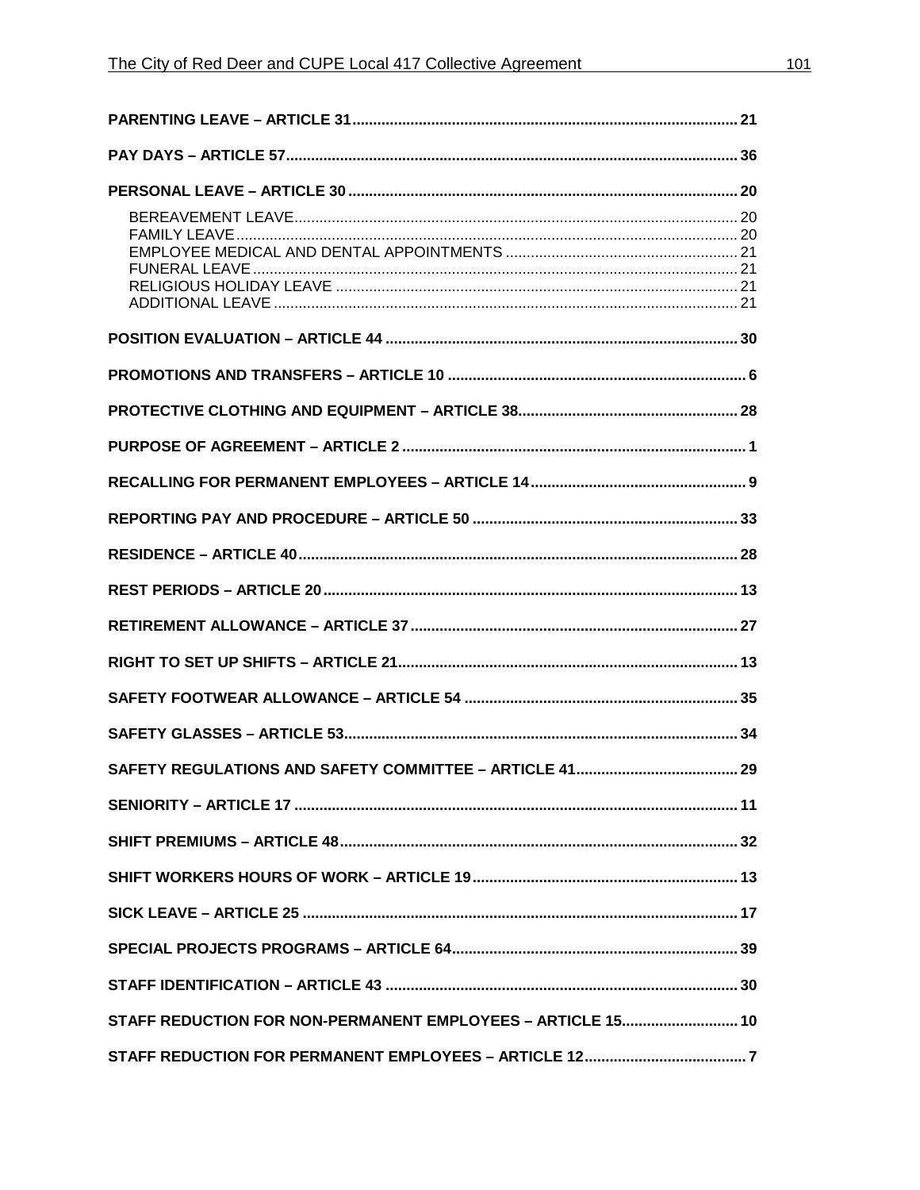**PARENTING LEAVE – ARTICLE 31** .......... 21

**PAY DAYS – ARTICLE 57** .......... 36

**PERSONAL LEAVE – ARTICLE 30** .......... 20

- BEREAVEMENT LEAVE .......... 20
- FAMILY LEAVE .......... 20
- EMPLOYEE MEDICAL AND DENTAL APPOINTMENTS .......... 21
- FUNERAL LEAVE .......... 21
- RELIGIOUS HOLIDAY LEAVE .......... 21
- ADDITIONAL LEAVE .......... 21

**POSITION EVALUATION – ARTICLE 44** .......... 30

**PROMOTIONS AND TRANSFERS – ARTICLE 10** .......... 6

**PROTECTIVE CLOTHING AND EQUIPMENT – ARTICLE 38** .......... 28

**PURPOSE OF AGREEMENT – ARTICLE 2** .......... 1

**RECALLING FOR PERMANENT EMPLOYEES – ARTICLE 14** .......... 9

**REPORTING PAY AND PROCEDURE – ARTICLE 50** .......... 33

**RESIDENCE – ARTICLE 40** .......... 28

**REST PERIODS – ARTICLE 20** .......... 13

**RETIREMENT ALLOWANCE – ARTICLE 37** .......... 27

**RIGHT TO SET UP SHIFTS – ARTICLE 21** .......... 13

**SAFETY FOOTWEAR ALLOWANCE – ARTICLE 54** .......... 35

**SAFETY GLASSES – ARTICLE 53** .......... 34

**SAFETY REGULATIONS AND SAFETY COMMITTEE – ARTICLE 41** .......... 29

**SENIORITY – ARTICLE 17** .......... 11

**SHIFT PREMIUMS – ARTICLE 48** .......... 32

**SHIFT WORKERS HOURS OF WORK – ARTICLE 19** .......... 13

**SICK LEAVE – ARTICLE 25** .......... 17

**SPECIAL PROJECTS PROGRAMS – ARTICLE 64** .......... 39

**STAFF IDENTIFICATION – ARTICLE 43** .......... 30

**STAFF REDUCTION FOR NON-PERMANENT EMPLOYEES – ARTICLE 15** .......... 10

**STAFF REDUCTION FOR PERMANENT EMPLOYEES – ARTICLE 12** .......... 7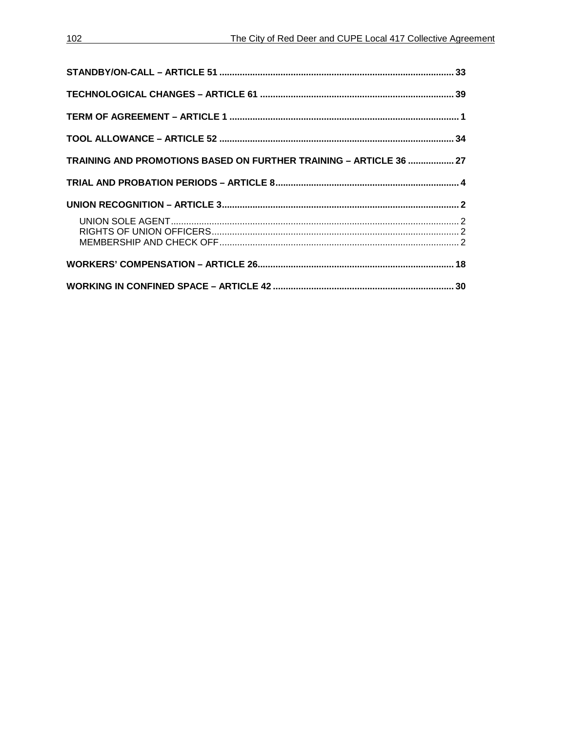**STANDBY/ON-CALL – ARTICLE 51 ........................................................................................ 33**

**TECHNOLOGICAL CHANGES – ARTICLE 61 ........................................................................ 39**

**TERM OF AGREEMENT – ARTICLE 1 ..................................................................................... 1**

**TOOL ALLOWANCE – ARTICLE 52 ........................................................................................ 34**

**TRAINING AND PROMOTIONS BASED ON FURTHER TRAINING – ARTICLE 36 .................. 27**

**TRIAL AND PROBATION PERIODS – ARTICLE 8...................................................................... 4**

**UNION RECOGNITION – ARTICLE 3......................................................................................... 2**

UNION SOLE AGENT.......................................................................................................... 2
RIGHTS OF UNION OFFICERS.......................................................................................... 2
MEMBERSHIP AND CHECK OFF........................................................................................ 2

**WORKERS' COMPENSATION – ARTICLE 26.......................................................................... 18**

**WORKING IN CONFINED SPACE – ARTICLE 42 .................................................................... 30**